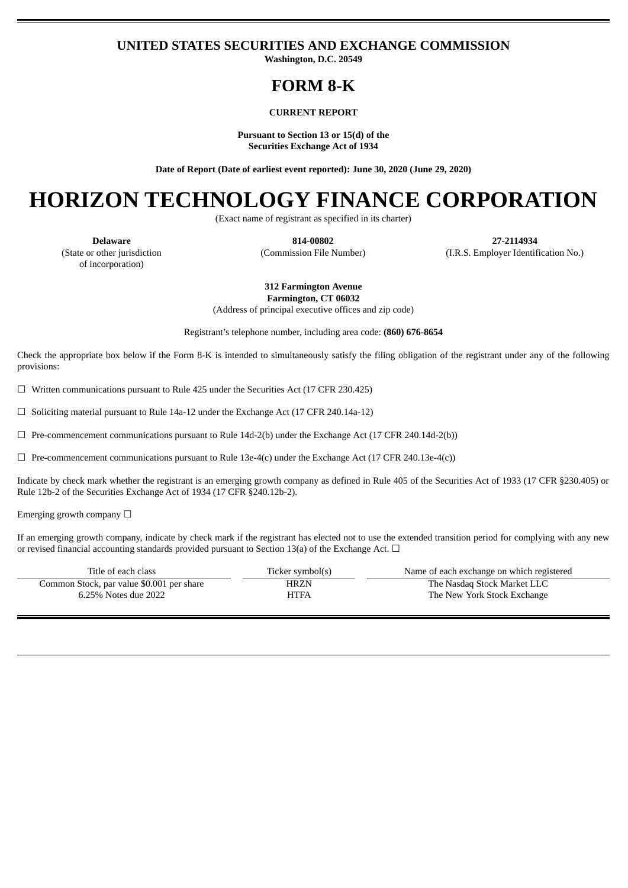**UNITED STATES SECURITIES AND EXCHANGE COMMISSION**
**Washington, D.C. 20549**

# FORM 8-K

**CURRENT REPORT**

**Pursuant to Section 13 or 15(d) of the Securities Exchange Act of 1934**

**Date of Report (Date of earliest event reported): June 30, 2020 (June 29, 2020)**

# HORIZON TECHNOLOGY FINANCE CORPORATION

(Exact name of registrant as specified in its charter)

| **Delaware** | **814-00802** | **27-2114934** |
|---|---|---|
| (State or other jurisdiction of incorporation) | (Commission File Number) | (I.R.S. Employer Identification No.) |

**312 Farmington Avenue**
**Farmington, CT 06032**
(Address of principal executive offices and zip code)

Registrant's telephone number, including area code: **(860) 676-8654**

Check the appropriate box below if the Form 8-K is intended to simultaneously satisfy the filing obligation of the registrant under any of the following provisions:

☐ Written communications pursuant to Rule 425 under the Securities Act (17 CFR 230.425)

☐ Soliciting material pursuant to Rule 14a-12 under the Exchange Act (17 CFR 240.14a-12)

☐ Pre-commencement communications pursuant to Rule 14d-2(b) under the Exchange Act (17 CFR 240.14d-2(b))

☐ Pre-commencement communications pursuant to Rule 13e-4(c) under the Exchange Act (17 CFR 240.13e-4(c))

Indicate by check mark whether the registrant is an emerging growth company as defined in Rule 405 of the Securities Act of 1933 (17 CFR §230.405) or Rule 12b-2 of the Securities Exchange Act of 1934 (17 CFR §240.12b-2).

Emerging growth company ☐

If an emerging growth company, indicate by check mark if the registrant has elected not to use the extended transition period for complying with any new or revised financial accounting standards provided pursuant to Section 13(a) of the Exchange Act. ☐

| Title of each class | Ticker symbol(s) | Name of each exchange on which registered |
|---|---|---|
| Common Stock, par value $0.001 per share | HRZN | The Nasdaq Stock Market LLC |
| 6.25% Notes due 2022 | HTFA | The New York Stock Exchange |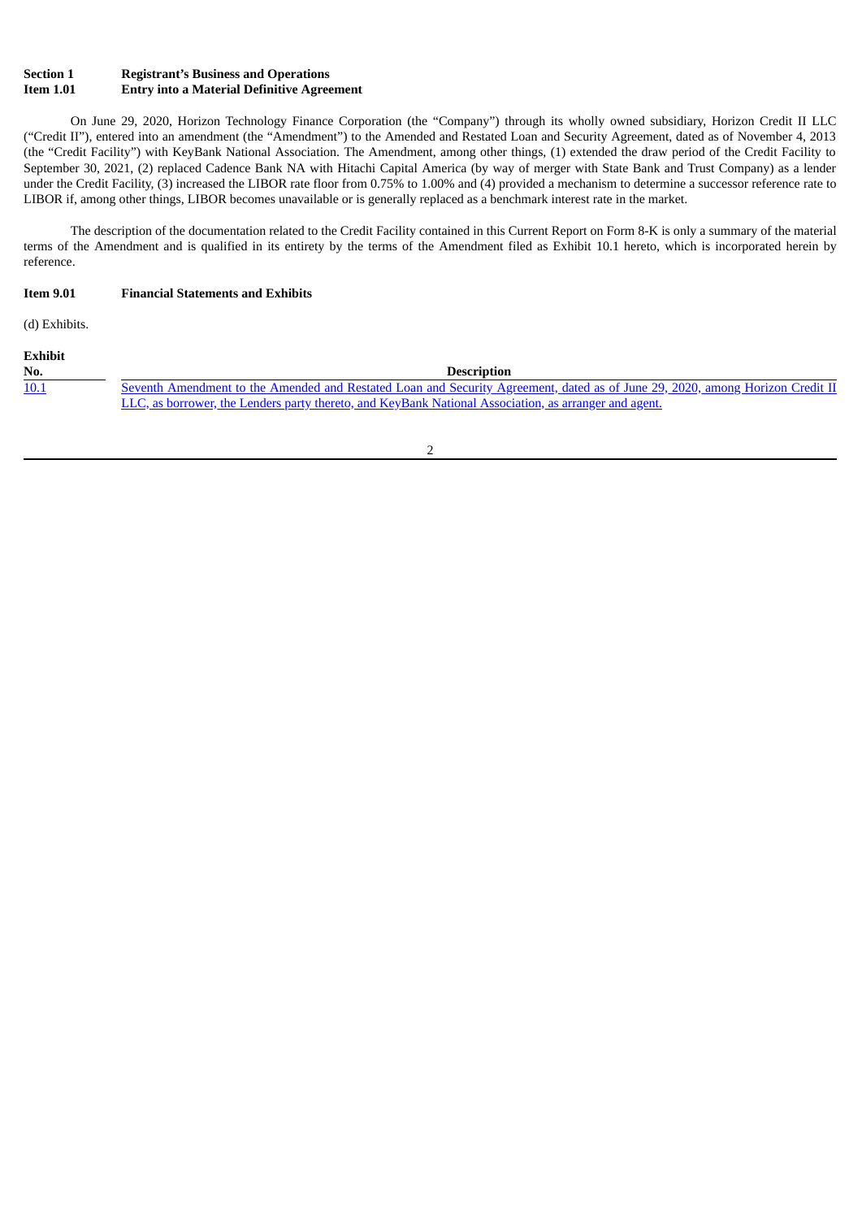**Section 1 Registrant's Business and Operations**
**Item 1.01 Entry into a Material Definitive Agreement**

On June 29, 2020, Horizon Technology Finance Corporation (the "Company") through its wholly owned subsidiary, Horizon Credit II LLC ("Credit II"), entered into an amendment (the "Amendment") to the Amended and Restated Loan and Security Agreement, dated as of November 4, 2013 (the "Credit Facility") with KeyBank National Association. The Amendment, among other things, (1) extended the draw period of the Credit Facility to September 30, 2021, (2) replaced Cadence Bank NA with Hitachi Capital America (by way of merger with State Bank and Trust Company) as a lender under the Credit Facility, (3) increased the LIBOR rate floor from 0.75% to 1.00% and (4) provided a mechanism to determine a successor reference rate to LIBOR if, among other things, LIBOR becomes unavailable or is generally replaced as a benchmark interest rate in the market.

The description of the documentation related to the Credit Facility contained in this Current Report on Form 8-K is only a summary of the material terms of the Amendment and is qualified in its entirety by the terms of the Amendment filed as Exhibit 10.1 hereto, which is incorporated herein by reference.

**Item 9.01 Financial Statements and Exhibits**

(d) Exhibits.

| Exhibit No. | Description |
|---|---|
| 10.1 | Seventh Amendment to the Amended and Restated Loan and Security Agreement, dated as of June 29, 2020, among Horizon Credit II LLC, as borrower, the Lenders party thereto, and KeyBank National Association, as arranger and agent. |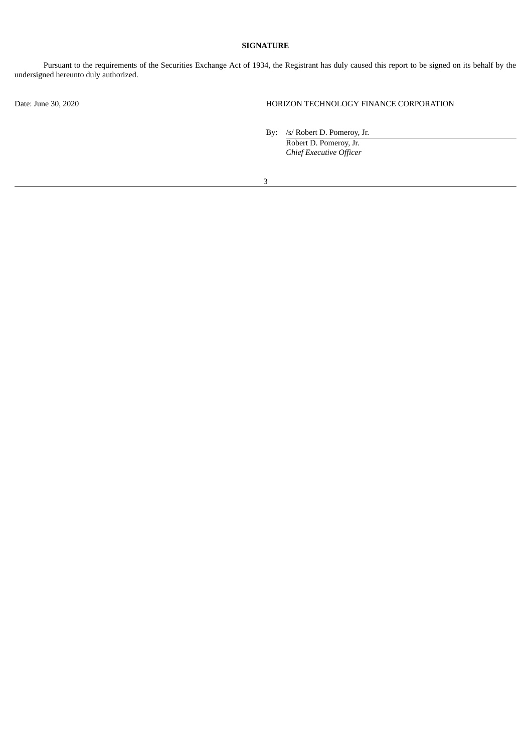**SIGNATURE**

Pursuant to the requirements of the Securities Exchange Act of 1934, the Registrant has duly caused this report to be signed on its behalf by the undersigned hereunto duly authorized.

Date: June 30, 2020

HORIZON TECHNOLOGY FINANCE CORPORATION

By: /s/ Robert D. Pomeroy, Jr.
Robert D. Pomeroy, Jr.
*Chief Executive Officer*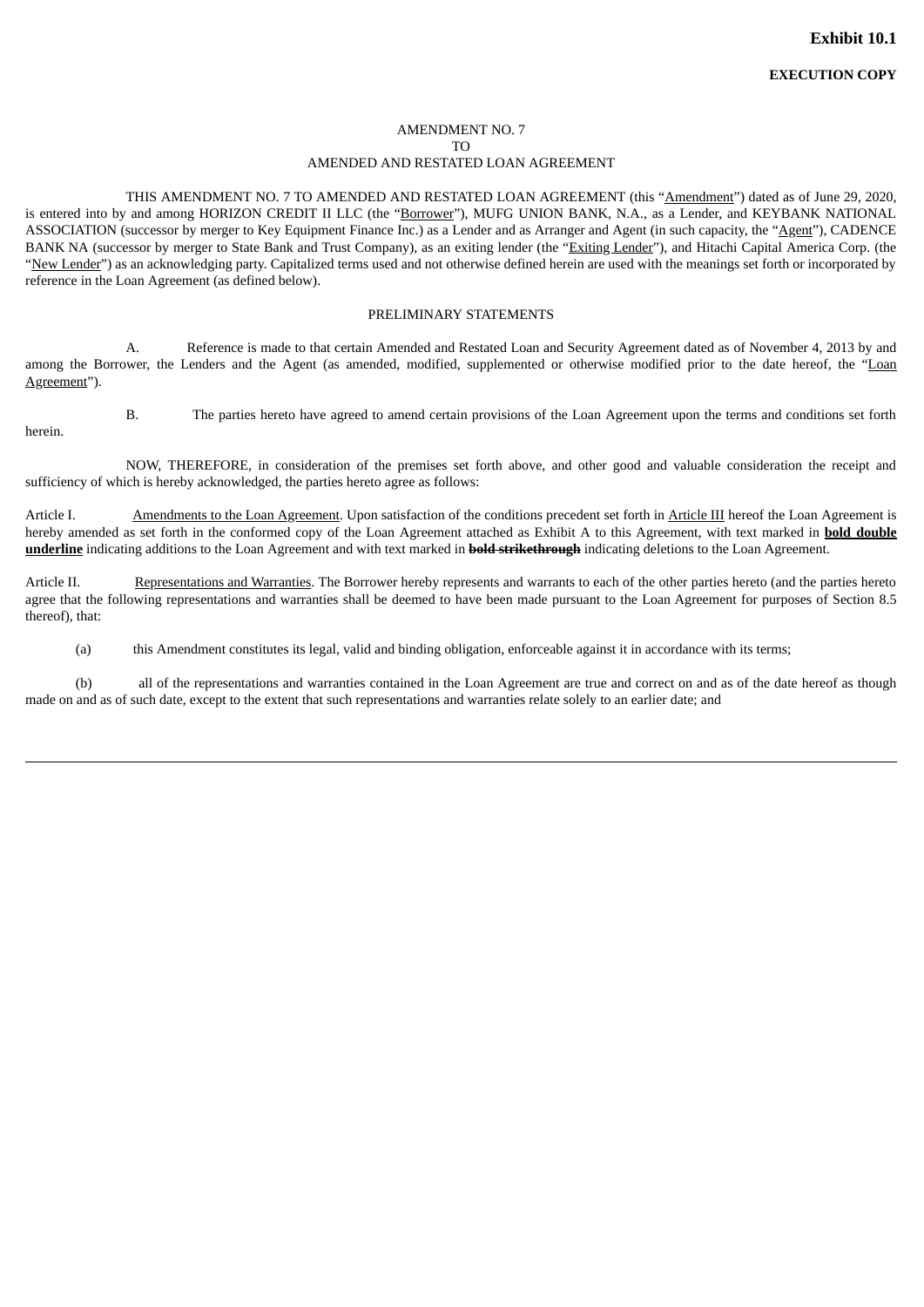**Exhibit 10.1**

**EXECUTION COPY**

AMENDMENT NO. 7
TO
AMENDED AND RESTATED LOAN AGREEMENT

THIS AMENDMENT NO. 7 TO AMENDED AND RESTATED LOAN AGREEMENT (this "Amendment") dated as of June 29, 2020, is entered into by and among HORIZON CREDIT II LLC (the "Borrower"), MUFG UNION BANK, N.A., as a Lender, and KEYBANK NATIONAL ASSOCIATION (successor by merger to Key Equipment Finance Inc.) as a Lender and as Arranger and Agent (in such capacity, the "Agent"), CADENCE BANK NA (successor by merger to State Bank and Trust Company), as an exiting lender (the "Exiting Lender"), and Hitachi Capital America Corp. (the "New Lender") as an acknowledging party. Capitalized terms used and not otherwise defined herein are used with the meanings set forth or incorporated by reference in the Loan Agreement (as defined below).

PRELIMINARY STATEMENTS

A. Reference is made to that certain Amended and Restated Loan and Security Agreement dated as of November 4, 2013 by and among the Borrower, the Lenders and the Agent (as amended, modified, supplemented or otherwise modified prior to the date hereof, the "Loan Agreement").

B. The parties hereto have agreed to amend certain provisions of the Loan Agreement upon the terms and conditions set forth herein.

NOW, THEREFORE, in consideration of the premises set forth above, and other good and valuable consideration the receipt and sufficiency of which is hereby acknowledged, the parties hereto agree as follows:

Article I. Amendments to the Loan Agreement. Upon satisfaction of the conditions precedent set forth in Article III hereof the Loan Agreement is hereby amended as set forth in the conformed copy of the Loan Agreement attached as Exhibit A to this Agreement, with text marked in **bold double underline** indicating additions to the Loan Agreement and with text marked in ~~**bold strikethrough**~~ indicating deletions to the Loan Agreement.

Article II. Representations and Warranties. The Borrower hereby represents and warrants to each of the other parties hereto (and the parties hereto agree that the following representations and warranties shall be deemed to have been made pursuant to the Loan Agreement for purposes of Section 8.5 thereof), that:

(a) this Amendment constitutes its legal, valid and binding obligation, enforceable against it in accordance with its terms;

(b) all of the representations and warranties contained in the Loan Agreement are true and correct on and as of the date hereof as though made on and as of such date, except to the extent that such representations and warranties relate solely to an earlier date; and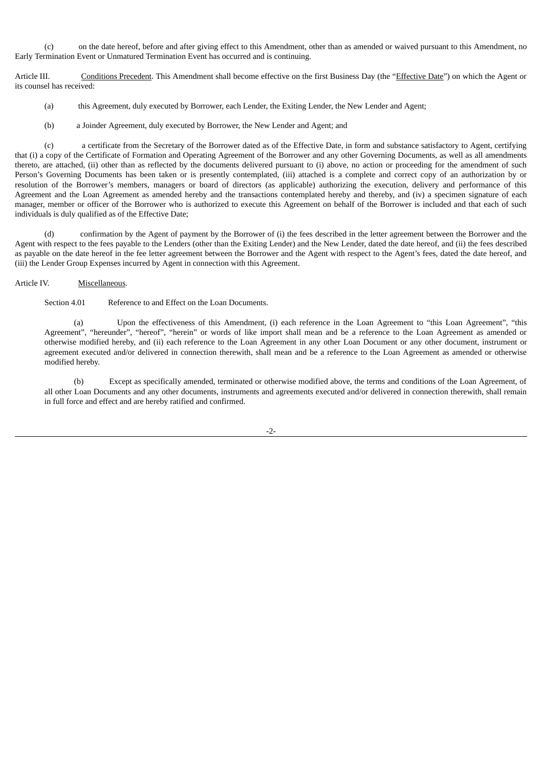(c) on the date hereof, before and after giving effect to this Amendment, other than as amended or waived pursuant to this Amendment, no Early Termination Event or Unmatured Termination Event has occurred and is continuing.

Article III. Conditions Precedent. This Amendment shall become effective on the first Business Day (the "Effective Date") on which the Agent or its counsel has received:

(a) this Agreement, duly executed by Borrower, each Lender, the Exiting Lender, the New Lender and Agent;

(b) a Joinder Agreement, duly executed by Borrower, the New Lender and Agent; and

(c) a certificate from the Secretary of the Borrower dated as of the Effective Date, in form and substance satisfactory to Agent, certifying that (i) a copy of the Certificate of Formation and Operating Agreement of the Borrower and any other Governing Documents, as well as all amendments thereto, are attached, (ii) other than as reflected by the documents delivered pursuant to (i) above, no action or proceeding for the amendment of such Person's Governing Documents has been taken or is presently contemplated, (iii) attached is a complete and correct copy of an authorization by or resolution of the Borrower's members, managers or board of directors (as applicable) authorizing the execution, delivery and performance of this Agreement and the Loan Agreement as amended hereby and the transactions contemplated hereby and thereby, and (iv) a specimen signature of each manager, member or officer of the Borrower who is authorized to execute this Agreement on behalf of the Borrower is included and that each of such individuals is duly qualified as of the Effective Date;

(d) confirmation by the Agent of payment by the Borrower of (i) the fees described in the letter agreement between the Borrower and the Agent with respect to the fees payable to the Lenders (other than the Exiting Lender) and the New Lender, dated the date hereof, and (ii) the fees described as payable on the date hereof in the fee letter agreement between the Borrower and the Agent with respect to the Agent's fees, dated the date hereof, and (iii) the Lender Group Expenses incurred by Agent in connection with this Agreement.

Article IV. Miscellaneous.

Section 4.01 Reference to and Effect on the Loan Documents.

(a) Upon the effectiveness of this Amendment, (i) each reference in the Loan Agreement to "this Loan Agreement", "this Agreement", "hereunder", "hereof", "herein" or words of like import shall mean and be a reference to the Loan Agreement as amended or otherwise modified hereby, and (ii) each reference to the Loan Agreement in any other Loan Document or any other document, instrument or agreement executed and/or delivered in connection therewith, shall mean and be a reference to the Loan Agreement as amended or otherwise modified hereby.

(b) Except as specifically amended, terminated or otherwise modified above, the terms and conditions of the Loan Agreement, of all other Loan Documents and any other documents, instruments and agreements executed and/or delivered in connection therewith, shall remain in full force and effect and are hereby ratified and confirmed.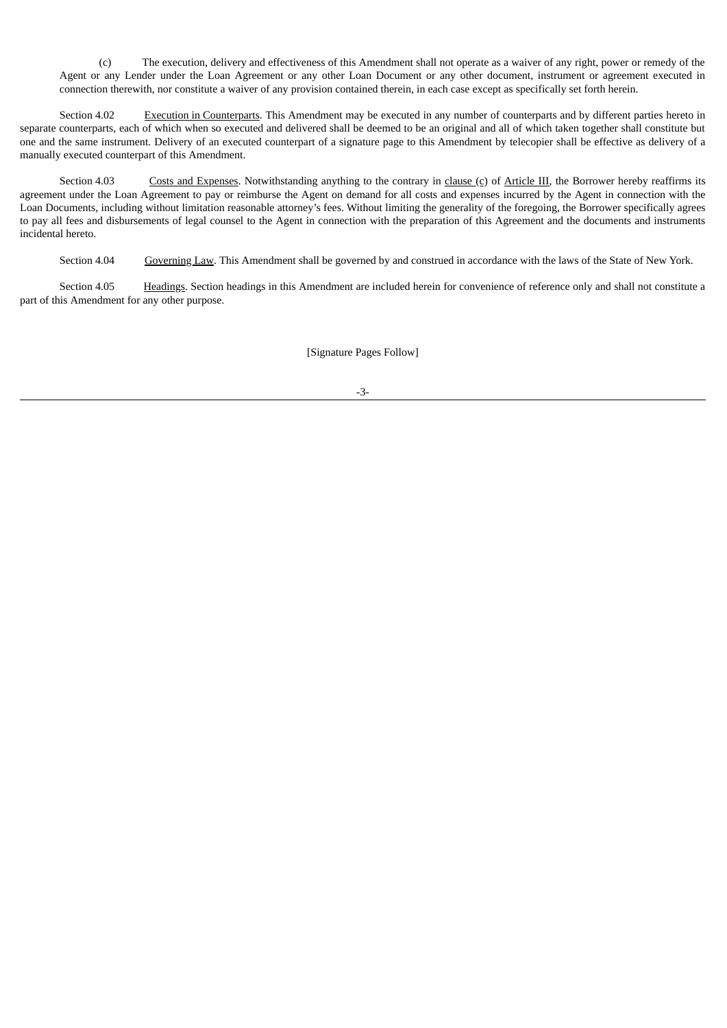(c) The execution, delivery and effectiveness of this Amendment shall not operate as a waiver of any right, power or remedy of the Agent or any Lender under the Loan Agreement or any other Loan Document or any other document, instrument or agreement executed in connection therewith, nor constitute a waiver of any provision contained therein, in each case except as specifically set forth herein.

Section 4.02 Execution in Counterparts. This Amendment may be executed in any number of counterparts and by different parties hereto in separate counterparts, each of which when so executed and delivered shall be deemed to be an original and all of which taken together shall constitute but one and the same instrument. Delivery of an executed counterpart of a signature page to this Amendment by telecopier shall be effective as delivery of a manually executed counterpart of this Amendment.

Section 4.03 Costs and Expenses. Notwithstanding anything to the contrary in clause (c) of Article III, the Borrower hereby reaffirms its agreement under the Loan Agreement to pay or reimburse the Agent on demand for all costs and expenses incurred by the Agent in connection with the Loan Documents, including without limitation reasonable attorney's fees. Without limiting the generality of the foregoing, the Borrower specifically agrees to pay all fees and disbursements of legal counsel to the Agent in connection with the preparation of this Agreement and the documents and instruments incidental hereto.

Section 4.04 Governing Law. This Amendment shall be governed by and construed in accordance with the laws of the State of New York.

Section 4.05 Headings. Section headings in this Amendment are included herein for convenience of reference only and shall not constitute a part of this Amendment for any other purpose.

[Signature Pages Follow]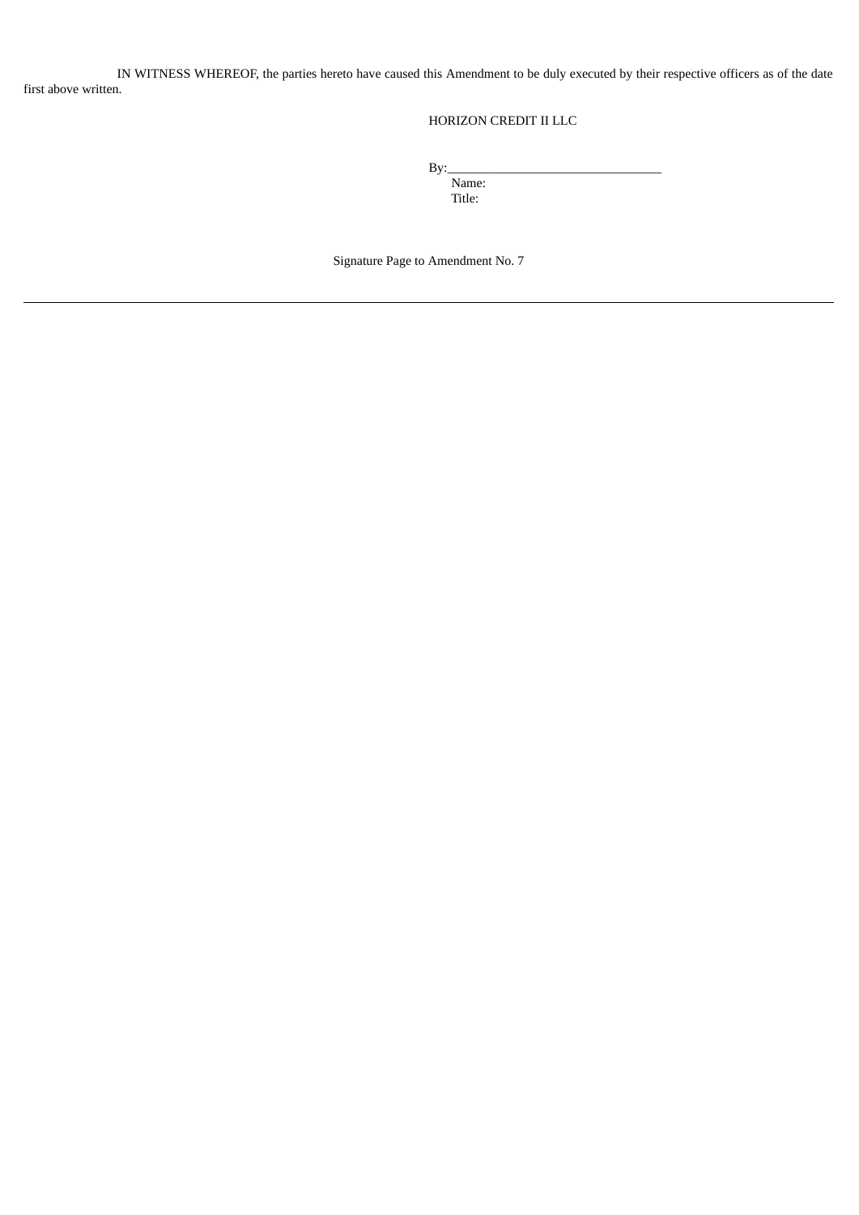IN WITNESS WHEREOF, the parties hereto have caused this Amendment to be duly executed by their respective officers as of the date first above written.

HORIZON CREDIT II LLC

By:_________________________________
Name:
Title:

Signature Page to Amendment No. 7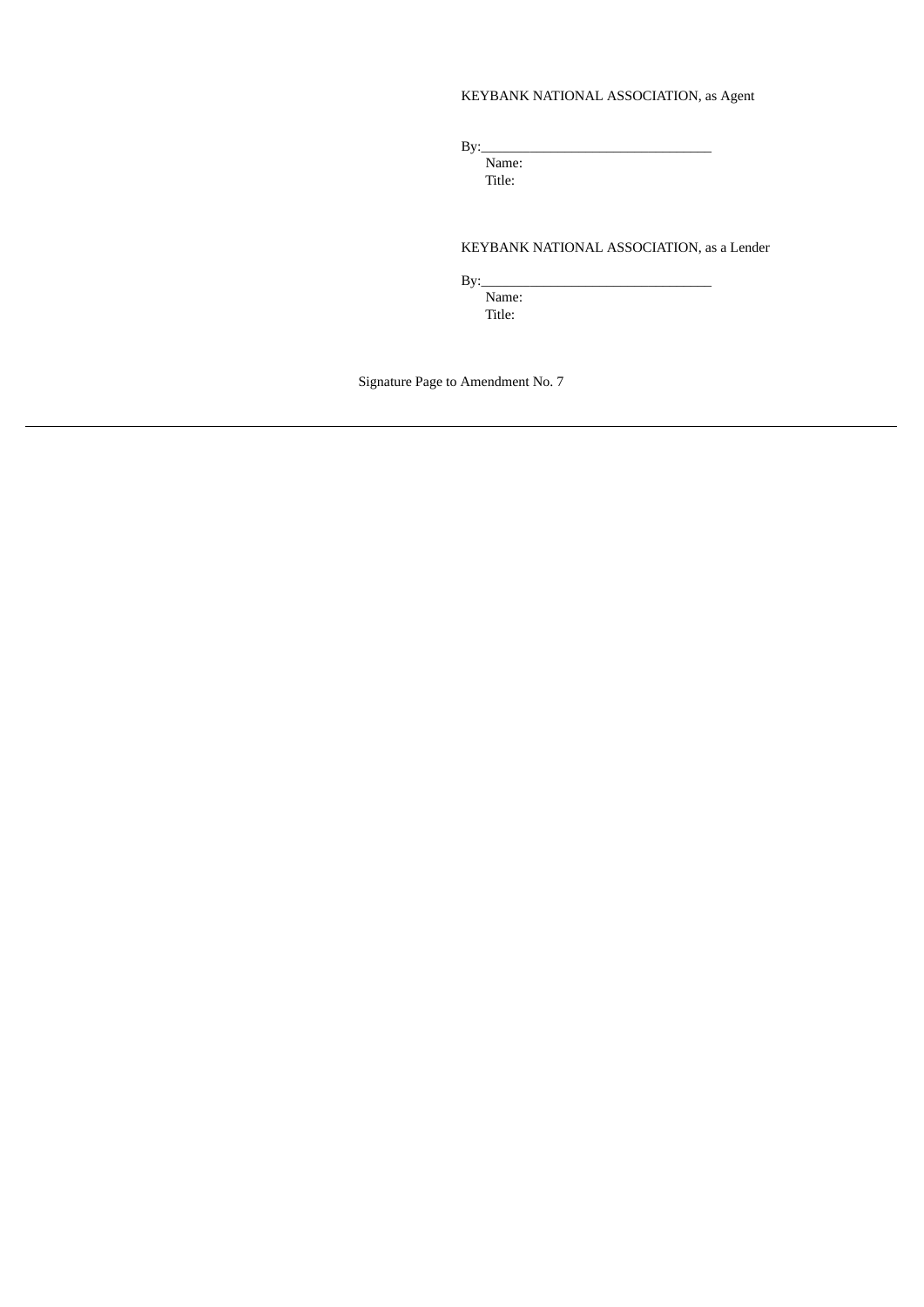KEYBANK NATIONAL ASSOCIATION, as Agent

By:_________________________________
Name:
Title:

KEYBANK NATIONAL ASSOCIATION, as a Lender

By:_________________________________
Name:
Title:

Signature Page to Amendment No. 7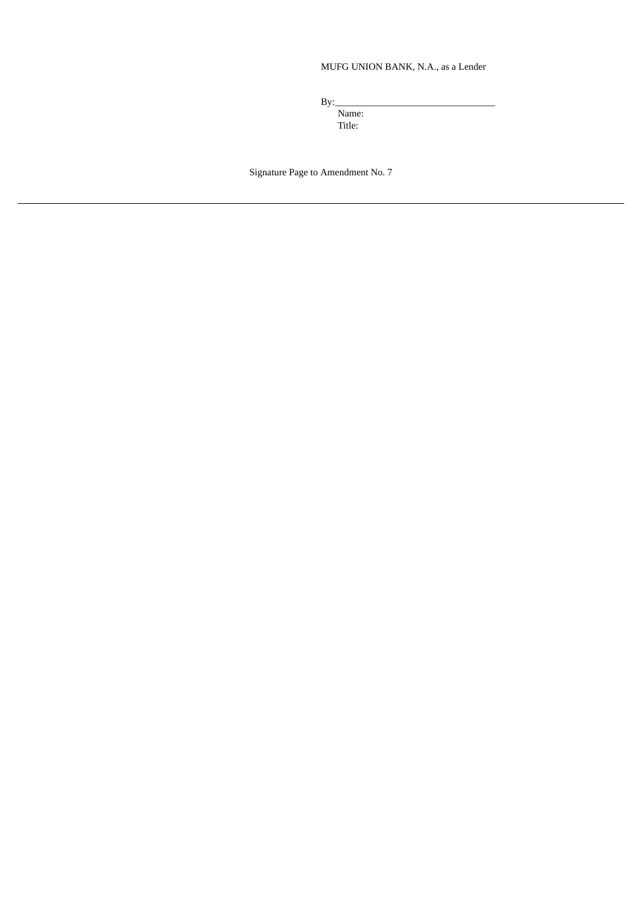MUFG UNION BANK, N.A., as a Lender

By:_________________________________

Name:

Title:

Signature Page to Amendment No. 7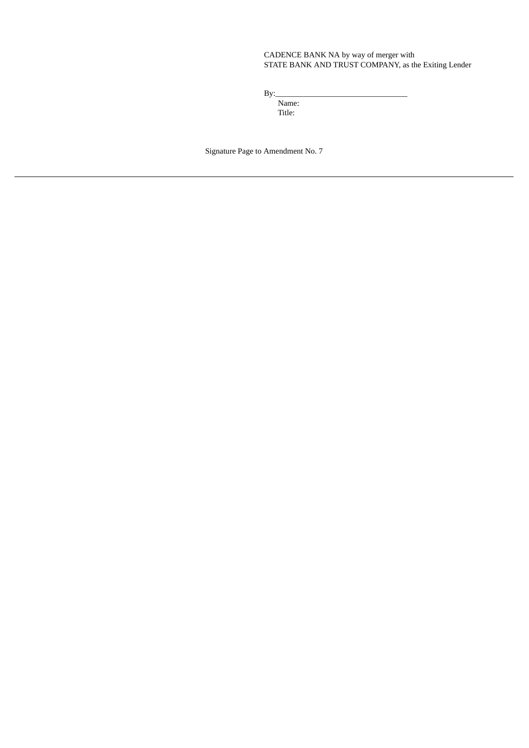CADENCE BANK NA by way of merger with
STATE BANK AND TRUST COMPANY, as the Exiting Lender

By:________________________________
Name:
Title:

Signature Page to Amendment No. 7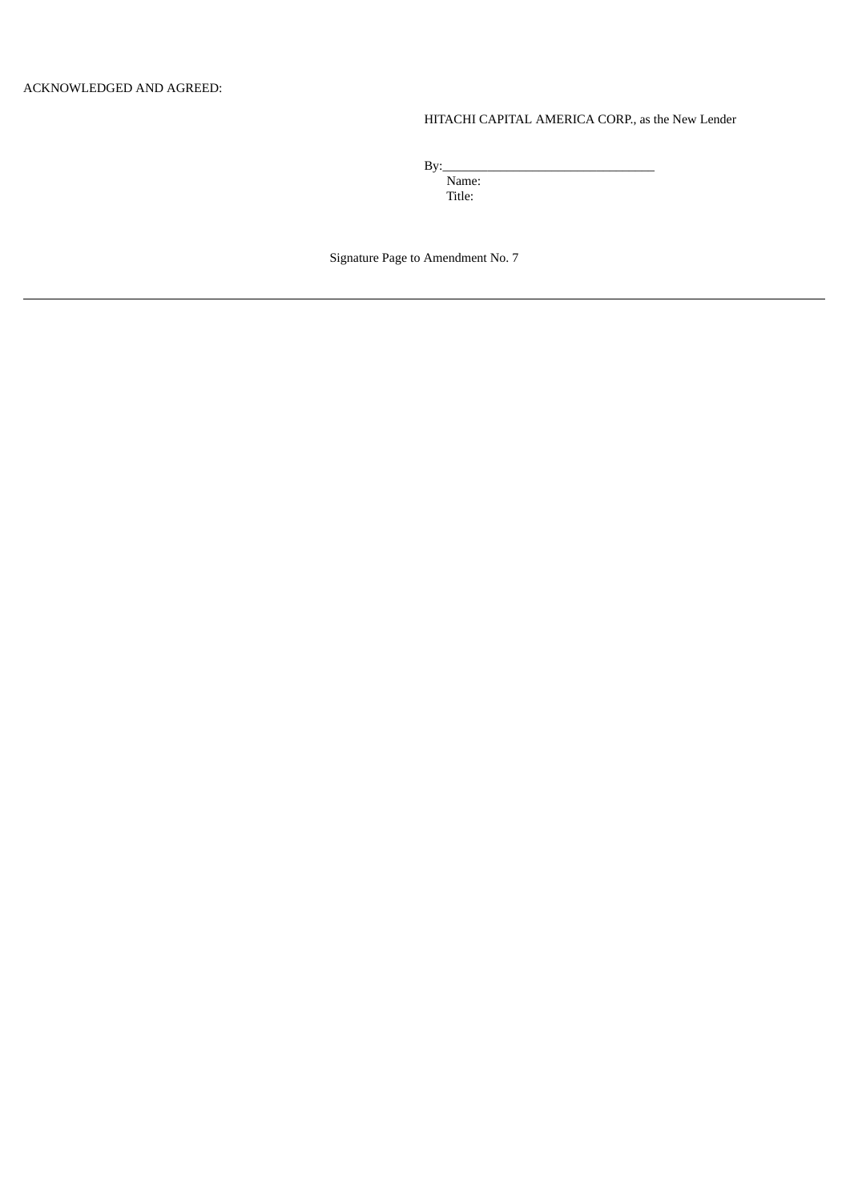ACKNOWLEDGED AND AGREED:

HITACHI CAPITAL AMERICA CORP., as the New Lender

By:_________________________________
Name:
Title:

Signature Page to Amendment No. 7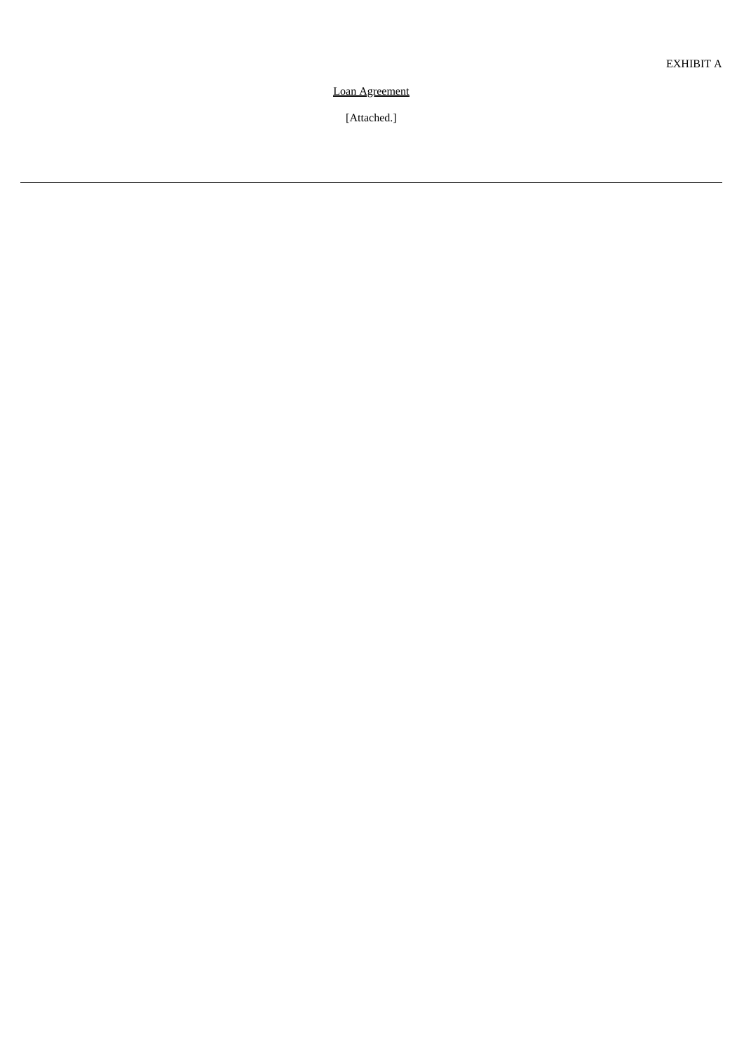EXHIBIT A

Loan Agreement

[Attached.]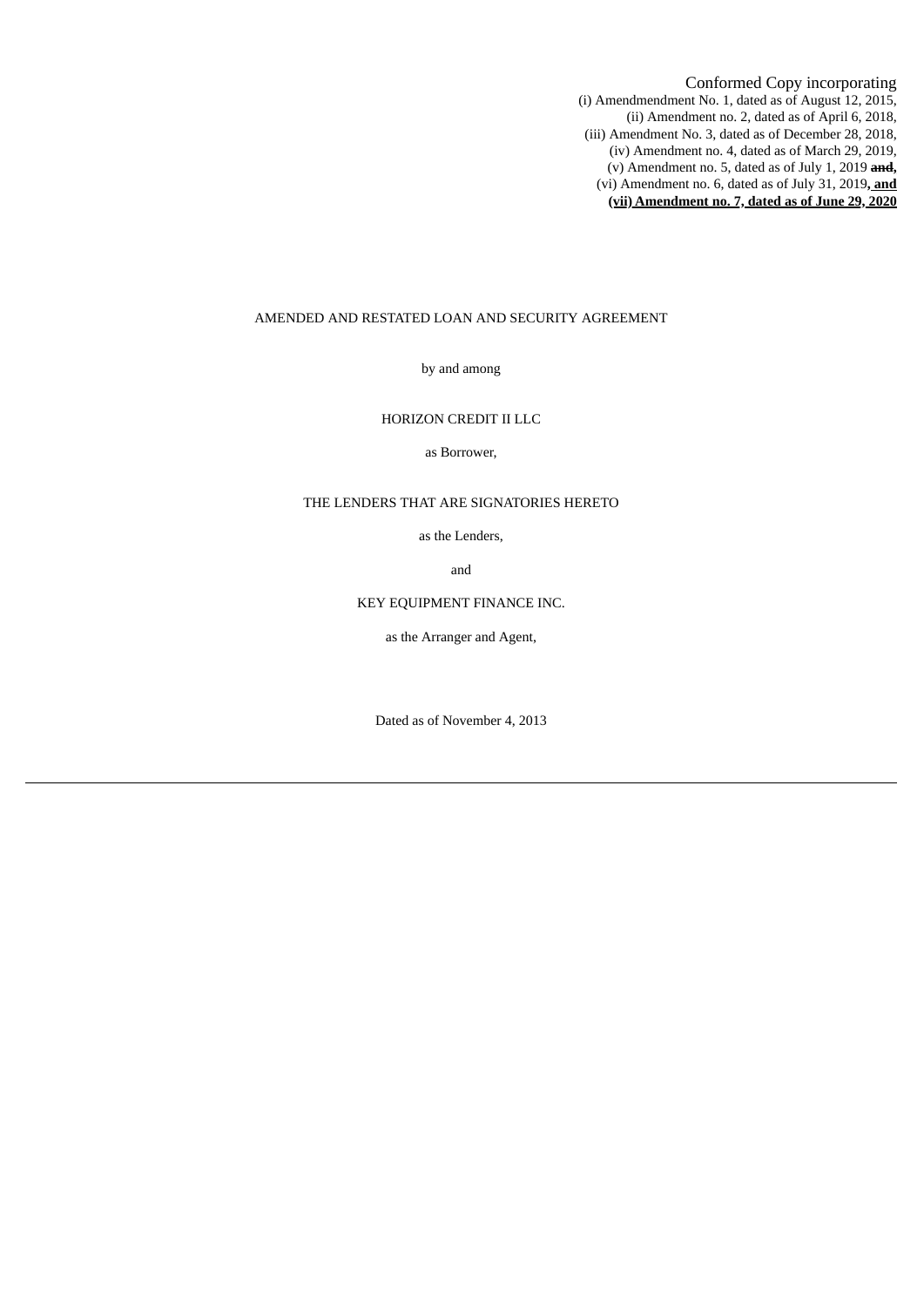Conformed Copy incorporating
(i) Amendmendment No. 1, dated as of August 12, 2015,
(ii) Amendment no. 2, dated as of April 6, 2018,
(iii) Amendment No. 3, dated as of December 28, 2018,
(iv) Amendment no. 4, dated as of March 29, 2019,
(v) Amendment no. 5, dated as of July 1, 2019 ~~and,~~
(vi) Amendment no. 6, dated as of July 31, 2019**, and**
**(vii) Amendment no. 7, dated as of June 29, 2020**

AMENDED AND RESTATED LOAN AND SECURITY AGREEMENT

by and among

HORIZON CREDIT II LLC

as Borrower,

THE LENDERS THAT ARE SIGNATORIES HERETO

as the Lenders,

and

KEY EQUIPMENT FINANCE INC.

as the Arranger and Agent,

Dated as of November 4, 2013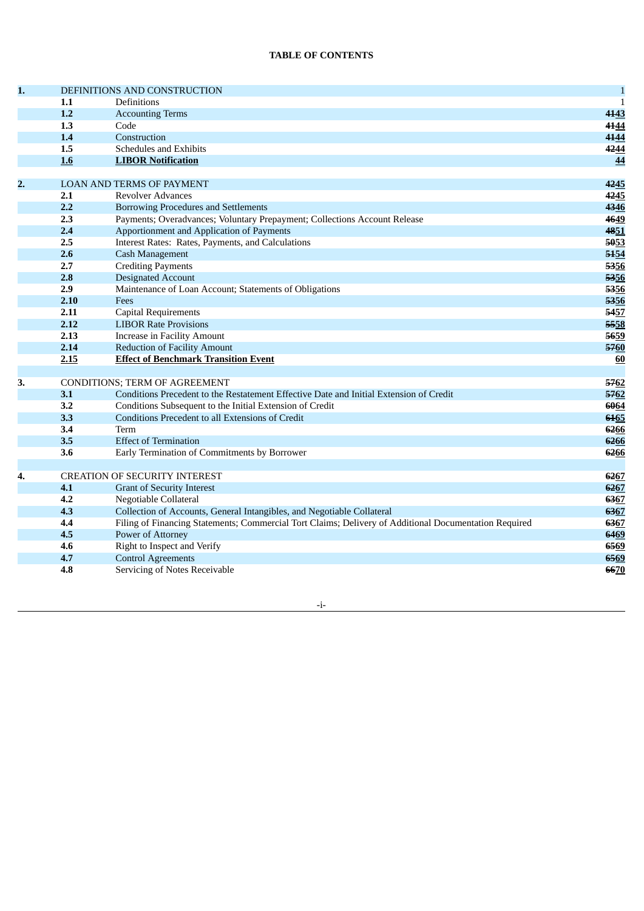**TABLE OF CONTENTS**

| | | | |
|---|---|---|---|
| **1.** | DEFINITIONS AND CONSTRUCTION | | 1 |
| | **1.1** | Definitions | 1 |
| | **1.2** | Accounting Terms | ~~41~~**43** |
| | **1.3** | Code | ~~41~~**44** |
| | **1.4** | Construction | ~~41~~**44** |
| | **1.5** | Schedules and Exhibits | ~~42~~**44** |
| | **1.6** | **LIBOR Notification** | **44** |
| **2.** | LOAN AND TERMS OF PAYMENT | | ~~42~~**45** |
| | **2.1** | Revolver Advances | ~~42~~**45** |
| | **2.2** | Borrowing Procedures and Settlements | ~~43~~**46** |
| | **2.3** | Payments; Overadvances; Voluntary Prepayment; Collections Account Release | ~~46~~**49** |
| | **2.4** | Apportionment and Application of Payments | ~~48~~**51** |
| | **2.5** | Interest Rates: Rates, Payments, and Calculations | ~~50~~**53** |
| | **2.6** | Cash Management | ~~51~~**54** |
| | **2.7** | Crediting Payments | ~~53~~**56** |
| | **2.8** | Designated Account | ~~53~~**56** |
| | **2.9** | Maintenance of Loan Account; Statements of Obligations | ~~53~~**56** |
| | **2.10** | Fees | ~~53~~**56** |
| | **2.11** | Capital Requirements | ~~54~~**57** |
| | **2.12** | LIBOR Rate Provisions | ~~55~~**58** |
| | **2.13** | Increase in Facility Amount | ~~56~~**59** |
| | **2.14** | Reduction of Facility Amount | ~~57~~**60** |
| | **2.15** | **Effect of Benchmark Transition Event** | **60** |
| **3.** | CONDITIONS; TERM OF AGREEMENT | | ~~57~~**62** |
| | **3.1** | Conditions Precedent to the Restatement Effective Date and Initial Extension of Credit | ~~57~~**62** |
| | **3.2** | Conditions Subsequent to the Initial Extension of Credit | ~~60~~**64** |
| | **3.3** | Conditions Precedent to all Extensions of Credit | ~~61~~**65** |
| | **3.4** | Term | ~~62~~**66** |
| | **3.5** | Effect of Termination | ~~62~~**66** |
| | **3.6** | Early Termination of Commitments by Borrower | ~~62~~**66** |
| **4.** | CREATION OF SECURITY INTEREST | | ~~62~~**67** |
| | **4.1** | Grant of Security Interest | ~~62~~**67** |
| | **4.2** | Negotiable Collateral | ~~63~~**67** |
| | **4.3** | Collection of Accounts, General Intangibles, and Negotiable Collateral | ~~63~~**67** |
| | **4.4** | Filing of Financing Statements; Commercial Tort Claims; Delivery of Additional Documentation Required | ~~63~~**67** |
| | **4.5** | Power of Attorney | ~~64~~**69** |
| | **4.6** | Right to Inspect and Verify | ~~65~~**69** |
| | **4.7** | Control Agreements | ~~65~~**69** |
| | **4.8** | Servicing of Notes Receivable | ~~66~~**70** |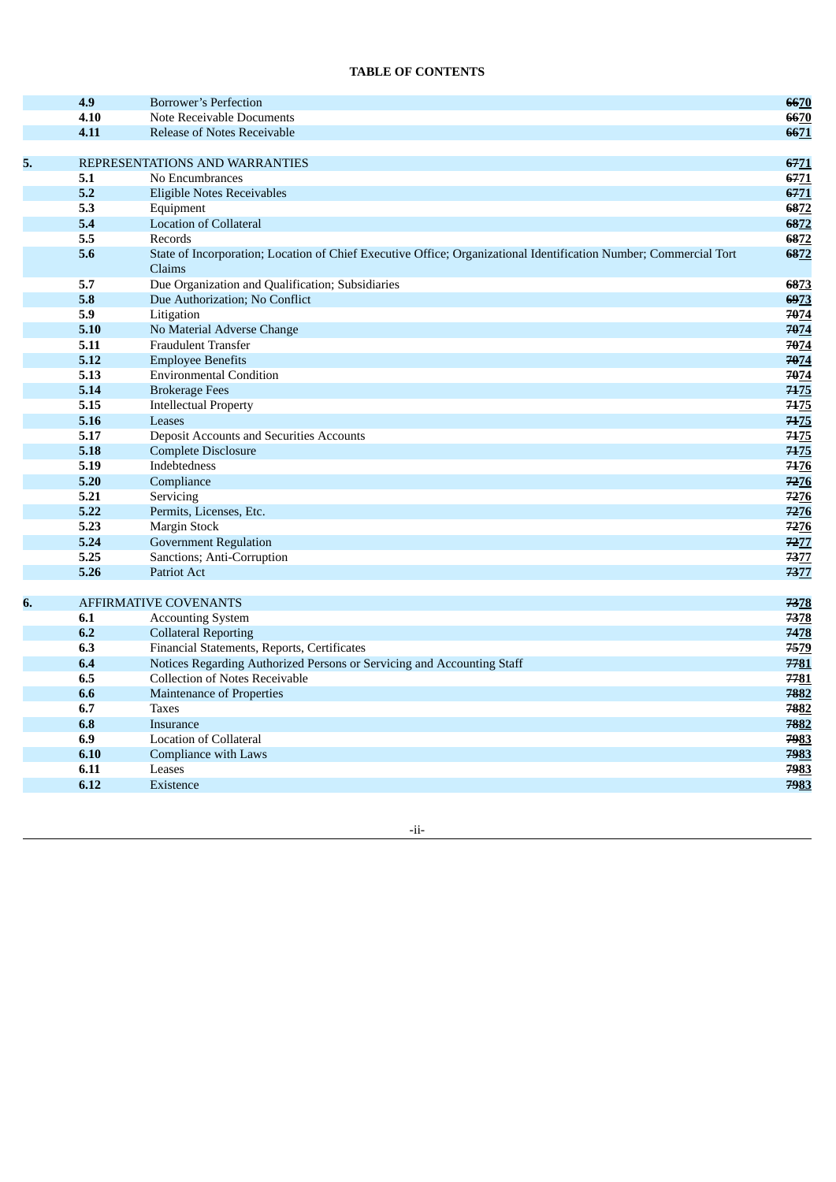**TABLE OF CONTENTS**

| | | | |
|---|---|---|---|
| | **4.9** | Borrower's Perfection | ~~66~~<u>70</u> |
| | **4.10** | Note Receivable Documents | ~~66~~<u>70</u> |
| | **4.11** | Release of Notes Receivable | ~~66~~<u>71</u> |
| | | | |
| **5.** | REPRESENTATIONS AND WARRANTIES | | ~~67~~<u>71</u> |
| | **5.1** | No Encumbrances | ~~67~~<u>71</u> |
| | **5.2** | Eligible Notes Receivables | ~~67~~<u>71</u> |
| | **5.3** | Equipment | ~~68~~<u>72</u> |
| | **5.4** | Location of Collateral | ~~68~~<u>72</u> |
| | **5.5** | Records | ~~68~~<u>72</u> |
| | **5.6** | State of Incorporation; Location of Chief Executive Office; Organizational Identification Number; Commercial Tort Claims | ~~68~~<u>72</u> |
| | **5.7** | Due Organization and Qualification; Subsidiaries | ~~68~~<u>73</u> |
| | **5.8** | Due Authorization; No Conflict | ~~69~~<u>73</u> |
| | **5.9** | Litigation | ~~70~~<u>74</u> |
| | **5.10** | No Material Adverse Change | ~~70~~<u>74</u> |
| | **5.11** | Fraudulent Transfer | ~~70~~<u>74</u> |
| | **5.12** | Employee Benefits | ~~70~~<u>74</u> |
| | **5.13** | Environmental Condition | ~~70~~<u>74</u> |
| | **5.14** | Brokerage Fees | ~~71~~<u>75</u> |
| | **5.15** | Intellectual Property | ~~71~~<u>75</u> |
| | **5.16** | Leases | ~~71~~<u>75</u> |
| | **5.17** | Deposit Accounts and Securities Accounts | ~~71~~<u>75</u> |
| | **5.18** | Complete Disclosure | ~~71~~<u>75</u> |
| | **5.19** | Indebtedness | ~~71~~<u>76</u> |
| | **5.20** | Compliance | ~~72~~<u>76</u> |
| | **5.21** | Servicing | ~~72~~<u>76</u> |
| | **5.22** | Permits, Licenses, Etc. | ~~72~~<u>76</u> |
| | **5.23** | Margin Stock | ~~72~~<u>76</u> |
| | **5.24** | Government Regulation | ~~72~~<u>77</u> |
| | **5.25** | Sanctions; Anti-Corruption | ~~73~~<u>77</u> |
| | **5.26** | Patriot Act | ~~73~~<u>77</u> |
| | | | |
| **6.** | AFFIRMATIVE COVENANTS | | ~~73~~<u>78</u> |
| | **6.1** | Accounting System | ~~73~~<u>78</u> |
| | **6.2** | Collateral Reporting | ~~74~~<u>78</u> |
| | **6.3** | Financial Statements, Reports, Certificates | ~~75~~<u>79</u> |
| | **6.4** | Notices Regarding Authorized Persons or Servicing and Accounting Staff | ~~77~~<u>81</u> |
| | **6.5** | Collection of Notes Receivable | ~~77~~<u>81</u> |
| | **6.6** | Maintenance of Properties | ~~78~~<u>82</u> |
| | **6.7** | Taxes | ~~78~~<u>82</u> |
| | **6.8** | Insurance | ~~78~~<u>82</u> |
| | **6.9** | Location of Collateral | ~~79~~<u>83</u> |
| | **6.10** | Compliance with Laws | ~~79~~<u>83</u> |
| | **6.11** | Leases | ~~79~~<u>83</u> |
| | **6.12** | Existence | ~~79~~<u>83</u> |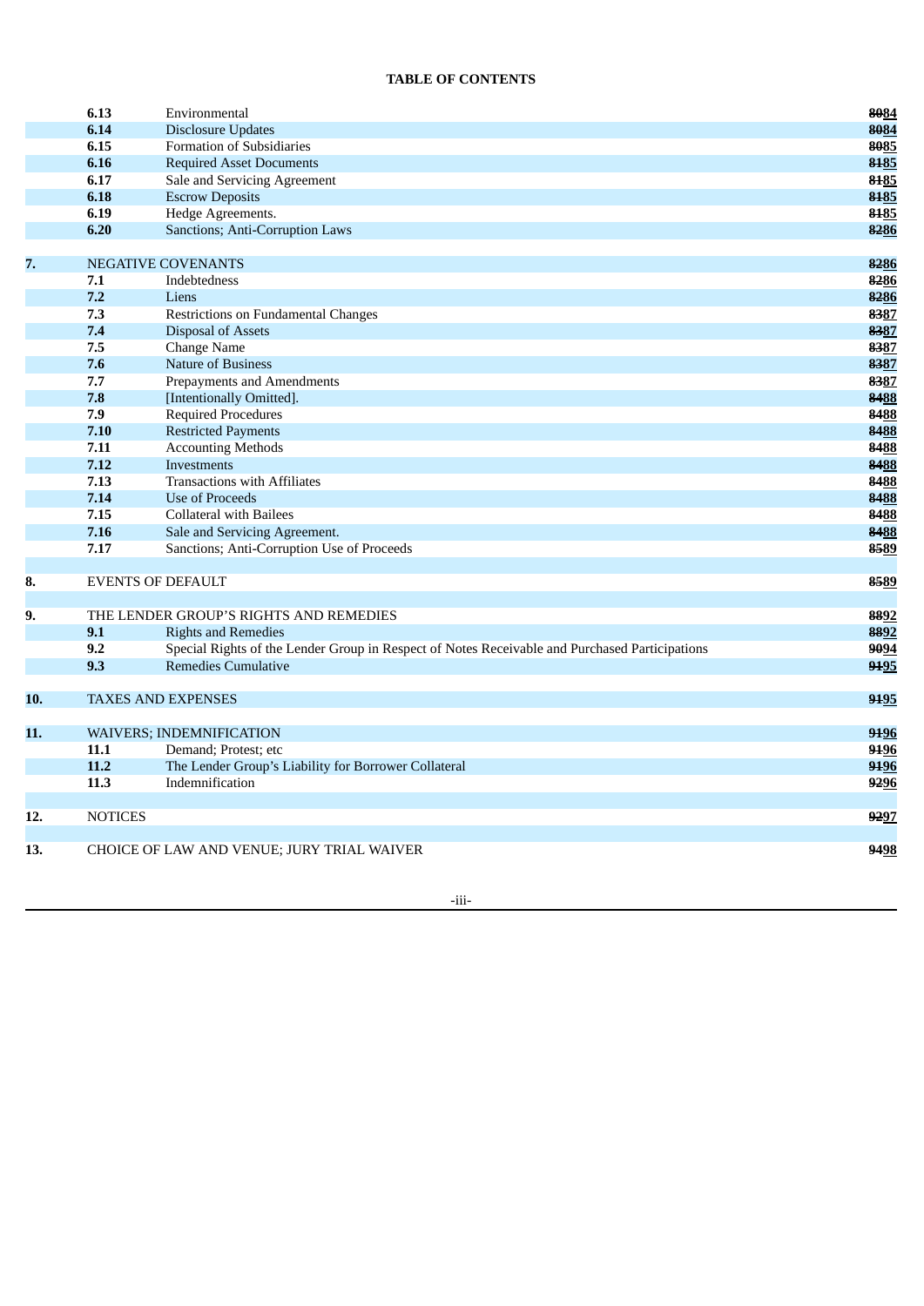**TABLE OF CONTENTS**

| | | | |
|---|---|---|---|
| | **6.13** | Environmental | ~~80~~84 |
| | **6.14** | Disclosure Updates | ~~80~~84 |
| | **6.15** | Formation of Subsidiaries | ~~80~~85 |
| | **6.16** | Required Asset Documents | ~~81~~85 |
| | **6.17** | Sale and Servicing Agreement | ~~81~~85 |
| | **6.18** | Escrow Deposits | ~~81~~85 |
| | **6.19** | Hedge Agreements. | ~~81~~85 |
| | **6.20** | Sanctions; Anti-Corruption Laws | ~~82~~86 |
| **7.** | NEGATIVE COVENANTS | | ~~82~~86 |
| | **7.1** | Indebtedness | ~~82~~86 |
| | **7.2** | Liens | ~~82~~86 |
| | **7.3** | Restrictions on Fundamental Changes | ~~83~~87 |
| | **7.4** | Disposal of Assets | ~~83~~87 |
| | **7.5** | Change Name | ~~83~~87 |
| | **7.6** | Nature of Business | ~~83~~87 |
| | **7.7** | Prepayments and Amendments | ~~83~~87 |
| | **7.8** | [Intentionally Omitted]. | ~~84~~88 |
| | **7.9** | Required Procedures | ~~84~~88 |
| | **7.10** | Restricted Payments | ~~84~~88 |
| | **7.11** | Accounting Methods | ~~84~~88 |
| | **7.12** | Investments | ~~84~~88 |
| | **7.13** | Transactions with Affiliates | ~~84~~88 |
| | **7.14** | Use of Proceeds | ~~84~~88 |
| | **7.15** | Collateral with Bailees | ~~84~~88 |
| | **7.16** | Sale and Servicing Agreement. | ~~84~~88 |
| | **7.17** | Sanctions; Anti-Corruption Use of Proceeds | ~~85~~89 |
| **8.** | EVENTS OF DEFAULT | | ~~85~~89 |
| **9.** | THE LENDER GROUP'S RIGHTS AND REMEDIES | | ~~88~~92 |
| | **9.1** | Rights and Remedies | ~~88~~92 |
| | **9.2** | Special Rights of the Lender Group in Respect of Notes Receivable and Purchased Participations | ~~90~~94 |
| | **9.3** | Remedies Cumulative | ~~91~~95 |
| **10.** | TAXES AND EXPENSES | | ~~91~~95 |
| **11.** | WAIVERS; INDEMNIFICATION | | ~~91~~96 |
| | **11.1** | Demand; Protest; etc | ~~91~~96 |
| | **11.2** | The Lender Group's Liability for Borrower Collateral | ~~91~~96 |
| | **11.3** | Indemnification | ~~92~~96 |
| **12.** | NOTICES | | ~~92~~97 |
| **13.** | CHOICE OF LAW AND VENUE; JURY TRIAL WAIVER | | ~~94~~98 |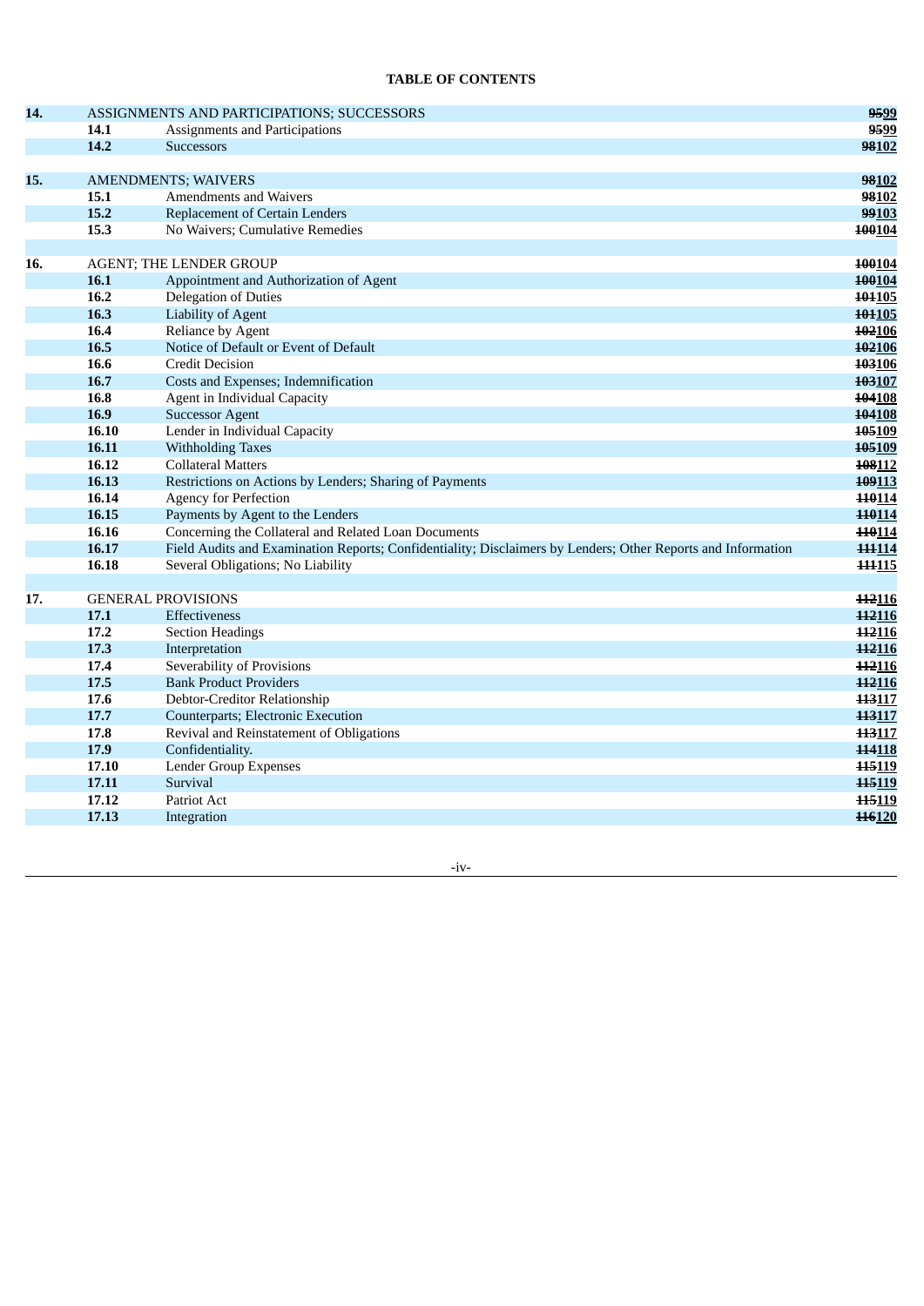**TABLE OF CONTENTS**

| | | | |
|---|---|---|---|
| **14.** | ASSIGNMENTS AND PARTICIPATIONS; SUCCESSORS | | ~~95~~99 |
| | **14.1** | Assignments and Participations | ~~95~~99 |
| | **14.2** | Successors | ~~98~~102 |
| **15.** | AMENDMENTS; WAIVERS | | ~~98~~102 |
| | **15.1** | Amendments and Waivers | ~~98~~102 |
| | **15.2** | Replacement of Certain Lenders | ~~99~~103 |
| | **15.3** | No Waivers; Cumulative Remedies | ~~100~~104 |
| **16.** | AGENT; THE LENDER GROUP | | ~~100~~104 |
| | **16.1** | Appointment and Authorization of Agent | ~~100~~104 |
| | **16.2** | Delegation of Duties | ~~101~~105 |
| | **16.3** | Liability of Agent | ~~101~~105 |
| | **16.4** | Reliance by Agent | ~~102~~106 |
| | **16.5** | Notice of Default or Event of Default | ~~102~~106 |
| | **16.6** | Credit Decision | ~~103~~106 |
| | **16.7** | Costs and Expenses; Indemnification | ~~103~~107 |
| | **16.8** | Agent in Individual Capacity | ~~104~~108 |
| | **16.9** | Successor Agent | ~~104~~108 |
| | **16.10** | Lender in Individual Capacity | ~~105~~109 |
| | **16.11** | Withholding Taxes | ~~105~~109 |
| | **16.12** | Collateral Matters | ~~108~~112 |
| | **16.13** | Restrictions on Actions by Lenders; Sharing of Payments | ~~109~~113 |
| | **16.14** | Agency for Perfection | ~~110~~114 |
| | **16.15** | Payments by Agent to the Lenders | ~~110~~114 |
| | **16.16** | Concerning the Collateral and Related Loan Documents | ~~110~~114 |
| | **16.17** | Field Audits and Examination Reports; Confidentiality; Disclaimers by Lenders; Other Reports and Information | ~~111~~114 |
| | **16.18** | Several Obligations; No Liability | ~~111~~115 |
| **17.** | GENERAL PROVISIONS | | ~~112~~116 |
| | **17.1** | Effectiveness | ~~112~~116 |
| | **17.2** | Section Headings | ~~112~~116 |
| | **17.3** | Interpretation | ~~112~~116 |
| | **17.4** | Severability of Provisions | ~~112~~116 |
| | **17.5** | Bank Product Providers | ~~112~~116 |
| | **17.6** | Debtor-Creditor Relationship | ~~113~~117 |
| | **17.7** | Counterparts; Electronic Execution | ~~113~~117 |
| | **17.8** | Revival and Reinstatement of Obligations | ~~113~~117 |
| | **17.9** | Confidentiality. | ~~114~~118 |
| | **17.10** | Lender Group Expenses | ~~115~~119 |
| | **17.11** | Survival | ~~115~~119 |
| | **17.12** | Patriot Act | ~~115~~119 |
| | **17.13** | Integration | ~~116~~120 |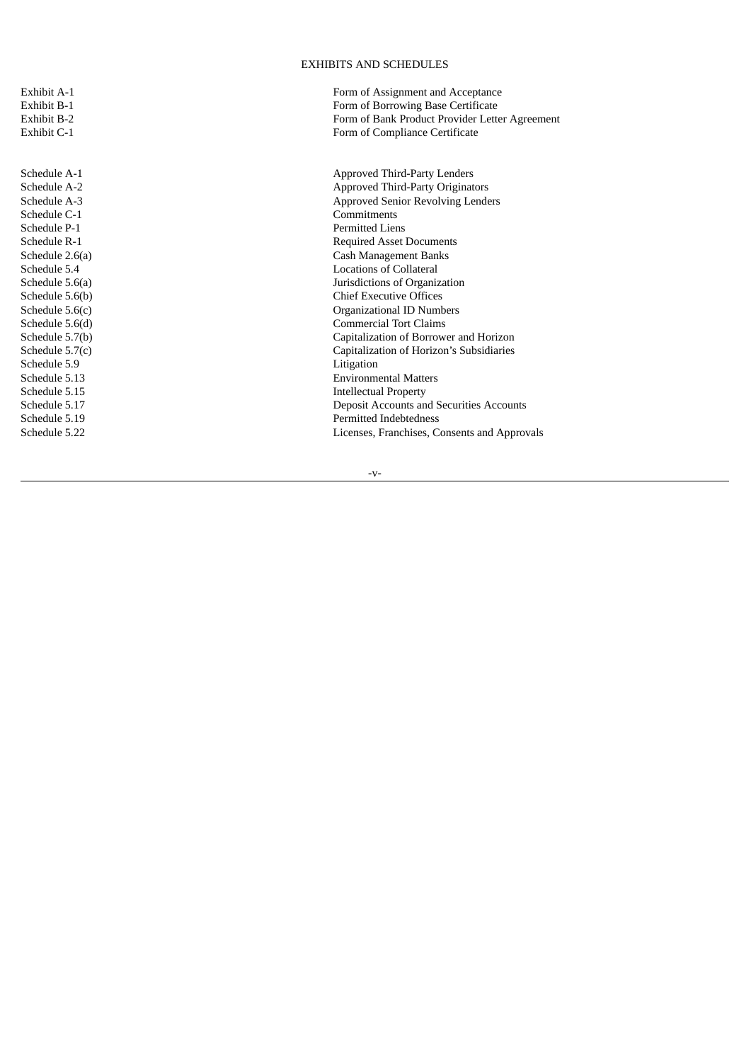## EXHIBITS AND SCHEDULES

| | |
|---|---|
| Exhibit A-1 | Form of Assignment and Acceptance |
| Exhibit B-1 | Form of Borrowing Base Certificate |
| Exhibit B-2 | Form of Bank Product Provider Letter Agreement |
| Exhibit C-1 | Form of Compliance Certificate |

| | |
|---|---|
| Schedule A-1 | Approved Third-Party Lenders |
| Schedule A-2 | Approved Third-Party Originators |
| Schedule A-3 | Approved Senior Revolving Lenders |
| Schedule C-1 | Commitments |
| Schedule P-1 | Permitted Liens |
| Schedule R-1 | Required Asset Documents |
| Schedule 2.6(a) | Cash Management Banks |
| Schedule 5.4 | Locations of Collateral |
| Schedule 5.6(a) | Jurisdictions of Organization |
| Schedule 5.6(b) | Chief Executive Offices |
| Schedule 5.6(c) | Organizational ID Numbers |
| Schedule 5.6(d) | Commercial Tort Claims |
| Schedule 5.7(b) | Capitalization of Borrower and Horizon |
| Schedule 5.7(c) | Capitalization of Horizon's Subsidiaries |
| Schedule 5.9 | Litigation |
| Schedule 5.13 | Environmental Matters |
| Schedule 5.15 | Intellectual Property |
| Schedule 5.17 | Deposit Accounts and Securities Accounts |
| Schedule 5.19 | Permitted Indebtedness |
| Schedule 5.22 | Licenses, Franchises, Consents and Approvals |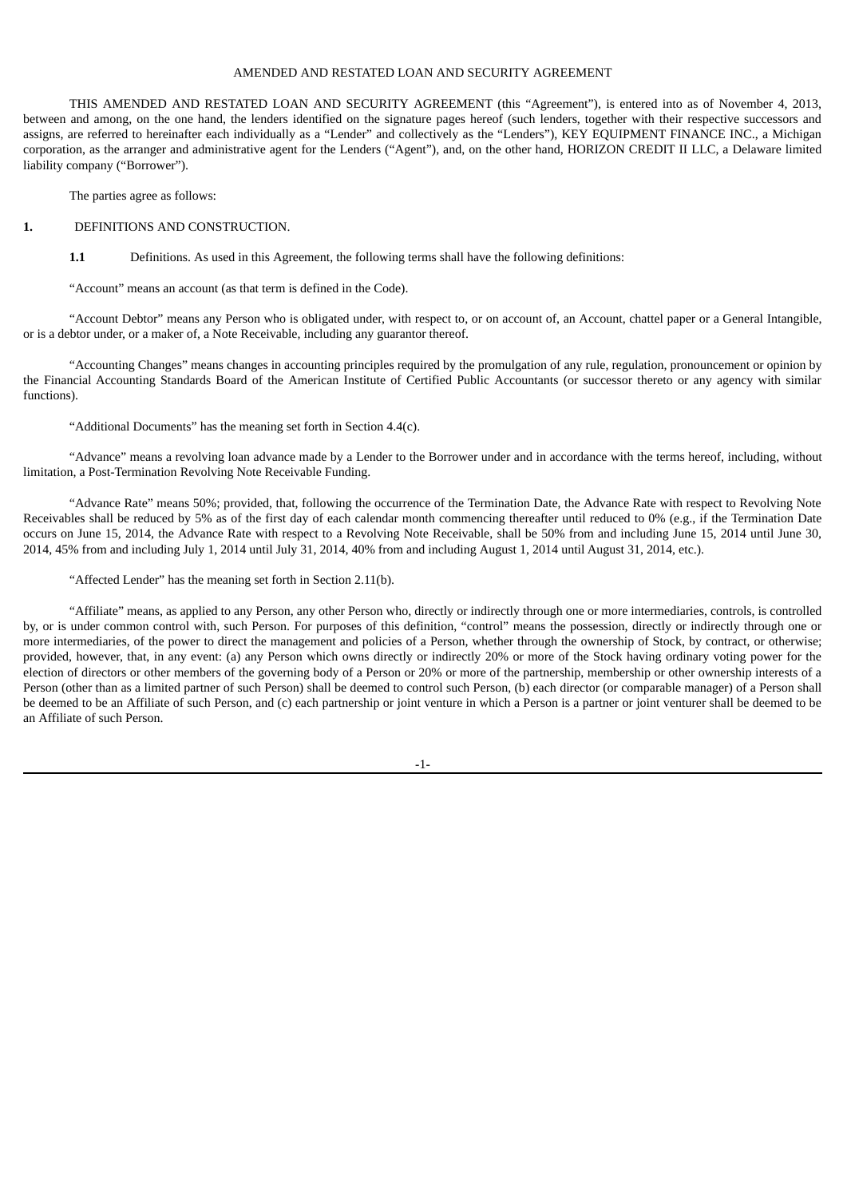AMENDED AND RESTATED LOAN AND SECURITY AGREEMENT

THIS AMENDED AND RESTATED LOAN AND SECURITY AGREEMENT (this "Agreement"), is entered into as of November 4, 2013, between and among, on the one hand, the lenders identified on the signature pages hereof (such lenders, together with their respective successors and assigns, are referred to hereinafter each individually as a "Lender" and collectively as the "Lenders"), KEY EQUIPMENT FINANCE INC., a Michigan corporation, as the arranger and administrative agent for the Lenders ("Agent"), and, on the other hand, HORIZON CREDIT II LLC, a Delaware limited liability company ("Borrower").

The parties agree as follows:

**1.** DEFINITIONS AND CONSTRUCTION.

**1.1** Definitions. As used in this Agreement, the following terms shall have the following definitions:

"Account" means an account (as that term is defined in the Code).

"Account Debtor" means any Person who is obligated under, with respect to, or on account of, an Account, chattel paper or a General Intangible, or is a debtor under, or a maker of, a Note Receivable, including any guarantor thereof.

"Accounting Changes" means changes in accounting principles required by the promulgation of any rule, regulation, pronouncement or opinion by the Financial Accounting Standards Board of the American Institute of Certified Public Accountants (or successor thereto or any agency with similar functions).

"Additional Documents" has the meaning set forth in Section 4.4(c).

"Advance" means a revolving loan advance made by a Lender to the Borrower under and in accordance with the terms hereof, including, without limitation, a Post-Termination Revolving Note Receivable Funding.

"Advance Rate" means 50%; provided, that, following the occurrence of the Termination Date, the Advance Rate with respect to Revolving Note Receivables shall be reduced by 5% as of the first day of each calendar month commencing thereafter until reduced to 0% (e.g., if the Termination Date occurs on June 15, 2014, the Advance Rate with respect to a Revolving Note Receivable, shall be 50% from and including June 15, 2014 until June 30, 2014, 45% from and including July 1, 2014 until July 31, 2014, 40% from and including August 1, 2014 until August 31, 2014, etc.).

"Affected Lender" has the meaning set forth in Section 2.11(b).

"Affiliate" means, as applied to any Person, any other Person who, directly or indirectly through one or more intermediaries, controls, is controlled by, or is under common control with, such Person. For purposes of this definition, "control" means the possession, directly or indirectly through one or more intermediaries, of the power to direct the management and policies of a Person, whether through the ownership of Stock, by contract, or otherwise; provided, however, that, in any event: (a) any Person which owns directly or indirectly 20% or more of the Stock having ordinary voting power for the election of directors or other members of the governing body of a Person or 20% or more of the partnership, membership or other ownership interests of a Person (other than as a limited partner of such Person) shall be deemed to control such Person, (b) each director (or comparable manager) of a Person shall be deemed to be an Affiliate of such Person, and (c) each partnership or joint venture in which a Person is a partner or joint venturer shall be deemed to be an Affiliate of such Person.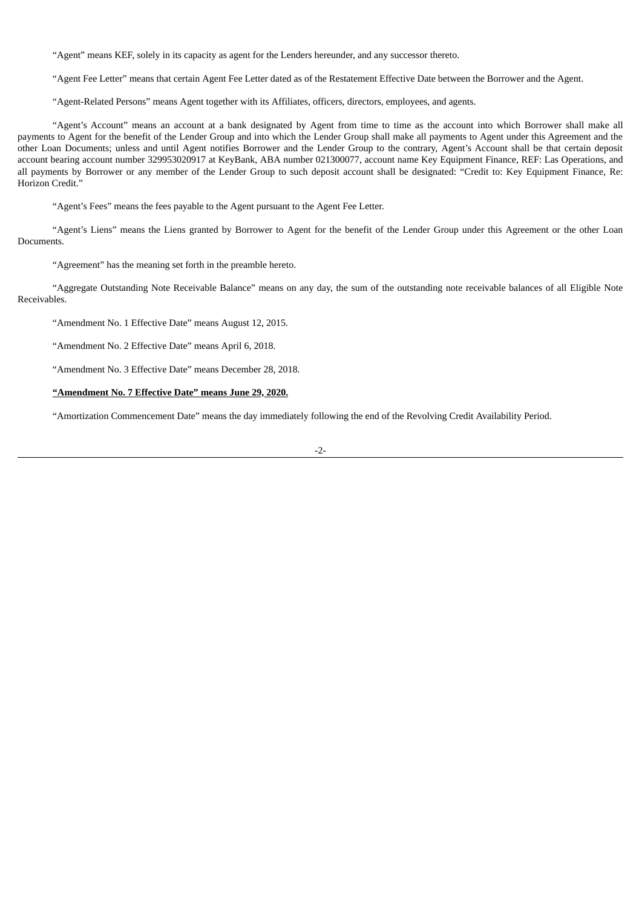“Agent” means KEF, solely in its capacity as agent for the Lenders hereunder, and any successor thereto.

“Agent Fee Letter” means that certain Agent Fee Letter dated as of the Restatement Effective Date between the Borrower and the Agent.

“Agent-Related Persons” means Agent together with its Affiliates, officers, directors, employees, and agents.

“Agent’s Account” means an account at a bank designated by Agent from time to time as the account into which Borrower shall make all payments to Agent for the benefit of the Lender Group and into which the Lender Group shall make all payments to Agent under this Agreement and the other Loan Documents; unless and until Agent notifies Borrower and the Lender Group to the contrary, Agent’s Account shall be that certain deposit account bearing account number 329953020917 at KeyBank, ABA number 021300077, account name Key Equipment Finance, REF: Las Operations, and all payments by Borrower or any member of the Lender Group to such deposit account shall be designated: “Credit to: Key Equipment Finance, Re: Horizon Credit.”

“Agent’s Fees” means the fees payable to the Agent pursuant to the Agent Fee Letter.

“Agent’s Liens” means the Liens granted by Borrower to Agent for the benefit of the Lender Group under this Agreement or the other Loan Documents.

“Agreement” has the meaning set forth in the preamble hereto.

“Aggregate Outstanding Note Receivable Balance” means on any day, the sum of the outstanding note receivable balances of all Eligible Note Receivables.

“Amendment No. 1 Effective Date” means August 12, 2015.

“Amendment No. 2 Effective Date” means April 6, 2018.

“Amendment No. 3 Effective Date” means December 28, 2018.

**“Amendment No. 7 Effective Date” means June 29, 2020.**

“Amortization Commencement Date” means the day immediately following the end of the Revolving Credit Availability Period.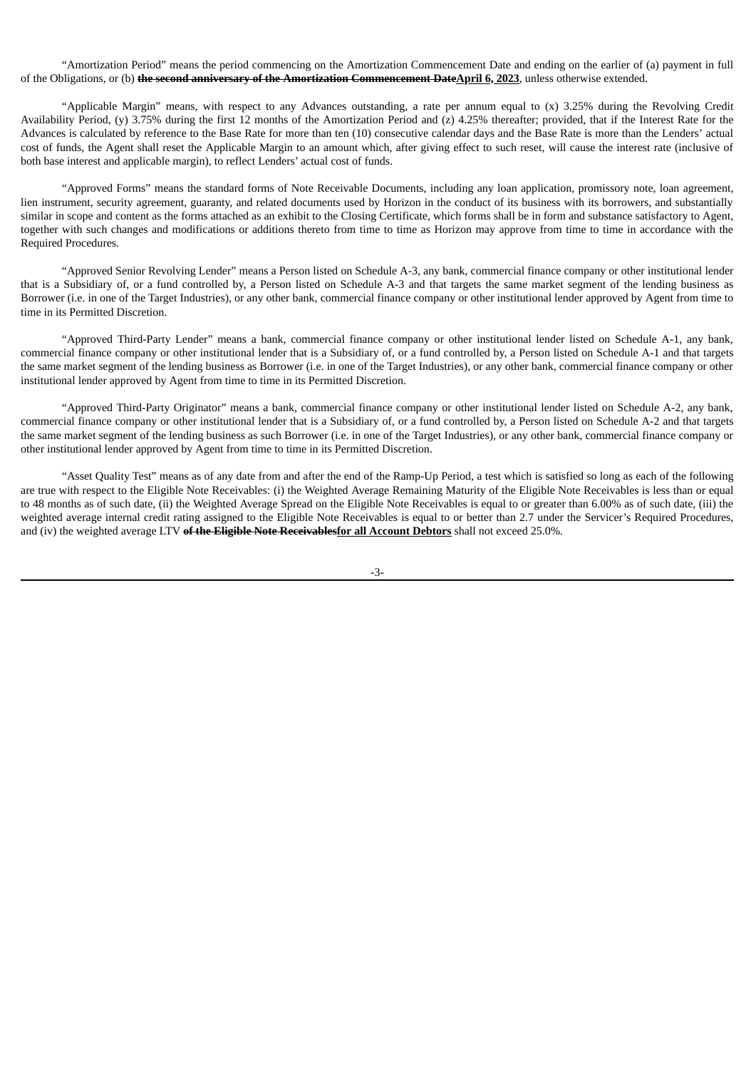"Amortization Period" means the period commencing on the Amortization Commencement Date and ending on the earlier of (a) payment in full of the Obligations, or (b) ~~**the second anniversary of the Amortization Commencement Date**~~**<u>April 6, 2023</u>**, unless otherwise extended.

"Applicable Margin" means, with respect to any Advances outstanding, a rate per annum equal to (x) 3.25% during the Revolving Credit Availability Period, (y) 3.75% during the first 12 months of the Amortization Period and (z) 4.25% thereafter; provided, that if the Interest Rate for the Advances is calculated by reference to the Base Rate for more than ten (10) consecutive calendar days and the Base Rate is more than the Lenders' actual cost of funds, the Agent shall reset the Applicable Margin to an amount which, after giving effect to such reset, will cause the interest rate (inclusive of both base interest and applicable margin), to reflect Lenders' actual cost of funds.

"Approved Forms" means the standard forms of Note Receivable Documents, including any loan application, promissory note, loan agreement, lien instrument, security agreement, guaranty, and related documents used by Horizon in the conduct of its business with its borrowers, and substantially similar in scope and content as the forms attached as an exhibit to the Closing Certificate, which forms shall be in form and substance satisfactory to Agent, together with such changes and modifications or additions thereto from time to time as Horizon may approve from time to time in accordance with the Required Procedures.

"Approved Senior Revolving Lender" means a Person listed on Schedule A-3, any bank, commercial finance company or other institutional lender that is a Subsidiary of, or a fund controlled by, a Person listed on Schedule A-3 and that targets the same market segment of the lending business as Borrower (i.e. in one of the Target Industries), or any other bank, commercial finance company or other institutional lender approved by Agent from time to time in its Permitted Discretion.

"Approved Third-Party Lender" means a bank, commercial finance company or other institutional lender listed on Schedule A-1, any bank, commercial finance company or other institutional lender that is a Subsidiary of, or a fund controlled by, a Person listed on Schedule A-1 and that targets the same market segment of the lending business as Borrower (i.e. in one of the Target Industries), or any other bank, commercial finance company or other institutional lender approved by Agent from time to time in its Permitted Discretion.

"Approved Third-Party Originator" means a bank, commercial finance company or other institutional lender listed on Schedule A-2, any bank, commercial finance company or other institutional lender that is a Subsidiary of, or a fund controlled by, a Person listed on Schedule A-2 and that targets the same market segment of the lending business as such Borrower (i.e. in one of the Target Industries), or any other bank, commercial finance company or other institutional lender approved by Agent from time to time in its Permitted Discretion.

"Asset Quality Test" means as of any date from and after the end of the Ramp-Up Period, a test which is satisfied so long as each of the following are true with respect to the Eligible Note Receivables: (i) the Weighted Average Remaining Maturity of the Eligible Note Receivables is less than or equal to 48 months as of such date, (ii) the Weighted Average Spread on the Eligible Note Receivables is equal to or greater than 6.00% as of such date, (iii) the weighted average internal credit rating assigned to the Eligible Note Receivables is equal to or better than 2.7 under the Servicer's Required Procedures, and (iv) the weighted average LTV ~~**of the Eligible Note Receivables**~~**<u>for all Account Debtors</u>** shall not exceed 25.0%.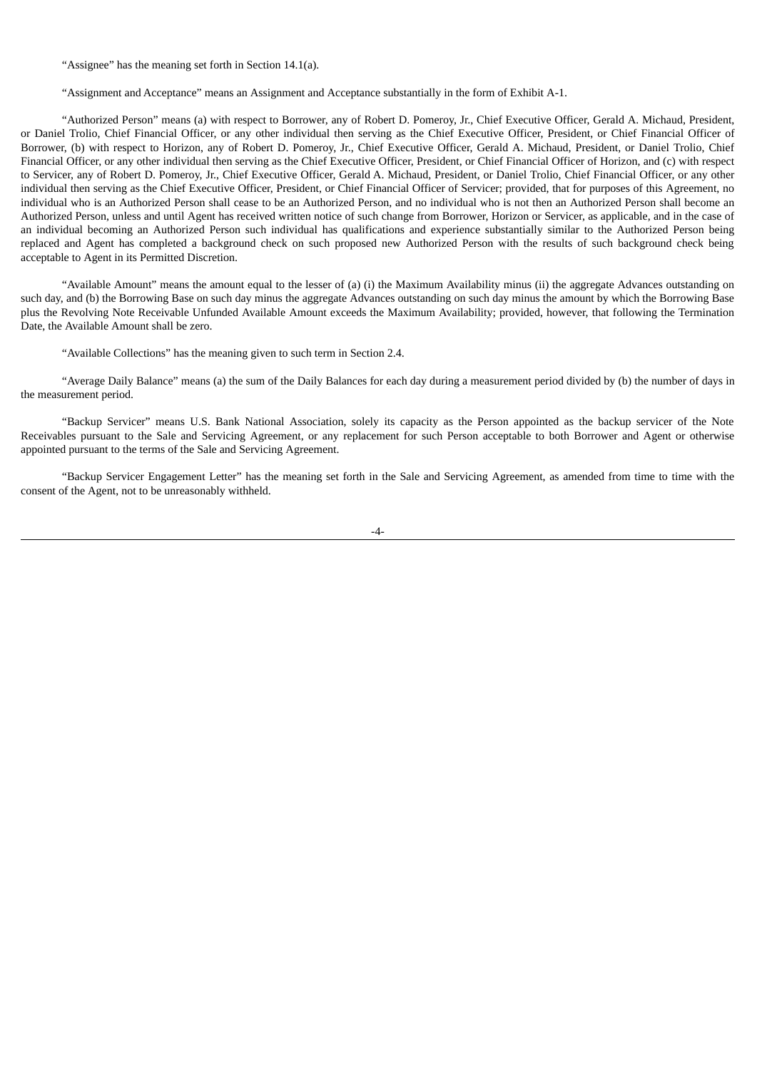"Assignee" has the meaning set forth in Section 14.1(a).

"Assignment and Acceptance" means an Assignment and Acceptance substantially in the form of Exhibit A-1.

"Authorized Person" means (a) with respect to Borrower, any of Robert D. Pomeroy, Jr., Chief Executive Officer, Gerald A. Michaud, President, or Daniel Trolio, Chief Financial Officer, or any other individual then serving as the Chief Executive Officer, President, or Chief Financial Officer of Borrower, (b) with respect to Horizon, any of Robert D. Pomeroy, Jr., Chief Executive Officer, Gerald A. Michaud, President, or Daniel Trolio, Chief Financial Officer, or any other individual then serving as the Chief Executive Officer, President, or Chief Financial Officer of Horizon, and (c) with respect to Servicer, any of Robert D. Pomeroy, Jr., Chief Executive Officer, Gerald A. Michaud, President, or Daniel Trolio, Chief Financial Officer, or any other individual then serving as the Chief Executive Officer, President, or Chief Financial Officer of Servicer; provided, that for purposes of this Agreement, no individual who is an Authorized Person shall cease to be an Authorized Person, and no individual who is not then an Authorized Person shall become an Authorized Person, unless and until Agent has received written notice of such change from Borrower, Horizon or Servicer, as applicable, and in the case of an individual becoming an Authorized Person such individual has qualifications and experience substantially similar to the Authorized Person being replaced and Agent has completed a background check on such proposed new Authorized Person with the results of such background check being acceptable to Agent in its Permitted Discretion.

"Available Amount" means the amount equal to the lesser of (a) (i) the Maximum Availability minus (ii) the aggregate Advances outstanding on such day, and (b) the Borrowing Base on such day minus the aggregate Advances outstanding on such day minus the amount by which the Borrowing Base plus the Revolving Note Receivable Unfunded Available Amount exceeds the Maximum Availability; provided, however, that following the Termination Date, the Available Amount shall be zero.

"Available Collections" has the meaning given to such term in Section 2.4.

"Average Daily Balance" means (a) the sum of the Daily Balances for each day during a measurement period divided by (b) the number of days in the measurement period.

"Backup Servicer" means U.S. Bank National Association, solely its capacity as the Person appointed as the backup servicer of the Note Receivables pursuant to the Sale and Servicing Agreement, or any replacement for such Person acceptable to both Borrower and Agent or otherwise appointed pursuant to the terms of the Sale and Servicing Agreement.

"Backup Servicer Engagement Letter" has the meaning set forth in the Sale and Servicing Agreement, as amended from time to time with the consent of the Agent, not to be unreasonably withheld.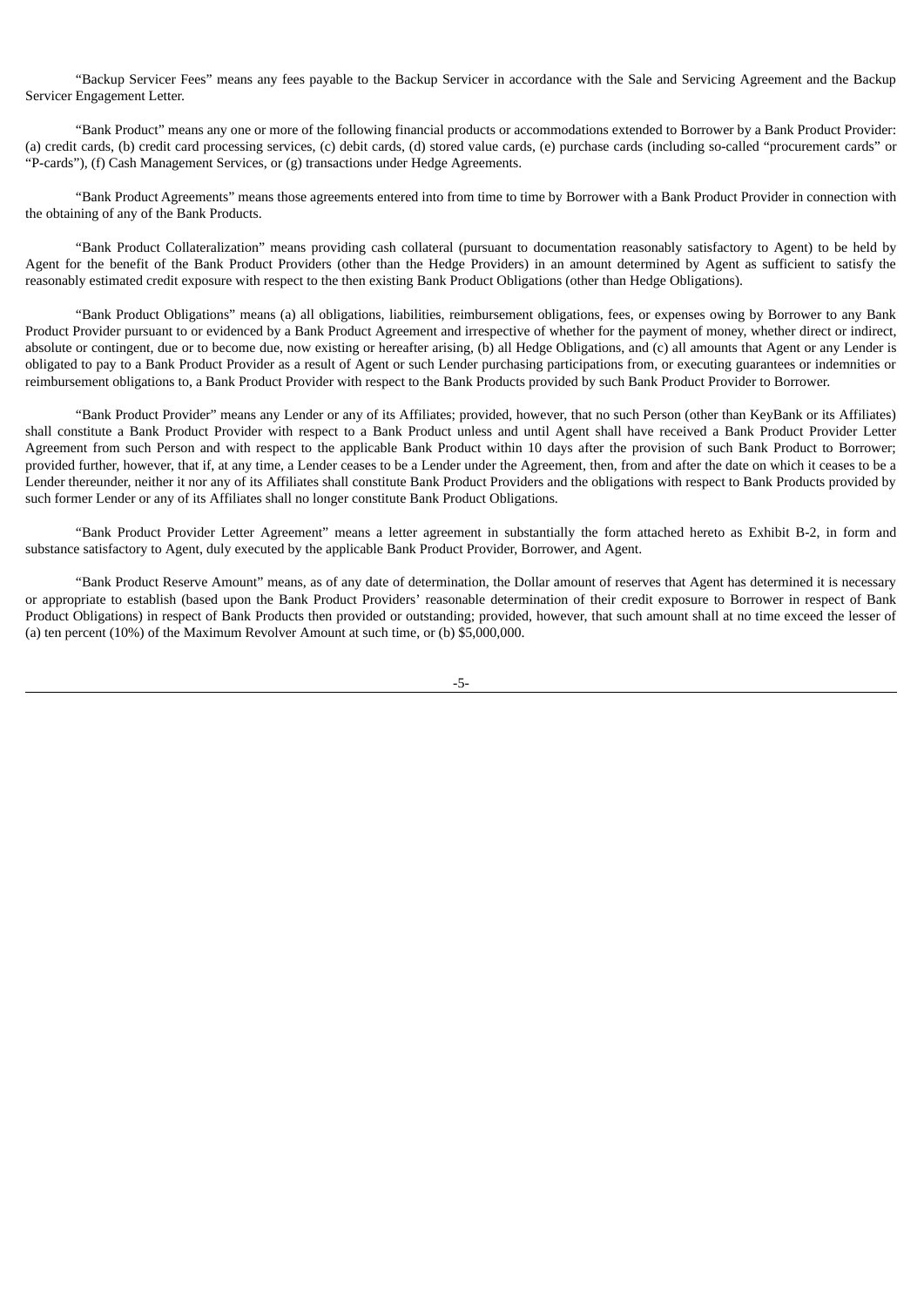"Backup Servicer Fees" means any fees payable to the Backup Servicer in accordance with the Sale and Servicing Agreement and the Backup Servicer Engagement Letter.

"Bank Product" means any one or more of the following financial products or accommodations extended to Borrower by a Bank Product Provider: (a) credit cards, (b) credit card processing services, (c) debit cards, (d) stored value cards, (e) purchase cards (including so-called "procurement cards" or "P-cards"), (f) Cash Management Services, or (g) transactions under Hedge Agreements.

"Bank Product Agreements" means those agreements entered into from time to time by Borrower with a Bank Product Provider in connection with the obtaining of any of the Bank Products.

"Bank Product Collateralization" means providing cash collateral (pursuant to documentation reasonably satisfactory to Agent) to be held by Agent for the benefit of the Bank Product Providers (other than the Hedge Providers) in an amount determined by Agent as sufficient to satisfy the reasonably estimated credit exposure with respect to the then existing Bank Product Obligations (other than Hedge Obligations).

"Bank Product Obligations" means (a) all obligations, liabilities, reimbursement obligations, fees, or expenses owing by Borrower to any Bank Product Provider pursuant to or evidenced by a Bank Product Agreement and irrespective of whether for the payment of money, whether direct or indirect, absolute or contingent, due or to become due, now existing or hereafter arising, (b) all Hedge Obligations, and (c) all amounts that Agent or any Lender is obligated to pay to a Bank Product Provider as a result of Agent or such Lender purchasing participations from, or executing guarantees or indemnities or reimbursement obligations to, a Bank Product Provider with respect to the Bank Products provided by such Bank Product Provider to Borrower.

"Bank Product Provider" means any Lender or any of its Affiliates; provided, however, that no such Person (other than KeyBank or its Affiliates) shall constitute a Bank Product Provider with respect to a Bank Product unless and until Agent shall have received a Bank Product Provider Letter Agreement from such Person and with respect to the applicable Bank Product within 10 days after the provision of such Bank Product to Borrower; provided further, however, that if, at any time, a Lender ceases to be a Lender under the Agreement, then, from and after the date on which it ceases to be a Lender thereunder, neither it nor any of its Affiliates shall constitute Bank Product Providers and the obligations with respect to Bank Products provided by such former Lender or any of its Affiliates shall no longer constitute Bank Product Obligations.

"Bank Product Provider Letter Agreement" means a letter agreement in substantially the form attached hereto as Exhibit B-2, in form and substance satisfactory to Agent, duly executed by the applicable Bank Product Provider, Borrower, and Agent.

"Bank Product Reserve Amount" means, as of any date of determination, the Dollar amount of reserves that Agent has determined it is necessary or appropriate to establish (based upon the Bank Product Providers' reasonable determination of their credit exposure to Borrower in respect of Bank Product Obligations) in respect of Bank Products then provided or outstanding; provided, however, that such amount shall at no time exceed the lesser of (a) ten percent (10%) of the Maximum Revolver Amount at such time, or (b) $5,000,000.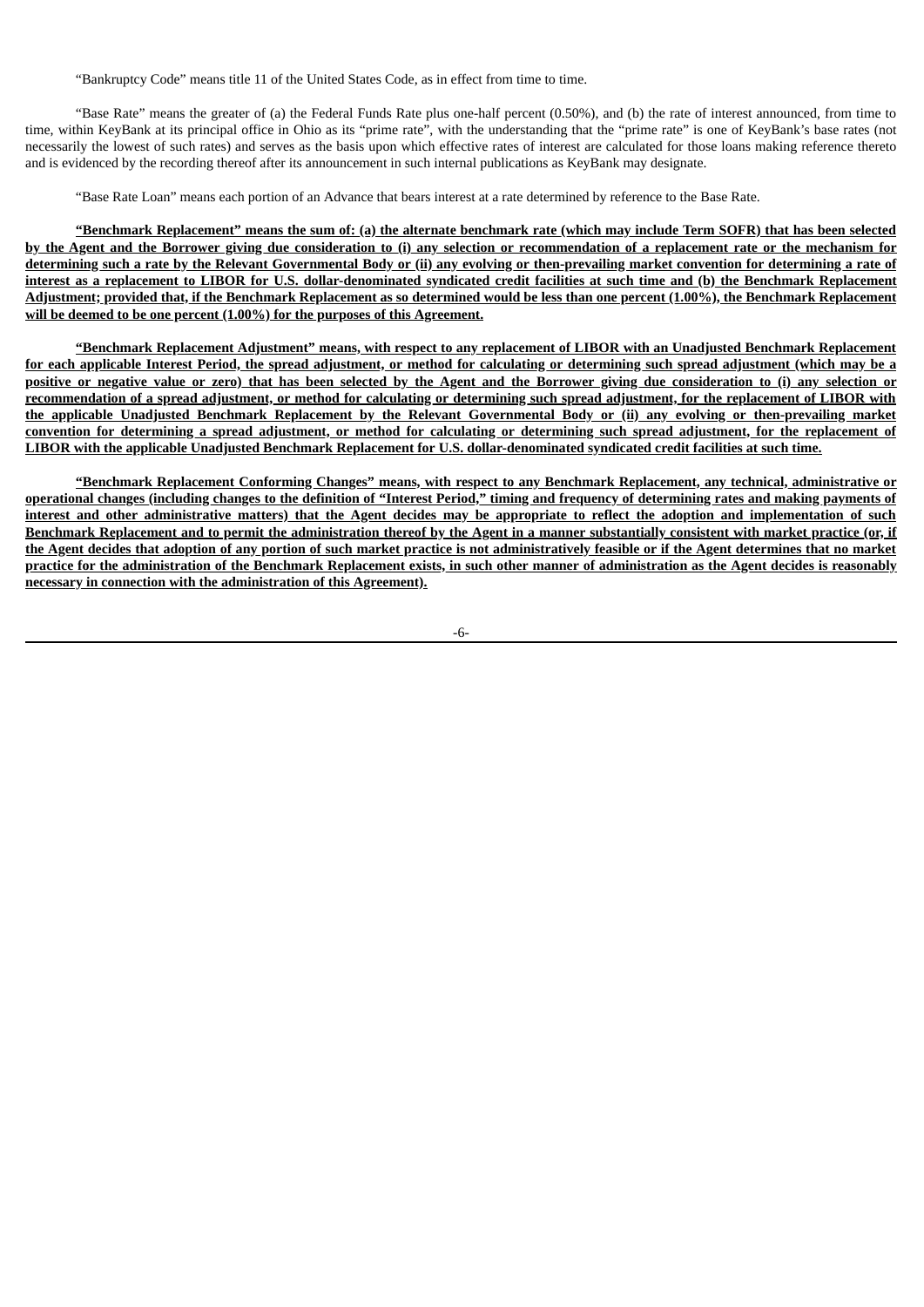"Bankruptcy Code" means title 11 of the United States Code, as in effect from time to time.

"Base Rate" means the greater of (a) the Federal Funds Rate plus one-half percent (0.50%), and (b) the rate of interest announced, from time to time, within KeyBank at its principal office in Ohio as its "prime rate", with the understanding that the "prime rate" is one of KeyBank's base rates (not necessarily the lowest of such rates) and serves as the basis upon which effective rates of interest are calculated for those loans making reference thereto and is evidenced by the recording thereof after its announcement in such internal publications as KeyBank may designate.

"Base Rate Loan" means each portion of an Advance that bears interest at a rate determined by reference to the Base Rate.

**"Benchmark Replacement" means the sum of: (a) the alternate benchmark rate (which may include Term SOFR) that has been selected by the Agent and the Borrower giving due consideration to (i) any selection or recommendation of a replacement rate or the mechanism for determining such a rate by the Relevant Governmental Body or (ii) any evolving or then-prevailing market convention for determining a rate of interest as a replacement to LIBOR for U.S. dollar-denominated syndicated credit facilities at such time and (b) the Benchmark Replacement Adjustment; provided that, if the Benchmark Replacement as so determined would be less than one percent (1.00%), the Benchmark Replacement will be deemed to be one percent (1.00%) for the purposes of this Agreement.**

**"Benchmark Replacement Adjustment" means, with respect to any replacement of LIBOR with an Unadjusted Benchmark Replacement for each applicable Interest Period, the spread adjustment, or method for calculating or determining such spread adjustment (which may be a positive or negative value or zero) that has been selected by the Agent and the Borrower giving due consideration to (i) any selection or recommendation of a spread adjustment, or method for calculating or determining such spread adjustment, for the replacement of LIBOR with the applicable Unadjusted Benchmark Replacement by the Relevant Governmental Body or (ii) any evolving or then-prevailing market convention for determining a spread adjustment, or method for calculating or determining such spread adjustment, for the replacement of LIBOR with the applicable Unadjusted Benchmark Replacement for U.S. dollar-denominated syndicated credit facilities at such time.**

**"Benchmark Replacement Conforming Changes" means, with respect to any Benchmark Replacement, any technical, administrative or operational changes (including changes to the definition of "Interest Period," timing and frequency of determining rates and making payments of interest and other administrative matters) that the Agent decides may be appropriate to reflect the adoption and implementation of such Benchmark Replacement and to permit the administration thereof by the Agent in a manner substantially consistent with market practice (or, if the Agent decides that adoption of any portion of such market practice is not administratively feasible or if the Agent determines that no market practice for the administration of the Benchmark Replacement exists, in such other manner of administration as the Agent decides is reasonably necessary in connection with the administration of this Agreement).**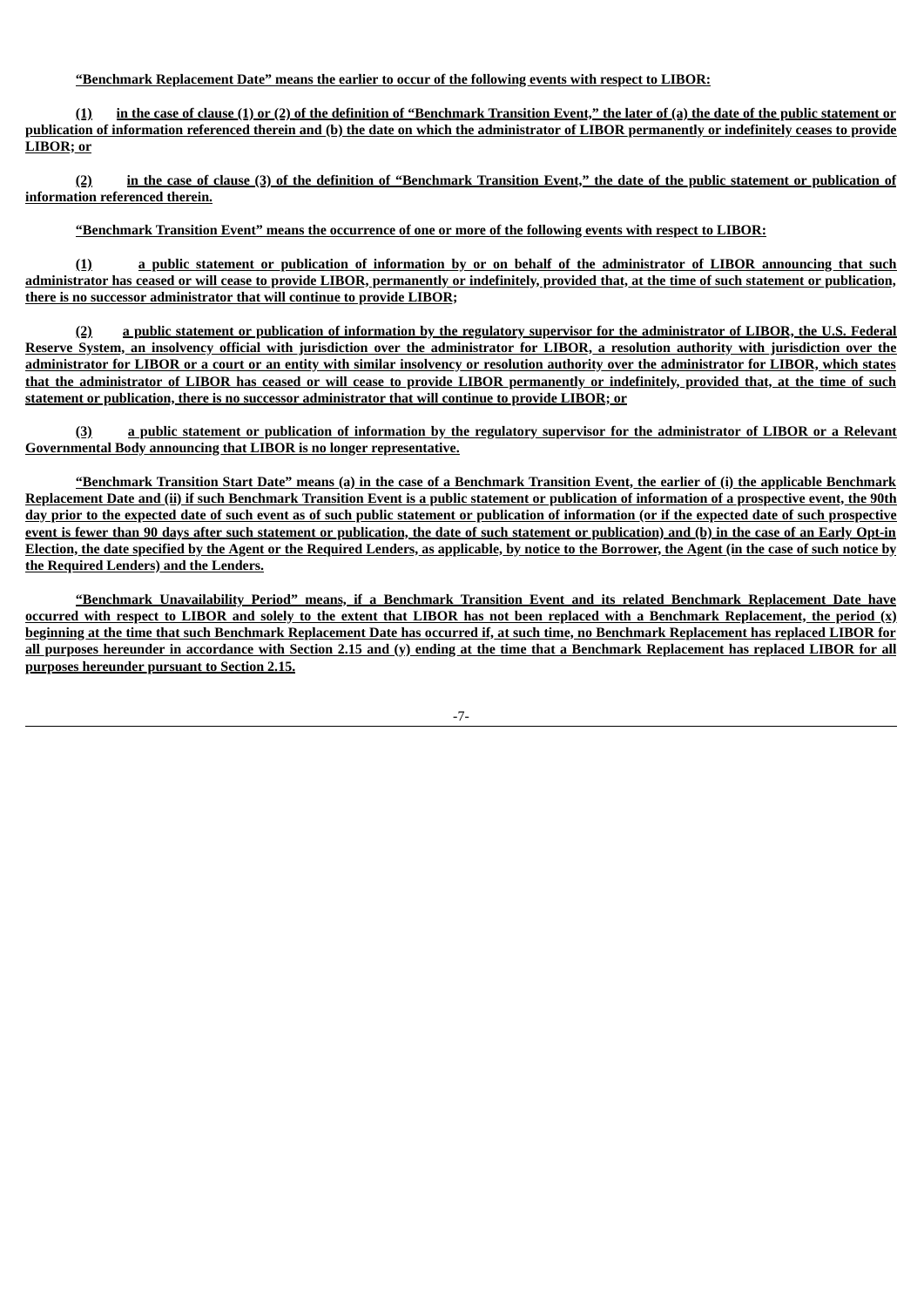**“Benchmark Replacement Date” means the earlier to occur of the following events with respect to LIBOR:**

**(1) in the case of clause (1) or (2) of the definition of “Benchmark Transition Event,” the later of (a) the date of the public statement or publication of information referenced therein and (b) the date on which the administrator of LIBOR permanently or indefinitely ceases to provide LIBOR; or**

**(2) in the case of clause (3) of the definition of “Benchmark Transition Event,” the date of the public statement or publication of information referenced therein.**

**“Benchmark Transition Event” means the occurrence of one or more of the following events with respect to LIBOR:**

**(1) a public statement or publication of information by or on behalf of the administrator of LIBOR announcing that such administrator has ceased or will cease to provide LIBOR, permanently or indefinitely, provided that, at the time of such statement or publication, there is no successor administrator that will continue to provide LIBOR;**

**(2) a public statement or publication of information by the regulatory supervisor for the administrator of LIBOR, the U.S. Federal Reserve System, an insolvency official with jurisdiction over the administrator for LIBOR, a resolution authority with jurisdiction over the administrator for LIBOR or a court or an entity with similar insolvency or resolution authority over the administrator for LIBOR, which states that the administrator of LIBOR has ceased or will cease to provide LIBOR permanently or indefinitely, provided that, at the time of such statement or publication, there is no successor administrator that will continue to provide LIBOR; or**

**(3) a public statement or publication of information by the regulatory supervisor for the administrator of LIBOR or a Relevant Governmental Body announcing that LIBOR is no longer representative.**

**“Benchmark Transition Start Date” means (a) in the case of a Benchmark Transition Event, the earlier of (i) the applicable Benchmark Replacement Date and (ii) if such Benchmark Transition Event is a public statement or publication of information of a prospective event, the 90th day prior to the expected date of such event as of such public statement or publication of information (or if the expected date of such prospective event is fewer than 90 days after such statement or publication, the date of such statement or publication) and (b) in the case of an Early Opt-in Election, the date specified by the Agent or the Required Lenders, as applicable, by notice to the Borrower, the Agent (in the case of such notice by the Required Lenders) and the Lenders.**

**“Benchmark Unavailability Period” means, if a Benchmark Transition Event and its related Benchmark Replacement Date have occurred with respect to LIBOR and solely to the extent that LIBOR has not been replaced with a Benchmark Replacement, the period (x) beginning at the time that such Benchmark Replacement Date has occurred if, at such time, no Benchmark Replacement has replaced LIBOR for all purposes hereunder in accordance with Section 2.15 and (y) ending at the time that a Benchmark Replacement has replaced LIBOR for all purposes hereunder pursuant to Section 2.15.**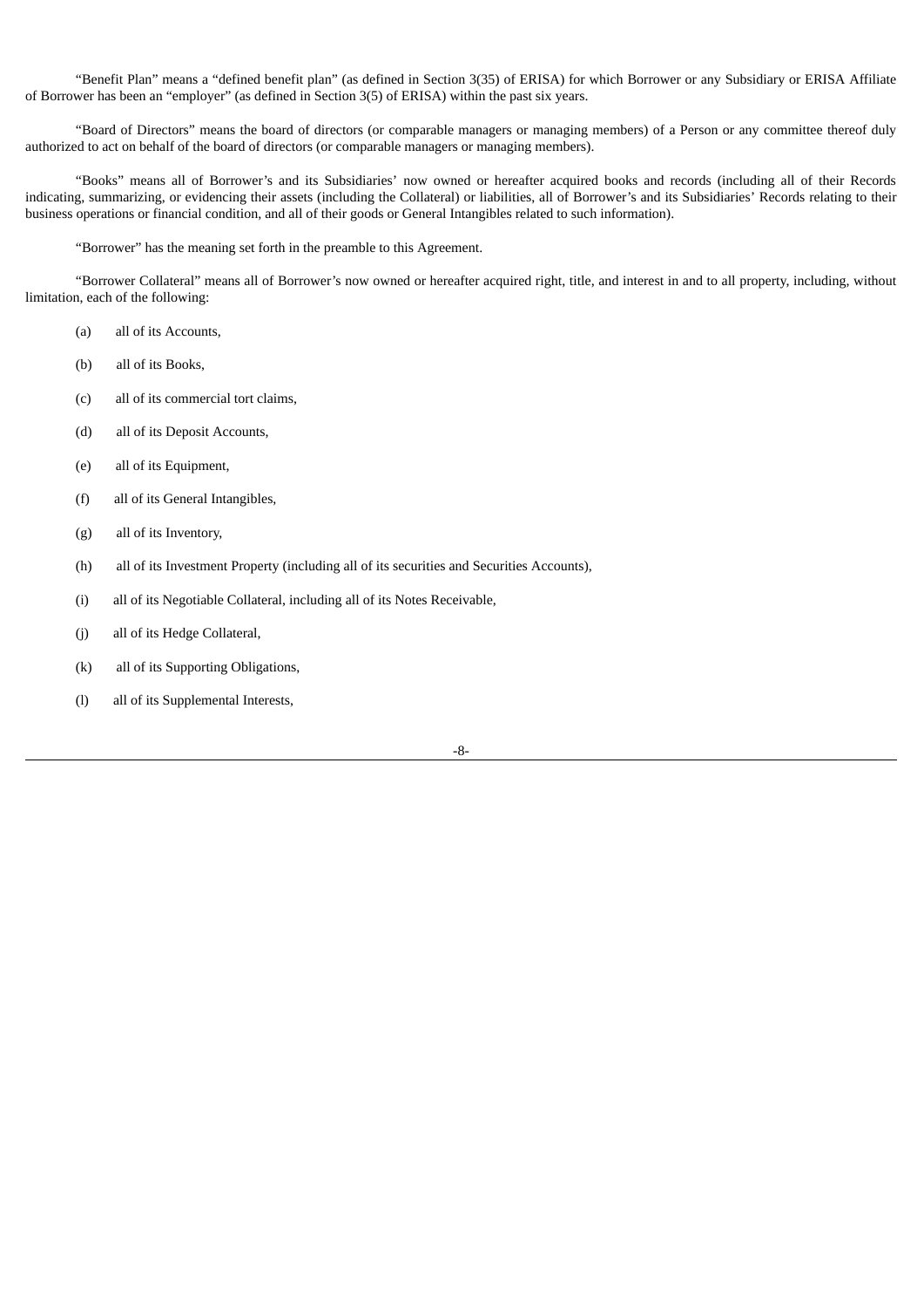"Benefit Plan" means a "defined benefit plan" (as defined in Section 3(35) of ERISA) for which Borrower or any Subsidiary or ERISA Affiliate of Borrower has been an "employer" (as defined in Section 3(5) of ERISA) within the past six years.

"Board of Directors" means the board of directors (or comparable managers or managing members) of a Person or any committee thereof duly authorized to act on behalf of the board of directors (or comparable managers or managing members).

"Books" means all of Borrower's and its Subsidiaries' now owned or hereafter acquired books and records (including all of their Records indicating, summarizing, or evidencing their assets (including the Collateral) or liabilities, all of Borrower's and its Subsidiaries' Records relating to their business operations or financial condition, and all of their goods or General Intangibles related to such information).

"Borrower" has the meaning set forth in the preamble to this Agreement.

"Borrower Collateral" means all of Borrower's now owned or hereafter acquired right, title, and interest in and to all property, including, without limitation, each of the following:

(a) all of its Accounts,

(b) all of its Books,

(c) all of its commercial tort claims,

(d) all of its Deposit Accounts,

(e) all of its Equipment,

(f) all of its General Intangibles,

(g) all of its Inventory,

(h) all of its Investment Property (including all of its securities and Securities Accounts),

(i) all of its Negotiable Collateral, including all of its Notes Receivable,

(j) all of its Hedge Collateral,

(k) all of its Supporting Obligations,

(l) all of its Supplemental Interests,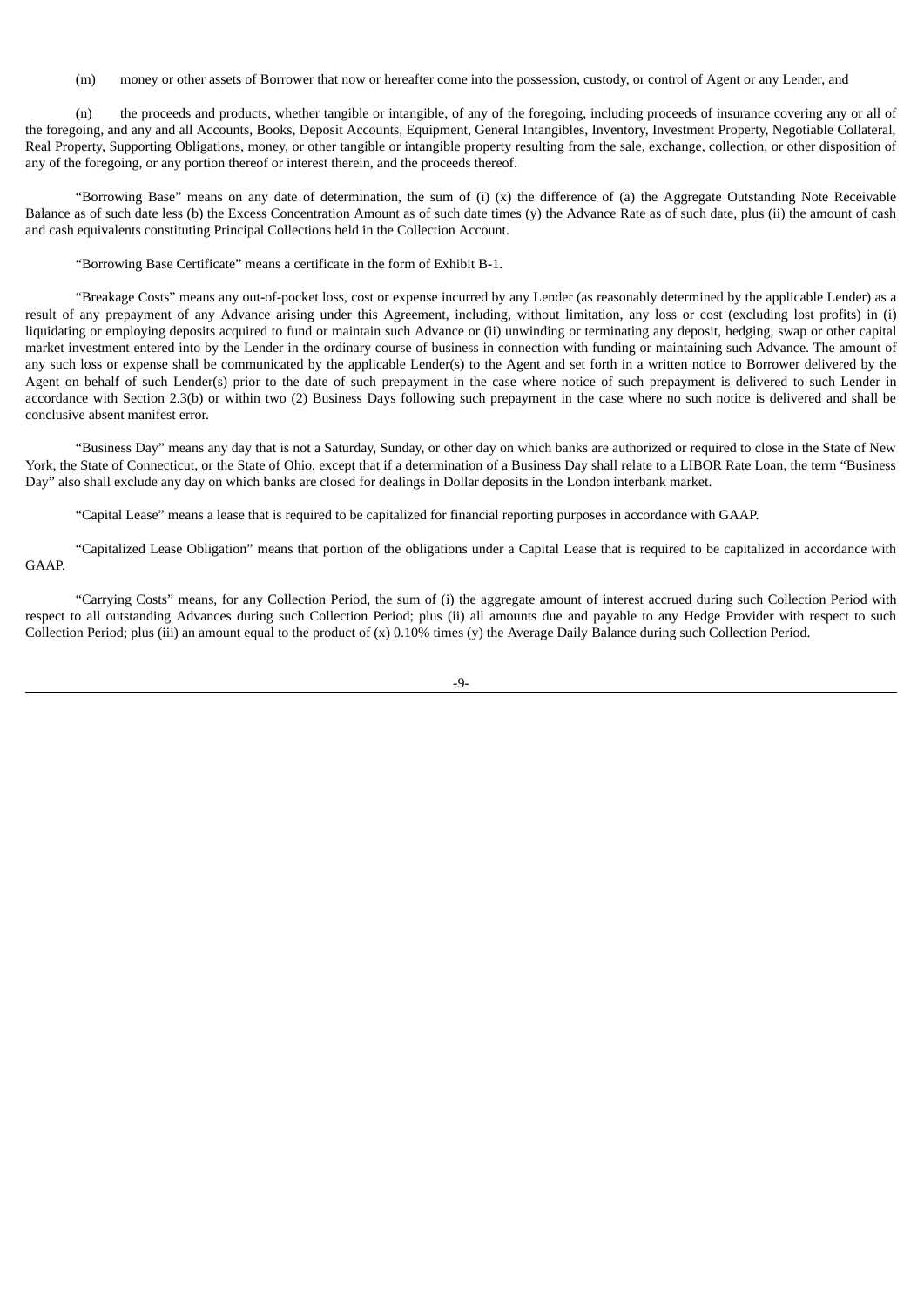(m) money or other assets of Borrower that now or hereafter come into the possession, custody, or control of Agent or any Lender, and

(n) the proceeds and products, whether tangible or intangible, of any of the foregoing, including proceeds of insurance covering any or all of the foregoing, and any and all Accounts, Books, Deposit Accounts, Equipment, General Intangibles, Inventory, Investment Property, Negotiable Collateral, Real Property, Supporting Obligations, money, or other tangible or intangible property resulting from the sale, exchange, collection, or other disposition of any of the foregoing, or any portion thereof or interest therein, and the proceeds thereof.

"Borrowing Base" means on any date of determination, the sum of (i) (x) the difference of (a) the Aggregate Outstanding Note Receivable Balance as of such date less (b) the Excess Concentration Amount as of such date times (y) the Advance Rate as of such date, plus (ii) the amount of cash and cash equivalents constituting Principal Collections held in the Collection Account.

"Borrowing Base Certificate" means a certificate in the form of Exhibit B-1.

"Breakage Costs" means any out-of-pocket loss, cost or expense incurred by any Lender (as reasonably determined by the applicable Lender) as a result of any prepayment of any Advance arising under this Agreement, including, without limitation, any loss or cost (excluding lost profits) in (i) liquidating or employing deposits acquired to fund or maintain such Advance or (ii) unwinding or terminating any deposit, hedging, swap or other capital market investment entered into by the Lender in the ordinary course of business in connection with funding or maintaining such Advance. The amount of any such loss or expense shall be communicated by the applicable Lender(s) to the Agent and set forth in a written notice to Borrower delivered by the Agent on behalf of such Lender(s) prior to the date of such prepayment in the case where notice of such prepayment is delivered to such Lender in accordance with Section 2.3(b) or within two (2) Business Days following such prepayment in the case where no such notice is delivered and shall be conclusive absent manifest error.

"Business Day" means any day that is not a Saturday, Sunday, or other day on which banks are authorized or required to close in the State of New York, the State of Connecticut, or the State of Ohio, except that if a determination of a Business Day shall relate to a LIBOR Rate Loan, the term "Business Day" also shall exclude any day on which banks are closed for dealings in Dollar deposits in the London interbank market.

"Capital Lease" means a lease that is required to be capitalized for financial reporting purposes in accordance with GAAP.

"Capitalized Lease Obligation" means that portion of the obligations under a Capital Lease that is required to be capitalized in accordance with GAAP.

"Carrying Costs" means, for any Collection Period, the sum of (i) the aggregate amount of interest accrued during such Collection Period with respect to all outstanding Advances during such Collection Period; plus (ii) all amounts due and payable to any Hedge Provider with respect to such Collection Period; plus (iii) an amount equal to the product of (x) 0.10% times (y) the Average Daily Balance during such Collection Period.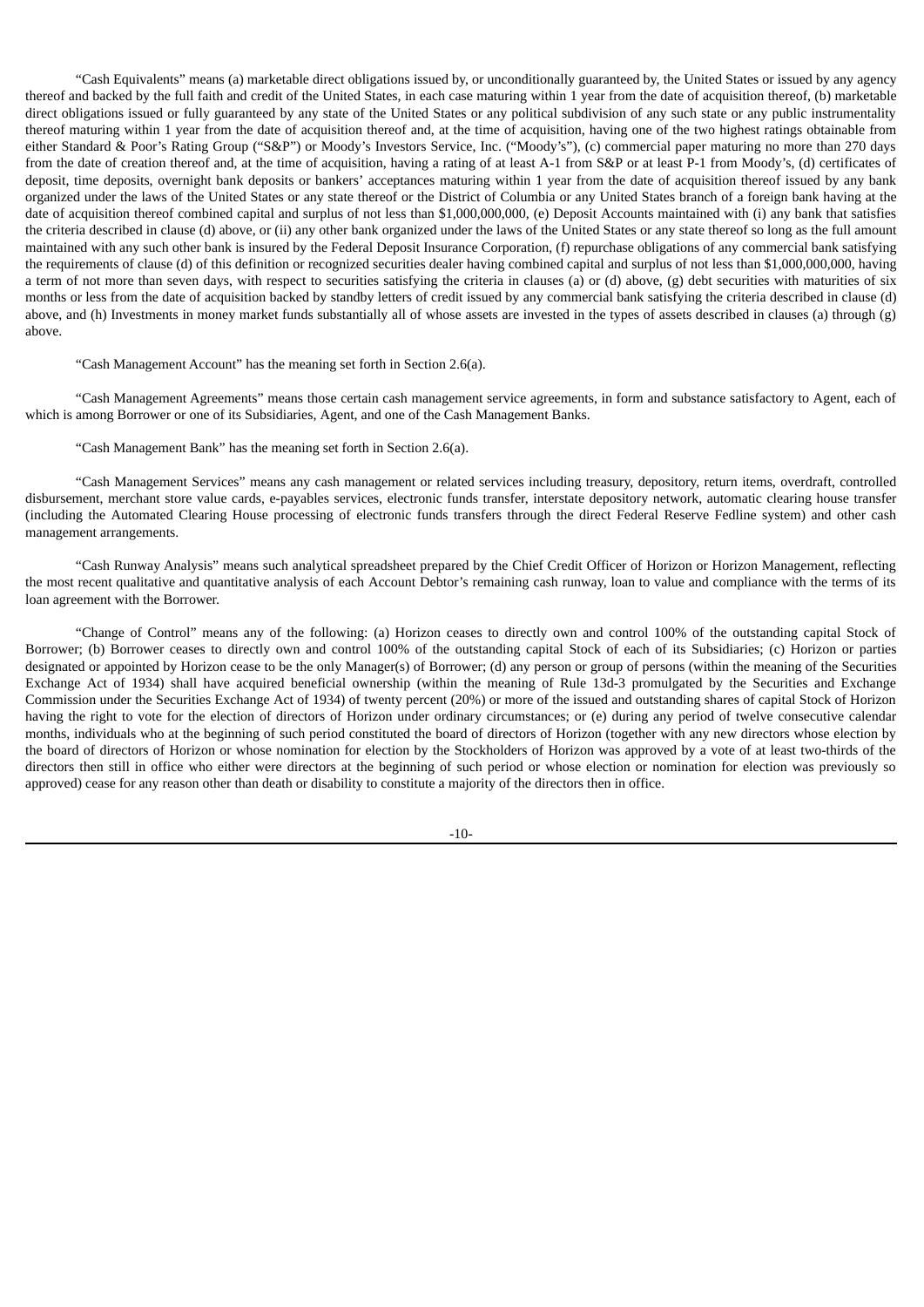"Cash Equivalents" means (a) marketable direct obligations issued by, or unconditionally guaranteed by, the United States or issued by any agency thereof and backed by the full faith and credit of the United States, in each case maturing within 1 year from the date of acquisition thereof, (b) marketable direct obligations issued or fully guaranteed by any state of the United States or any political subdivision of any such state or any public instrumentality thereof maturing within 1 year from the date of acquisition thereof and, at the time of acquisition, having one of the two highest ratings obtainable from either Standard & Poor's Rating Group ("S&P") or Moody's Investors Service, Inc. ("Moody's"), (c) commercial paper maturing no more than 270 days from the date of creation thereof and, at the time of acquisition, having a rating of at least A-1 from S&P or at least P-1 from Moody's, (d) certificates of deposit, time deposits, overnight bank deposits or bankers' acceptances maturing within 1 year from the date of acquisition thereof issued by any bank organized under the laws of the United States or any state thereof or the District of Columbia or any United States branch of a foreign bank having at the date of acquisition thereof combined capital and surplus of not less than $1,000,000,000, (e) Deposit Accounts maintained with (i) any bank that satisfies the criteria described in clause (d) above, or (ii) any other bank organized under the laws of the United States or any state thereof so long as the full amount maintained with any such other bank is insured by the Federal Deposit Insurance Corporation, (f) repurchase obligations of any commercial bank satisfying the requirements of clause (d) of this definition or recognized securities dealer having combined capital and surplus of not less than $1,000,000,000, having a term of not more than seven days, with respect to securities satisfying the criteria in clauses (a) or (d) above, (g) debt securities with maturities of six months or less from the date of acquisition backed by standby letters of credit issued by any commercial bank satisfying the criteria described in clause (d) above, and (h) Investments in money market funds substantially all of whose assets are invested in the types of assets described in clauses (a) through (g) above.

"Cash Management Account" has the meaning set forth in Section 2.6(a).

"Cash Management Agreements" means those certain cash management service agreements, in form and substance satisfactory to Agent, each of which is among Borrower or one of its Subsidiaries, Agent, and one of the Cash Management Banks.

"Cash Management Bank" has the meaning set forth in Section 2.6(a).

"Cash Management Services" means any cash management or related services including treasury, depository, return items, overdraft, controlled disbursement, merchant store value cards, e-payables services, electronic funds transfer, interstate depository network, automatic clearing house transfer (including the Automated Clearing House processing of electronic funds transfers through the direct Federal Reserve Fedline system) and other cash management arrangements.

"Cash Runway Analysis" means such analytical spreadsheet prepared by the Chief Credit Officer of Horizon or Horizon Management, reflecting the most recent qualitative and quantitative analysis of each Account Debtor's remaining cash runway, loan to value and compliance with the terms of its loan agreement with the Borrower.

"Change of Control" means any of the following: (a) Horizon ceases to directly own and control 100% of the outstanding capital Stock of Borrower; (b) Borrower ceases to directly own and control 100% of the outstanding capital Stock of each of its Subsidiaries; (c) Horizon or parties designated or appointed by Horizon cease to be the only Manager(s) of Borrower; (d) any person or group of persons (within the meaning of the Securities Exchange Act of 1934) shall have acquired beneficial ownership (within the meaning of Rule 13d-3 promulgated by the Securities and Exchange Commission under the Securities Exchange Act of 1934) of twenty percent (20%) or more of the issued and outstanding shares of capital Stock of Horizon having the right to vote for the election of directors of Horizon under ordinary circumstances; or (e) during any period of twelve consecutive calendar months, individuals who at the beginning of such period constituted the board of directors of Horizon (together with any new directors whose election by the board of directors of Horizon or whose nomination for election by the Stockholders of Horizon was approved by a vote of at least two-thirds of the directors then still in office who either were directors at the beginning of such period or whose election or nomination for election was previously so approved) cease for any reason other than death or disability to constitute a majority of the directors then in office.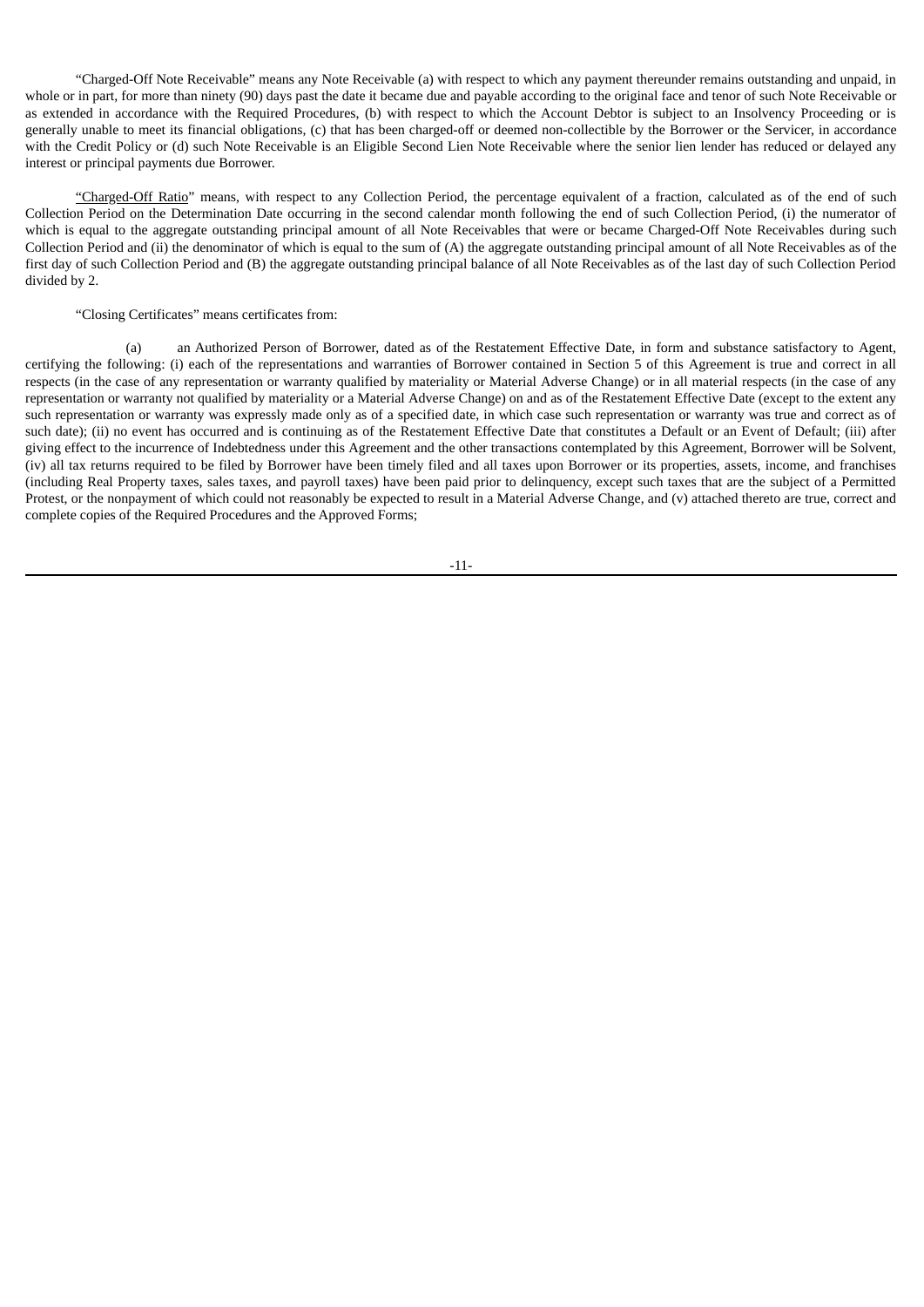"Charged-Off Note Receivable" means any Note Receivable (a) with respect to which any payment thereunder remains outstanding and unpaid, in whole or in part, for more than ninety (90) days past the date it became due and payable according to the original face and tenor of such Note Receivable or as extended in accordance with the Required Procedures, (b) with respect to which the Account Debtor is subject to an Insolvency Proceeding or is generally unable to meet its financial obligations, (c) that has been charged-off or deemed non-collectible by the Borrower or the Servicer, in accordance with the Credit Policy or (d) such Note Receivable is an Eligible Second Lien Note Receivable where the senior lien lender has reduced or delayed any interest or principal payments due Borrower.

"Charged-Off Ratio" means, with respect to any Collection Period, the percentage equivalent of a fraction, calculated as of the end of such Collection Period on the Determination Date occurring in the second calendar month following the end of such Collection Period, (i) the numerator of which is equal to the aggregate outstanding principal amount of all Note Receivables that were or became Charged-Off Note Receivables during such Collection Period and (ii) the denominator of which is equal to the sum of (A) the aggregate outstanding principal amount of all Note Receivables as of the first day of such Collection Period and (B) the aggregate outstanding principal balance of all Note Receivables as of the last day of such Collection Period divided by 2.

"Closing Certificates" means certificates from:

(a) an Authorized Person of Borrower, dated as of the Restatement Effective Date, in form and substance satisfactory to Agent, certifying the following: (i) each of the representations and warranties of Borrower contained in Section 5 of this Agreement is true and correct in all respects (in the case of any representation or warranty qualified by materiality or Material Adverse Change) or in all material respects (in the case of any representation or warranty not qualified by materiality or a Material Adverse Change) on and as of the Restatement Effective Date (except to the extent any such representation or warranty was expressly made only as of a specified date, in which case such representation or warranty was true and correct as of such date); (ii) no event has occurred and is continuing as of the Restatement Effective Date that constitutes a Default or an Event of Default; (iii) after giving effect to the incurrence of Indebtedness under this Agreement and the other transactions contemplated by this Agreement, Borrower will be Solvent, (iv) all tax returns required to be filed by Borrower have been timely filed and all taxes upon Borrower or its properties, assets, income, and franchises (including Real Property taxes, sales taxes, and payroll taxes) have been paid prior to delinquency, except such taxes that are the subject of a Permitted Protest, or the nonpayment of which could not reasonably be expected to result in a Material Adverse Change, and (v) attached thereto are true, correct and complete copies of the Required Procedures and the Approved Forms;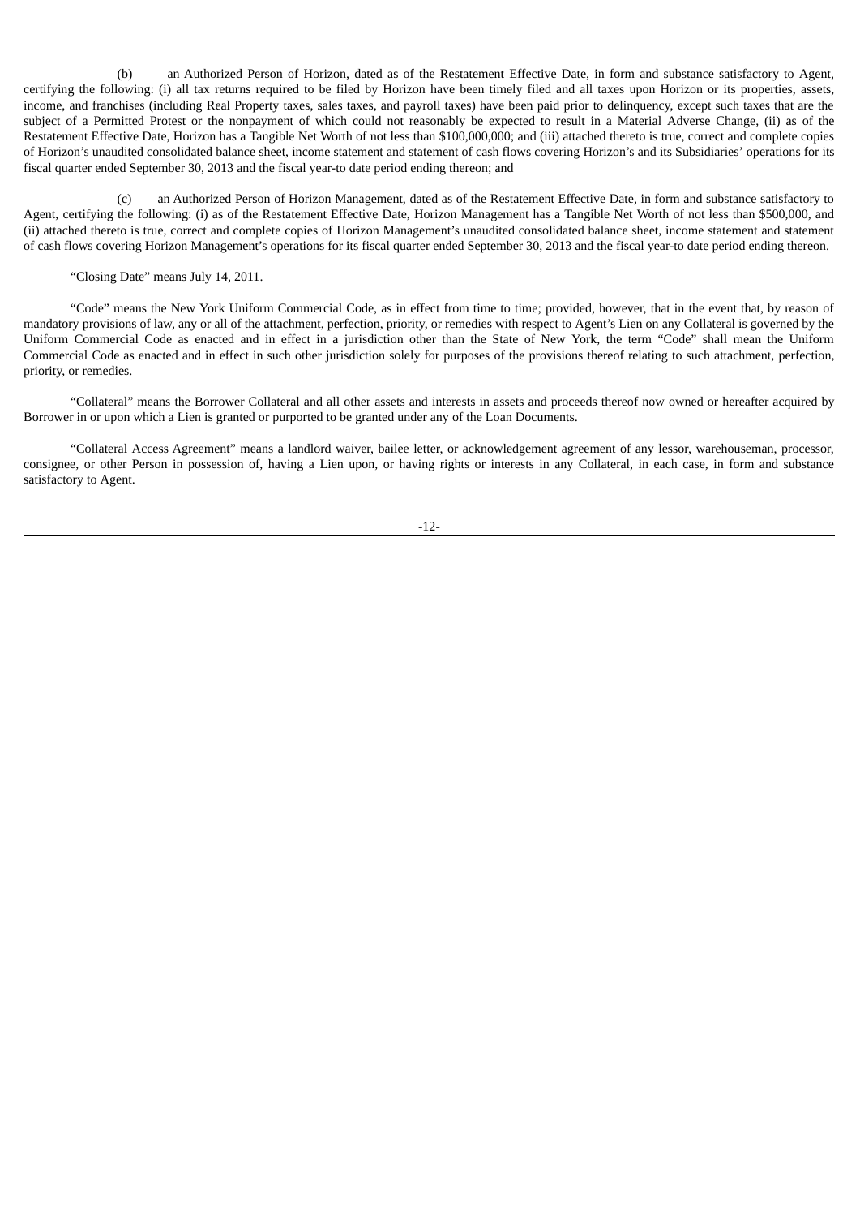(b) an Authorized Person of Horizon, dated as of the Restatement Effective Date, in form and substance satisfactory to Agent, certifying the following: (i) all tax returns required to be filed by Horizon have been timely filed and all taxes upon Horizon or its properties, assets, income, and franchises (including Real Property taxes, sales taxes, and payroll taxes) have been paid prior to delinquency, except such taxes that are the subject of a Permitted Protest or the nonpayment of which could not reasonably be expected to result in a Material Adverse Change, (ii) as of the Restatement Effective Date, Horizon has a Tangible Net Worth of not less than $100,000,000; and (iii) attached thereto is true, correct and complete copies of Horizon's unaudited consolidated balance sheet, income statement and statement of cash flows covering Horizon's and its Subsidiaries' operations for its fiscal quarter ended September 30, 2013 and the fiscal year-to date period ending thereon; and

(c) an Authorized Person of Horizon Management, dated as of the Restatement Effective Date, in form and substance satisfactory to Agent, certifying the following: (i) as of the Restatement Effective Date, Horizon Management has a Tangible Net Worth of not less than $500,000, and (ii) attached thereto is true, correct and complete copies of Horizon Management's unaudited consolidated balance sheet, income statement and statement of cash flows covering Horizon Management's operations for its fiscal quarter ended September 30, 2013 and the fiscal year-to date period ending thereon.

"Closing Date" means July 14, 2011.

"Code" means the New York Uniform Commercial Code, as in effect from time to time; provided, however, that in the event that, by reason of mandatory provisions of law, any or all of the attachment, perfection, priority, or remedies with respect to Agent's Lien on any Collateral is governed by the Uniform Commercial Code as enacted and in effect in a jurisdiction other than the State of New York, the term "Code" shall mean the Uniform Commercial Code as enacted and in effect in such other jurisdiction solely for purposes of the provisions thereof relating to such attachment, perfection, priority, or remedies.

"Collateral" means the Borrower Collateral and all other assets and interests in assets and proceeds thereof now owned or hereafter acquired by Borrower in or upon which a Lien is granted or purported to be granted under any of the Loan Documents.

"Collateral Access Agreement" means a landlord waiver, bailee letter, or acknowledgement agreement of any lessor, warehouseman, processor, consignee, or other Person in possession of, having a Lien upon, or having rights or interests in any Collateral, in each case, in form and substance satisfactory to Agent.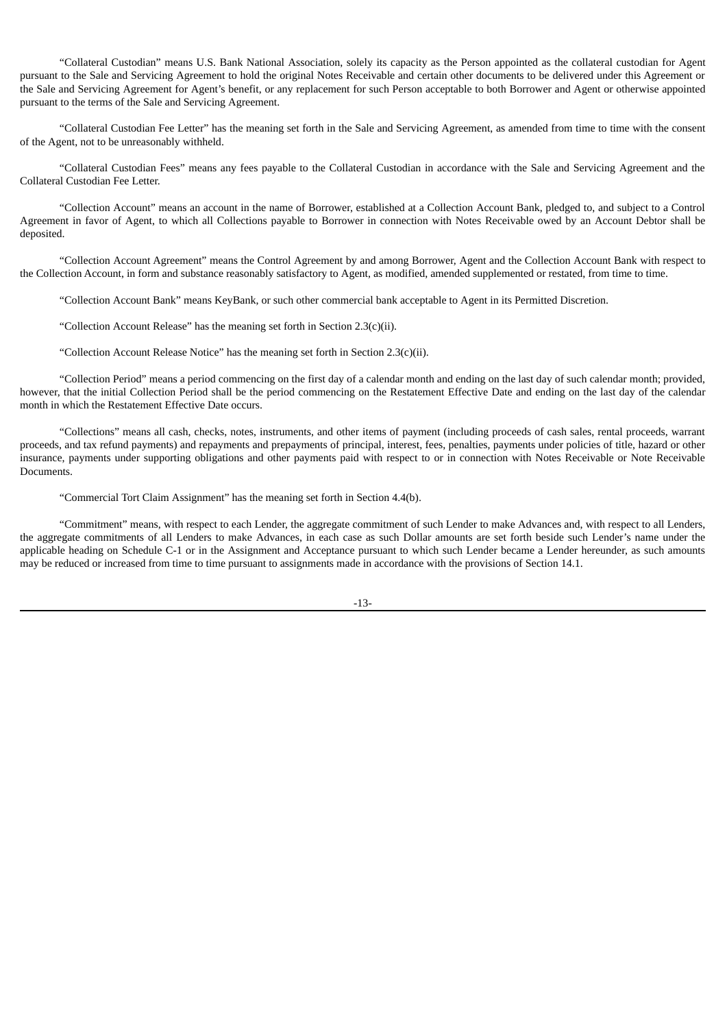"Collateral Custodian" means U.S. Bank National Association, solely its capacity as the Person appointed as the collateral custodian for Agent pursuant to the Sale and Servicing Agreement to hold the original Notes Receivable and certain other documents to be delivered under this Agreement or the Sale and Servicing Agreement for Agent's benefit, or any replacement for such Person acceptable to both Borrower and Agent or otherwise appointed pursuant to the terms of the Sale and Servicing Agreement.

"Collateral Custodian Fee Letter" has the meaning set forth in the Sale and Servicing Agreement, as amended from time to time with the consent of the Agent, not to be unreasonably withheld.

"Collateral Custodian Fees" means any fees payable to the Collateral Custodian in accordance with the Sale and Servicing Agreement and the Collateral Custodian Fee Letter.

"Collection Account" means an account in the name of Borrower, established at a Collection Account Bank, pledged to, and subject to a Control Agreement in favor of Agent, to which all Collections payable to Borrower in connection with Notes Receivable owed by an Account Debtor shall be deposited.

"Collection Account Agreement" means the Control Agreement by and among Borrower, Agent and the Collection Account Bank with respect to the Collection Account, in form and substance reasonably satisfactory to Agent, as modified, amended supplemented or restated, from time to time.

"Collection Account Bank" means KeyBank, or such other commercial bank acceptable to Agent in its Permitted Discretion.

"Collection Account Release" has the meaning set forth in Section 2.3(c)(ii).

"Collection Account Release Notice" has the meaning set forth in Section 2.3(c)(ii).

"Collection Period" means a period commencing on the first day of a calendar month and ending on the last day of such calendar month; provided, however, that the initial Collection Period shall be the period commencing on the Restatement Effective Date and ending on the last day of the calendar month in which the Restatement Effective Date occurs.

"Collections" means all cash, checks, notes, instruments, and other items of payment (including proceeds of cash sales, rental proceeds, warrant proceeds, and tax refund payments) and repayments and prepayments of principal, interest, fees, penalties, payments under policies of title, hazard or other insurance, payments under supporting obligations and other payments paid with respect to or in connection with Notes Receivable or Note Receivable Documents.

"Commercial Tort Claim Assignment" has the meaning set forth in Section 4.4(b).

"Commitment" means, with respect to each Lender, the aggregate commitment of such Lender to make Advances and, with respect to all Lenders, the aggregate commitments of all Lenders to make Advances, in each case as such Dollar amounts are set forth beside such Lender's name under the applicable heading on Schedule C-1 or in the Assignment and Acceptance pursuant to which such Lender became a Lender hereunder, as such amounts may be reduced or increased from time to time pursuant to assignments made in accordance with the provisions of Section 14.1.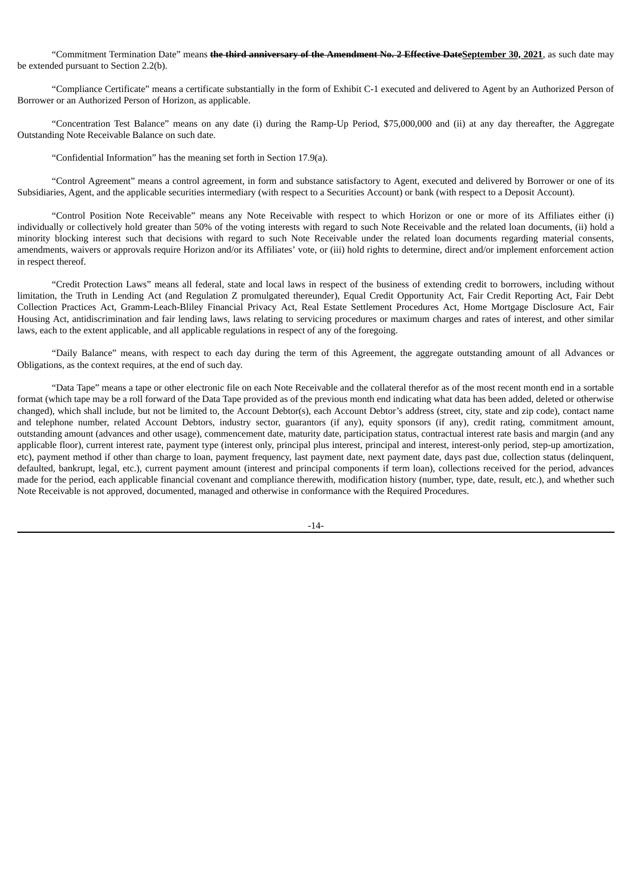"Commitment Termination Date" means **~~the third anniversary of the Amendment No. 2 Effective Date~~September 30, 2021**, as such date may be extended pursuant to Section 2.2(b).

"Compliance Certificate" means a certificate substantially in the form of Exhibit C-1 executed and delivered to Agent by an Authorized Person of Borrower or an Authorized Person of Horizon, as applicable.

"Concentration Test Balance" means on any date (i) during the Ramp-Up Period, $75,000,000 and (ii) at any day thereafter, the Aggregate Outstanding Note Receivable Balance on such date.

"Confidential Information" has the meaning set forth in Section 17.9(a).

"Control Agreement" means a control agreement, in form and substance satisfactory to Agent, executed and delivered by Borrower or one of its Subsidiaries, Agent, and the applicable securities intermediary (with respect to a Securities Account) or bank (with respect to a Deposit Account).

"Control Position Note Receivable" means any Note Receivable with respect to which Horizon or one or more of its Affiliates either (i) individually or collectively hold greater than 50% of the voting interests with regard to such Note Receivable and the related loan documents, (ii) hold a minority blocking interest such that decisions with regard to such Note Receivable under the related loan documents regarding material consents, amendments, waivers or approvals require Horizon and/or its Affiliates' vote, or (iii) hold rights to determine, direct and/or implement enforcement action in respect thereof.

"Credit Protection Laws" means all federal, state and local laws in respect of the business of extending credit to borrowers, including without limitation, the Truth in Lending Act (and Regulation Z promulgated thereunder), Equal Credit Opportunity Act, Fair Credit Reporting Act, Fair Debt Collection Practices Act, Gramm-Leach-Bliley Financial Privacy Act, Real Estate Settlement Procedures Act, Home Mortgage Disclosure Act, Fair Housing Act, antidiscrimination and fair lending laws, laws relating to servicing procedures or maximum charges and rates of interest, and other similar laws, each to the extent applicable, and all applicable regulations in respect of any of the foregoing.

"Daily Balance" means, with respect to each day during the term of this Agreement, the aggregate outstanding amount of all Advances or Obligations, as the context requires, at the end of such day.

"Data Tape" means a tape or other electronic file on each Note Receivable and the collateral therefor as of the most recent month end in a sortable format (which tape may be a roll forward of the Data Tape provided as of the previous month end indicating what data has been added, deleted or otherwise changed), which shall include, but not be limited to, the Account Debtor(s), each Account Debtor's address (street, city, state and zip code), contact name and telephone number, related Account Debtors, industry sector, guarantors (if any), equity sponsors (if any), credit rating, commitment amount, outstanding amount (advances and other usage), commencement date, maturity date, participation status, contractual interest rate basis and margin (and any applicable floor), current interest rate, payment type (interest only, principal plus interest, principal and interest, interest-only period, step-up amortization, etc), payment method if other than charge to loan, payment frequency, last payment date, next payment date, days past due, collection status (delinquent, defaulted, bankrupt, legal, etc.), current payment amount (interest and principal components if term loan), collections received for the period, advances made for the period, each applicable financial covenant and compliance therewith, modification history (number, type, date, result, etc.), and whether such Note Receivable is not approved, documented, managed and otherwise in conformance with the Required Procedures.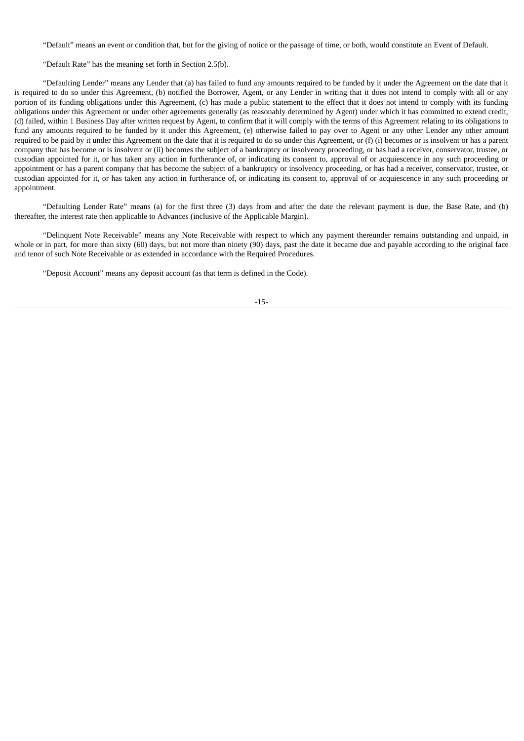"Default" means an event or condition that, but for the giving of notice or the passage of time, or both, would constitute an Event of Default.

"Default Rate" has the meaning set forth in Section 2.5(b).

"Defaulting Lender" means any Lender that (a) has failed to fund any amounts required to be funded by it under the Agreement on the date that it is required to do so under this Agreement, (b) notified the Borrower, Agent, or any Lender in writing that it does not intend to comply with all or any portion of its funding obligations under this Agreement, (c) has made a public statement to the effect that it does not intend to comply with its funding obligations under this Agreement or under other agreements generally (as reasonably determined by Agent) under which it has committed to extend credit, (d) failed, within 1 Business Day after written request by Agent, to confirm that it will comply with the terms of this Agreement relating to its obligations to fund any amounts required to be funded by it under this Agreement, (e) otherwise failed to pay over to Agent or any other Lender any other amount required to be paid by it under this Agreement on the date that it is required to do so under this Agreement, or (f) (i) becomes or is insolvent or has a parent company that has become or is insolvent or (ii) becomes the subject of a bankruptcy or insolvency proceeding, or has had a receiver, conservator, trustee, or custodian appointed for it, or has taken any action in furtherance of, or indicating its consent to, approval of or acquiescence in any such proceeding or appointment or has a parent company that has become the subject of a bankruptcy or insolvency proceeding, or has had a receiver, conservator, trustee, or custodian appointed for it, or has taken any action in furtherance of, or indicating its consent to, approval of or acquiescence in any such proceeding or appointment.

"Defaulting Lender Rate" means (a) for the first three (3) days from and after the date the relevant payment is due, the Base Rate, and (b) thereafter, the interest rate then applicable to Advances (inclusive of the Applicable Margin).

"Delinquent Note Receivable" means any Note Receivable with respect to which any payment thereunder remains outstanding and unpaid, in whole or in part, for more than sixty (60) days, but not more than ninety (90) days, past the date it became due and payable according to the original face and tenor of such Note Receivable or as extended in accordance with the Required Procedures.

"Deposit Account" means any deposit account (as that term is defined in the Code).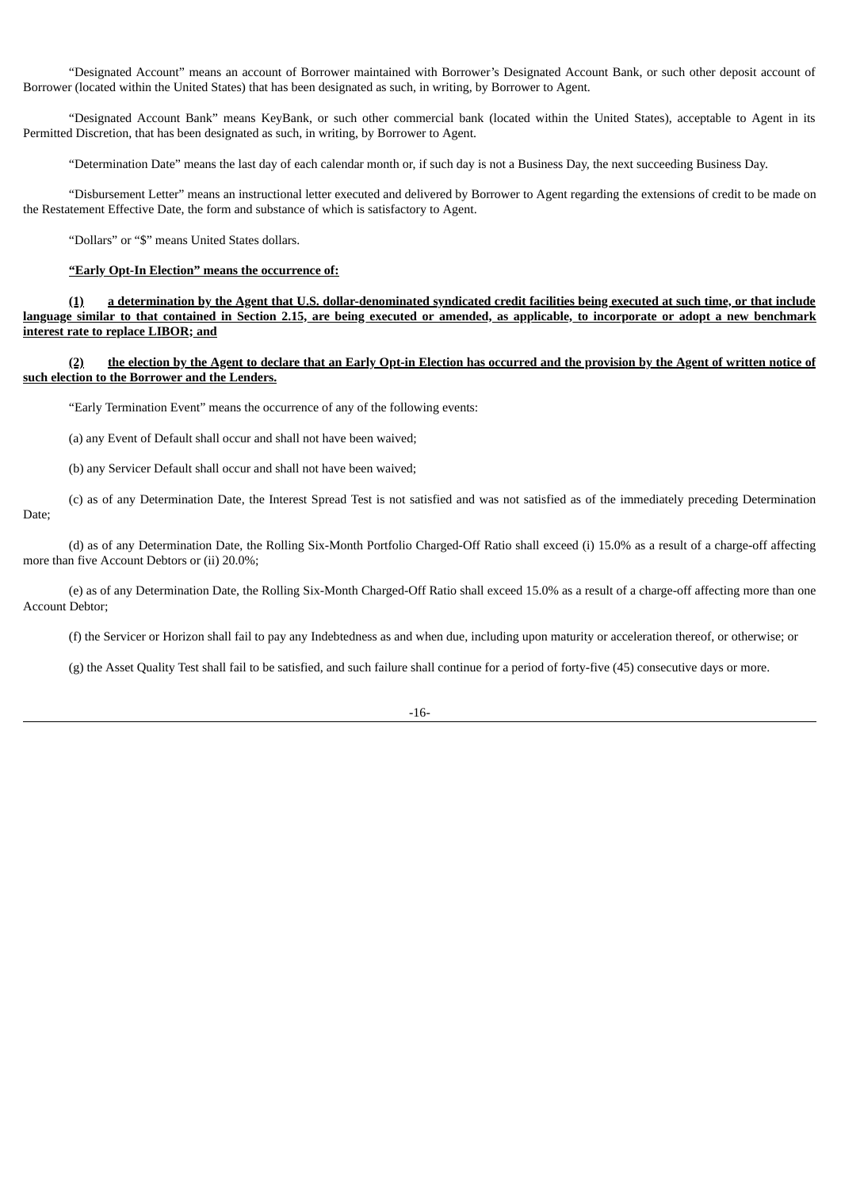"Designated Account" means an account of Borrower maintained with Borrower's Designated Account Bank, or such other deposit account of Borrower (located within the United States) that has been designated as such, in writing, by Borrower to Agent.

"Designated Account Bank" means KeyBank, or such other commercial bank (located within the United States), acceptable to Agent in its Permitted Discretion, that has been designated as such, in writing, by Borrower to Agent.

"Determination Date" means the last day of each calendar month or, if such day is not a Business Day, the next succeeding Business Day.

"Disbursement Letter" means an instructional letter executed and delivered by Borrower to Agent regarding the extensions of credit to be made on the Restatement Effective Date, the form and substance of which is satisfactory to Agent.

"Dollars" or "$" means United States dollars.

<u>**"Early Opt-In Election" means the occurrence of:**</u>

<u>**(1) a determination by the Agent that U.S. dollar-denominated syndicated credit facilities being executed at such time, or that include language similar to that contained in Section 2.15, are being executed or amended, as applicable, to incorporate or adopt a new benchmark interest rate to replace LIBOR; and**</u>

<u>**(2) the election by the Agent to declare that an Early Opt-in Election has occurred and the provision by the Agent of written notice of such election to the Borrower and the Lenders.**</u>

"Early Termination Event" means the occurrence of any of the following events:

(a) any Event of Default shall occur and shall not have been waived;

(b) any Servicer Default shall occur and shall not have been waived;

(c) as of any Determination Date, the Interest Spread Test is not satisfied and was not satisfied as of the immediately preceding Determination Date;

(d) as of any Determination Date, the Rolling Six-Month Portfolio Charged-Off Ratio shall exceed (i) 15.0% as a result of a charge-off affecting more than five Account Debtors or (ii) 20.0%;

(e) as of any Determination Date, the Rolling Six-Month Charged-Off Ratio shall exceed 15.0% as a result of a charge-off affecting more than one Account Debtor;

(f) the Servicer or Horizon shall fail to pay any Indebtedness as and when due, including upon maturity or acceleration thereof, or otherwise; or

(g) the Asset Quality Test shall fail to be satisfied, and such failure shall continue for a period of forty-five (45) consecutive days or more.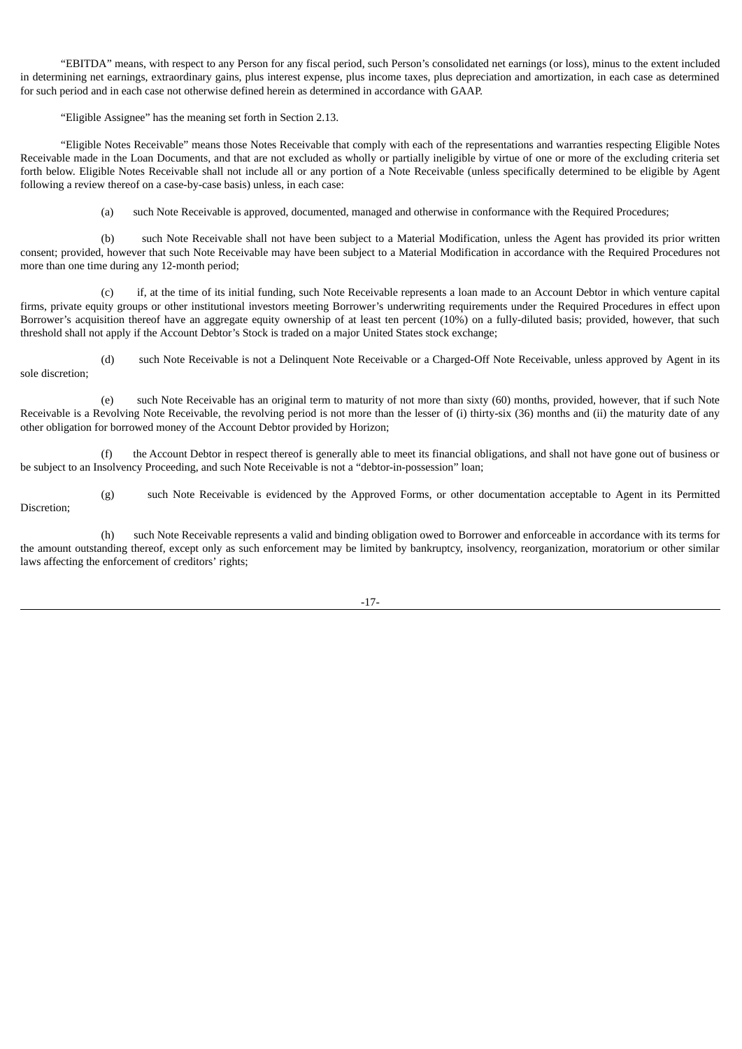"EBITDA" means, with respect to any Person for any fiscal period, such Person's consolidated net earnings (or loss), minus to the extent included in determining net earnings, extraordinary gains, plus interest expense, plus income taxes, plus depreciation and amortization, in each case as determined for such period and in each case not otherwise defined herein as determined in accordance with GAAP.

"Eligible Assignee" has the meaning set forth in Section 2.13.

"Eligible Notes Receivable" means those Notes Receivable that comply with each of the representations and warranties respecting Eligible Notes Receivable made in the Loan Documents, and that are not excluded as wholly or partially ineligible by virtue of one or more of the excluding criteria set forth below. Eligible Notes Receivable shall not include all or any portion of a Note Receivable (unless specifically determined to be eligible by Agent following a review thereof on a case-by-case basis) unless, in each case:

(a) such Note Receivable is approved, documented, managed and otherwise in conformance with the Required Procedures;

(b) such Note Receivable shall not have been subject to a Material Modification, unless the Agent has provided its prior written consent; provided, however that such Note Receivable may have been subject to a Material Modification in accordance with the Required Procedures not more than one time during any 12-month period;

(c) if, at the time of its initial funding, such Note Receivable represents a loan made to an Account Debtor in which venture capital firms, private equity groups or other institutional investors meeting Borrower's underwriting requirements under the Required Procedures in effect upon Borrower's acquisition thereof have an aggregate equity ownership of at least ten percent (10%) on a fully-diluted basis; provided, however, that such threshold shall not apply if the Account Debtor's Stock is traded on a major United States stock exchange;

(d) such Note Receivable is not a Delinquent Note Receivable or a Charged-Off Note Receivable, unless approved by Agent in its sole discretion;

(e) such Note Receivable has an original term to maturity of not more than sixty (60) months, provided, however, that if such Note Receivable is a Revolving Note Receivable, the revolving period is not more than the lesser of (i) thirty-six (36) months and (ii) the maturity date of any other obligation for borrowed money of the Account Debtor provided by Horizon;

(f) the Account Debtor in respect thereof is generally able to meet its financial obligations, and shall not have gone out of business or be subject to an Insolvency Proceeding, and such Note Receivable is not a "debtor-in-possession" loan;

(g) such Note Receivable is evidenced by the Approved Forms, or other documentation acceptable to Agent in its Permitted Discretion;

(h) such Note Receivable represents a valid and binding obligation owed to Borrower and enforceable in accordance with its terms for the amount outstanding thereof, except only as such enforcement may be limited by bankruptcy, insolvency, reorganization, moratorium or other similar laws affecting the enforcement of creditors' rights;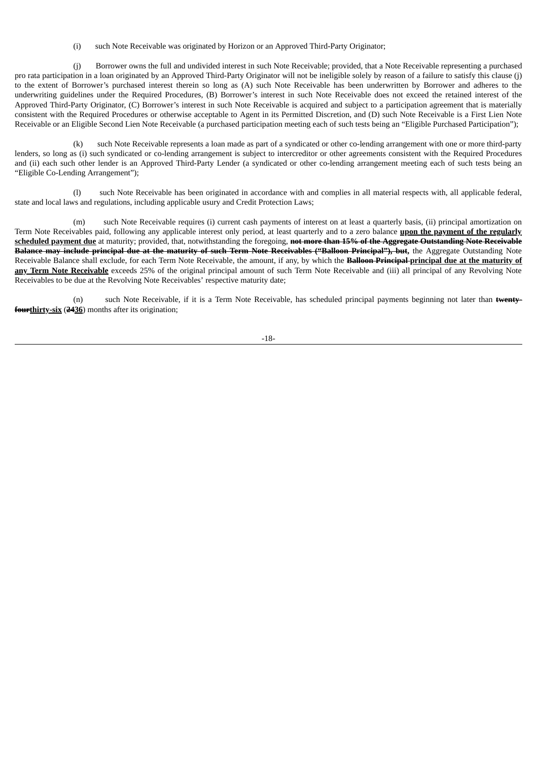(i) such Note Receivable was originated by Horizon or an Approved Third-Party Originator;

(j) Borrower owns the full and undivided interest in such Note Receivable; provided, that a Note Receivable representing a purchased pro rata participation in a loan originated by an Approved Third-Party Originator will not be ineligible solely by reason of a failure to satisfy this clause (j) to the extent of Borrower's purchased interest therein so long as (A) such Note Receivable has been underwritten by Borrower and adheres to the underwriting guidelines under the Required Procedures, (B) Borrower's interest in such Note Receivable does not exceed the retained interest of the Approved Third-Party Originator, (C) Borrower's interest in such Note Receivable is acquired and subject to a participation agreement that is materially consistent with the Required Procedures or otherwise acceptable to Agent in its Permitted Discretion, and (D) such Note Receivable is a First Lien Note Receivable or an Eligible Second Lien Note Receivable (a purchased participation meeting each of such tests being an "Eligible Purchased Participation");

(k) such Note Receivable represents a loan made as part of a syndicated or other co-lending arrangement with one or more third-party lenders, so long as (i) such syndicated or co-lending arrangement is subject to intercreditor or other agreements consistent with the Required Procedures and (ii) each such other lender is an Approved Third-Party Lender (a syndicated or other co-lending arrangement meeting each of such tests being an "Eligible Co-Lending Arrangement");

(l) such Note Receivable has been originated in accordance with and complies in all material respects with, all applicable federal, state and local laws and regulations, including applicable usury and Credit Protection Laws;

(m) such Note Receivable requires (i) current cash payments of interest on at least a quarterly basis, (ii) principal amortization on Term Note Receivables paid, following any applicable interest only period, at least quarterly and to a zero balance **upon the payment of the regularly scheduled payment due** at maturity; provided, that, notwithstanding the foregoing, ~~not more than 15% of the Aggregate Outstanding Note Receivable Balance may include principal due at the maturity of such Term Note Receivables ("Balloon Principal"), but,~~ the Aggregate Outstanding Note Receivable Balance shall exclude, for each Term Note Receivable, the amount, if any, by which the ~~Balloon Principal~~ **principal due at the maturity of any Term Note Receivable** exceeds 25% of the original principal amount of such Term Note Receivable and (iii) all principal of any Revolving Note Receivables to be due at the Revolving Note Receivables' respective maturity date;

(n) such Note Receivable, if it is a Term Note Receivable, has scheduled principal payments beginning not later than ~~twenty-four~~**thirty-six** (~~24~~**36**) months after its origination;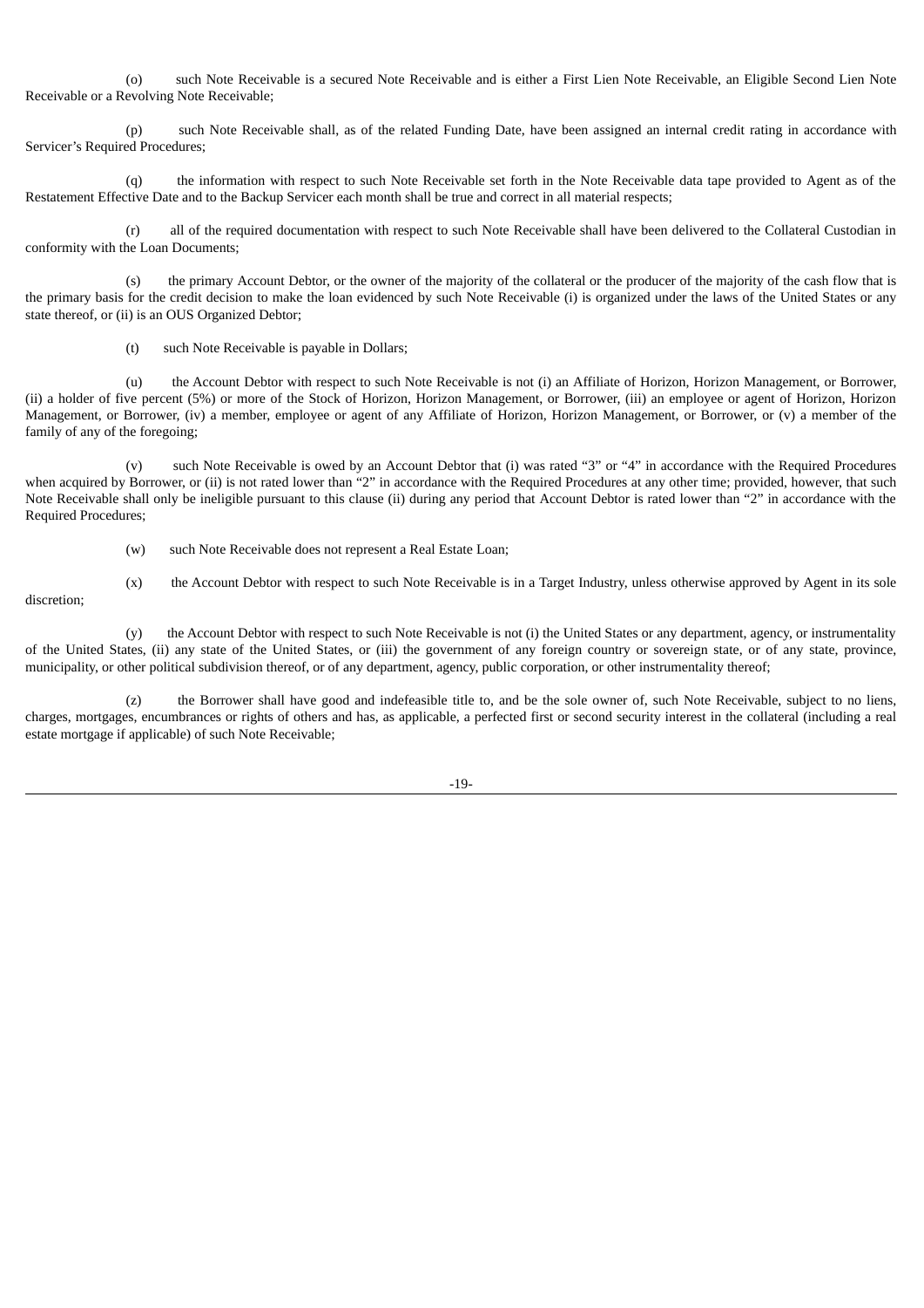(o) such Note Receivable is a secured Note Receivable and is either a First Lien Note Receivable, an Eligible Second Lien Note Receivable or a Revolving Note Receivable;

(p) such Note Receivable shall, as of the related Funding Date, have been assigned an internal credit rating in accordance with Servicer's Required Procedures;

(q) the information with respect to such Note Receivable set forth in the Note Receivable data tape provided to Agent as of the Restatement Effective Date and to the Backup Servicer each month shall be true and correct in all material respects;

(r) all of the required documentation with respect to such Note Receivable shall have been delivered to the Collateral Custodian in conformity with the Loan Documents;

(s) the primary Account Debtor, or the owner of the majority of the collateral or the producer of the majority of the cash flow that is the primary basis for the credit decision to make the loan evidenced by such Note Receivable (i) is organized under the laws of the United States or any state thereof, or (ii) is an OUS Organized Debtor;

(t) such Note Receivable is payable in Dollars;

(u) the Account Debtor with respect to such Note Receivable is not (i) an Affiliate of Horizon, Horizon Management, or Borrower, (ii) a holder of five percent (5%) or more of the Stock of Horizon, Horizon Management, or Borrower, (iii) an employee or agent of Horizon, Horizon Management, or Borrower, (iv) a member, employee or agent of any Affiliate of Horizon, Horizon Management, or Borrower, or (v) a member of the family of any of the foregoing;

(v) such Note Receivable is owed by an Account Debtor that (i) was rated "3" or "4" in accordance with the Required Procedures when acquired by Borrower, or (ii) is not rated lower than "2" in accordance with the Required Procedures at any other time; provided, however, that such Note Receivable shall only be ineligible pursuant to this clause (ii) during any period that Account Debtor is rated lower than "2" in accordance with the Required Procedures;

(w) such Note Receivable does not represent a Real Estate Loan;

(x) the Account Debtor with respect to such Note Receivable is in a Target Industry, unless otherwise approved by Agent in its sole discretion;

(y) the Account Debtor with respect to such Note Receivable is not (i) the United States or any department, agency, or instrumentality of the United States, (ii) any state of the United States, or (iii) the government of any foreign country or sovereign state, or of any state, province, municipality, or other political subdivision thereof, or of any department, agency, public corporation, or other instrumentality thereof;

(z) the Borrower shall have good and indefeasible title to, and be the sole owner of, such Note Receivable, subject to no liens, charges, mortgages, encumbrances or rights of others and has, as applicable, a perfected first or second security interest in the collateral (including a real estate mortgage if applicable) of such Note Receivable;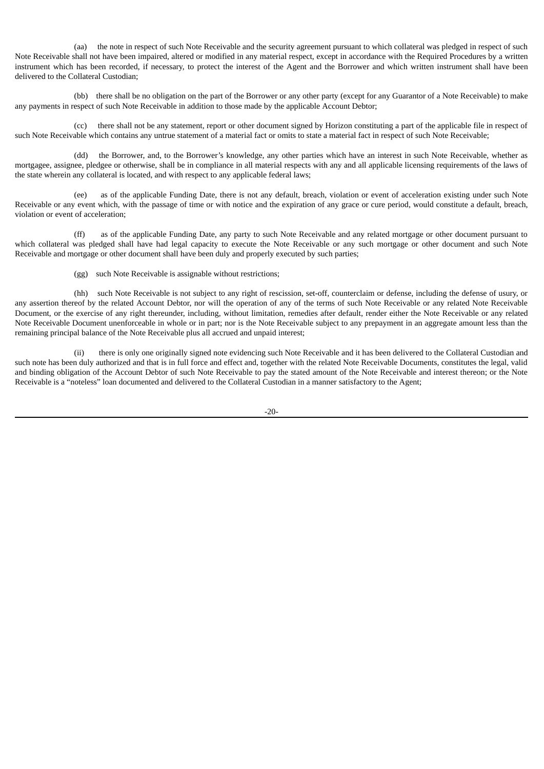(aa) the note in respect of such Note Receivable and the security agreement pursuant to which collateral was pledged in respect of such Note Receivable shall not have been impaired, altered or modified in any material respect, except in accordance with the Required Procedures by a written instrument which has been recorded, if necessary, to protect the interest of the Agent and the Borrower and which written instrument shall have been delivered to the Collateral Custodian;

(bb) there shall be no obligation on the part of the Borrower or any other party (except for any Guarantor of a Note Receivable) to make any payments in respect of such Note Receivable in addition to those made by the applicable Account Debtor;

(cc) there shall not be any statement, report or other document signed by Horizon constituting a part of the applicable file in respect of such Note Receivable which contains any untrue statement of a material fact or omits to state a material fact in respect of such Note Receivable;

(dd) the Borrower, and, to the Borrower's knowledge, any other parties which have an interest in such Note Receivable, whether as mortgagee, assignee, pledgee or otherwise, shall be in compliance in all material respects with any and all applicable licensing requirements of the laws of the state wherein any collateral is located, and with respect to any applicable federal laws;

(ee) as of the applicable Funding Date, there is not any default, breach, violation or event of acceleration existing under such Note Receivable or any event which, with the passage of time or with notice and the expiration of any grace or cure period, would constitute a default, breach, violation or event of acceleration;

(ff) as of the applicable Funding Date, any party to such Note Receivable and any related mortgage or other document pursuant to which collateral was pledged shall have had legal capacity to execute the Note Receivable or any such mortgage or other document and such Note Receivable and mortgage or other document shall have been duly and properly executed by such parties;

(gg) such Note Receivable is assignable without restrictions;

(hh) such Note Receivable is not subject to any right of rescission, set-off, counterclaim or defense, including the defense of usury, or any assertion thereof by the related Account Debtor, nor will the operation of any of the terms of such Note Receivable or any related Note Receivable Document, or the exercise of any right thereunder, including, without limitation, remedies after default, render either the Note Receivable or any related Note Receivable Document unenforceable in whole or in part; nor is the Note Receivable subject to any prepayment in an aggregate amount less than the remaining principal balance of the Note Receivable plus all accrued and unpaid interest;

(ii) there is only one originally signed note evidencing such Note Receivable and it has been delivered to the Collateral Custodian and such note has been duly authorized and that is in full force and effect and, together with the related Note Receivable Documents, constitutes the legal, valid and binding obligation of the Account Debtor of such Note Receivable to pay the stated amount of the Note Receivable and interest thereon; or the Note Receivable is a "noteless" loan documented and delivered to the Collateral Custodian in a manner satisfactory to the Agent;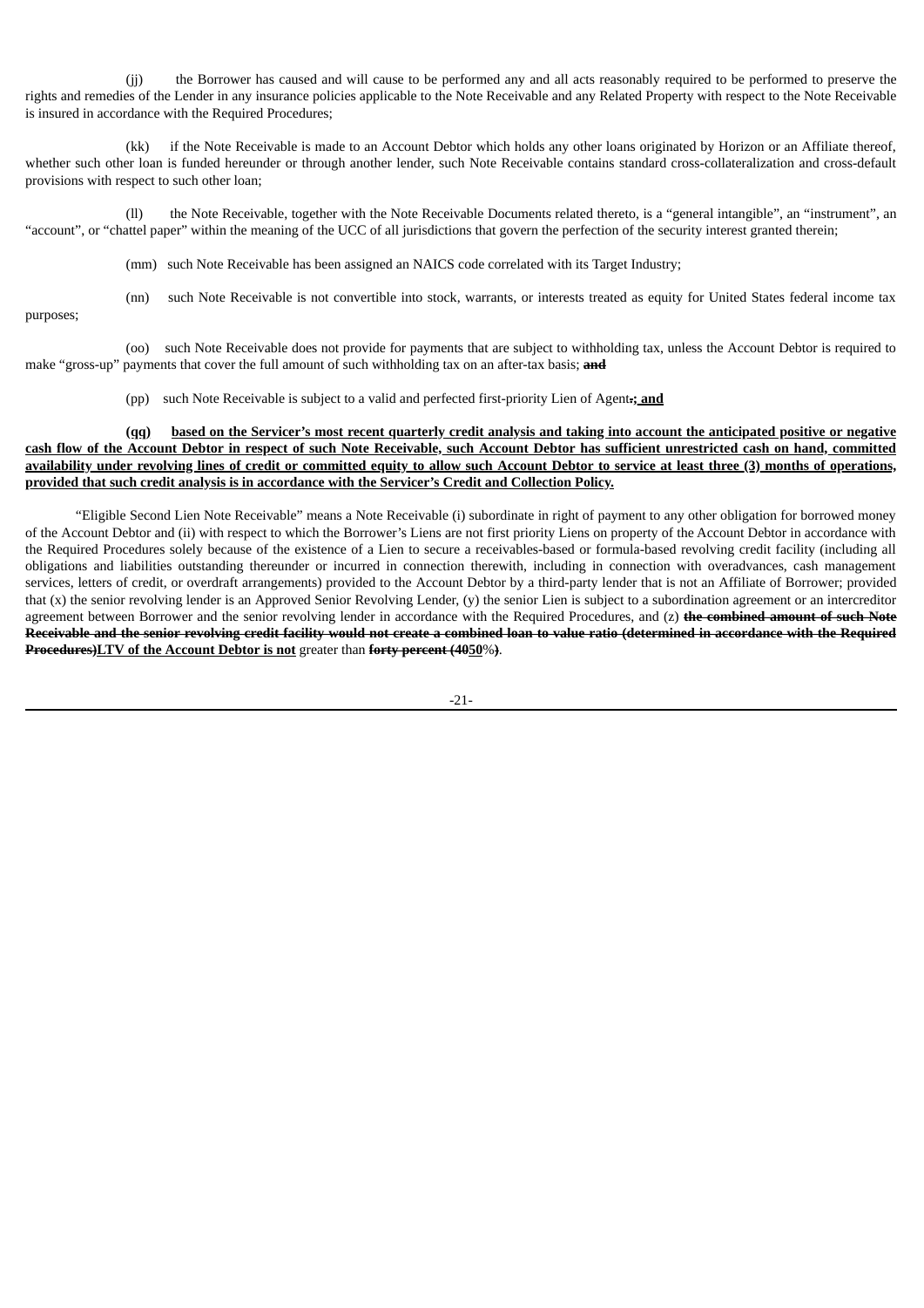(jj) the Borrower has caused and will cause to be performed any and all acts reasonably required to be performed to preserve the rights and remedies of the Lender in any insurance policies applicable to the Note Receivable and any Related Property with respect to the Note Receivable is insured in accordance with the Required Procedures;

(kk) if the Note Receivable is made to an Account Debtor which holds any other loans originated by Horizon or an Affiliate thereof, whether such other loan is funded hereunder or through another lender, such Note Receivable contains standard cross-collateralization and cross-default provisions with respect to such other loan;

(ll) the Note Receivable, together with the Note Receivable Documents related thereto, is a "general intangible", an "instrument", an "account", or "chattel paper" within the meaning of the UCC of all jurisdictions that govern the perfection of the security interest granted therein;

(mm) such Note Receivable has been assigned an NAICS code correlated with its Target Industry;

(nn) such Note Receivable is not convertible into stock, warrants, or interests treated as equity for United States federal income tax purposes;

(oo) such Note Receivable does not provide for payments that are subject to withholding tax, unless the Account Debtor is required to make "gross-up" payments that cover the full amount of such withholding tax on an after-tax basis; ~~**and**~~

(pp) such Note Receivable is subject to a valid and perfected first-priority Lien of Agent~~**.**~~**<u>; and</u>**

**<u>(qq) based on the Servicer's most recent quarterly credit analysis and taking into account the anticipated positive or negative cash flow of the Account Debtor in respect of such Note Receivable, such Account Debtor has sufficient unrestricted cash on hand, committed availability under revolving lines of credit or committed equity to allow such Account Debtor to service at least three (3) months of operations, provided that such credit analysis is in accordance with the Servicer's Credit and Collection Policy.</u>**

"Eligible Second Lien Note Receivable" means a Note Receivable (i) subordinate in right of payment to any other obligation for borrowed money of the Account Debtor and (ii) with respect to which the Borrower's Liens are not first priority Liens on property of the Account Debtor in accordance with the Required Procedures solely because of the existence of a Lien to secure a receivables-based or formula-based revolving credit facility (including all obligations and liabilities outstanding thereunder or incurred in connection therewith, including in connection with overadvances, cash management services, letters of credit, or overdraft arrangements) provided to the Account Debtor by a third-party lender that is not an Affiliate of Borrower; provided that (x) the senior revolving lender is an Approved Senior Revolving Lender, (y) the senior Lien is subject to a subordination agreement or an intercreditor agreement between Borrower and the senior revolving lender in accordance with the Required Procedures, and (z) ~~**the combined amount of such Note Receivable and the senior revolving credit facility would not create a combined loan to value ratio (determined in accordance with the Required Procedures)**~~**<u>LTV of the Account Debtor is not</u>** greater than ~~**forty percent (40**~~**<u>50</u>**%~~**)**~~.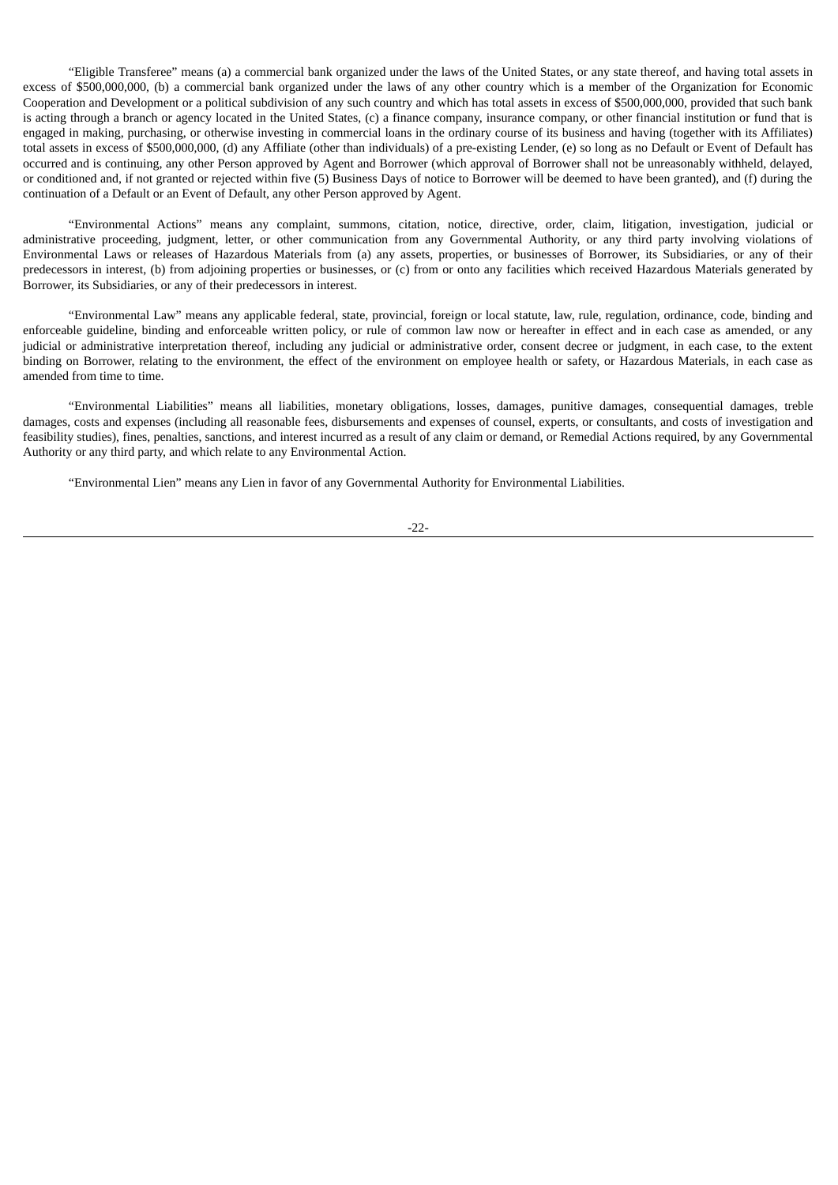"Eligible Transferee" means (a) a commercial bank organized under the laws of the United States, or any state thereof, and having total assets in excess of $500,000,000, (b) a commercial bank organized under the laws of any other country which is a member of the Organization for Economic Cooperation and Development or a political subdivision of any such country and which has total assets in excess of $500,000,000, provided that such bank is acting through a branch or agency located in the United States, (c) a finance company, insurance company, or other financial institution or fund that is engaged in making, purchasing, or otherwise investing in commercial loans in the ordinary course of its business and having (together with its Affiliates) total assets in excess of $500,000,000, (d) any Affiliate (other than individuals) of a pre-existing Lender, (e) so long as no Default or Event of Default has occurred and is continuing, any other Person approved by Agent and Borrower (which approval of Borrower shall not be unreasonably withheld, delayed, or conditioned and, if not granted or rejected within five (5) Business Days of notice to Borrower will be deemed to have been granted), and (f) during the continuation of a Default or an Event of Default, any other Person approved by Agent.

"Environmental Actions" means any complaint, summons, citation, notice, directive, order, claim, litigation, investigation, judicial or administrative proceeding, judgment, letter, or other communication from any Governmental Authority, or any third party involving violations of Environmental Laws or releases of Hazardous Materials from (a) any assets, properties, or businesses of Borrower, its Subsidiaries, or any of their predecessors in interest, (b) from adjoining properties or businesses, or (c) from or onto any facilities which received Hazardous Materials generated by Borrower, its Subsidiaries, or any of their predecessors in interest.

"Environmental Law" means any applicable federal, state, provincial, foreign or local statute, law, rule, regulation, ordinance, code, binding and enforceable guideline, binding and enforceable written policy, or rule of common law now or hereafter in effect and in each case as amended, or any judicial or administrative interpretation thereof, including any judicial or administrative order, consent decree or judgment, in each case, to the extent binding on Borrower, relating to the environment, the effect of the environment on employee health or safety, or Hazardous Materials, in each case as amended from time to time.

"Environmental Liabilities" means all liabilities, monetary obligations, losses, damages, punitive damages, consequential damages, treble damages, costs and expenses (including all reasonable fees, disbursements and expenses of counsel, experts, or consultants, and costs of investigation and feasibility studies), fines, penalties, sanctions, and interest incurred as a result of any claim or demand, or Remedial Actions required, by any Governmental Authority or any third party, and which relate to any Environmental Action.

"Environmental Lien" means any Lien in favor of any Governmental Authority for Environmental Liabilities.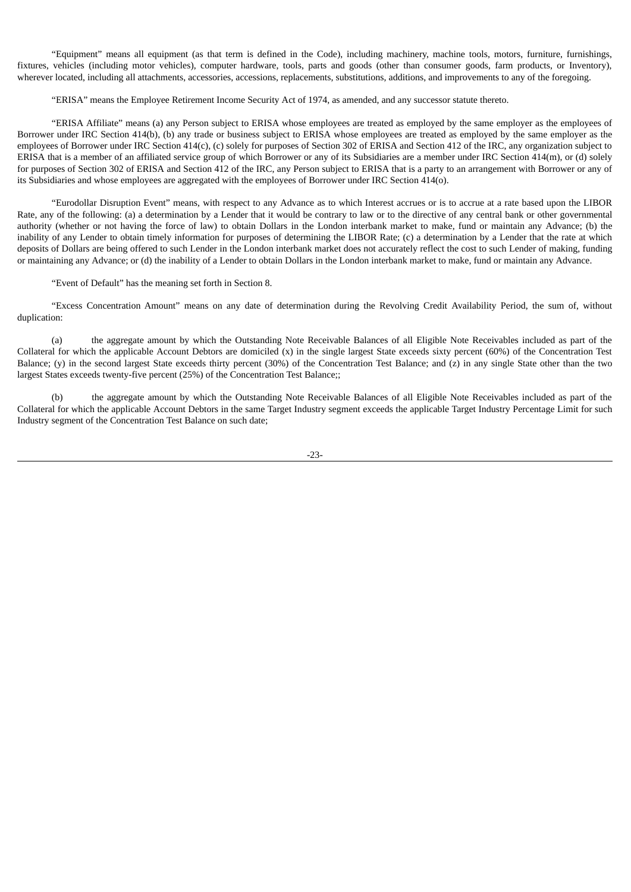"Equipment" means all equipment (as that term is defined in the Code), including machinery, machine tools, motors, furniture, furnishings, fixtures, vehicles (including motor vehicles), computer hardware, tools, parts and goods (other than consumer goods, farm products, or Inventory), wherever located, including all attachments, accessories, accessions, replacements, substitutions, additions, and improvements to any of the foregoing.

"ERISA" means the Employee Retirement Income Security Act of 1974, as amended, and any successor statute thereto.

"ERISA Affiliate" means (a) any Person subject to ERISA whose employees are treated as employed by the same employer as the employees of Borrower under IRC Section 414(b), (b) any trade or business subject to ERISA whose employees are treated as employed by the same employer as the employees of Borrower under IRC Section 414(c), (c) solely for purposes of Section 302 of ERISA and Section 412 of the IRC, any organization subject to ERISA that is a member of an affiliated service group of which Borrower or any of its Subsidiaries are a member under IRC Section 414(m), or (d) solely for purposes of Section 302 of ERISA and Section 412 of the IRC, any Person subject to ERISA that is a party to an arrangement with Borrower or any of its Subsidiaries and whose employees are aggregated with the employees of Borrower under IRC Section 414(o).

"Eurodollar Disruption Event" means, with respect to any Advance as to which Interest accrues or is to accrue at a rate based upon the LIBOR Rate, any of the following: (a) a determination by a Lender that it would be contrary to law or to the directive of any central bank or other governmental authority (whether or not having the force of law) to obtain Dollars in the London interbank market to make, fund or maintain any Advance; (b) the inability of any Lender to obtain timely information for purposes of determining the LIBOR Rate; (c) a determination by a Lender that the rate at which deposits of Dollars are being offered to such Lender in the London interbank market does not accurately reflect the cost to such Lender of making, funding or maintaining any Advance; or (d) the inability of a Lender to obtain Dollars in the London interbank market to make, fund or maintain any Advance.

"Event of Default" has the meaning set forth in Section 8.

"Excess Concentration Amount" means on any date of determination during the Revolving Credit Availability Period, the sum of, without duplication:

(a) the aggregate amount by which the Outstanding Note Receivable Balances of all Eligible Note Receivables included as part of the Collateral for which the applicable Account Debtors are domiciled (x) in the single largest State exceeds sixty percent (60%) of the Concentration Test Balance; (y) in the second largest State exceeds thirty percent (30%) of the Concentration Test Balance; and (z) in any single State other than the two largest States exceeds twenty-five percent (25%) of the Concentration Test Balance;;

(b) the aggregate amount by which the Outstanding Note Receivable Balances of all Eligible Note Receivables included as part of the Collateral for which the applicable Account Debtors in the same Target Industry segment exceeds the applicable Target Industry Percentage Limit for such Industry segment of the Concentration Test Balance on such date;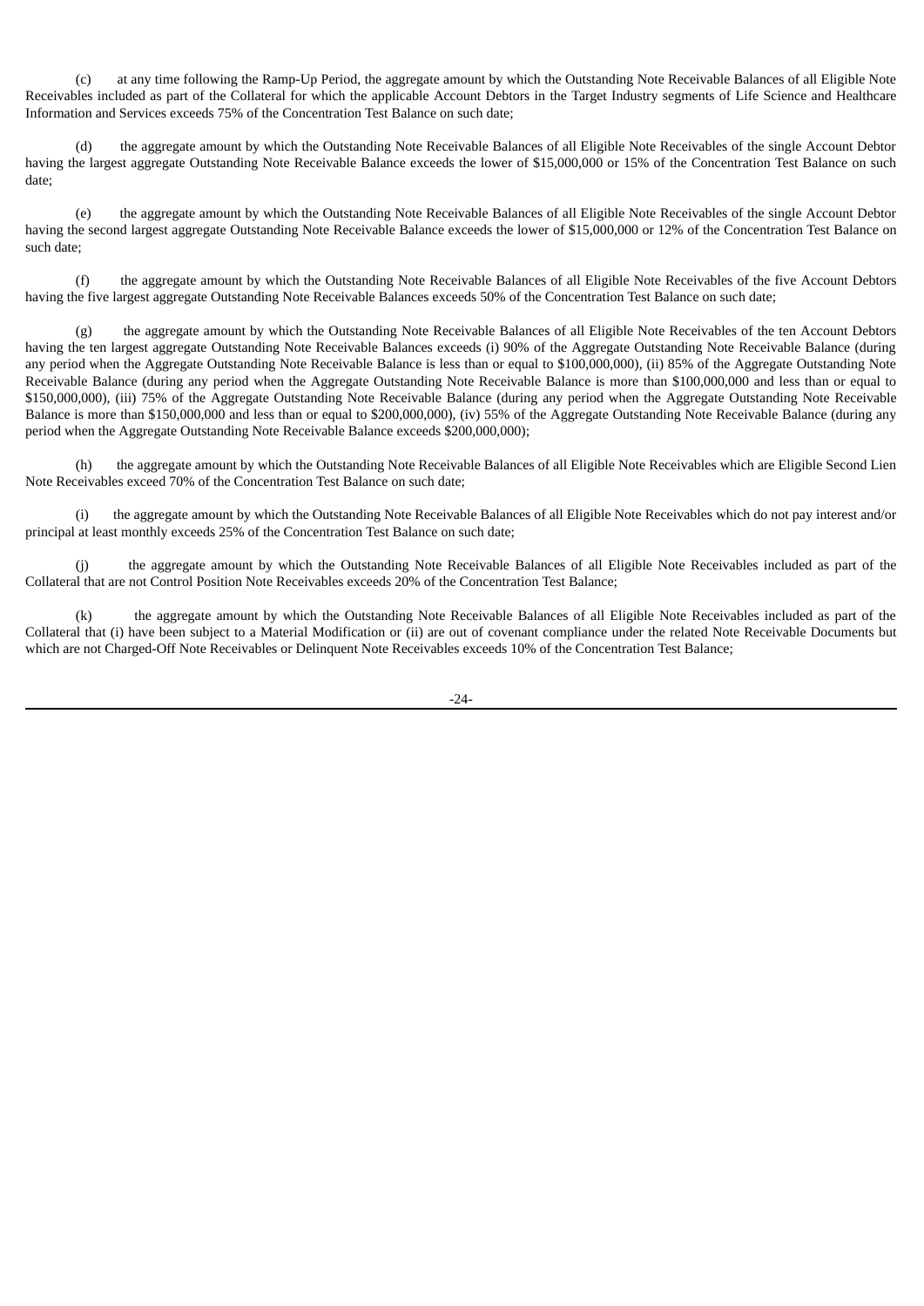(c) at any time following the Ramp-Up Period, the aggregate amount by which the Outstanding Note Receivable Balances of all Eligible Note Receivables included as part of the Collateral for which the applicable Account Debtors in the Target Industry segments of Life Science and Healthcare Information and Services exceeds 75% of the Concentration Test Balance on such date;

(d) the aggregate amount by which the Outstanding Note Receivable Balances of all Eligible Note Receivables of the single Account Debtor having the largest aggregate Outstanding Note Receivable Balance exceeds the lower of $15,000,000 or 15% of the Concentration Test Balance on such date;

(e) the aggregate amount by which the Outstanding Note Receivable Balances of all Eligible Note Receivables of the single Account Debtor having the second largest aggregate Outstanding Note Receivable Balance exceeds the lower of $15,000,000 or 12% of the Concentration Test Balance on such date;

(f) the aggregate amount by which the Outstanding Note Receivable Balances of all Eligible Note Receivables of the five Account Debtors having the five largest aggregate Outstanding Note Receivable Balances exceeds 50% of the Concentration Test Balance on such date;

(g) the aggregate amount by which the Outstanding Note Receivable Balances of all Eligible Note Receivables of the ten Account Debtors having the ten largest aggregate Outstanding Note Receivable Balances exceeds (i) 90% of the Aggregate Outstanding Note Receivable Balance (during any period when the Aggregate Outstanding Note Receivable Balance is less than or equal to $100,000,000), (ii) 85% of the Aggregate Outstanding Note Receivable Balance (during any period when the Aggregate Outstanding Note Receivable Balance is more than $100,000,000 and less than or equal to $150,000,000), (iii) 75% of the Aggregate Outstanding Note Receivable Balance (during any period when the Aggregate Outstanding Note Receivable Balance is more than $150,000,000 and less than or equal to $200,000,000), (iv) 55% of the Aggregate Outstanding Note Receivable Balance (during any period when the Aggregate Outstanding Note Receivable Balance exceeds $200,000,000);

(h) the aggregate amount by which the Outstanding Note Receivable Balances of all Eligible Note Receivables which are Eligible Second Lien Note Receivables exceed 70% of the Concentration Test Balance on such date;

(i) the aggregate amount by which the Outstanding Note Receivable Balances of all Eligible Note Receivables which do not pay interest and/or principal at least monthly exceeds 25% of the Concentration Test Balance on such date;

(j) the aggregate amount by which the Outstanding Note Receivable Balances of all Eligible Note Receivables included as part of the Collateral that are not Control Position Note Receivables exceeds 20% of the Concentration Test Balance;

(k) the aggregate amount by which the Outstanding Note Receivable Balances of all Eligible Note Receivables included as part of the Collateral that (i) have been subject to a Material Modification or (ii) are out of covenant compliance under the related Note Receivable Documents but which are not Charged-Off Note Receivables or Delinquent Note Receivables exceeds 10% of the Concentration Test Balance;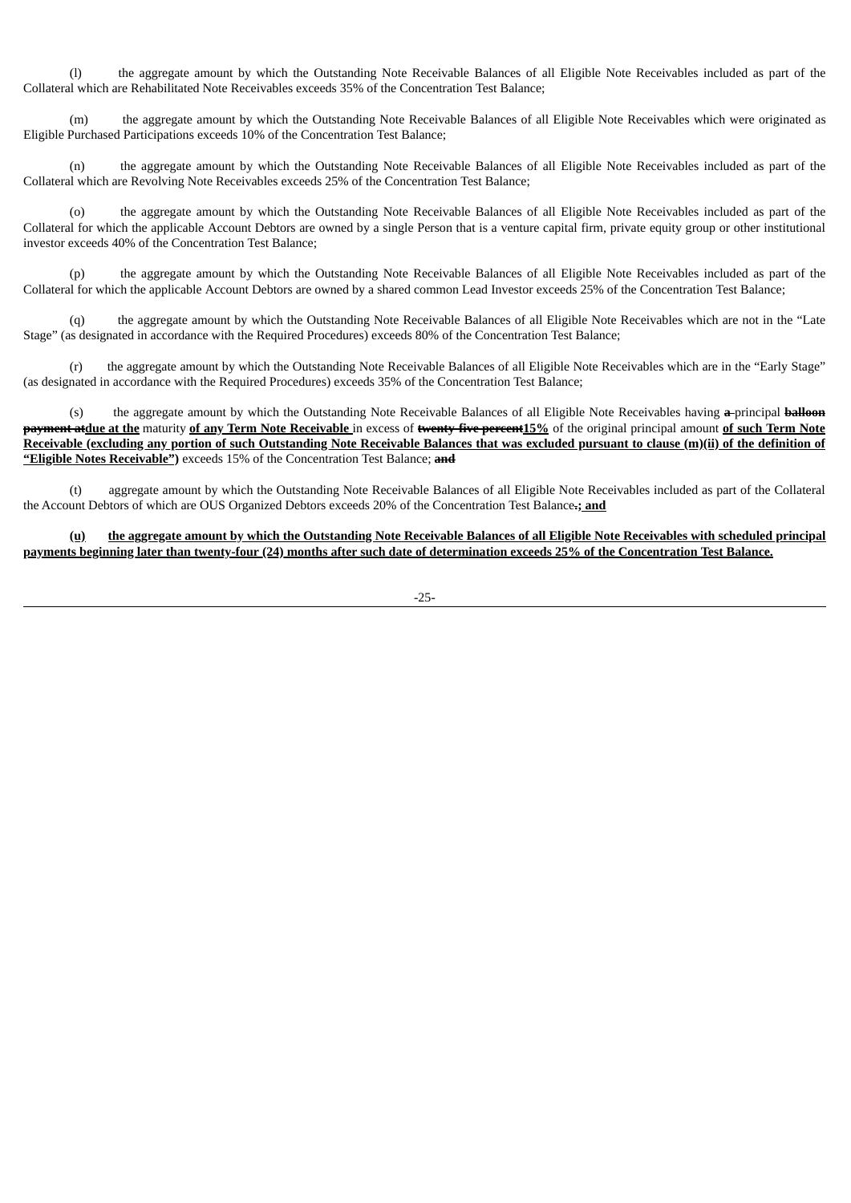(l) the aggregate amount by which the Outstanding Note Receivable Balances of all Eligible Note Receivables included as part of the Collateral which are Rehabilitated Note Receivables exceeds 35% of the Concentration Test Balance;

(m) the aggregate amount by which the Outstanding Note Receivable Balances of all Eligible Note Receivables which were originated as Eligible Purchased Participations exceeds 10% of the Concentration Test Balance;

(n) the aggregate amount by which the Outstanding Note Receivable Balances of all Eligible Note Receivables included as part of the Collateral which are Revolving Note Receivables exceeds 25% of the Concentration Test Balance;

(o) the aggregate amount by which the Outstanding Note Receivable Balances of all Eligible Note Receivables included as part of the Collateral for which the applicable Account Debtors are owned by a single Person that is a venture capital firm, private equity group or other institutional investor exceeds 40% of the Concentration Test Balance;

(p) the aggregate amount by which the Outstanding Note Receivable Balances of all Eligible Note Receivables included as part of the Collateral for which the applicable Account Debtors are owned by a shared common Lead Investor exceeds 25% of the Concentration Test Balance;

(q) the aggregate amount by which the Outstanding Note Receivable Balances of all Eligible Note Receivables which are not in the "Late Stage" (as designated in accordance with the Required Procedures) exceeds 80% of the Concentration Test Balance;

(r) the aggregate amount by which the Outstanding Note Receivable Balances of all Eligible Note Receivables which are in the "Early Stage" (as designated in accordance with the Required Procedures) exceeds 35% of the Concentration Test Balance;

(s) the aggregate amount by which the Outstanding Note Receivable Balances of all Eligible Note Receivables having ~~a~~ principal ~~**balloon payment at**~~**due at the** maturity **of any Term Note Receivable** in excess of ~~**twenty-five percent**~~**15%** of the original principal amount **of such Term Note Receivable (excluding any portion of such Outstanding Note Receivable Balances that was excluded pursuant to clause (m)(ii) of the definition of "Eligible Notes Receivable")** exceeds 15% of the Concentration Test Balance; ~~**and**~~

(t) aggregate amount by which the Outstanding Note Receivable Balances of all Eligible Note Receivables included as part of the Collateral the Account Debtors of which are OUS Organized Debtors exceeds 20% of the Concentration Test Balance~~.~~**; and**

**(u) the aggregate amount by which the Outstanding Note Receivable Balances of all Eligible Note Receivables with scheduled principal payments beginning later than twenty-four (24) months after such date of determination exceeds 25% of the Concentration Test Balance.**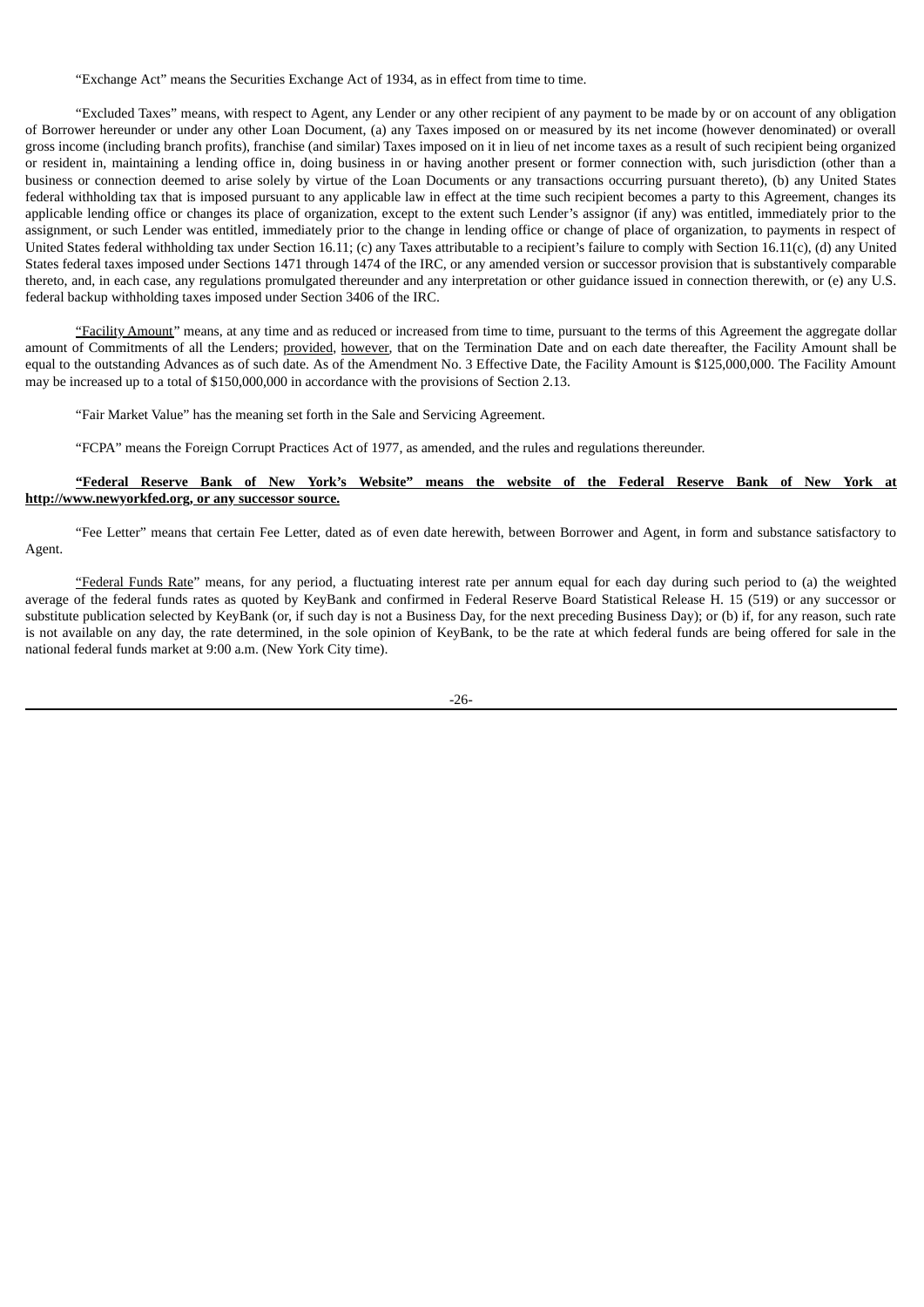"Exchange Act" means the Securities Exchange Act of 1934, as in effect from time to time.

"Excluded Taxes" means, with respect to Agent, any Lender or any other recipient of any payment to be made by or on account of any obligation of Borrower hereunder or under any other Loan Document, (a) any Taxes imposed on or measured by its net income (however denominated) or overall gross income (including branch profits), franchise (and similar) Taxes imposed on it in lieu of net income taxes as a result of such recipient being organized or resident in, maintaining a lending office in, doing business in or having another present or former connection with, such jurisdiction (other than a business or connection deemed to arise solely by virtue of the Loan Documents or any transactions occurring pursuant thereto), (b) any United States federal withholding tax that is imposed pursuant to any applicable law in effect at the time such recipient becomes a party to this Agreement, changes its applicable lending office or changes its place of organization, except to the extent such Lender's assignor (if any) was entitled, immediately prior to the assignment, or such Lender was entitled, immediately prior to the change in lending office or change of place of organization, to payments in respect of United States federal withholding tax under Section 16.11; (c) any Taxes attributable to a recipient's failure to comply with Section 16.11(c), (d) any United States federal taxes imposed under Sections 1471 through 1474 of the IRC, or any amended version or successor provision that is substantively comparable thereto, and, in each case, any regulations promulgated thereunder and any interpretation or other guidance issued in connection therewith, or (e) any U.S. federal backup withholding taxes imposed under Section 3406 of the IRC.

"Facility Amount" means, at any time and as reduced or increased from time to time, pursuant to the terms of this Agreement the aggregate dollar amount of Commitments of all the Lenders; provided, however, that on the Termination Date and on each date thereafter, the Facility Amount shall be equal to the outstanding Advances as of such date. As of the Amendment No. 3 Effective Date, the Facility Amount is $125,000,000. The Facility Amount may be increased up to a total of $150,000,000 in accordance with the provisions of Section 2.13.

"Fair Market Value" has the meaning set forth in the Sale and Servicing Agreement.

"FCPA" means the Foreign Corrupt Practices Act of 1977, as amended, and the rules and regulations thereunder.

**"Federal Reserve Bank of New York's Website" means the website of the Federal Reserve Bank of New York at http://www.newyorkfed.org, or any successor source.**

"Fee Letter" means that certain Fee Letter, dated as of even date herewith, between Borrower and Agent, in form and substance satisfactory to Agent.

"Federal Funds Rate" means, for any period, a fluctuating interest rate per annum equal for each day during such period to (a) the weighted average of the federal funds rates as quoted by KeyBank and confirmed in Federal Reserve Board Statistical Release H. 15 (519) or any successor or substitute publication selected by KeyBank (or, if such day is not a Business Day, for the next preceding Business Day); or (b) if, for any reason, such rate is not available on any day, the rate determined, in the sole opinion of KeyBank, to be the rate at which federal funds are being offered for sale in the national federal funds market at 9:00 a.m. (New York City time).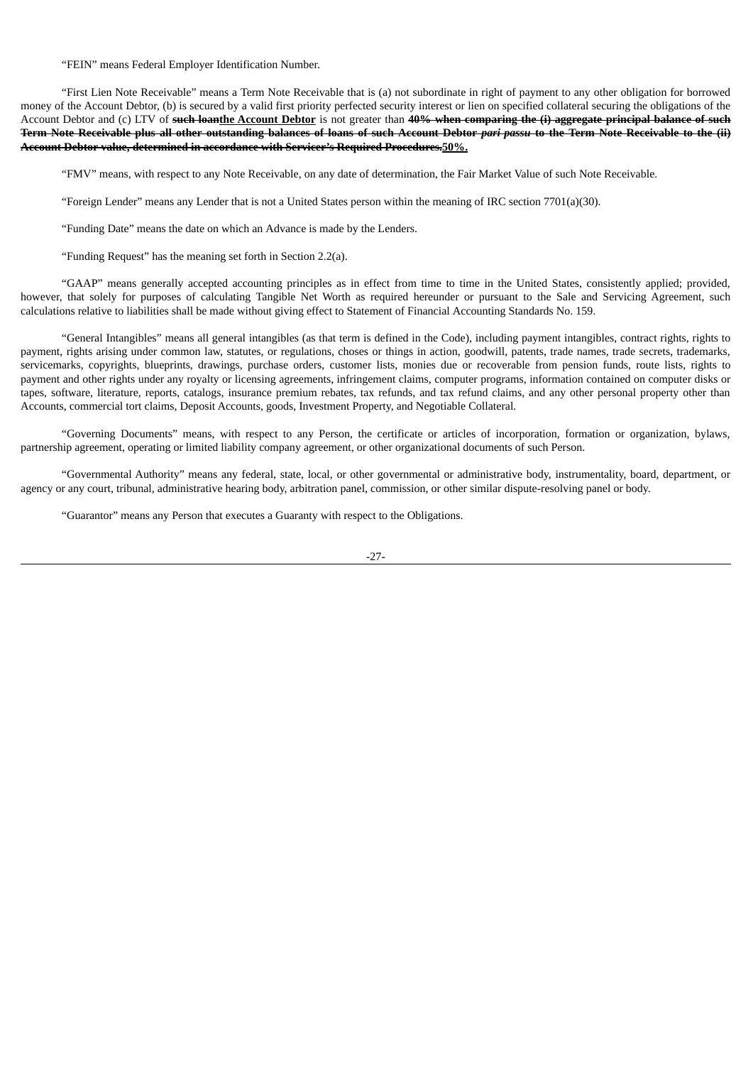"FEIN" means Federal Employer Identification Number.

"First Lien Note Receivable" means a Term Note Receivable that is (a) not subordinate in right of payment to any other obligation for borrowed money of the Account Debtor, (b) is secured by a valid first priority perfected security interest or lien on specified collateral securing the obligations of the Account Debtor and (c) LTV of ~~such loan~~**<u>the Account Debtor</u>** is not greater than ~~**40% when comparing the (i) aggregate principal balance of such Term Note Receivable plus all other outstanding balances of loans of such Account Debtor *pari passu* to the Term Note Receivable to the (ii) Account Debtor value, determined in accordance with Servicer's Required Procedures.**~~**<u>50%.</u>**

"FMV" means, with respect to any Note Receivable, on any date of determination, the Fair Market Value of such Note Receivable.

"Foreign Lender" means any Lender that is not a United States person within the meaning of IRC section 7701(a)(30).

"Funding Date" means the date on which an Advance is made by the Lenders.

"Funding Request" has the meaning set forth in Section 2.2(a).

"GAAP" means generally accepted accounting principles as in effect from time to time in the United States, consistently applied; provided, however, that solely for purposes of calculating Tangible Net Worth as required hereunder or pursuant to the Sale and Servicing Agreement, such calculations relative to liabilities shall be made without giving effect to Statement of Financial Accounting Standards No. 159.

"General Intangibles" means all general intangibles (as that term is defined in the Code), including payment intangibles, contract rights, rights to payment, rights arising under common law, statutes, or regulations, choses or things in action, goodwill, patents, trade names, trade secrets, trademarks, servicemarks, copyrights, blueprints, drawings, purchase orders, customer lists, monies due or recoverable from pension funds, route lists, rights to payment and other rights under any royalty or licensing agreements, infringement claims, computer programs, information contained on computer disks or tapes, software, literature, reports, catalogs, insurance premium rebates, tax refunds, and tax refund claims, and any other personal property other than Accounts, commercial tort claims, Deposit Accounts, goods, Investment Property, and Negotiable Collateral.

"Governing Documents" means, with respect to any Person, the certificate or articles of incorporation, formation or organization, bylaws, partnership agreement, operating or limited liability company agreement, or other organizational documents of such Person.

"Governmental Authority" means any federal, state, local, or other governmental or administrative body, instrumentality, board, department, or agency or any court, tribunal, administrative hearing body, arbitration panel, commission, or other similar dispute-resolving panel or body.

"Guarantor" means any Person that executes a Guaranty with respect to the Obligations.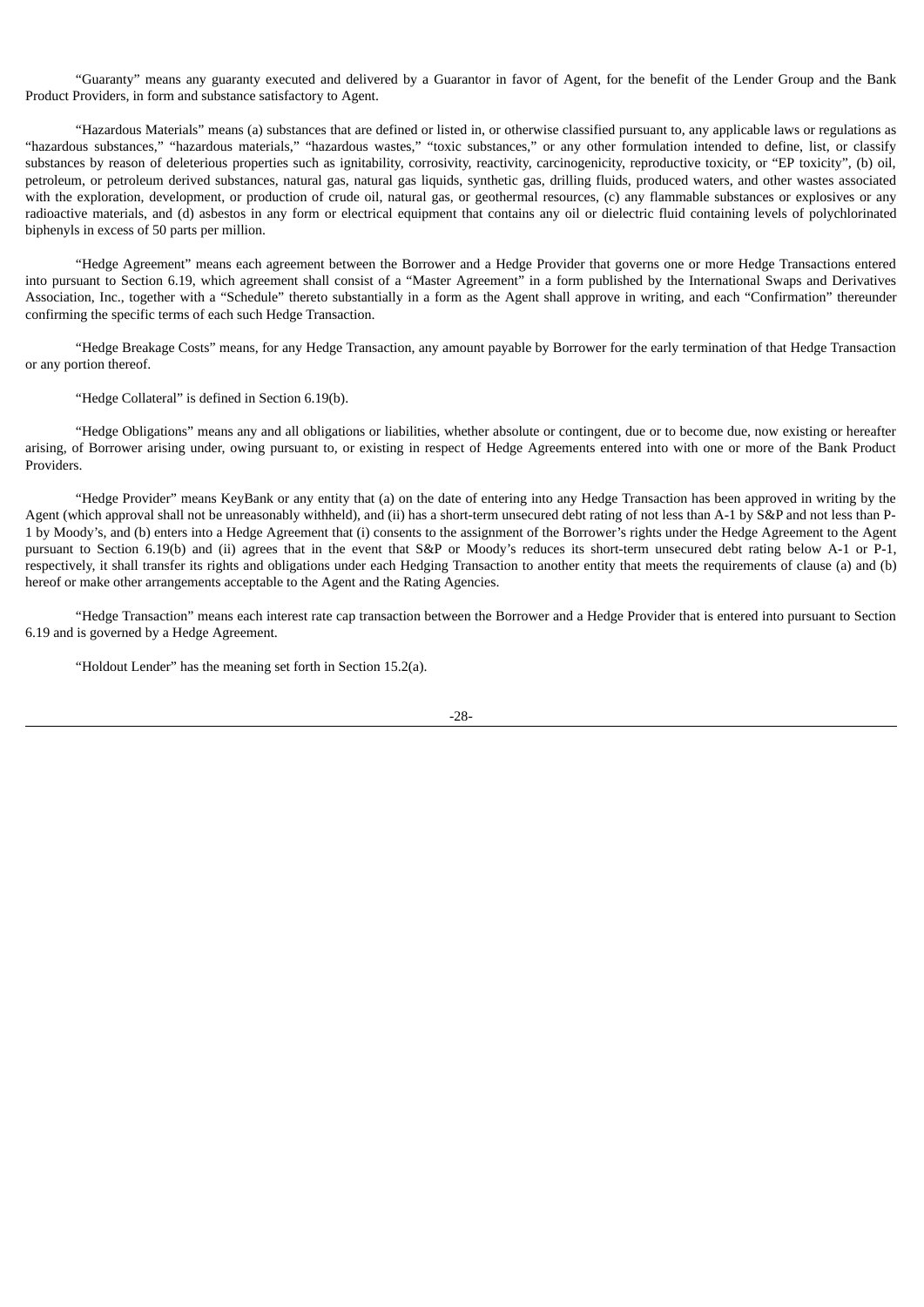"Guaranty" means any guaranty executed and delivered by a Guarantor in favor of Agent, for the benefit of the Lender Group and the Bank Product Providers, in form and substance satisfactory to Agent.

"Hazardous Materials" means (a) substances that are defined or listed in, or otherwise classified pursuant to, any applicable laws or regulations as "hazardous substances," "hazardous materials," "hazardous wastes," "toxic substances," or any other formulation intended to define, list, or classify substances by reason of deleterious properties such as ignitability, corrosivity, reactivity, carcinogenicity, reproductive toxicity, or "EP toxicity", (b) oil, petroleum, or petroleum derived substances, natural gas, natural gas liquids, synthetic gas, drilling fluids, produced waters, and other wastes associated with the exploration, development, or production of crude oil, natural gas, or geothermal resources, (c) any flammable substances or explosives or any radioactive materials, and (d) asbestos in any form or electrical equipment that contains any oil or dielectric fluid containing levels of polychlorinated biphenyls in excess of 50 parts per million.

"Hedge Agreement" means each agreement between the Borrower and a Hedge Provider that governs one or more Hedge Transactions entered into pursuant to Section 6.19, which agreement shall consist of a "Master Agreement" in a form published by the International Swaps and Derivatives Association, Inc., together with a "Schedule" thereto substantially in a form as the Agent shall approve in writing, and each "Confirmation" thereunder confirming the specific terms of each such Hedge Transaction.

"Hedge Breakage Costs" means, for any Hedge Transaction, any amount payable by Borrower for the early termination of that Hedge Transaction or any portion thereof.

"Hedge Collateral" is defined in Section 6.19(b).

"Hedge Obligations" means any and all obligations or liabilities, whether absolute or contingent, due or to become due, now existing or hereafter arising, of Borrower arising under, owing pursuant to, or existing in respect of Hedge Agreements entered into with one or more of the Bank Product Providers.

"Hedge Provider" means KeyBank or any entity that (a) on the date of entering into any Hedge Transaction has been approved in writing by the Agent (which approval shall not be unreasonably withheld), and (ii) has a short-term unsecured debt rating of not less than A-1 by S&P and not less than P-1 by Moody's, and (b) enters into a Hedge Agreement that (i) consents to the assignment of the Borrower's rights under the Hedge Agreement to the Agent pursuant to Section 6.19(b) and (ii) agrees that in the event that S&P or Moody's reduces its short-term unsecured debt rating below A-1 or P-1, respectively, it shall transfer its rights and obligations under each Hedging Transaction to another entity that meets the requirements of clause (a) and (b) hereof or make other arrangements acceptable to the Agent and the Rating Agencies.

"Hedge Transaction" means each interest rate cap transaction between the Borrower and a Hedge Provider that is entered into pursuant to Section 6.19 and is governed by a Hedge Agreement.

"Holdout Lender" has the meaning set forth in Section 15.2(a).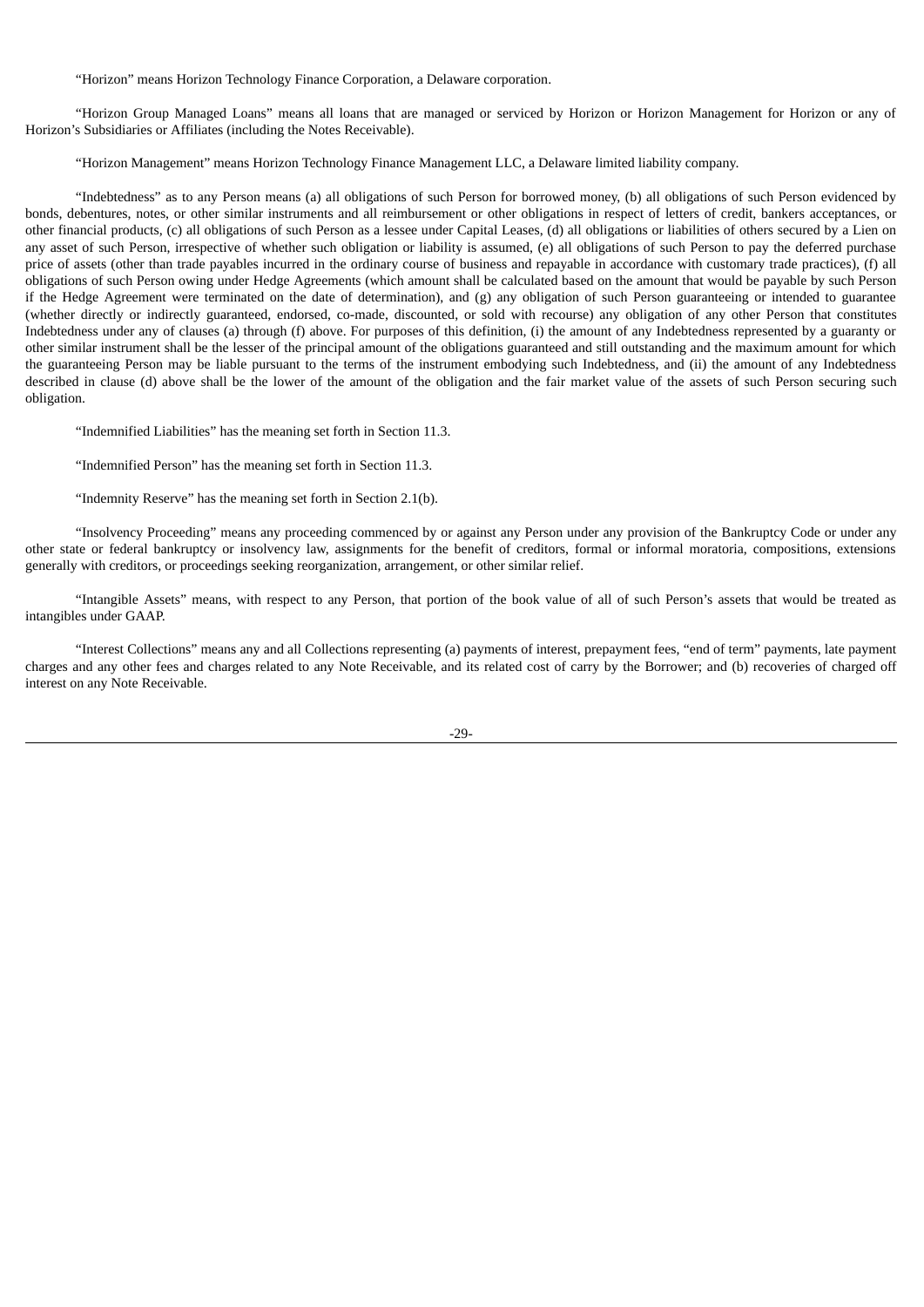"Horizon" means Horizon Technology Finance Corporation, a Delaware corporation.

"Horizon Group Managed Loans" means all loans that are managed or serviced by Horizon or Horizon Management for Horizon or any of Horizon's Subsidiaries or Affiliates (including the Notes Receivable).

"Horizon Management" means Horizon Technology Finance Management LLC, a Delaware limited liability company.

"Indebtedness" as to any Person means (a) all obligations of such Person for borrowed money, (b) all obligations of such Person evidenced by bonds, debentures, notes, or other similar instruments and all reimbursement or other obligations in respect of letters of credit, bankers acceptances, or other financial products, (c) all obligations of such Person as a lessee under Capital Leases, (d) all obligations or liabilities of others secured by a Lien on any asset of such Person, irrespective of whether such obligation or liability is assumed, (e) all obligations of such Person to pay the deferred purchase price of assets (other than trade payables incurred in the ordinary course of business and repayable in accordance with customary trade practices), (f) all obligations of such Person owing under Hedge Agreements (which amount shall be calculated based on the amount that would be payable by such Person if the Hedge Agreement were terminated on the date of determination), and (g) any obligation of such Person guaranteeing or intended to guarantee (whether directly or indirectly guaranteed, endorsed, co-made, discounted, or sold with recourse) any obligation of any other Person that constitutes Indebtedness under any of clauses (a) through (f) above. For purposes of this definition, (i) the amount of any Indebtedness represented by a guaranty or other similar instrument shall be the lesser of the principal amount of the obligations guaranteed and still outstanding and the maximum amount for which the guaranteeing Person may be liable pursuant to the terms of the instrument embodying such Indebtedness, and (ii) the amount of any Indebtedness described in clause (d) above shall be the lower of the amount of the obligation and the fair market value of the assets of such Person securing such obligation.

"Indemnified Liabilities" has the meaning set forth in Section 11.3.

"Indemnified Person" has the meaning set forth in Section 11.3.

"Indemnity Reserve" has the meaning set forth in Section 2.1(b).

"Insolvency Proceeding" means any proceeding commenced by or against any Person under any provision of the Bankruptcy Code or under any other state or federal bankruptcy or insolvency law, assignments for the benefit of creditors, formal or informal moratoria, compositions, extensions generally with creditors, or proceedings seeking reorganization, arrangement, or other similar relief.

"Intangible Assets" means, with respect to any Person, that portion of the book value of all of such Person's assets that would be treated as intangibles under GAAP.

"Interest Collections" means any and all Collections representing (a) payments of interest, prepayment fees, "end of term" payments, late payment charges and any other fees and charges related to any Note Receivable, and its related cost of carry by the Borrower; and (b) recoveries of charged off interest on any Note Receivable.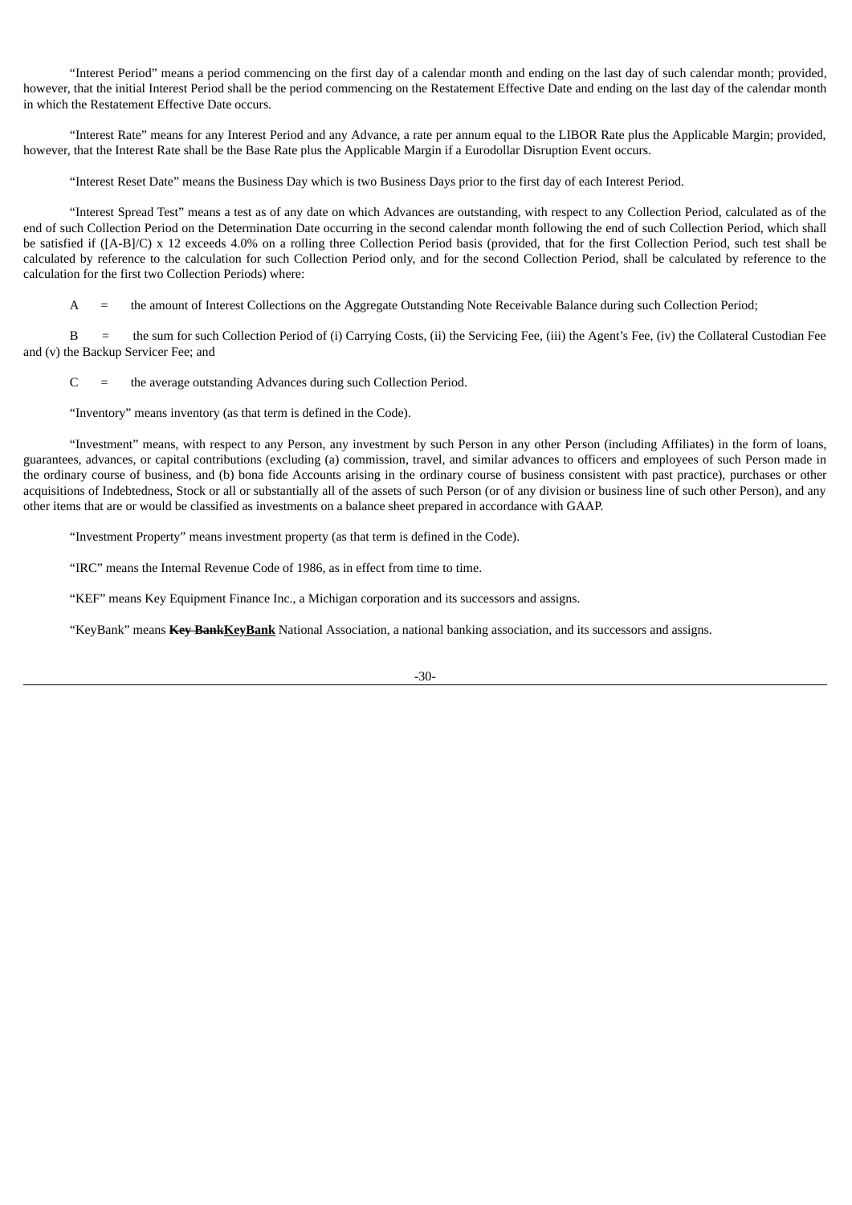"Interest Period" means a period commencing on the first day of a calendar month and ending on the last day of such calendar month; provided, however, that the initial Interest Period shall be the period commencing on the Restatement Effective Date and ending on the last day of the calendar month in which the Restatement Effective Date occurs.

"Interest Rate" means for any Interest Period and any Advance, a rate per annum equal to the LIBOR Rate plus the Applicable Margin; provided, however, that the Interest Rate shall be the Base Rate plus the Applicable Margin if a Eurodollar Disruption Event occurs.

"Interest Reset Date" means the Business Day which is two Business Days prior to the first day of each Interest Period.

"Interest Spread Test" means a test as of any date on which Advances are outstanding, with respect to any Collection Period, calculated as of the end of such Collection Period on the Determination Date occurring in the second calendar month following the end of such Collection Period, which shall be satisfied if ([A-B]/C) x 12 exceeds 4.0% on a rolling three Collection Period basis (provided, that for the first Collection Period, such test shall be calculated by reference to the calculation for such Collection Period only, and for the second Collection Period, shall be calculated by reference to the calculation for the first two Collection Periods) where:

A = the amount of Interest Collections on the Aggregate Outstanding Note Receivable Balance during such Collection Period;

B = the sum for such Collection Period of (i) Carrying Costs, (ii) the Servicing Fee, (iii) the Agent's Fee, (iv) the Collateral Custodian Fee and (v) the Backup Servicer Fee; and

C = the average outstanding Advances during such Collection Period.

"Inventory" means inventory (as that term is defined in the Code).

"Investment" means, with respect to any Person, any investment by such Person in any other Person (including Affiliates) in the form of loans, guarantees, advances, or capital contributions (excluding (a) commission, travel, and similar advances to officers and employees of such Person made in the ordinary course of business, and (b) bona fide Accounts arising in the ordinary course of business consistent with past practice), purchases or other acquisitions of Indebtedness, Stock or all or substantially all of the assets of such Person (or of any division or business line of such other Person), and any other items that are or would be classified as investments on a balance sheet prepared in accordance with GAAP.

"Investment Property" means investment property (as that term is defined in the Code).

"IRC" means the Internal Revenue Code of 1986, as in effect from time to time.

"KEF" means Key Equipment Finance Inc., a Michigan corporation and its successors and assigns.

"KeyBank" means ~~**Key Bank**~~**KeyBank** National Association, a national banking association, and its successors and assigns.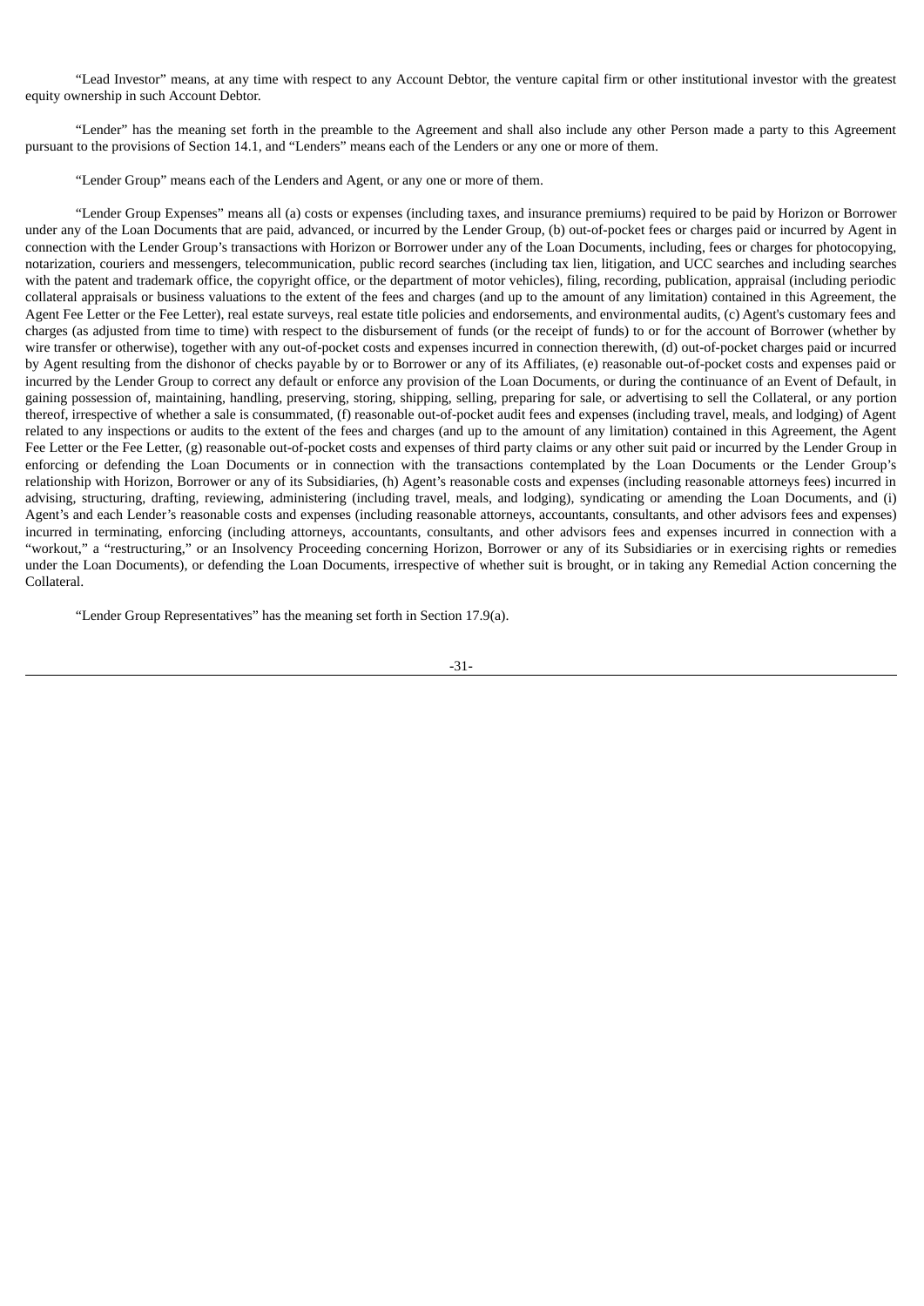"Lead Investor" means, at any time with respect to any Account Debtor, the venture capital firm or other institutional investor with the greatest equity ownership in such Account Debtor.

"Lender" has the meaning set forth in the preamble to the Agreement and shall also include any other Person made a party to this Agreement pursuant to the provisions of Section 14.1, and "Lenders" means each of the Lenders or any one or more of them.

"Lender Group" means each of the Lenders and Agent, or any one or more of them.

"Lender Group Expenses" means all (a) costs or expenses (including taxes, and insurance premiums) required to be paid by Horizon or Borrower under any of the Loan Documents that are paid, advanced, or incurred by the Lender Group, (b) out-of-pocket fees or charges paid or incurred by Agent in connection with the Lender Group's transactions with Horizon or Borrower under any of the Loan Documents, including, fees or charges for photocopying, notarization, couriers and messengers, telecommunication, public record searches (including tax lien, litigation, and UCC searches and including searches with the patent and trademark office, the copyright office, or the department of motor vehicles), filing, recording, publication, appraisal (including periodic collateral appraisals or business valuations to the extent of the fees and charges (and up to the amount of any limitation) contained in this Agreement, the Agent Fee Letter or the Fee Letter), real estate surveys, real estate title policies and endorsements, and environmental audits, (c) Agent's customary fees and charges (as adjusted from time to time) with respect to the disbursement of funds (or the receipt of funds) to or for the account of Borrower (whether by wire transfer or otherwise), together with any out-of-pocket costs and expenses incurred in connection therewith, (d) out-of-pocket charges paid or incurred by Agent resulting from the dishonor of checks payable by or to Borrower or any of its Affiliates, (e) reasonable out-of-pocket costs and expenses paid or incurred by the Lender Group to correct any default or enforce any provision of the Loan Documents, or during the continuance of an Event of Default, in gaining possession of, maintaining, handling, preserving, storing, shipping, selling, preparing for sale, or advertising to sell the Collateral, or any portion thereof, irrespective of whether a sale is consummated, (f) reasonable out-of-pocket audit fees and expenses (including travel, meals, and lodging) of Agent related to any inspections or audits to the extent of the fees and charges (and up to the amount of any limitation) contained in this Agreement, the Agent Fee Letter or the Fee Letter, (g) reasonable out-of-pocket costs and expenses of third party claims or any other suit paid or incurred by the Lender Group in enforcing or defending the Loan Documents or in connection with the transactions contemplated by the Loan Documents or the Lender Group's relationship with Horizon, Borrower or any of its Subsidiaries, (h) Agent's reasonable costs and expenses (including reasonable attorneys fees) incurred in advising, structuring, drafting, reviewing, administering (including travel, meals, and lodging), syndicating or amending the Loan Documents, and (i) Agent's and each Lender's reasonable costs and expenses (including reasonable attorneys, accountants, consultants, and other advisors fees and expenses) incurred in terminating, enforcing (including attorneys, accountants, consultants, and other advisors fees and expenses incurred in connection with a "workout," a "restructuring," or an Insolvency Proceeding concerning Horizon, Borrower or any of its Subsidiaries or in exercising rights or remedies under the Loan Documents), or defending the Loan Documents, irrespective of whether suit is brought, or in taking any Remedial Action concerning the Collateral.

"Lender Group Representatives" has the meaning set forth in Section 17.9(a).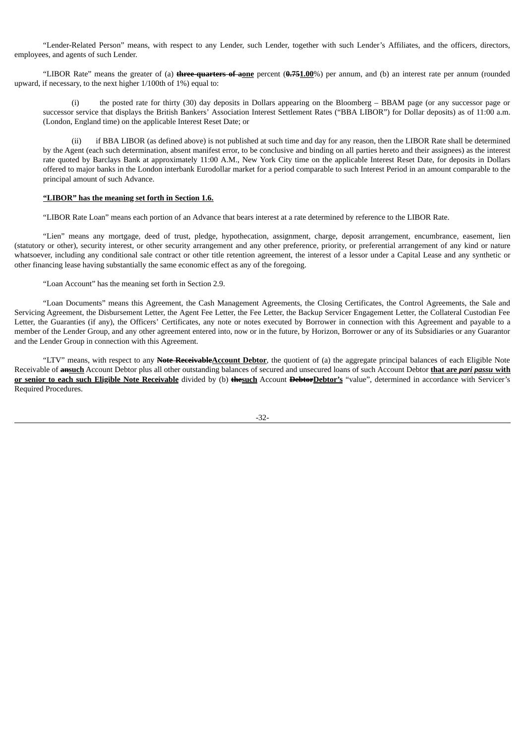"Lender-Related Person" means, with respect to any Lender, such Lender, together with such Lender's Affiliates, and the officers, directors, employees, and agents of such Lender.

"LIBOR Rate" means the greater of (a) ~~three-quarters of a~~**one** percent (~~0.75~~**1.00**%) per annum, and (b) an interest rate per annum (rounded upward, if necessary, to the next higher 1/100th of 1%) equal to:

(i) the posted rate for thirty (30) day deposits in Dollars appearing on the Bloomberg – BBAM page (or any successor page or successor service that displays the British Bankers' Association Interest Settlement Rates ("BBA LIBOR") for Dollar deposits) as of 11:00 a.m. (London, England time) on the applicable Interest Reset Date; or

(ii) if BBA LIBOR (as defined above) is not published at such time and day for any reason, then the LIBOR Rate shall be determined by the Agent (each such determination, absent manifest error, to be conclusive and binding on all parties hereto and their assignees) as the interest rate quoted by Barclays Bank at approximately 11:00 A.M., New York City time on the applicable Interest Reset Date, for deposits in Dollars offered to major banks in the London interbank Eurodollar market for a period comparable to such Interest Period in an amount comparable to the principal amount of such Advance.

**"LIBOR" has the meaning set forth in Section 1.6.**

"LIBOR Rate Loan" means each portion of an Advance that bears interest at a rate determined by reference to the LIBOR Rate.

"Lien" means any mortgage, deed of trust, pledge, hypothecation, assignment, charge, deposit arrangement, encumbrance, easement, lien (statutory or other), security interest, or other security arrangement and any other preference, priority, or preferential arrangement of any kind or nature whatsoever, including any conditional sale contract or other title retention agreement, the interest of a lessor under a Capital Lease and any synthetic or other financing lease having substantially the same economic effect as any of the foregoing.

"Loan Account" has the meaning set forth in Section 2.9.

"Loan Documents" means this Agreement, the Cash Management Agreements, the Closing Certificates, the Control Agreements, the Sale and Servicing Agreement, the Disbursement Letter, the Agent Fee Letter, the Fee Letter, the Backup Servicer Engagement Letter, the Collateral Custodian Fee Letter, the Guaranties (if any), the Officers' Certificates, any note or notes executed by Borrower in connection with this Agreement and payable to a member of the Lender Group, and any other agreement entered into, now or in the future, by Horizon, Borrower or any of its Subsidiaries or any Guarantor and the Lender Group in connection with this Agreement.

"LTV" means, with respect to any ~~Note Receivable~~**Account Debtor**, the quotient of (a) the aggregate principal balances of each Eligible Note Receivable of ~~an~~**such** Account Debtor plus all other outstanding balances of secured and unsecured loans of such Account Debtor **that are *pari passu* with or senior to each such Eligible Note Receivable** divided by (b) ~~the~~**such** Account ~~Debtor~~**Debtor's** "value", determined in accordance with Servicer's Required Procedures.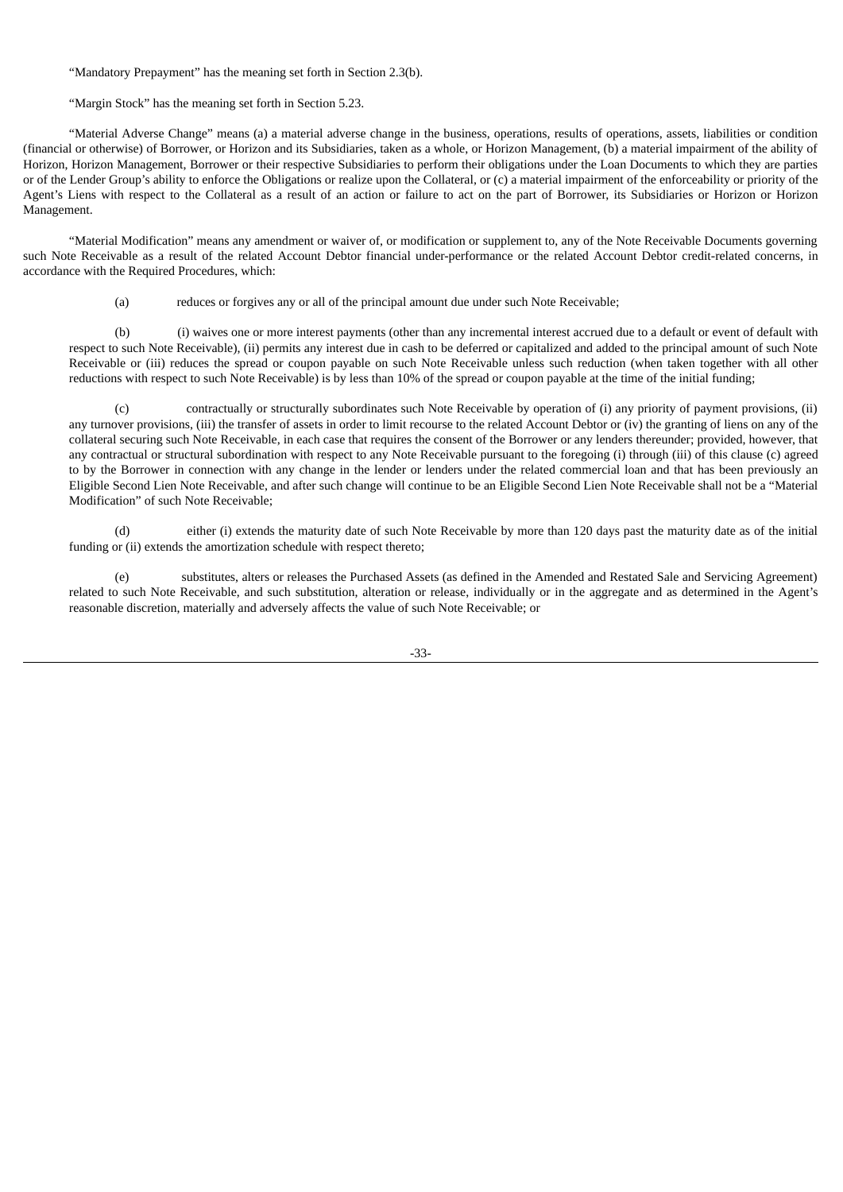"Mandatory Prepayment" has the meaning set forth in Section 2.3(b).

"Margin Stock" has the meaning set forth in Section 5.23.

"Material Adverse Change" means (a) a material adverse change in the business, operations, results of operations, assets, liabilities or condition (financial or otherwise) of Borrower, or Horizon and its Subsidiaries, taken as a whole, or Horizon Management, (b) a material impairment of the ability of Horizon, Horizon Management, Borrower or their respective Subsidiaries to perform their obligations under the Loan Documents to which they are parties or of the Lender Group's ability to enforce the Obligations or realize upon the Collateral, or (c) a material impairment of the enforceability or priority of the Agent's Liens with respect to the Collateral as a result of an action or failure to act on the part of Borrower, its Subsidiaries or Horizon or Horizon Management.

"Material Modification" means any amendment or waiver of, or modification or supplement to, any of the Note Receivable Documents governing such Note Receivable as a result of the related Account Debtor financial under-performance or the related Account Debtor credit-related concerns, in accordance with the Required Procedures, which:

(a) reduces or forgives any or all of the principal amount due under such Note Receivable;

(b) (i) waives one or more interest payments (other than any incremental interest accrued due to a default or event of default with respect to such Note Receivable), (ii) permits any interest due in cash to be deferred or capitalized and added to the principal amount of such Note Receivable or (iii) reduces the spread or coupon payable on such Note Receivable unless such reduction (when taken together with all other reductions with respect to such Note Receivable) is by less than 10% of the spread or coupon payable at the time of the initial funding;

(c) contractually or structurally subordinates such Note Receivable by operation of (i) any priority of payment provisions, (ii) any turnover provisions, (iii) the transfer of assets in order to limit recourse to the related Account Debtor or (iv) the granting of liens on any of the collateral securing such Note Receivable, in each case that requires the consent of the Borrower or any lenders thereunder; provided, however, that any contractual or structural subordination with respect to any Note Receivable pursuant to the foregoing (i) through (iii) of this clause (c) agreed to by the Borrower in connection with any change in the lender or lenders under the related commercial loan and that has been previously an Eligible Second Lien Note Receivable, and after such change will continue to be an Eligible Second Lien Note Receivable shall not be a "Material Modification" of such Note Receivable;

(d) either (i) extends the maturity date of such Note Receivable by more than 120 days past the maturity date as of the initial funding or (ii) extends the amortization schedule with respect thereto;

(e) substitutes, alters or releases the Purchased Assets (as defined in the Amended and Restated Sale and Servicing Agreement) related to such Note Receivable, and such substitution, alteration or release, individually or in the aggregate and as determined in the Agent's reasonable discretion, materially and adversely affects the value of such Note Receivable; or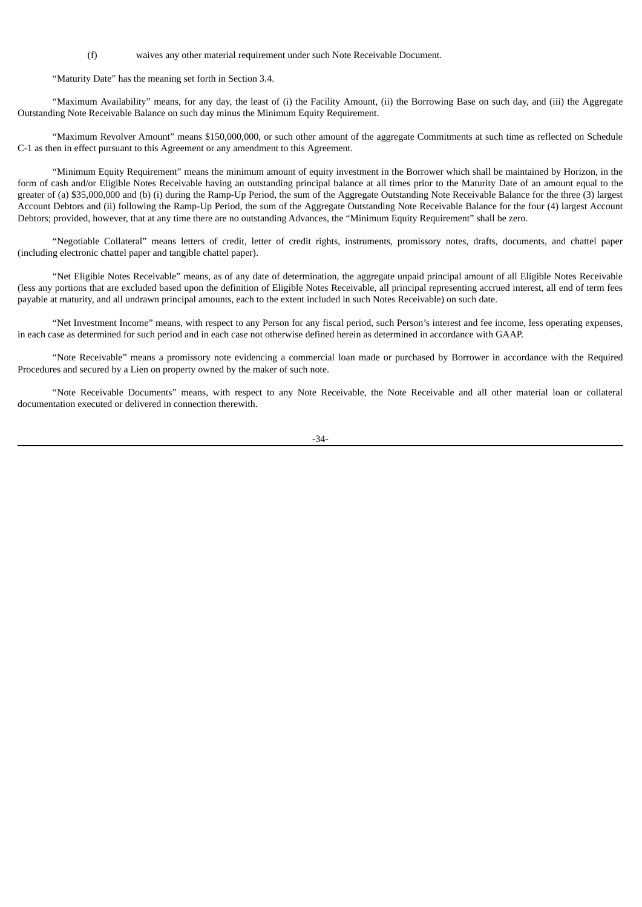(f) waives any other material requirement under such Note Receivable Document.

“Maturity Date” has the meaning set forth in Section 3.4.

“Maximum Availability” means, for any day, the least of (i) the Facility Amount, (ii) the Borrowing Base on such day, and (iii) the Aggregate Outstanding Note Receivable Balance on such day minus the Minimum Equity Requirement.

“Maximum Revolver Amount” means $150,000,000, or such other amount of the aggregate Commitments at such time as reflected on Schedule C-1 as then in effect pursuant to this Agreement or any amendment to this Agreement.

“Minimum Equity Requirement” means the minimum amount of equity investment in the Borrower which shall be maintained by Horizon, in the form of cash and/or Eligible Notes Receivable having an outstanding principal balance at all times prior to the Maturity Date of an amount equal to the greater of (a) $35,000,000 and (b) (i) during the Ramp-Up Period, the sum of the Aggregate Outstanding Note Receivable Balance for the three (3) largest Account Debtors and (ii) following the Ramp-Up Period, the sum of the Aggregate Outstanding Note Receivable Balance for the four (4) largest Account Debtors; provided, however, that at any time there are no outstanding Advances, the “Minimum Equity Requirement” shall be zero.

“Negotiable Collateral” means letters of credit, letter of credit rights, instruments, promissory notes, drafts, documents, and chattel paper (including electronic chattel paper and tangible chattel paper).

“Net Eligible Notes Receivable” means, as of any date of determination, the aggregate unpaid principal amount of all Eligible Notes Receivable (less any portions that are excluded based upon the definition of Eligible Notes Receivable, all principal representing accrued interest, all end of term fees payable at maturity, and all undrawn principal amounts, each to the extent included in such Notes Receivable) on such date.

“Net Investment Income” means, with respect to any Person for any fiscal period, such Person’s interest and fee income, less operating expenses, in each case as determined for such period and in each case not otherwise defined herein as determined in accordance with GAAP.

“Note Receivable” means a promissory note evidencing a commercial loan made or purchased by Borrower in accordance with the Required Procedures and secured by a Lien on property owned by the maker of such note.

“Note Receivable Documents” means, with respect to any Note Receivable, the Note Receivable and all other material loan or collateral documentation executed or delivered in connection therewith.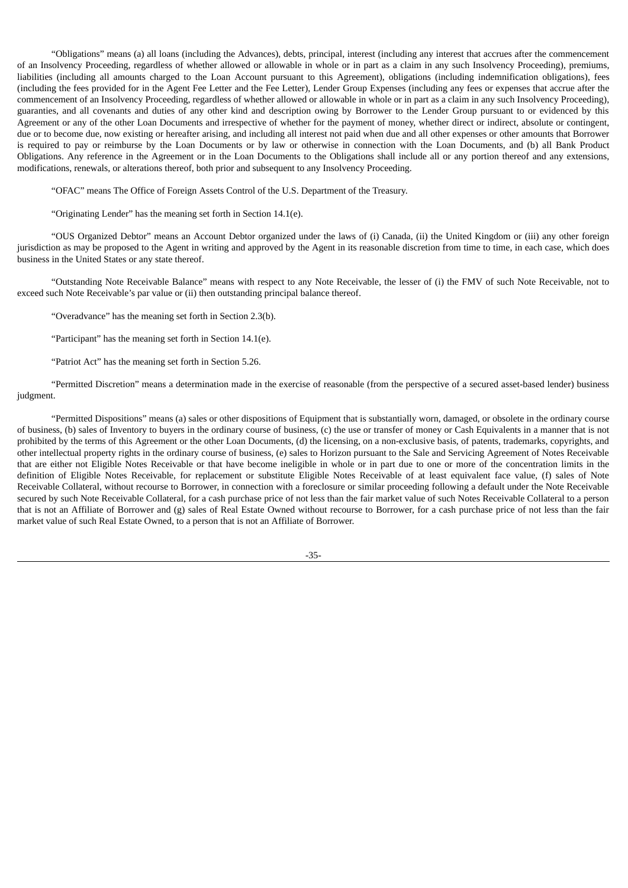"Obligations" means (a) all loans (including the Advances), debts, principal, interest (including any interest that accrues after the commencement of an Insolvency Proceeding, regardless of whether allowed or allowable in whole or in part as a claim in any such Insolvency Proceeding), premiums, liabilities (including all amounts charged to the Loan Account pursuant to this Agreement), obligations (including indemnification obligations), fees (including the fees provided for in the Agent Fee Letter and the Fee Letter), Lender Group Expenses (including any fees or expenses that accrue after the commencement of an Insolvency Proceeding, regardless of whether allowed or allowable in whole or in part as a claim in any such Insolvency Proceeding), guaranties, and all covenants and duties of any other kind and description owing by Borrower to the Lender Group pursuant to or evidenced by this Agreement or any of the other Loan Documents and irrespective of whether for the payment of money, whether direct or indirect, absolute or contingent, due or to become due, now existing or hereafter arising, and including all interest not paid when due and all other expenses or other amounts that Borrower is required to pay or reimburse by the Loan Documents or by law or otherwise in connection with the Loan Documents, and (b) all Bank Product Obligations. Any reference in the Agreement or in the Loan Documents to the Obligations shall include all or any portion thereof and any extensions, modifications, renewals, or alterations thereof, both prior and subsequent to any Insolvency Proceeding.

"OFAC" means The Office of Foreign Assets Control of the U.S. Department of the Treasury.

"Originating Lender" has the meaning set forth in Section 14.1(e).

"OUS Organized Debtor" means an Account Debtor organized under the laws of (i) Canada, (ii) the United Kingdom or (iii) any other foreign jurisdiction as may be proposed to the Agent in writing and approved by the Agent in its reasonable discretion from time to time, in each case, which does business in the United States or any state thereof.

"Outstanding Note Receivable Balance" means with respect to any Note Receivable, the lesser of (i) the FMV of such Note Receivable, not to exceed such Note Receivable's par value or (ii) then outstanding principal balance thereof.

"Overadvance" has the meaning set forth in Section 2.3(b).

"Participant" has the meaning set forth in Section 14.1(e).

"Patriot Act" has the meaning set forth in Section 5.26.

"Permitted Discretion" means a determination made in the exercise of reasonable (from the perspective of a secured asset-based lender) business judgment.

"Permitted Dispositions" means (a) sales or other dispositions of Equipment that is substantially worn, damaged, or obsolete in the ordinary course of business, (b) sales of Inventory to buyers in the ordinary course of business, (c) the use or transfer of money or Cash Equivalents in a manner that is not prohibited by the terms of this Agreement or the other Loan Documents, (d) the licensing, on a non-exclusive basis, of patents, trademarks, copyrights, and other intellectual property rights in the ordinary course of business, (e) sales to Horizon pursuant to the Sale and Servicing Agreement of Notes Receivable that are either not Eligible Notes Receivable or that have become ineligible in whole or in part due to one or more of the concentration limits in the definition of Eligible Notes Receivable, for replacement or substitute Eligible Notes Receivable of at least equivalent face value, (f) sales of Note Receivable Collateral, without recourse to Borrower, in connection with a foreclosure or similar proceeding following a default under the Note Receivable secured by such Note Receivable Collateral, for a cash purchase price of not less than the fair market value of such Notes Receivable Collateral to a person that is not an Affiliate of Borrower and (g) sales of Real Estate Owned without recourse to Borrower, for a cash purchase price of not less than the fair market value of such Real Estate Owned, to a person that is not an Affiliate of Borrower.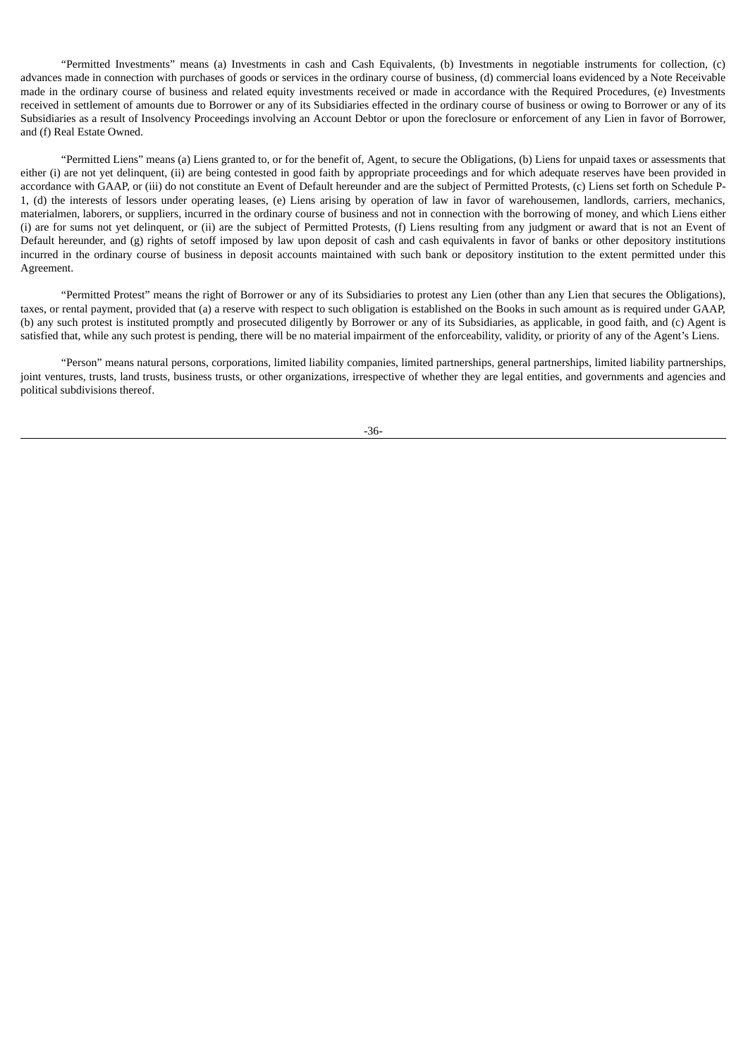"Permitted Investments" means (a) Investments in cash and Cash Equivalents, (b) Investments in negotiable instruments for collection, (c) advances made in connection with purchases of goods or services in the ordinary course of business, (d) commercial loans evidenced by a Note Receivable made in the ordinary course of business and related equity investments received or made in accordance with the Required Procedures, (e) Investments received in settlement of amounts due to Borrower or any of its Subsidiaries effected in the ordinary course of business or owing to Borrower or any of its Subsidiaries as a result of Insolvency Proceedings involving an Account Debtor or upon the foreclosure or enforcement of any Lien in favor of Borrower, and (f) Real Estate Owned.

"Permitted Liens" means (a) Liens granted to, or for the benefit of, Agent, to secure the Obligations, (b) Liens for unpaid taxes or assessments that either (i) are not yet delinquent, (ii) are being contested in good faith by appropriate proceedings and for which adequate reserves have been provided in accordance with GAAP, or (iii) do not constitute an Event of Default hereunder and are the subject of Permitted Protests, (c) Liens set forth on Schedule P-1, (d) the interests of lessors under operating leases, (e) Liens arising by operation of law in favor of warehousemen, landlords, carriers, mechanics, materialmen, laborers, or suppliers, incurred in the ordinary course of business and not in connection with the borrowing of money, and which Liens either (i) are for sums not yet delinquent, or (ii) are the subject of Permitted Protests, (f) Liens resulting from any judgment or award that is not an Event of Default hereunder, and (g) rights of setoff imposed by law upon deposit of cash and cash equivalents in favor of banks or other depository institutions incurred in the ordinary course of business in deposit accounts maintained with such bank or depository institution to the extent permitted under this Agreement.

"Permitted Protest" means the right of Borrower or any of its Subsidiaries to protest any Lien (other than any Lien that secures the Obligations), taxes, or rental payment, provided that (a) a reserve with respect to such obligation is established on the Books in such amount as is required under GAAP, (b) any such protest is instituted promptly and prosecuted diligently by Borrower or any of its Subsidiaries, as applicable, in good faith, and (c) Agent is satisfied that, while any such protest is pending, there will be no material impairment of the enforceability, validity, or priority of any of the Agent's Liens.

"Person" means natural persons, corporations, limited liability companies, limited partnerships, general partnerships, limited liability partnerships, joint ventures, trusts, land trusts, business trusts, or other organizations, irrespective of whether they are legal entities, and governments and agencies and political subdivisions thereof.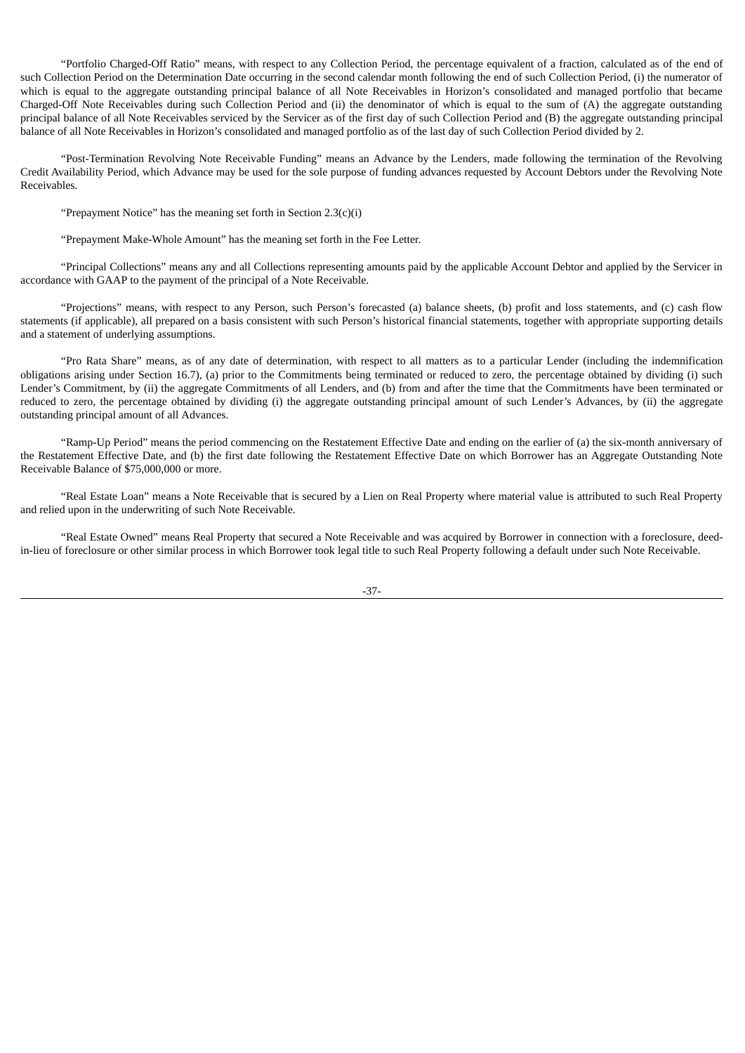"Portfolio Charged-Off Ratio" means, with respect to any Collection Period, the percentage equivalent of a fraction, calculated as of the end of such Collection Period on the Determination Date occurring in the second calendar month following the end of such Collection Period, (i) the numerator of which is equal to the aggregate outstanding principal balance of all Note Receivables in Horizon's consolidated and managed portfolio that became Charged-Off Note Receivables during such Collection Period and (ii) the denominator of which is equal to the sum of (A) the aggregate outstanding principal balance of all Note Receivables serviced by the Servicer as of the first day of such Collection Period and (B) the aggregate outstanding principal balance of all Note Receivables in Horizon's consolidated and managed portfolio as of the last day of such Collection Period divided by 2.

"Post-Termination Revolving Note Receivable Funding" means an Advance by the Lenders, made following the termination of the Revolving Credit Availability Period, which Advance may be used for the sole purpose of funding advances requested by Account Debtors under the Revolving Note Receivables.

"Prepayment Notice" has the meaning set forth in Section 2.3(c)(i)

"Prepayment Make-Whole Amount" has the meaning set forth in the Fee Letter.

"Principal Collections" means any and all Collections representing amounts paid by the applicable Account Debtor and applied by the Servicer in accordance with GAAP to the payment of the principal of a Note Receivable.

"Projections" means, with respect to any Person, such Person's forecasted (a) balance sheets, (b) profit and loss statements, and (c) cash flow statements (if applicable), all prepared on a basis consistent with such Person's historical financial statements, together with appropriate supporting details and a statement of underlying assumptions.

"Pro Rata Share" means, as of any date of determination, with respect to all matters as to a particular Lender (including the indemnification obligations arising under Section 16.7), (a) prior to the Commitments being terminated or reduced to zero, the percentage obtained by dividing (i) such Lender's Commitment, by (ii) the aggregate Commitments of all Lenders, and (b) from and after the time that the Commitments have been terminated or reduced to zero, the percentage obtained by dividing (i) the aggregate outstanding principal amount of such Lender's Advances, by (ii) the aggregate outstanding principal amount of all Advances.

"Ramp-Up Period" means the period commencing on the Restatement Effective Date and ending on the earlier of (a) the six-month anniversary of the Restatement Effective Date, and (b) the first date following the Restatement Effective Date on which Borrower has an Aggregate Outstanding Note Receivable Balance of $75,000,000 or more.

"Real Estate Loan" means a Note Receivable that is secured by a Lien on Real Property where material value is attributed to such Real Property and relied upon in the underwriting of such Note Receivable.

"Real Estate Owned" means Real Property that secured a Note Receivable and was acquired by Borrower in connection with a foreclosure, deed-in-lieu of foreclosure or other similar process in which Borrower took legal title to such Real Property following a default under such Note Receivable.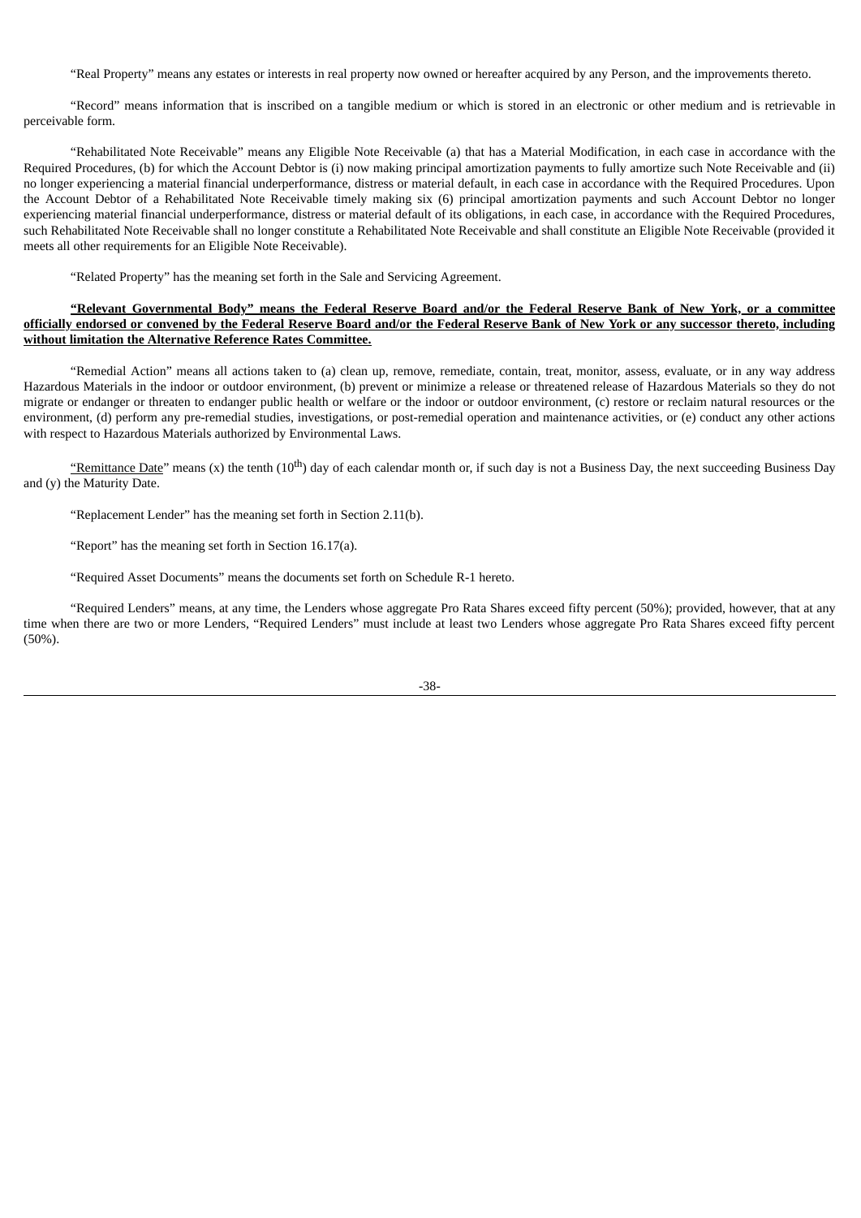"Real Property" means any estates or interests in real property now owned or hereafter acquired by any Person, and the improvements thereto.

"Record" means information that is inscribed on a tangible medium or which is stored in an electronic or other medium and is retrievable in perceivable form.

"Rehabilitated Note Receivable" means any Eligible Note Receivable (a) that has a Material Modification, in each case in accordance with the Required Procedures, (b) for which the Account Debtor is (i) now making principal amortization payments to fully amortize such Note Receivable and (ii) no longer experiencing a material financial underperformance, distress or material default, in each case in accordance with the Required Procedures. Upon the Account Debtor of a Rehabilitated Note Receivable timely making six (6) principal amortization payments and such Account Debtor no longer experiencing material financial underperformance, distress or material default of its obligations, in each case, in accordance with the Required Procedures, such Rehabilitated Note Receivable shall no longer constitute a Rehabilitated Note Receivable and shall constitute an Eligible Note Receivable (provided it meets all other requirements for an Eligible Note Receivable).

"Related Property" has the meaning set forth in the Sale and Servicing Agreement.

**"Relevant Governmental Body" means the Federal Reserve Board and/or the Federal Reserve Bank of New York, or a committee officially endorsed or convened by the Federal Reserve Board and/or the Federal Reserve Bank of New York or any successor thereto, including without limitation the Alternative Reference Rates Committee.**

"Remedial Action" means all actions taken to (a) clean up, remove, remediate, contain, treat, monitor, assess, evaluate, or in any way address Hazardous Materials in the indoor or outdoor environment, (b) prevent or minimize a release or threatened release of Hazardous Materials so they do not migrate or endanger or threaten to endanger public health or welfare or the indoor or outdoor environment, (c) restore or reclaim natural resources or the environment, (d) perform any pre-remedial studies, investigations, or post-remedial operation and maintenance activities, or (e) conduct any other actions with respect to Hazardous Materials authorized by Environmental Laws.

"Remittance Date" means (x) the tenth (10th) day of each calendar month or, if such day is not a Business Day, the next succeeding Business Day and (y) the Maturity Date.

"Replacement Lender" has the meaning set forth in Section 2.11(b).

"Report" has the meaning set forth in Section 16.17(a).

"Required Asset Documents" means the documents set forth on Schedule R-1 hereto.

"Required Lenders" means, at any time, the Lenders whose aggregate Pro Rata Shares exceed fifty percent (50%); provided, however, that at any time when there are two or more Lenders, "Required Lenders" must include at least two Lenders whose aggregate Pro Rata Shares exceed fifty percent (50%).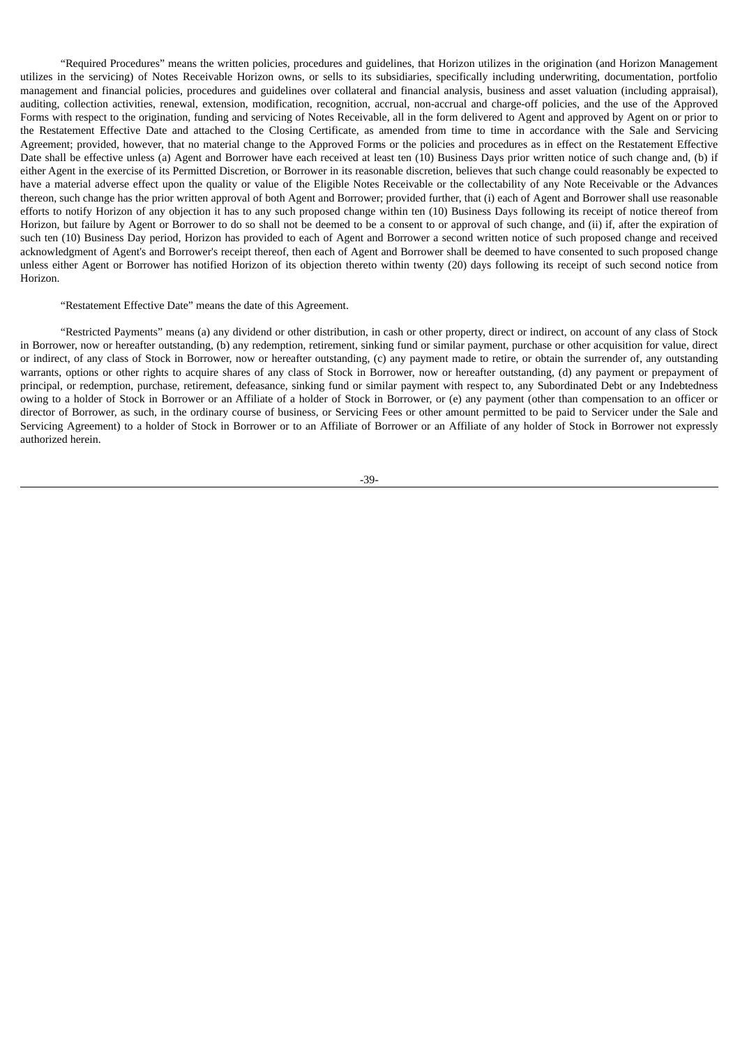"Required Procedures" means the written policies, procedures and guidelines, that Horizon utilizes in the origination (and Horizon Management utilizes in the servicing) of Notes Receivable Horizon owns, or sells to its subsidiaries, specifically including underwriting, documentation, portfolio management and financial policies, procedures and guidelines over collateral and financial analysis, business and asset valuation (including appraisal), auditing, collection activities, renewal, extension, modification, recognition, accrual, non-accrual and charge-off policies, and the use of the Approved Forms with respect to the origination, funding and servicing of Notes Receivable, all in the form delivered to Agent and approved by Agent on or prior to the Restatement Effective Date and attached to the Closing Certificate, as amended from time to time in accordance with the Sale and Servicing Agreement; provided, however, that no material change to the Approved Forms or the policies and procedures as in effect on the Restatement Effective Date shall be effective unless (a) Agent and Borrower have each received at least ten (10) Business Days prior written notice of such change and, (b) if either Agent in the exercise of its Permitted Discretion, or Borrower in its reasonable discretion, believes that such change could reasonably be expected to have a material adverse effect upon the quality or value of the Eligible Notes Receivable or the collectability of any Note Receivable or the Advances thereon, such change has the prior written approval of both Agent and Borrower; provided further, that (i) each of Agent and Borrower shall use reasonable efforts to notify Horizon of any objection it has to any such proposed change within ten (10) Business Days following its receipt of notice thereof from Horizon, but failure by Agent or Borrower to do so shall not be deemed to be a consent to or approval of such change, and (ii) if, after the expiration of such ten (10) Business Day period, Horizon has provided to each of Agent and Borrower a second written notice of such proposed change and received acknowledgment of Agent's and Borrower's receipt thereof, then each of Agent and Borrower shall be deemed to have consented to such proposed change unless either Agent or Borrower has notified Horizon of its objection thereto within twenty (20) days following its receipt of such second notice from Horizon.

"Restatement Effective Date" means the date of this Agreement.

"Restricted Payments" means (a) any dividend or other distribution, in cash or other property, direct or indirect, on account of any class of Stock in Borrower, now or hereafter outstanding, (b) any redemption, retirement, sinking fund or similar payment, purchase or other acquisition for value, direct or indirect, of any class of Stock in Borrower, now or hereafter outstanding, (c) any payment made to retire, or obtain the surrender of, any outstanding warrants, options or other rights to acquire shares of any class of Stock in Borrower, now or hereafter outstanding, (d) any payment or prepayment of principal, or redemption, purchase, retirement, defeasance, sinking fund or similar payment with respect to, any Subordinated Debt or any Indebtedness owing to a holder of Stock in Borrower or an Affiliate of a holder of Stock in Borrower, or (e) any payment (other than compensation to an officer or director of Borrower, as such, in the ordinary course of business, or Servicing Fees or other amount permitted to be paid to Servicer under the Sale and Servicing Agreement) to a holder of Stock in Borrower or to an Affiliate of Borrower or an Affiliate of any holder of Stock in Borrower not expressly authorized herein.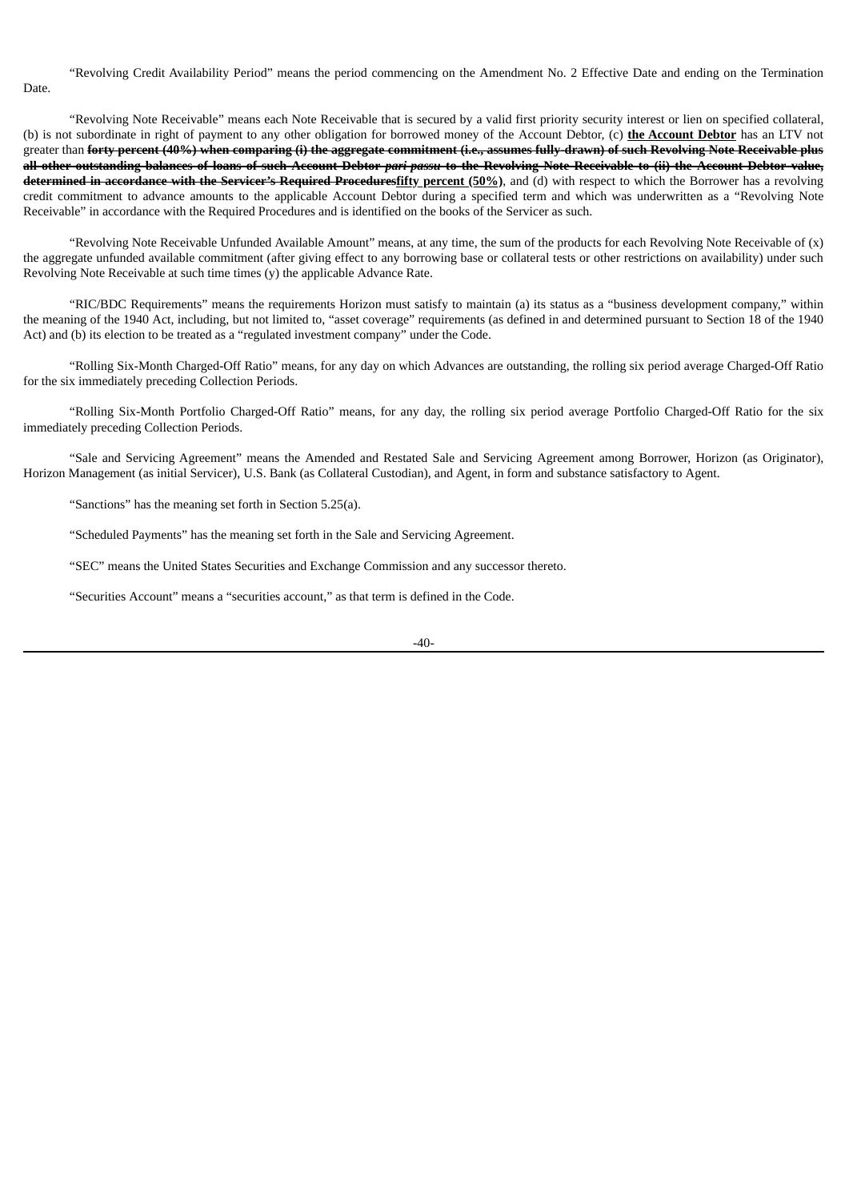"Revolving Credit Availability Period" means the period commencing on the Amendment No. 2 Effective Date and ending on the Termination Date.

"Revolving Note Receivable" means each Note Receivable that is secured by a valid first priority security interest or lien on specified collateral, (b) is not subordinate in right of payment to any other obligation for borrowed money of the Account Debtor, (c) **the Account Debtor** has an LTV not greater than ~~**forty percent (40%) when comparing (i) the aggregate commitment (i.e., assumes fully-drawn) of such Revolving Note Receivable plus all other outstanding balances of loans of such Account Debtor *pari passu* to the Revolving Note Receivable to (ii) the Account Debtor value, determined in accordance with the Servicer's Required Procedures**~~**fifty percent (50%)**, and (d) with respect to which the Borrower has a revolving credit commitment to advance amounts to the applicable Account Debtor during a specified term and which was underwritten as a "Revolving Note Receivable" in accordance with the Required Procedures and is identified on the books of the Servicer as such.

"Revolving Note Receivable Unfunded Available Amount" means, at any time, the sum of the products for each Revolving Note Receivable of (x) the aggregate unfunded available commitment (after giving effect to any borrowing base or collateral tests or other restrictions on availability) under such Revolving Note Receivable at such time times (y) the applicable Advance Rate.

"RIC/BDC Requirements" means the requirements Horizon must satisfy to maintain (a) its status as a "business development company," within the meaning of the 1940 Act, including, but not limited to, "asset coverage" requirements (as defined in and determined pursuant to Section 18 of the 1940 Act) and (b) its election to be treated as a "regulated investment company" under the Code.

"Rolling Six-Month Charged-Off Ratio" means, for any day on which Advances are outstanding, the rolling six period average Charged-Off Ratio for the six immediately preceding Collection Periods.

"Rolling Six-Month Portfolio Charged-Off Ratio" means, for any day, the rolling six period average Portfolio Charged-Off Ratio for the six immediately preceding Collection Periods.

"Sale and Servicing Agreement" means the Amended and Restated Sale and Servicing Agreement among Borrower, Horizon (as Originator), Horizon Management (as initial Servicer), U.S. Bank (as Collateral Custodian), and Agent, in form and substance satisfactory to Agent.

"Sanctions" has the meaning set forth in Section 5.25(a).

"Scheduled Payments" has the meaning set forth in the Sale and Servicing Agreement.

"SEC" means the United States Securities and Exchange Commission and any successor thereto.

"Securities Account" means a "securities account," as that term is defined in the Code.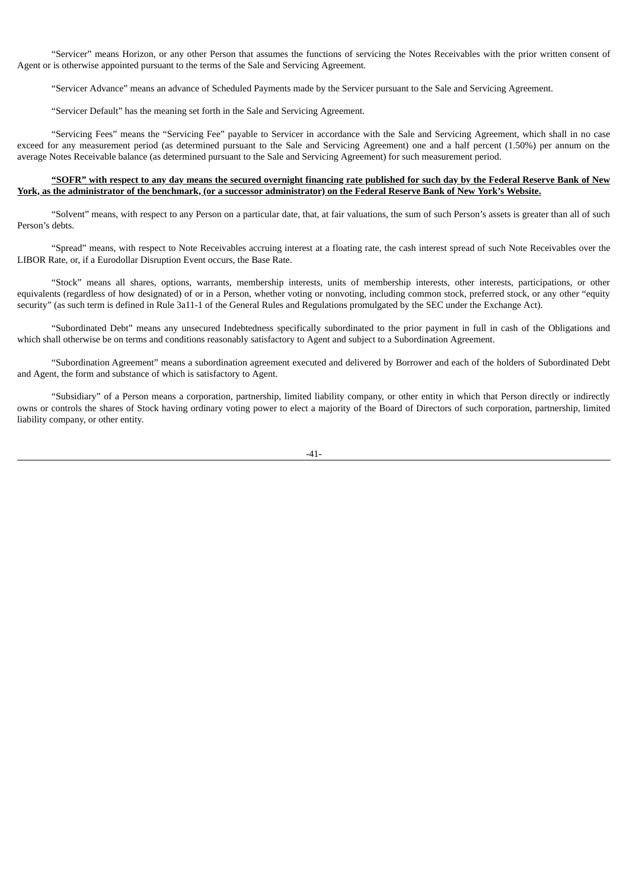"Servicer" means Horizon, or any other Person that assumes the functions of servicing the Notes Receivables with the prior written consent of Agent or is otherwise appointed pursuant to the terms of the Sale and Servicing Agreement.

"Servicer Advance" means an advance of Scheduled Payments made by the Servicer pursuant to the Sale and Servicing Agreement.

"Servicer Default" has the meaning set forth in the Sale and Servicing Agreement.

"Servicing Fees" means the "Servicing Fee" payable to Servicer in accordance with the Sale and Servicing Agreement, which shall in no case exceed for any measurement period (as determined pursuant to the Sale and Servicing Agreement) one and a half percent (1.50%) per annum on the average Notes Receivable balance (as determined pursuant to the Sale and Servicing Agreement) for such measurement period.

**"SOFR" with respect to any day means the secured overnight financing rate published for such day by the Federal Reserve Bank of New York, as the administrator of the benchmark, (or a successor administrator) on the Federal Reserve Bank of New York's Website.**

"Solvent" means, with respect to any Person on a particular date, that, at fair valuations, the sum of such Person's assets is greater than all of such Person's debts.

"Spread" means, with respect to Note Receivables accruing interest at a floating rate, the cash interest spread of such Note Receivables over the LIBOR Rate, or, if a Eurodollar Disruption Event occurs, the Base Rate.

"Stock" means all shares, options, warrants, membership interests, units of membership interests, other interests, participations, or other equivalents (regardless of how designated) of or in a Person, whether voting or nonvoting, including common stock, preferred stock, or any other "equity security" (as such term is defined in Rule 3a11-1 of the General Rules and Regulations promulgated by the SEC under the Exchange Act).

"Subordinated Debt" means any unsecured Indebtedness specifically subordinated to the prior payment in full in cash of the Obligations and which shall otherwise be on terms and conditions reasonably satisfactory to Agent and subject to a Subordination Agreement.

"Subordination Agreement" means a subordination agreement executed and delivered by Borrower and each of the holders of Subordinated Debt and Agent, the form and substance of which is satisfactory to Agent.

"Subsidiary" of a Person means a corporation, partnership, limited liability company, or other entity in which that Person directly or indirectly owns or controls the shares of Stock having ordinary voting power to elect a majority of the Board of Directors of such corporation, partnership, limited liability company, or other entity.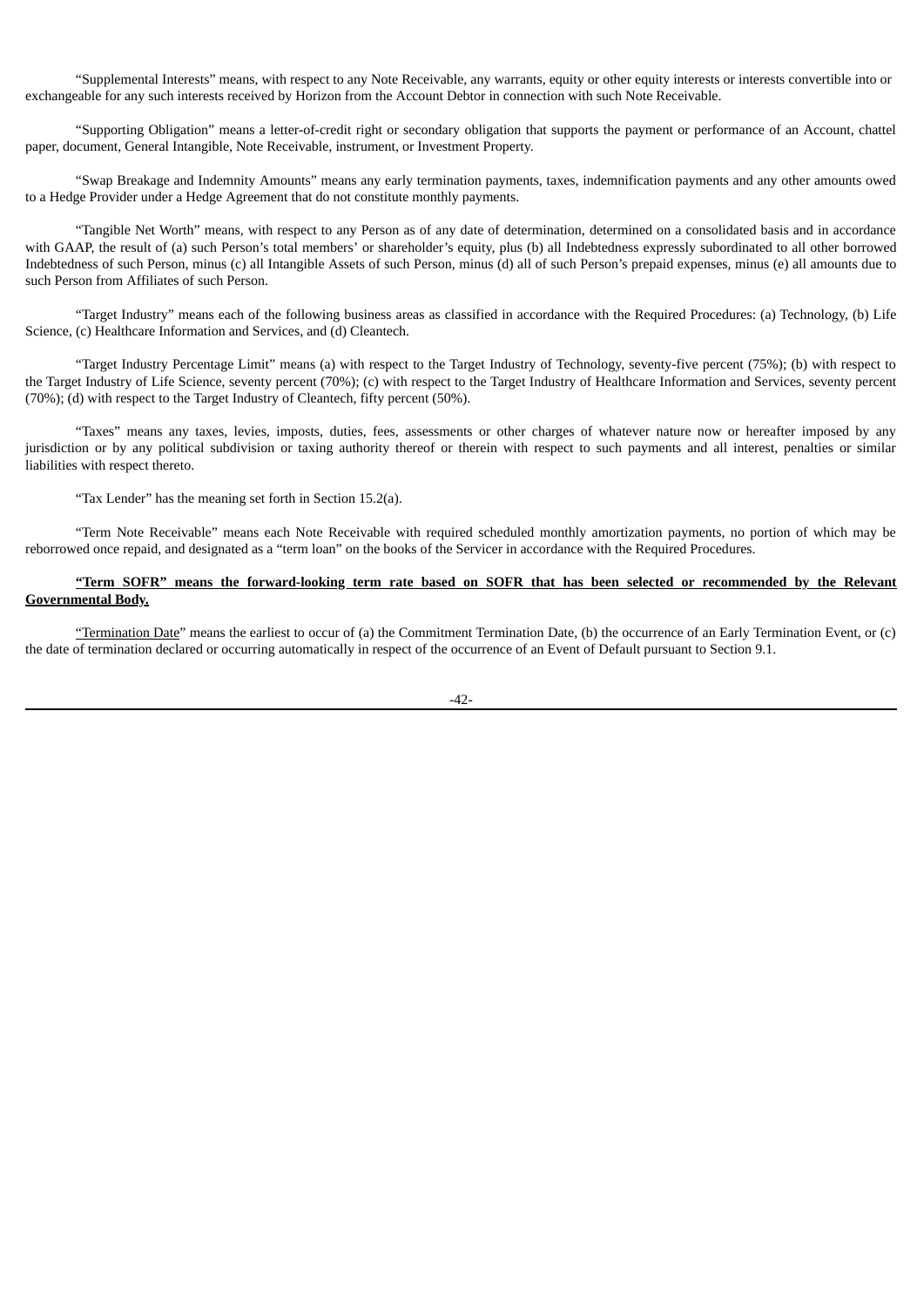"Supplemental Interests" means, with respect to any Note Receivable, any warrants, equity or other equity interests or interests convertible into or exchangeable for any such interests received by Horizon from the Account Debtor in connection with such Note Receivable.

"Supporting Obligation" means a letter-of-credit right or secondary obligation that supports the payment or performance of an Account, chattel paper, document, General Intangible, Note Receivable, instrument, or Investment Property.

"Swap Breakage and Indemnity Amounts" means any early termination payments, taxes, indemnification payments and any other amounts owed to a Hedge Provider under a Hedge Agreement that do not constitute monthly payments.

"Tangible Net Worth" means, with respect to any Person as of any date of determination, determined on a consolidated basis and in accordance with GAAP, the result of (a) such Person's total members' or shareholder's equity, plus (b) all Indebtedness expressly subordinated to all other borrowed Indebtedness of such Person, minus (c) all Intangible Assets of such Person, minus (d) all of such Person's prepaid expenses, minus (e) all amounts due to such Person from Affiliates of such Person.

"Target Industry" means each of the following business areas as classified in accordance with the Required Procedures: (a) Technology, (b) Life Science, (c) Healthcare Information and Services, and (d) Cleantech.

"Target Industry Percentage Limit" means (a) with respect to the Target Industry of Technology, seventy-five percent (75%); (b) with respect to the Target Industry of Life Science, seventy percent (70%); (c) with respect to the Target Industry of Healthcare Information and Services, seventy percent (70%); (d) with respect to the Target Industry of Cleantech, fifty percent (50%).

"Taxes" means any taxes, levies, imposts, duties, fees, assessments or other charges of whatever nature now or hereafter imposed by any jurisdiction or by any political subdivision or taxing authority thereof or therein with respect to such payments and all interest, penalties or similar liabilities with respect thereto.

"Tax Lender" has the meaning set forth in Section 15.2(a).

"Term Note Receivable" means each Note Receivable with required scheduled monthly amortization payments, no portion of which may be reborrowed once repaid, and designated as a "term loan" on the books of the Servicer in accordance with the Required Procedures.

**"Term SOFR" means the forward-looking term rate based on SOFR that has been selected or recommended by the Relevant Governmental Body.**

"Termination Date" means the earliest to occur of (a) the Commitment Termination Date, (b) the occurrence of an Early Termination Event, or (c) the date of termination declared or occurring automatically in respect of the occurrence of an Event of Default pursuant to Section 9.1.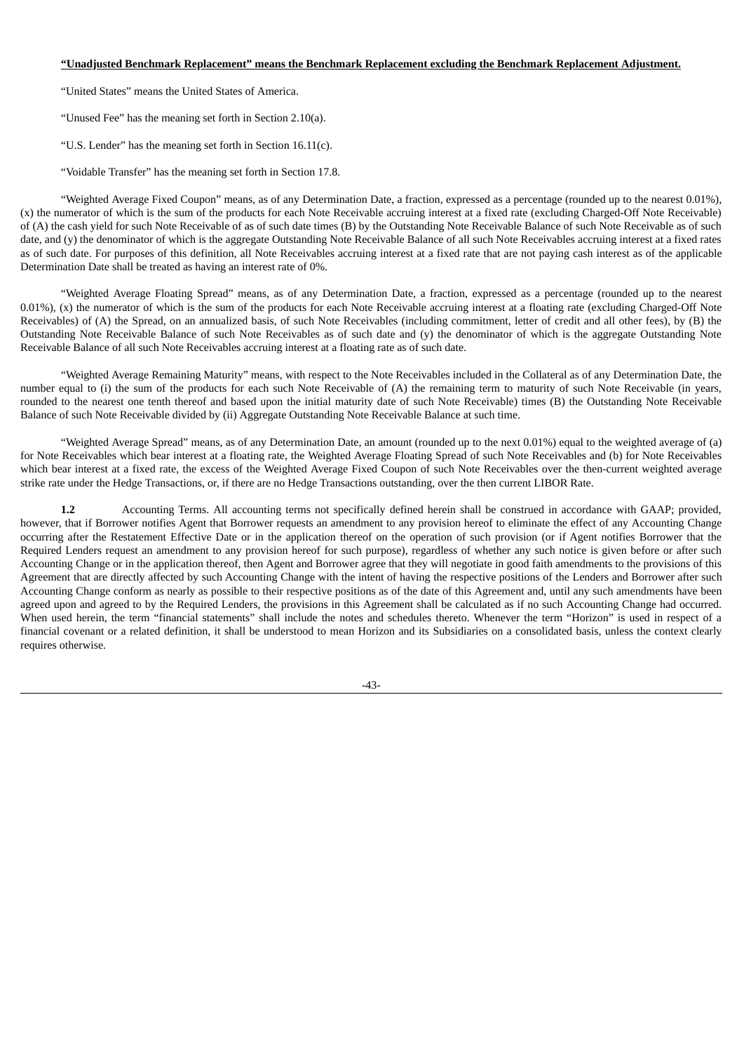**<u>"Unadjusted Benchmark Replacement" means the Benchmark Replacement excluding the Benchmark Replacement Adjustment.</u>**

"United States" means the United States of America.

"Unused Fee" has the meaning set forth in Section 2.10(a).

"U.S. Lender" has the meaning set forth in Section 16.11(c).

"Voidable Transfer" has the meaning set forth in Section 17.8.

"Weighted Average Fixed Coupon" means, as of any Determination Date, a fraction, expressed as a percentage (rounded up to the nearest 0.01%), (x) the numerator of which is the sum of the products for each Note Receivable accruing interest at a fixed rate (excluding Charged-Off Note Receivable) of (A) the cash yield for such Note Receivable of as of such date times (B) by the Outstanding Note Receivable Balance of such Note Receivable as of such date, and (y) the denominator of which is the aggregate Outstanding Note Receivable Balance of all such Note Receivables accruing interest at a fixed rates as of such date. For purposes of this definition, all Note Receivables accruing interest at a fixed rate that are not paying cash interest as of the applicable Determination Date shall be treated as having an interest rate of 0%.

"Weighted Average Floating Spread" means, as of any Determination Date, a fraction, expressed as a percentage (rounded up to the nearest 0.01%), (x) the numerator of which is the sum of the products for each Note Receivable accruing interest at a floating rate (excluding Charged-Off Note Receivables) of (A) the Spread, on an annualized basis, of such Note Receivables (including commitment, letter of credit and all other fees), by (B) the Outstanding Note Receivable Balance of such Note Receivables as of such date and (y) the denominator of which is the aggregate Outstanding Note Receivable Balance of all such Note Receivables accruing interest at a floating rate as of such date.

"Weighted Average Remaining Maturity" means, with respect to the Note Receivables included in the Collateral as of any Determination Date, the number equal to (i) the sum of the products for each such Note Receivable of (A) the remaining term to maturity of such Note Receivable (in years, rounded to the nearest one tenth thereof and based upon the initial maturity date of such Note Receivable) times (B) the Outstanding Note Receivable Balance of such Note Receivable divided by (ii) Aggregate Outstanding Note Receivable Balance at such time.

"Weighted Average Spread" means, as of any Determination Date, an amount (rounded up to the next 0.01%) equal to the weighted average of (a) for Note Receivables which bear interest at a floating rate, the Weighted Average Floating Spread of such Note Receivables and (b) for Note Receivables which bear interest at a fixed rate, the excess of the Weighted Average Fixed Coupon of such Note Receivables over the then-current weighted average strike rate under the Hedge Transactions, or, if there are no Hedge Transactions outstanding, over the then current LIBOR Rate.

**1.2** Accounting Terms. All accounting terms not specifically defined herein shall be construed in accordance with GAAP; provided, however, that if Borrower notifies Agent that Borrower requests an amendment to any provision hereof to eliminate the effect of any Accounting Change occurring after the Restatement Effective Date or in the application thereof on the operation of such provision (or if Agent notifies Borrower that the Required Lenders request an amendment to any provision hereof for such purpose), regardless of whether any such notice is given before or after such Accounting Change or in the application thereof, then Agent and Borrower agree that they will negotiate in good faith amendments to the provisions of this Agreement that are directly affected by such Accounting Change with the intent of having the respective positions of the Lenders and Borrower after such Accounting Change conform as nearly as possible to their respective positions as of the date of this Agreement and, until any such amendments have been agreed upon and agreed to by the Required Lenders, the provisions in this Agreement shall be calculated as if no such Accounting Change had occurred. When used herein, the term "financial statements" shall include the notes and schedules thereto. Whenever the term "Horizon" is used in respect of a financial covenant or a related definition, it shall be understood to mean Horizon and its Subsidiaries on a consolidated basis, unless the context clearly requires otherwise.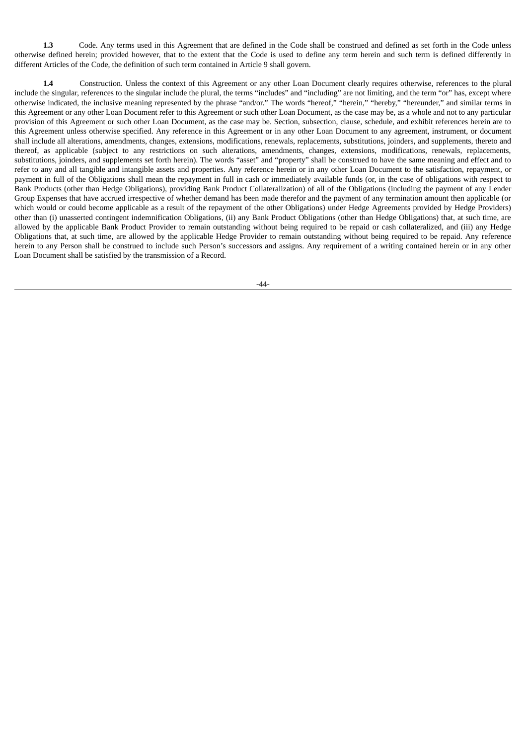**1.3** Code. Any terms used in this Agreement that are defined in the Code shall be construed and defined as set forth in the Code unless otherwise defined herein; provided however, that to the extent that the Code is used to define any term herein and such term is defined differently in different Articles of the Code, the definition of such term contained in Article 9 shall govern.

**1.4** Construction. Unless the context of this Agreement or any other Loan Document clearly requires otherwise, references to the plural include the singular, references to the singular include the plural, the terms "includes" and "including" are not limiting, and the term "or" has, except where otherwise indicated, the inclusive meaning represented by the phrase "and/or." The words "hereof," "herein," "hereby," "hereunder," and similar terms in this Agreement or any other Loan Document refer to this Agreement or such other Loan Document, as the case may be, as a whole and not to any particular provision of this Agreement or such other Loan Document, as the case may be. Section, subsection, clause, schedule, and exhibit references herein are to this Agreement unless otherwise specified. Any reference in this Agreement or in any other Loan Document to any agreement, instrument, or document shall include all alterations, amendments, changes, extensions, modifications, renewals, replacements, substitutions, joinders, and supplements, thereto and thereof, as applicable (subject to any restrictions on such alterations, amendments, changes, extensions, modifications, renewals, replacements, substitutions, joinders, and supplements set forth herein). The words "asset" and "property" shall be construed to have the same meaning and effect and to refer to any and all tangible and intangible assets and properties. Any reference herein or in any other Loan Document to the satisfaction, repayment, or payment in full of the Obligations shall mean the repayment in full in cash or immediately available funds (or, in the case of obligations with respect to Bank Products (other than Hedge Obligations), providing Bank Product Collateralization) of all of the Obligations (including the payment of any Lender Group Expenses that have accrued irrespective of whether demand has been made therefor and the payment of any termination amount then applicable (or which would or could become applicable as a result of the repayment of the other Obligations) under Hedge Agreements provided by Hedge Providers) other than (i) unasserted contingent indemnification Obligations, (ii) any Bank Product Obligations (other than Hedge Obligations) that, at such time, are allowed by the applicable Bank Product Provider to remain outstanding without being required to be repaid or cash collateralized, and (iii) any Hedge Obligations that, at such time, are allowed by the applicable Hedge Provider to remain outstanding without being required to be repaid. Any reference herein to any Person shall be construed to include such Person's successors and assigns. Any requirement of a writing contained herein or in any other Loan Document shall be satisfied by the transmission of a Record.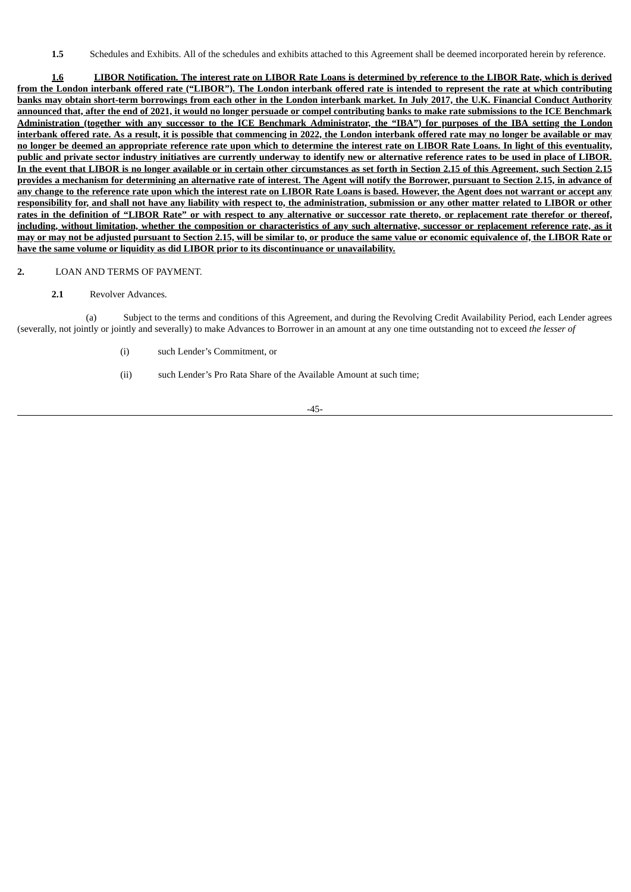**1.5** Schedules and Exhibits. All of the schedules and exhibits attached to this Agreement shall be deemed incorporated herein by reference.

**1.6 LIBOR Notification. The interest rate on LIBOR Rate Loans is determined by reference to the LIBOR Rate, which is derived from the London interbank offered rate ("LIBOR"). The London interbank offered rate is intended to represent the rate at which contributing banks may obtain short-term borrowings from each other in the London interbank market. In July 2017, the U.K. Financial Conduct Authority announced that, after the end of 2021, it would no longer persuade or compel contributing banks to make rate submissions to the ICE Benchmark Administration (together with any successor to the ICE Benchmark Administrator, the "IBA") for purposes of the IBA setting the London interbank offered rate. As a result, it is possible that commencing in 2022, the London interbank offered rate may no longer be available or may no longer be deemed an appropriate reference rate upon which to determine the interest rate on LIBOR Rate Loans. In light of this eventuality, public and private sector industry initiatives are currently underway to identify new or alternative reference rates to be used in place of LIBOR. In the event that LIBOR is no longer available or in certain other circumstances as set forth in Section 2.15 of this Agreement, such Section 2.15 provides a mechanism for determining an alternative rate of interest. The Agent will notify the Borrower, pursuant to Section 2.15, in advance of any change to the reference rate upon which the interest rate on LIBOR Rate Loans is based. However, the Agent does not warrant or accept any responsibility for, and shall not have any liability with respect to, the administration, submission or any other matter related to LIBOR or other rates in the definition of "LIBOR Rate" or with respect to any alternative or successor rate thereto, or replacement rate therefor or thereof, including, without limitation, whether the composition or characteristics of any such alternative, successor or replacement reference rate, as it may or may not be adjusted pursuant to Section 2.15, will be similar to, or produce the same value or economic equivalence of, the LIBOR Rate or have the same volume or liquidity as did LIBOR prior to its discontinuance or unavailability.**

**2.** LOAN AND TERMS OF PAYMENT.

**2.1** Revolver Advances.

(a) Subject to the terms and conditions of this Agreement, and during the Revolving Credit Availability Period, each Lender agrees (severally, not jointly or jointly and severally) to make Advances to Borrower in an amount at any one time outstanding not to exceed *the lesser of*

(i) such Lender's Commitment, or

(ii) such Lender's Pro Rata Share of the Available Amount at such time;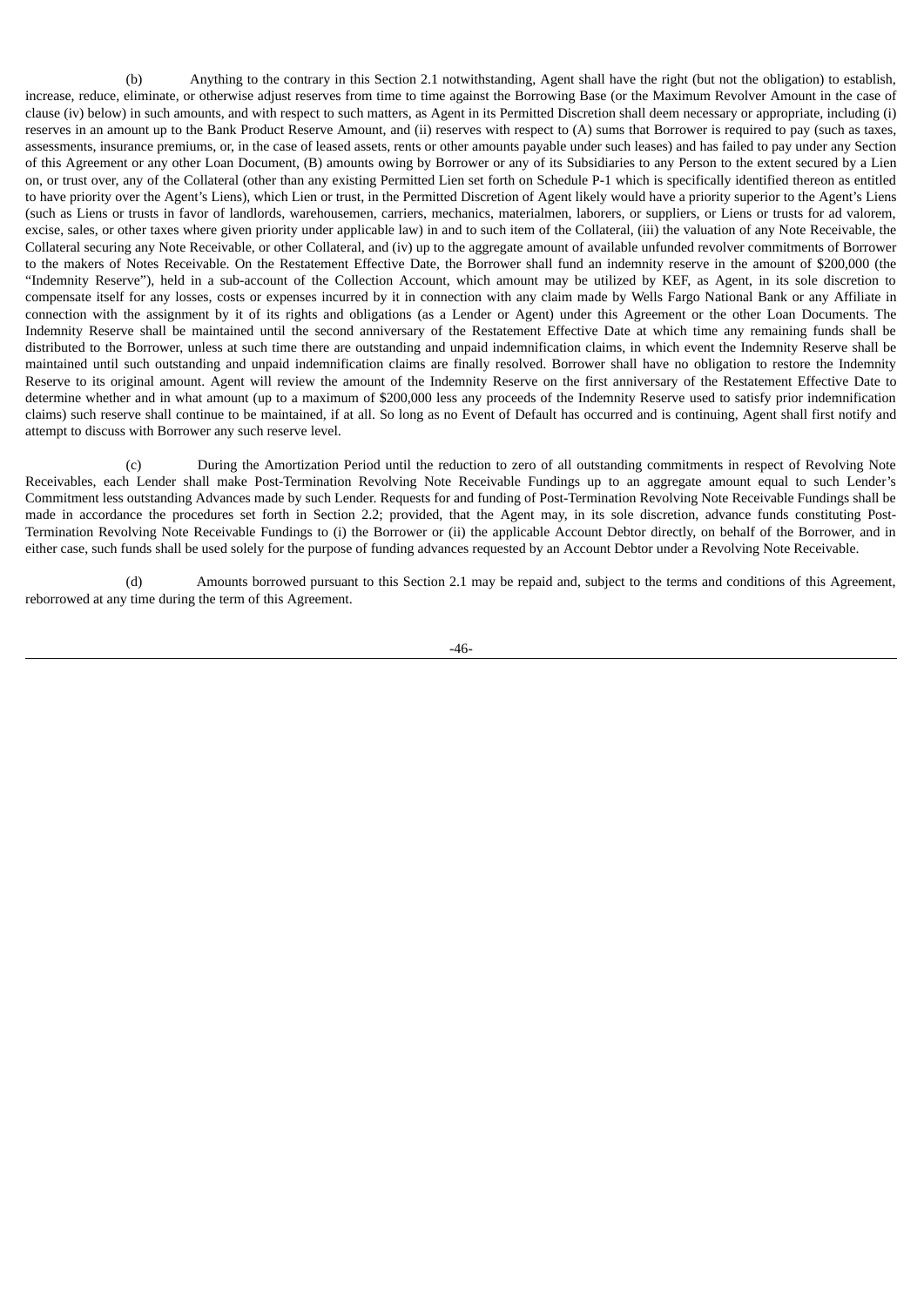(b) Anything to the contrary in this Section 2.1 notwithstanding, Agent shall have the right (but not the obligation) to establish, increase, reduce, eliminate, or otherwise adjust reserves from time to time against the Borrowing Base (or the Maximum Revolver Amount in the case of clause (iv) below) in such amounts, and with respect to such matters, as Agent in its Permitted Discretion shall deem necessary or appropriate, including (i) reserves in an amount up to the Bank Product Reserve Amount, and (ii) reserves with respect to (A) sums that Borrower is required to pay (such as taxes, assessments, insurance premiums, or, in the case of leased assets, rents or other amounts payable under such leases) and has failed to pay under any Section of this Agreement or any other Loan Document, (B) amounts owing by Borrower or any of its Subsidiaries to any Person to the extent secured by a Lien on, or trust over, any of the Collateral (other than any existing Permitted Lien set forth on Schedule P-1 which is specifically identified thereon as entitled to have priority over the Agent's Liens), which Lien or trust, in the Permitted Discretion of Agent likely would have a priority superior to the Agent's Liens (such as Liens or trusts in favor of landlords, warehousemen, carriers, mechanics, materialmen, laborers, or suppliers, or Liens or trusts for ad valorem, excise, sales, or other taxes where given priority under applicable law) in and to such item of the Collateral, (iii) the valuation of any Note Receivable, the Collateral securing any Note Receivable, or other Collateral, and (iv) up to the aggregate amount of available unfunded revolver commitments of Borrower to the makers of Notes Receivable. On the Restatement Effective Date, the Borrower shall fund an indemnity reserve in the amount of $200,000 (the "Indemnity Reserve"), held in a sub-account of the Collection Account, which amount may be utilized by KEF, as Agent, in its sole discretion to compensate itself for any losses, costs or expenses incurred by it in connection with any claim made by Wells Fargo National Bank or any Affiliate in connection with the assignment by it of its rights and obligations (as a Lender or Agent) under this Agreement or the other Loan Documents. The Indemnity Reserve shall be maintained until the second anniversary of the Restatement Effective Date at which time any remaining funds shall be distributed to the Borrower, unless at such time there are outstanding and unpaid indemnification claims, in which event the Indemnity Reserve shall be maintained until such outstanding and unpaid indemnification claims are finally resolved. Borrower shall have no obligation to restore the Indemnity Reserve to its original amount. Agent will review the amount of the Indemnity Reserve on the first anniversary of the Restatement Effective Date to determine whether and in what amount (up to a maximum of $200,000 less any proceeds of the Indemnity Reserve used to satisfy prior indemnification claims) such reserve shall continue to be maintained, if at all. So long as no Event of Default has occurred and is continuing, Agent shall first notify and attempt to discuss with Borrower any such reserve level.

(c) During the Amortization Period until the reduction to zero of all outstanding commitments in respect of Revolving Note Receivables, each Lender shall make Post-Termination Revolving Note Receivable Fundings up to an aggregate amount equal to such Lender's Commitment less outstanding Advances made by such Lender. Requests for and funding of Post-Termination Revolving Note Receivable Fundings shall be made in accordance the procedures set forth in Section 2.2; provided, that the Agent may, in its sole discretion, advance funds constituting Post-Termination Revolving Note Receivable Fundings to (i) the Borrower or (ii) the applicable Account Debtor directly, on behalf of the Borrower, and in either case, such funds shall be used solely for the purpose of funding advances requested by an Account Debtor under a Revolving Note Receivable.

(d) Amounts borrowed pursuant to this Section 2.1 may be repaid and, subject to the terms and conditions of this Agreement, reborrowed at any time during the term of this Agreement.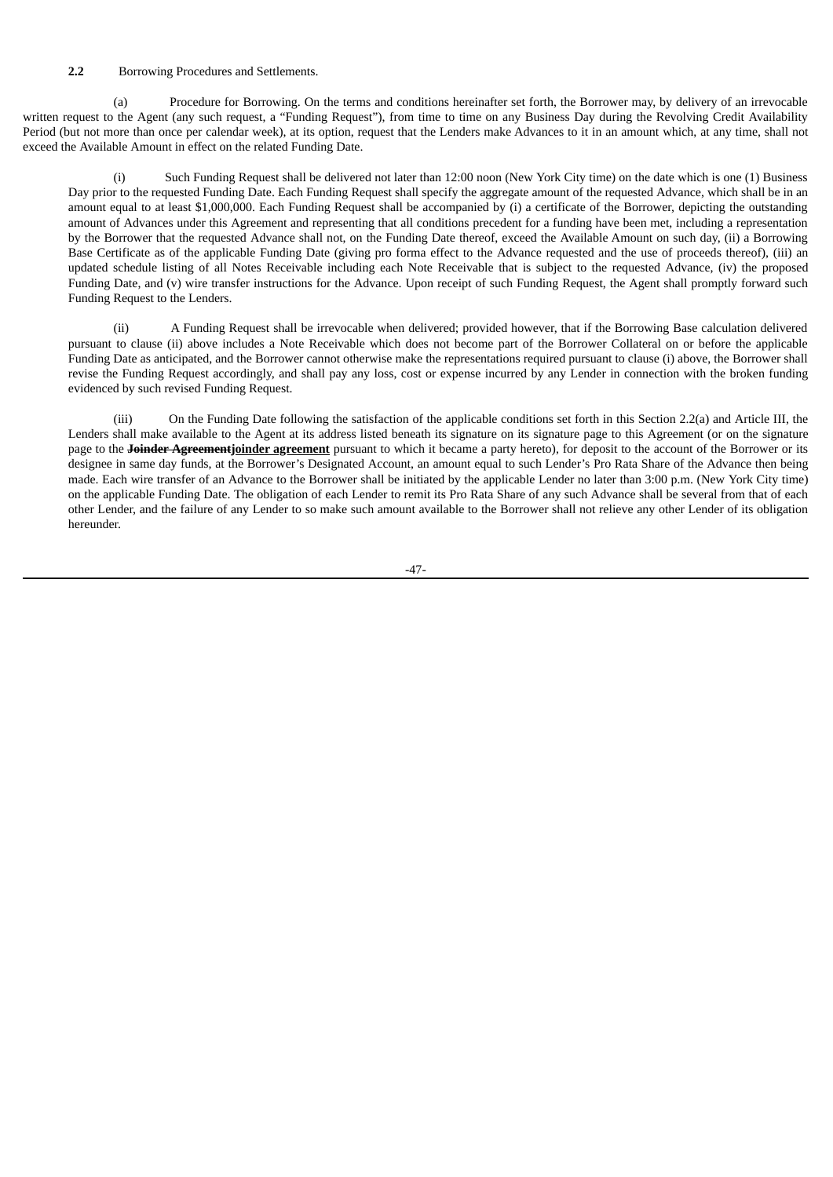**2.2** Borrowing Procedures and Settlements.

(a) Procedure for Borrowing. On the terms and conditions hereinafter set forth, the Borrower may, by delivery of an irrevocable written request to the Agent (any such request, a "Funding Request"), from time to time on any Business Day during the Revolving Credit Availability Period (but not more than once per calendar week), at its option, request that the Lenders make Advances to it in an amount which, at any time, shall not exceed the Available Amount in effect on the related Funding Date.

(i) Such Funding Request shall be delivered not later than 12:00 noon (New York City time) on the date which is one (1) Business Day prior to the requested Funding Date. Each Funding Request shall specify the aggregate amount of the requested Advance, which shall be in an amount equal to at least $1,000,000. Each Funding Request shall be accompanied by (i) a certificate of the Borrower, depicting the outstanding amount of Advances under this Agreement and representing that all conditions precedent for a funding have been met, including a representation by the Borrower that the requested Advance shall not, on the Funding Date thereof, exceed the Available Amount on such day, (ii) a Borrowing Base Certificate as of the applicable Funding Date (giving pro forma effect to the Advance requested and the use of proceeds thereof), (iii) an updated schedule listing of all Notes Receivable including each Note Receivable that is subject to the requested Advance, (iv) the proposed Funding Date, and (v) wire transfer instructions for the Advance. Upon receipt of such Funding Request, the Agent shall promptly forward such Funding Request to the Lenders.

(ii) A Funding Request shall be irrevocable when delivered; provided however, that if the Borrowing Base calculation delivered pursuant to clause (ii) above includes a Note Receivable which does not become part of the Borrower Collateral on or before the applicable Funding Date as anticipated, and the Borrower cannot otherwise make the representations required pursuant to clause (i) above, the Borrower shall revise the Funding Request accordingly, and shall pay any loss, cost or expense incurred by any Lender in connection with the broken funding evidenced by such revised Funding Request.

(iii) On the Funding Date following the satisfaction of the applicable conditions set forth in this Section 2.2(a) and Article III, the Lenders shall make available to the Agent at its address listed beneath its signature on its signature page to this Agreement (or on the signature page to the ~~**Joinder Agreement**~~**joinder agreement** pursuant to which it became a party hereto), for deposit to the account of the Borrower or its designee in same day funds, at the Borrower's Designated Account, an amount equal to such Lender's Pro Rata Share of the Advance then being made. Each wire transfer of an Advance to the Borrower shall be initiated by the applicable Lender no later than 3:00 p.m. (New York City time) on the applicable Funding Date. The obligation of each Lender to remit its Pro Rata Share of any such Advance shall be several from that of each other Lender, and the failure of any Lender to so make such amount available to the Borrower shall not relieve any other Lender of its obligation hereunder.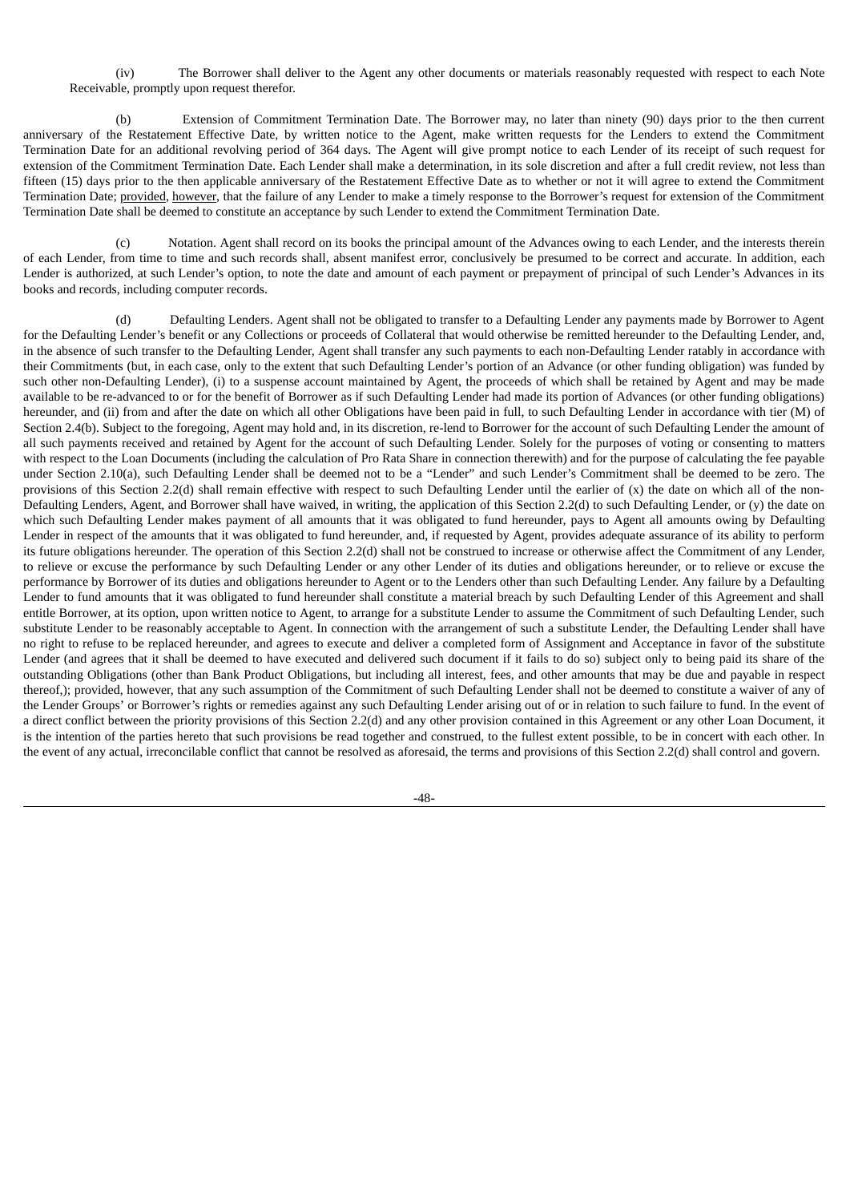(iv) The Borrower shall deliver to the Agent any other documents or materials reasonably requested with respect to each Note Receivable, promptly upon request therefor.

(b) Extension of Commitment Termination Date. The Borrower may, no later than ninety (90) days prior to the then current anniversary of the Restatement Effective Date, by written notice to the Agent, make written requests for the Lenders to extend the Commitment Termination Date for an additional revolving period of 364 days. The Agent will give prompt notice to each Lender of its receipt of such request for extension of the Commitment Termination Date. Each Lender shall make a determination, in its sole discretion and after a full credit review, not less than fifteen (15) days prior to the then applicable anniversary of the Restatement Effective Date as to whether or not it will agree to extend the Commitment Termination Date; provided, however, that the failure of any Lender to make a timely response to the Borrower's request for extension of the Commitment Termination Date shall be deemed to constitute an acceptance by such Lender to extend the Commitment Termination Date.

(c) Notation. Agent shall record on its books the principal amount of the Advances owing to each Lender, and the interests therein of each Lender, from time to time and such records shall, absent manifest error, conclusively be presumed to be correct and accurate. In addition, each Lender is authorized, at such Lender's option, to note the date and amount of each payment or prepayment of principal of such Lender's Advances in its books and records, including computer records.

(d) Defaulting Lenders. Agent shall not be obligated to transfer to a Defaulting Lender any payments made by Borrower to Agent for the Defaulting Lender's benefit or any Collections or proceeds of Collateral that would otherwise be remitted hereunder to the Defaulting Lender, and, in the absence of such transfer to the Defaulting Lender, Agent shall transfer any such payments to each non-Defaulting Lender ratably in accordance with their Commitments (but, in each case, only to the extent that such Defaulting Lender's portion of an Advance (or other funding obligation) was funded by such other non-Defaulting Lender), (i) to a suspense account maintained by Agent, the proceeds of which shall be retained by Agent and may be made available to be re-advanced to or for the benefit of Borrower as if such Defaulting Lender had made its portion of Advances (or other funding obligations) hereunder, and (ii) from and after the date on which all other Obligations have been paid in full, to such Defaulting Lender in accordance with tier (M) of Section 2.4(b). Subject to the foregoing, Agent may hold and, in its discretion, re-lend to Borrower for the account of such Defaulting Lender the amount of all such payments received and retained by Agent for the account of such Defaulting Lender. Solely for the purposes of voting or consenting to matters with respect to the Loan Documents (including the calculation of Pro Rata Share in connection therewith) and for the purpose of calculating the fee payable under Section 2.10(a), such Defaulting Lender shall be deemed not to be a "Lender" and such Lender's Commitment shall be deemed to be zero. The provisions of this Section 2.2(d) shall remain effective with respect to such Defaulting Lender until the earlier of (x) the date on which all of the non-Defaulting Lenders, Agent, and Borrower shall have waived, in writing, the application of this Section 2.2(d) to such Defaulting Lender, or (y) the date on which such Defaulting Lender makes payment of all amounts that it was obligated to fund hereunder, pays to Agent all amounts owing by Defaulting Lender in respect of the amounts that it was obligated to fund hereunder, and, if requested by Agent, provides adequate assurance of its ability to perform its future obligations hereunder. The operation of this Section 2.2(d) shall not be construed to increase or otherwise affect the Commitment of any Lender, to relieve or excuse the performance by such Defaulting Lender or any other Lender of its duties and obligations hereunder, or to relieve or excuse the performance by Borrower of its duties and obligations hereunder to Agent or to the Lenders other than such Defaulting Lender. Any failure by a Defaulting Lender to fund amounts that it was obligated to fund hereunder shall constitute a material breach by such Defaulting Lender of this Agreement and shall entitle Borrower, at its option, upon written notice to Agent, to arrange for a substitute Lender to assume the Commitment of such Defaulting Lender, such substitute Lender to be reasonably acceptable to Agent. In connection with the arrangement of such a substitute Lender, the Defaulting Lender shall have no right to refuse to be replaced hereunder, and agrees to execute and deliver a completed form of Assignment and Acceptance in favor of the substitute Lender (and agrees that it shall be deemed to have executed and delivered such document if it fails to do so) subject only to being paid its share of the outstanding Obligations (other than Bank Product Obligations, but including all interest, fees, and other amounts that may be due and payable in respect thereof,); provided, however, that any such assumption of the Commitment of such Defaulting Lender shall not be deemed to constitute a waiver of any of the Lender Groups' or Borrower's rights or remedies against any such Defaulting Lender arising out of or in relation to such failure to fund. In the event of a direct conflict between the priority provisions of this Section 2.2(d) and any other provision contained in this Agreement or any other Loan Document, it is the intention of the parties hereto that such provisions be read together and construed, to the fullest extent possible, to be in concert with each other. In the event of any actual, irreconcilable conflict that cannot be resolved as aforesaid, the terms and provisions of this Section 2.2(d) shall control and govern.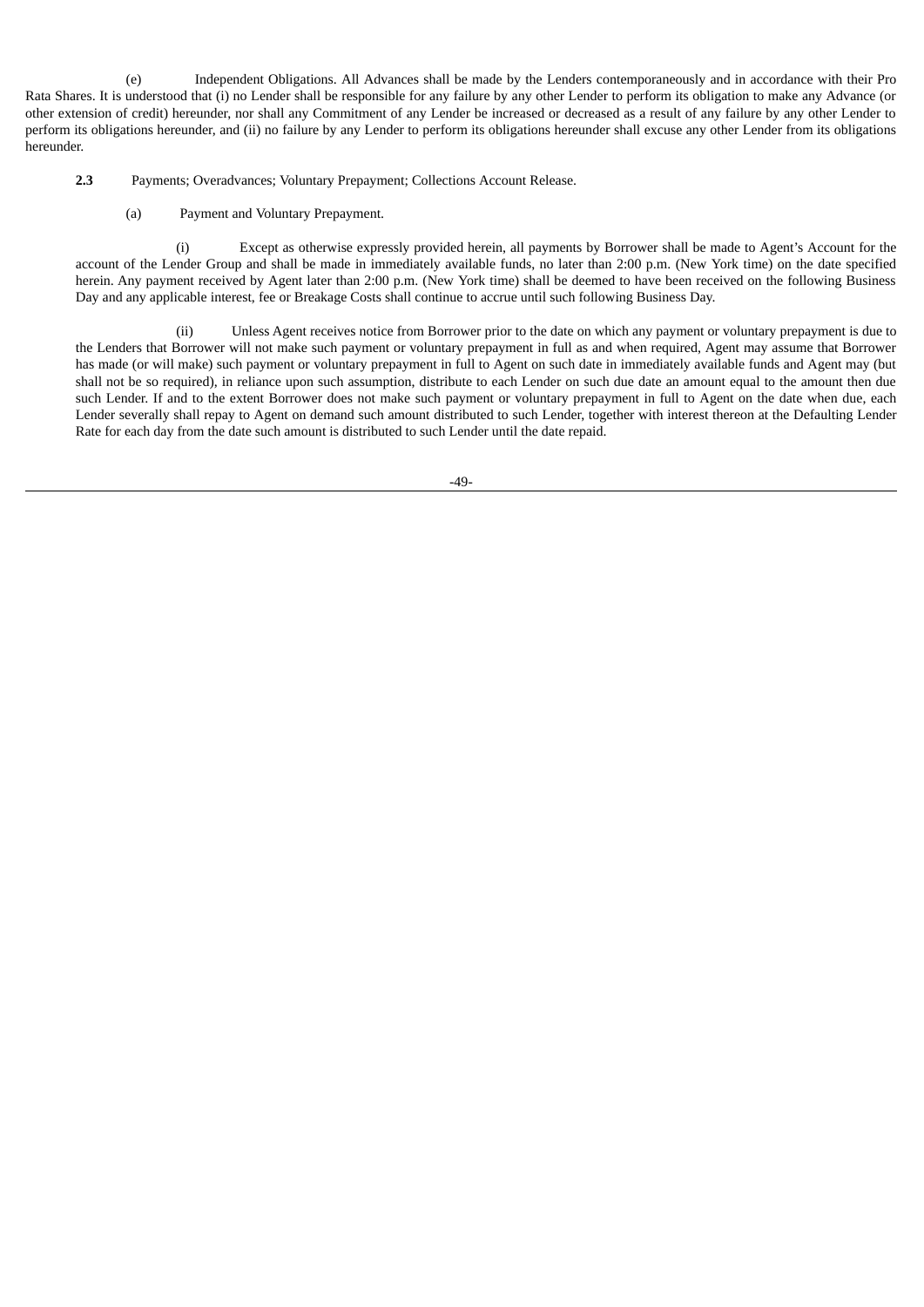(e) Independent Obligations. All Advances shall be made by the Lenders contemporaneously and in accordance with their Pro Rata Shares. It is understood that (i) no Lender shall be responsible for any failure by any other Lender to perform its obligation to make any Advance (or other extension of credit) hereunder, nor shall any Commitment of any Lender be increased or decreased as a result of any failure by any other Lender to perform its obligations hereunder, and (ii) no failure by any Lender to perform its obligations hereunder shall excuse any other Lender from its obligations hereunder.

**2.3** Payments; Overadvances; Voluntary Prepayment; Collections Account Release.

(a) Payment and Voluntary Prepayment.

(i) Except as otherwise expressly provided herein, all payments by Borrower shall be made to Agent's Account for the account of the Lender Group and shall be made in immediately available funds, no later than 2:00 p.m. (New York time) on the date specified herein. Any payment received by Agent later than 2:00 p.m. (New York time) shall be deemed to have been received on the following Business Day and any applicable interest, fee or Breakage Costs shall continue to accrue until such following Business Day.

(ii) Unless Agent receives notice from Borrower prior to the date on which any payment or voluntary prepayment is due to the Lenders that Borrower will not make such payment or voluntary prepayment in full as and when required, Agent may assume that Borrower has made (or will make) such payment or voluntary prepayment in full to Agent on such date in immediately available funds and Agent may (but shall not be so required), in reliance upon such assumption, distribute to each Lender on such due date an amount equal to the amount then due such Lender. If and to the extent Borrower does not make such payment or voluntary prepayment in full to Agent on the date when due, each Lender severally shall repay to Agent on demand such amount distributed to such Lender, together with interest thereon at the Defaulting Lender Rate for each day from the date such amount is distributed to such Lender until the date repaid.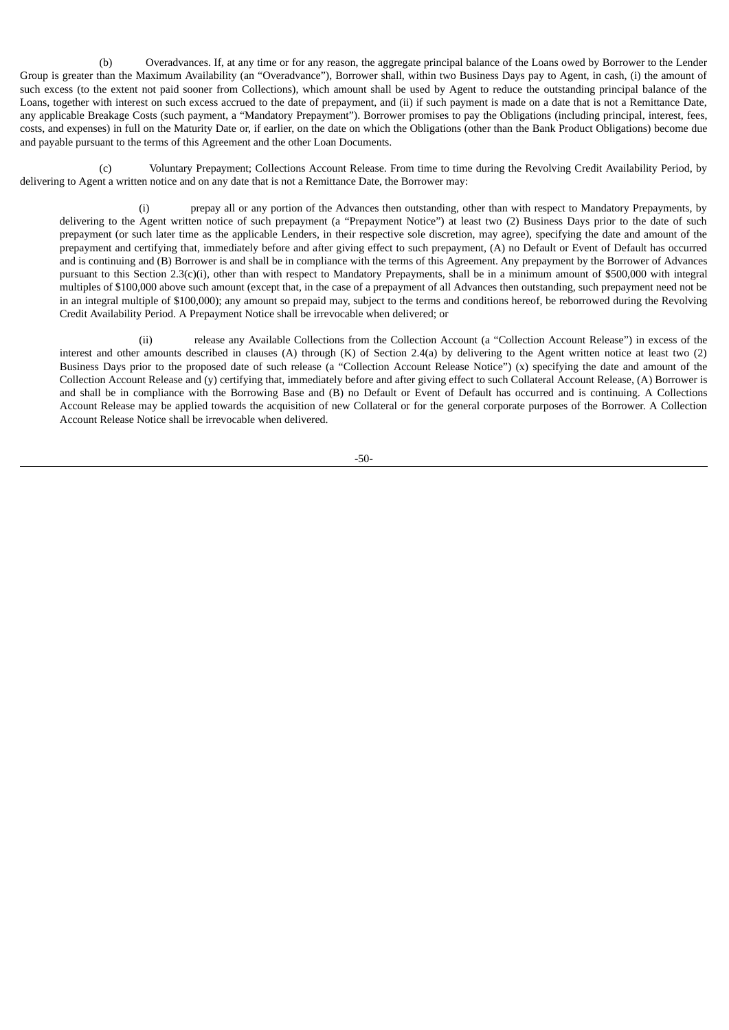(b) Overadvances. If, at any time or for any reason, the aggregate principal balance of the Loans owed by Borrower to the Lender Group is greater than the Maximum Availability (an "Overadvance"), Borrower shall, within two Business Days pay to Agent, in cash, (i) the amount of such excess (to the extent not paid sooner from Collections), which amount shall be used by Agent to reduce the outstanding principal balance of the Loans, together with interest on such excess accrued to the date of prepayment, and (ii) if such payment is made on a date that is not a Remittance Date, any applicable Breakage Costs (such payment, a "Mandatory Prepayment"). Borrower promises to pay the Obligations (including principal, interest, fees, costs, and expenses) in full on the Maturity Date or, if earlier, on the date on which the Obligations (other than the Bank Product Obligations) become due and payable pursuant to the terms of this Agreement and the other Loan Documents.

(c) Voluntary Prepayment; Collections Account Release. From time to time during the Revolving Credit Availability Period, by delivering to Agent a written notice and on any date that is not a Remittance Date, the Borrower may:

(i) prepay all or any portion of the Advances then outstanding, other than with respect to Mandatory Prepayments, by delivering to the Agent written notice of such prepayment (a "Prepayment Notice") at least two (2) Business Days prior to the date of such prepayment (or such later time as the applicable Lenders, in their respective sole discretion, may agree), specifying the date and amount of the prepayment and certifying that, immediately before and after giving effect to such prepayment, (A) no Default or Event of Default has occurred and is continuing and (B) Borrower is and shall be in compliance with the terms of this Agreement. Any prepayment by the Borrower of Advances pursuant to this Section 2.3(c)(i), other than with respect to Mandatory Prepayments, shall be in a minimum amount of $500,000 with integral multiples of $100,000 above such amount (except that, in the case of a prepayment of all Advances then outstanding, such prepayment need not be in an integral multiple of $100,000); any amount so prepaid may, subject to the terms and conditions hereof, be reborrowed during the Revolving Credit Availability Period. A Prepayment Notice shall be irrevocable when delivered; or

(ii) release any Available Collections from the Collection Account (a "Collection Account Release") in excess of the interest and other amounts described in clauses (A) through (K) of Section 2.4(a) by delivering to the Agent written notice at least two (2) Business Days prior to the proposed date of such release (a "Collection Account Release Notice") (x) specifying the date and amount of the Collection Account Release and (y) certifying that, immediately before and after giving effect to such Collateral Account Release, (A) Borrower is and shall be in compliance with the Borrowing Base and (B) no Default or Event of Default has occurred and is continuing. A Collections Account Release may be applied towards the acquisition of new Collateral or for the general corporate purposes of the Borrower. A Collection Account Release Notice shall be irrevocable when delivered.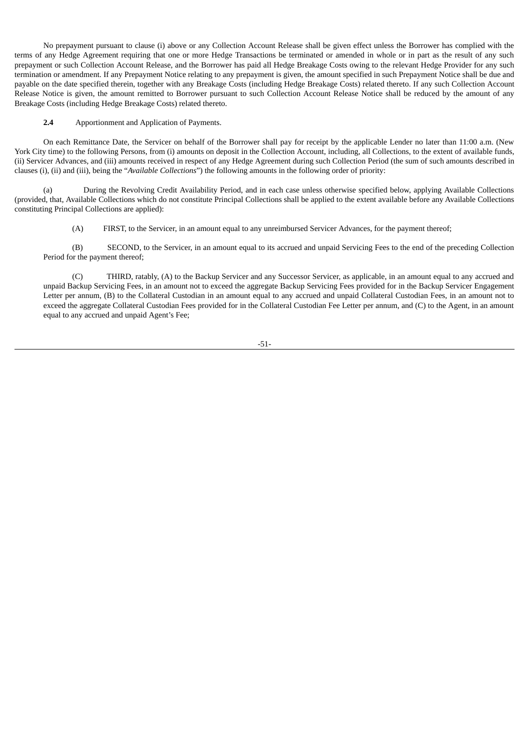No prepayment pursuant to clause (i) above or any Collection Account Release shall be given effect unless the Borrower has complied with the terms of any Hedge Agreement requiring that one or more Hedge Transactions be terminated or amended in whole or in part as the result of any such prepayment or such Collection Account Release, and the Borrower has paid all Hedge Breakage Costs owing to the relevant Hedge Provider for any such termination or amendment. If any Prepayment Notice relating to any prepayment is given, the amount specified in such Prepayment Notice shall be due and payable on the date specified therein, together with any Breakage Costs (including Hedge Breakage Costs) related thereto. If any such Collection Account Release Notice is given, the amount remitted to Borrower pursuant to such Collection Account Release Notice shall be reduced by the amount of any Breakage Costs (including Hedge Breakage Costs) related thereto.

**2.4** Apportionment and Application of Payments.

On each Remittance Date, the Servicer on behalf of the Borrower shall pay for receipt by the applicable Lender no later than 11:00 a.m. (New York City time) to the following Persons, from (i) amounts on deposit in the Collection Account, including, all Collections, to the extent of available funds, (ii) Servicer Advances, and (iii) amounts received in respect of any Hedge Agreement during such Collection Period (the sum of such amounts described in clauses (i), (ii) and (iii), being the "*Available Collections*") the following amounts in the following order of priority:

(a) During the Revolving Credit Availability Period, and in each case unless otherwise specified below, applying Available Collections (provided, that, Available Collections which do not constitute Principal Collections shall be applied to the extent available before any Available Collections constituting Principal Collections are applied):

(A) FIRST, to the Servicer, in an amount equal to any unreimbursed Servicer Advances, for the payment thereof;

(B) SECOND, to the Servicer, in an amount equal to its accrued and unpaid Servicing Fees to the end of the preceding Collection Period for the payment thereof;

(C) THIRD, ratably, (A) to the Backup Servicer and any Successor Servicer, as applicable, in an amount equal to any accrued and unpaid Backup Servicing Fees, in an amount not to exceed the aggregate Backup Servicing Fees provided for in the Backup Servicer Engagement Letter per annum, (B) to the Collateral Custodian in an amount equal to any accrued and unpaid Collateral Custodian Fees, in an amount not to exceed the aggregate Collateral Custodian Fees provided for in the Collateral Custodian Fee Letter per annum, and (C) to the Agent, in an amount equal to any accrued and unpaid Agent's Fee;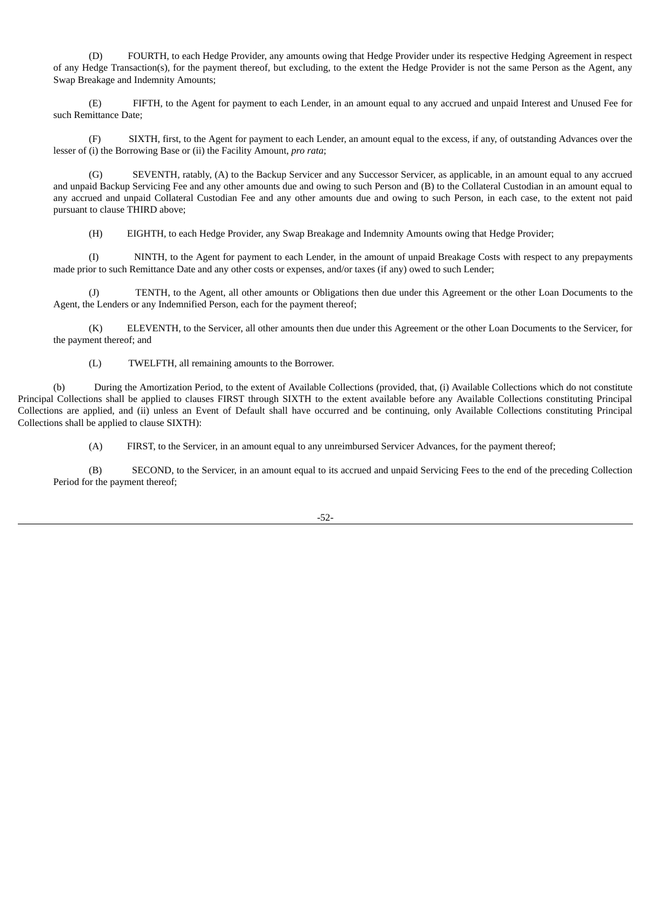(D) FOURTH, to each Hedge Provider, any amounts owing that Hedge Provider under its respective Hedging Agreement in respect of any Hedge Transaction(s), for the payment thereof, but excluding, to the extent the Hedge Provider is not the same Person as the Agent, any Swap Breakage and Indemnity Amounts;

(E) FIFTH, to the Agent for payment to each Lender, in an amount equal to any accrued and unpaid Interest and Unused Fee for such Remittance Date;

(F) SIXTH, first, to the Agent for payment to each Lender, an amount equal to the excess, if any, of outstanding Advances over the lesser of (i) the Borrowing Base or (ii) the Facility Amount, *pro rata*;

(G) SEVENTH, ratably, (A) to the Backup Servicer and any Successor Servicer, as applicable, in an amount equal to any accrued and unpaid Backup Servicing Fee and any other amounts due and owing to such Person and (B) to the Collateral Custodian in an amount equal to any accrued and unpaid Collateral Custodian Fee and any other amounts due and owing to such Person, in each case, to the extent not paid pursuant to clause THIRD above;

(H) EIGHTH, to each Hedge Provider, any Swap Breakage and Indemnity Amounts owing that Hedge Provider;

(I) NINTH, to the Agent for payment to each Lender, in the amount of unpaid Breakage Costs with respect to any prepayments made prior to such Remittance Date and any other costs or expenses, and/or taxes (if any) owed to such Lender;

(J) TENTH, to the Agent, all other amounts or Obligations then due under this Agreement or the other Loan Documents to the Agent, the Lenders or any Indemnified Person, each for the payment thereof;

(K) ELEVENTH, to the Servicer, all other amounts then due under this Agreement or the other Loan Documents to the Servicer, for the payment thereof; and

(L) TWELFTH, all remaining amounts to the Borrower.

(b) During the Amortization Period, to the extent of Available Collections (provided, that, (i) Available Collections which do not constitute Principal Collections shall be applied to clauses FIRST through SIXTH to the extent available before any Available Collections constituting Principal Collections are applied, and (ii) unless an Event of Default shall have occurred and be continuing, only Available Collections constituting Principal Collections shall be applied to clause SIXTH):

(A) FIRST, to the Servicer, in an amount equal to any unreimbursed Servicer Advances, for the payment thereof;

(B) SECOND, to the Servicer, in an amount equal to its accrued and unpaid Servicing Fees to the end of the preceding Collection Period for the payment thereof;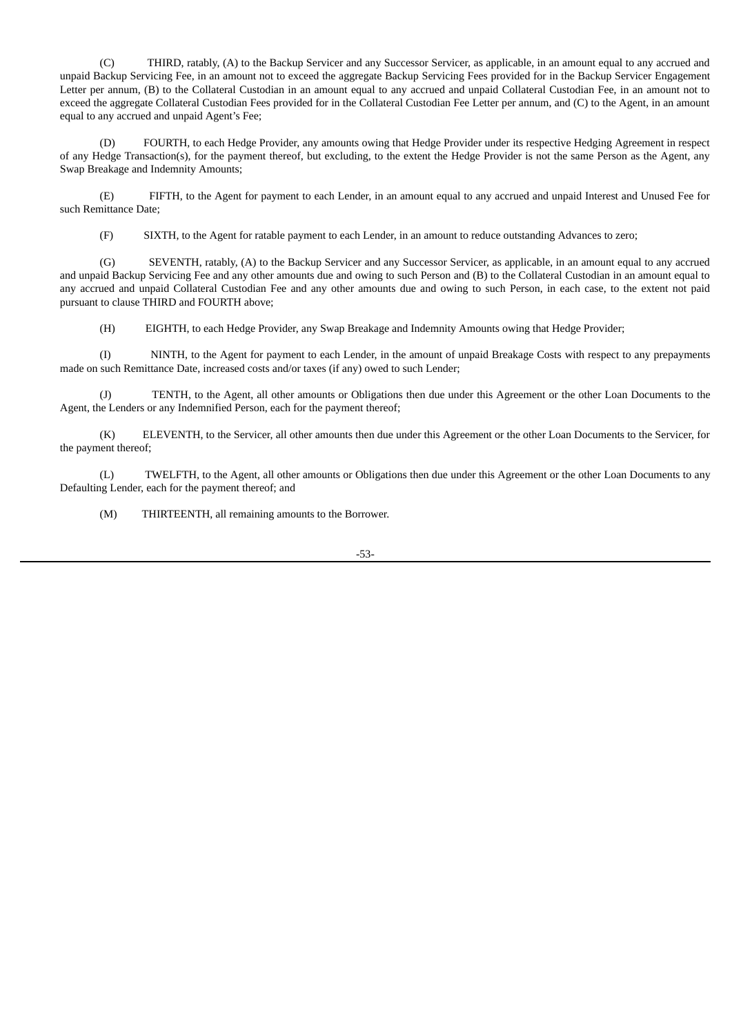(C) THIRD, ratably, (A) to the Backup Servicer and any Successor Servicer, as applicable, in an amount equal to any accrued and unpaid Backup Servicing Fee, in an amount not to exceed the aggregate Backup Servicing Fees provided for in the Backup Servicer Engagement Letter per annum, (B) to the Collateral Custodian in an amount equal to any accrued and unpaid Collateral Custodian Fee, in an amount not to exceed the aggregate Collateral Custodian Fees provided for in the Collateral Custodian Fee Letter per annum, and (C) to the Agent, in an amount equal to any accrued and unpaid Agent's Fee;

(D) FOURTH, to each Hedge Provider, any amounts owing that Hedge Provider under its respective Hedging Agreement in respect of any Hedge Transaction(s), for the payment thereof, but excluding, to the extent the Hedge Provider is not the same Person as the Agent, any Swap Breakage and Indemnity Amounts;

(E) FIFTH, to the Agent for payment to each Lender, in an amount equal to any accrued and unpaid Interest and Unused Fee for such Remittance Date;

(F) SIXTH, to the Agent for ratable payment to each Lender, in an amount to reduce outstanding Advances to zero;

(G) SEVENTH, ratably, (A) to the Backup Servicer and any Successor Servicer, as applicable, in an amount equal to any accrued and unpaid Backup Servicing Fee and any other amounts due and owing to such Person and (B) to the Collateral Custodian in an amount equal to any accrued and unpaid Collateral Custodian Fee and any other amounts due and owing to such Person, in each case, to the extent not paid pursuant to clause THIRD and FOURTH above;

(H) EIGHTH, to each Hedge Provider, any Swap Breakage and Indemnity Amounts owing that Hedge Provider;

(I) NINTH, to the Agent for payment to each Lender, in the amount of unpaid Breakage Costs with respect to any prepayments made on such Remittance Date, increased costs and/or taxes (if any) owed to such Lender;

(J) TENTH, to the Agent, all other amounts or Obligations then due under this Agreement or the other Loan Documents to the Agent, the Lenders or any Indemnified Person, each for the payment thereof;

(K) ELEVENTH, to the Servicer, all other amounts then due under this Agreement or the other Loan Documents to the Servicer, for the payment thereof;

(L) TWELFTH, to the Agent, all other amounts or Obligations then due under this Agreement or the other Loan Documents to any Defaulting Lender, each for the payment thereof; and

(M) THIRTEENTH, all remaining amounts to the Borrower.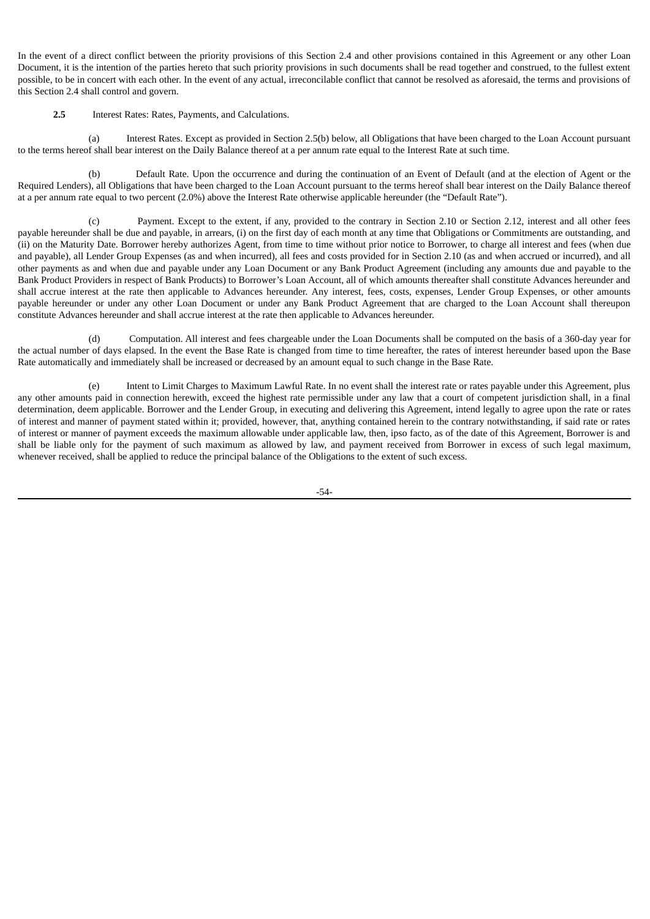In the event of a direct conflict between the priority provisions of this Section 2.4 and other provisions contained in this Agreement or any other Loan Document, it is the intention of the parties hereto that such priority provisions in such documents shall be read together and construed, to the fullest extent possible, to be in concert with each other. In the event of any actual, irreconcilable conflict that cannot be resolved as aforesaid, the terms and provisions of this Section 2.4 shall control and govern.

**2.5** Interest Rates: Rates, Payments, and Calculations.

(a) Interest Rates. Except as provided in Section 2.5(b) below, all Obligations that have been charged to the Loan Account pursuant to the terms hereof shall bear interest on the Daily Balance thereof at a per annum rate equal to the Interest Rate at such time.

(b) Default Rate. Upon the occurrence and during the continuation of an Event of Default (and at the election of Agent or the Required Lenders), all Obligations that have been charged to the Loan Account pursuant to the terms hereof shall bear interest on the Daily Balance thereof at a per annum rate equal to two percent (2.0%) above the Interest Rate otherwise applicable hereunder (the "Default Rate").

(c) Payment. Except to the extent, if any, provided to the contrary in Section 2.10 or Section 2.12, interest and all other fees payable hereunder shall be due and payable, in arrears, (i) on the first day of each month at any time that Obligations or Commitments are outstanding, and (ii) on the Maturity Date. Borrower hereby authorizes Agent, from time to time without prior notice to Borrower, to charge all interest and fees (when due and payable), all Lender Group Expenses (as and when incurred), all fees and costs provided for in Section 2.10 (as and when accrued or incurred), and all other payments as and when due and payable under any Loan Document or any Bank Product Agreement (including any amounts due and payable to the Bank Product Providers in respect of Bank Products) to Borrower's Loan Account, all of which amounts thereafter shall constitute Advances hereunder and shall accrue interest at the rate then applicable to Advances hereunder. Any interest, fees, costs, expenses, Lender Group Expenses, or other amounts payable hereunder or under any other Loan Document or under any Bank Product Agreement that are charged to the Loan Account shall thereupon constitute Advances hereunder and shall accrue interest at the rate then applicable to Advances hereunder.

(d) Computation. All interest and fees chargeable under the Loan Documents shall be computed on the basis of a 360-day year for the actual number of days elapsed. In the event the Base Rate is changed from time to time hereafter, the rates of interest hereunder based upon the Base Rate automatically and immediately shall be increased or decreased by an amount equal to such change in the Base Rate.

(e) Intent to Limit Charges to Maximum Lawful Rate. In no event shall the interest rate or rates payable under this Agreement, plus any other amounts paid in connection herewith, exceed the highest rate permissible under any law that a court of competent jurisdiction shall, in a final determination, deem applicable. Borrower and the Lender Group, in executing and delivering this Agreement, intend legally to agree upon the rate or rates of interest and manner of payment stated within it; provided, however, that, anything contained herein to the contrary notwithstanding, if said rate or rates of interest or manner of payment exceeds the maximum allowable under applicable law, then, ipso facto, as of the date of this Agreement, Borrower is and shall be liable only for the payment of such maximum as allowed by law, and payment received from Borrower in excess of such legal maximum, whenever received, shall be applied to reduce the principal balance of the Obligations to the extent of such excess.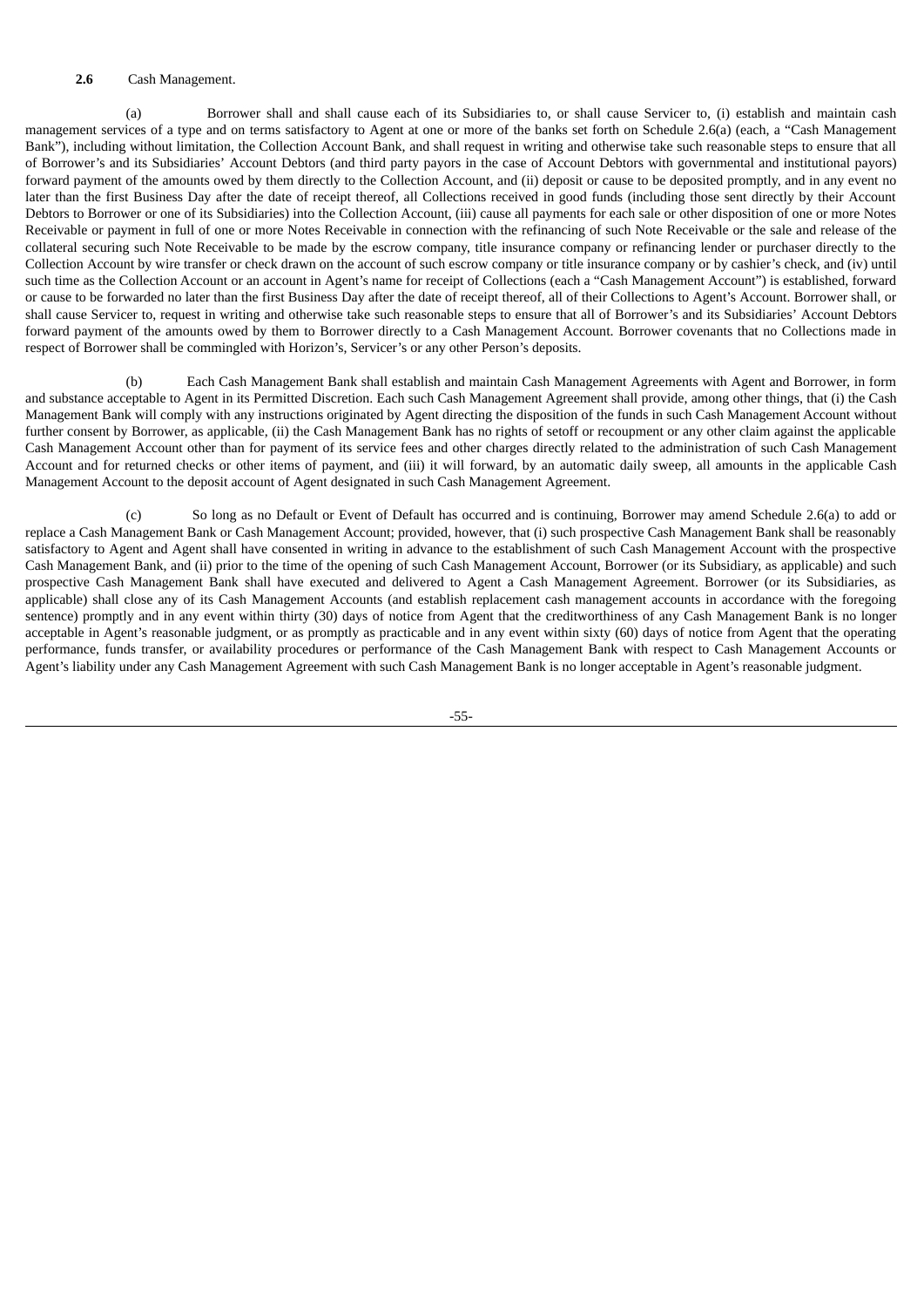**2.6** Cash Management.

(a) Borrower shall and shall cause each of its Subsidiaries to, or shall cause Servicer to, (i) establish and maintain cash management services of a type and on terms satisfactory to Agent at one or more of the banks set forth on Schedule 2.6(a) (each, a "Cash Management Bank"), including without limitation, the Collection Account Bank, and shall request in writing and otherwise take such reasonable steps to ensure that all of Borrower's and its Subsidiaries' Account Debtors (and third party payors in the case of Account Debtors with governmental and institutional payors) forward payment of the amounts owed by them directly to the Collection Account, and (ii) deposit or cause to be deposited promptly, and in any event no later than the first Business Day after the date of receipt thereof, all Collections received in good funds (including those sent directly by their Account Debtors to Borrower or one of its Subsidiaries) into the Collection Account, (iii) cause all payments for each sale or other disposition of one or more Notes Receivable or payment in full of one or more Notes Receivable in connection with the refinancing of such Note Receivable or the sale and release of the collateral securing such Note Receivable to be made by the escrow company, title insurance company or refinancing lender or purchaser directly to the Collection Account by wire transfer or check drawn on the account of such escrow company or title insurance company or by cashier's check, and (iv) until such time as the Collection Account or an account in Agent's name for receipt of Collections (each a "Cash Management Account") is established, forward or cause to be forwarded no later than the first Business Day after the date of receipt thereof, all of their Collections to Agent's Account. Borrower shall, or shall cause Servicer to, request in writing and otherwise take such reasonable steps to ensure that all of Borrower's and its Subsidiaries' Account Debtors forward payment of the amounts owed by them to Borrower directly to a Cash Management Account. Borrower covenants that no Collections made in respect of Borrower shall be commingled with Horizon's, Servicer's or any other Person's deposits.

(b) Each Cash Management Bank shall establish and maintain Cash Management Agreements with Agent and Borrower, in form and substance acceptable to Agent in its Permitted Discretion. Each such Cash Management Agreement shall provide, among other things, that (i) the Cash Management Bank will comply with any instructions originated by Agent directing the disposition of the funds in such Cash Management Account without further consent by Borrower, as applicable, (ii) the Cash Management Bank has no rights of setoff or recoupment or any other claim against the applicable Cash Management Account other than for payment of its service fees and other charges directly related to the administration of such Cash Management Account and for returned checks or other items of payment, and (iii) it will forward, by an automatic daily sweep, all amounts in the applicable Cash Management Account to the deposit account of Agent designated in such Cash Management Agreement.

(c) So long as no Default or Event of Default has occurred and is continuing, Borrower may amend Schedule 2.6(a) to add or replace a Cash Management Bank or Cash Management Account; provided, however, that (i) such prospective Cash Management Bank shall be reasonably satisfactory to Agent and Agent shall have consented in writing in advance to the establishment of such Cash Management Account with the prospective Cash Management Bank, and (ii) prior to the time of the opening of such Cash Management Account, Borrower (or its Subsidiary, as applicable) and such prospective Cash Management Bank shall have executed and delivered to Agent a Cash Management Agreement. Borrower (or its Subsidiaries, as applicable) shall close any of its Cash Management Accounts (and establish replacement cash management accounts in accordance with the foregoing sentence) promptly and in any event within thirty (30) days of notice from Agent that the creditworthiness of any Cash Management Bank is no longer acceptable in Agent's reasonable judgment, or as promptly as practicable and in any event within sixty (60) days of notice from Agent that the operating performance, funds transfer, or availability procedures or performance of the Cash Management Bank with respect to Cash Management Accounts or Agent's liability under any Cash Management Agreement with such Cash Management Bank is no longer acceptable in Agent's reasonable judgment.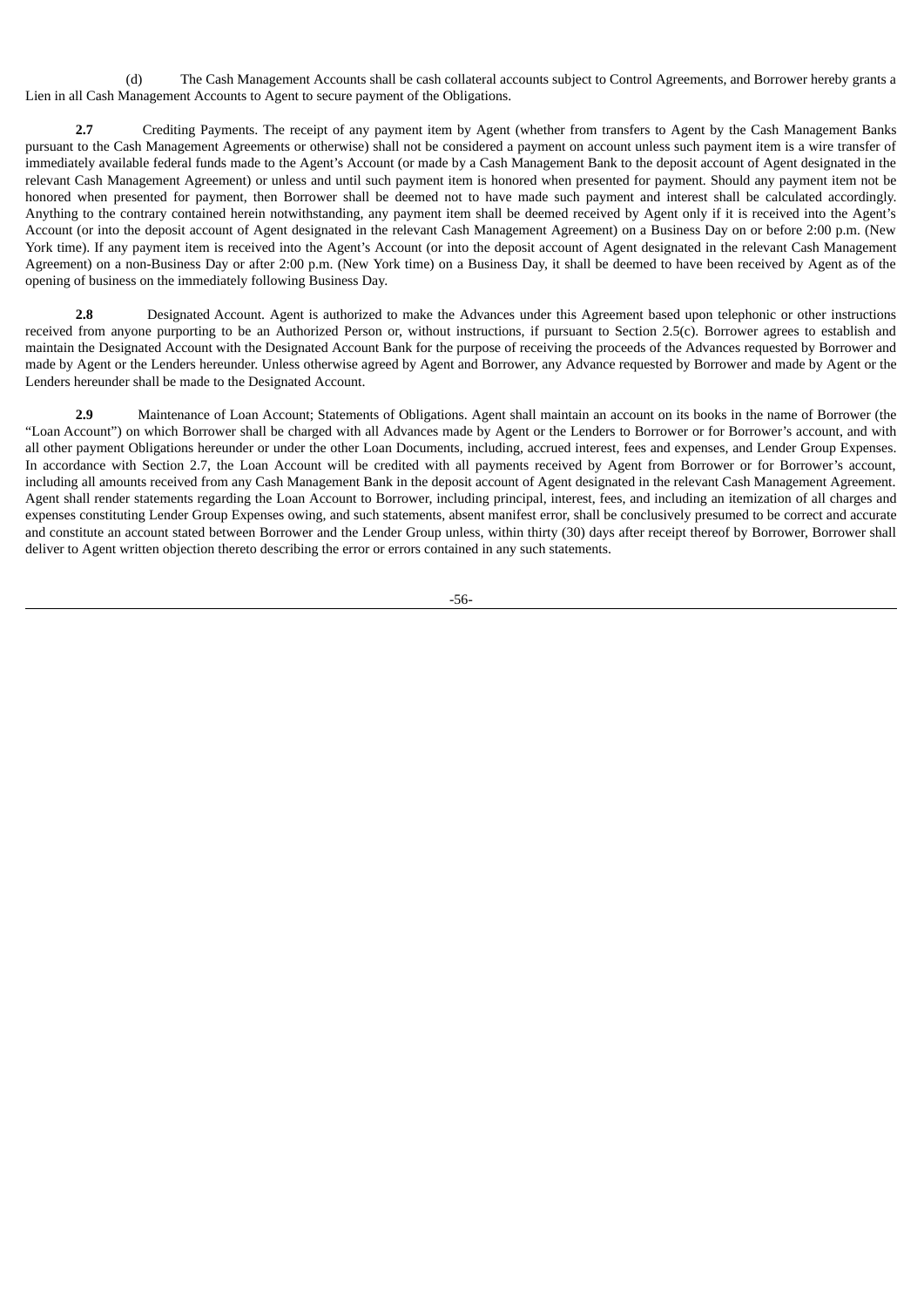(d) The Cash Management Accounts shall be cash collateral accounts subject to Control Agreements, and Borrower hereby grants a Lien in all Cash Management Accounts to Agent to secure payment of the Obligations.

**2.7** Crediting Payments. The receipt of any payment item by Agent (whether from transfers to Agent by the Cash Management Banks pursuant to the Cash Management Agreements or otherwise) shall not be considered a payment on account unless such payment item is a wire transfer of immediately available federal funds made to the Agent's Account (or made by a Cash Management Bank to the deposit account of Agent designated in the relevant Cash Management Agreement) or unless and until such payment item is honored when presented for payment. Should any payment item not be honored when presented for payment, then Borrower shall be deemed not to have made such payment and interest shall be calculated accordingly. Anything to the contrary contained herein notwithstanding, any payment item shall be deemed received by Agent only if it is received into the Agent's Account (or into the deposit account of Agent designated in the relevant Cash Management Agreement) on a Business Day on or before 2:00 p.m. (New York time). If any payment item is received into the Agent's Account (or into the deposit account of Agent designated in the relevant Cash Management Agreement) on a non-Business Day or after 2:00 p.m. (New York time) on a Business Day, it shall be deemed to have been received by Agent as of the opening of business on the immediately following Business Day.

**2.8** Designated Account. Agent is authorized to make the Advances under this Agreement based upon telephonic or other instructions received from anyone purporting to be an Authorized Person or, without instructions, if pursuant to Section 2.5(c). Borrower agrees to establish and maintain the Designated Account with the Designated Account Bank for the purpose of receiving the proceeds of the Advances requested by Borrower and made by Agent or the Lenders hereunder. Unless otherwise agreed by Agent and Borrower, any Advance requested by Borrower and made by Agent or the Lenders hereunder shall be made to the Designated Account.

**2.9** Maintenance of Loan Account; Statements of Obligations. Agent shall maintain an account on its books in the name of Borrower (the "Loan Account") on which Borrower shall be charged with all Advances made by Agent or the Lenders to Borrower or for Borrower's account, and with all other payment Obligations hereunder or under the other Loan Documents, including, accrued interest, fees and expenses, and Lender Group Expenses. In accordance with Section 2.7, the Loan Account will be credited with all payments received by Agent from Borrower or for Borrower's account, including all amounts received from any Cash Management Bank in the deposit account of Agent designated in the relevant Cash Management Agreement. Agent shall render statements regarding the Loan Account to Borrower, including principal, interest, fees, and including an itemization of all charges and expenses constituting Lender Group Expenses owing, and such statements, absent manifest error, shall be conclusively presumed to be correct and accurate and constitute an account stated between Borrower and the Lender Group unless, within thirty (30) days after receipt thereof by Borrower, Borrower shall deliver to Agent written objection thereto describing the error or errors contained in any such statements.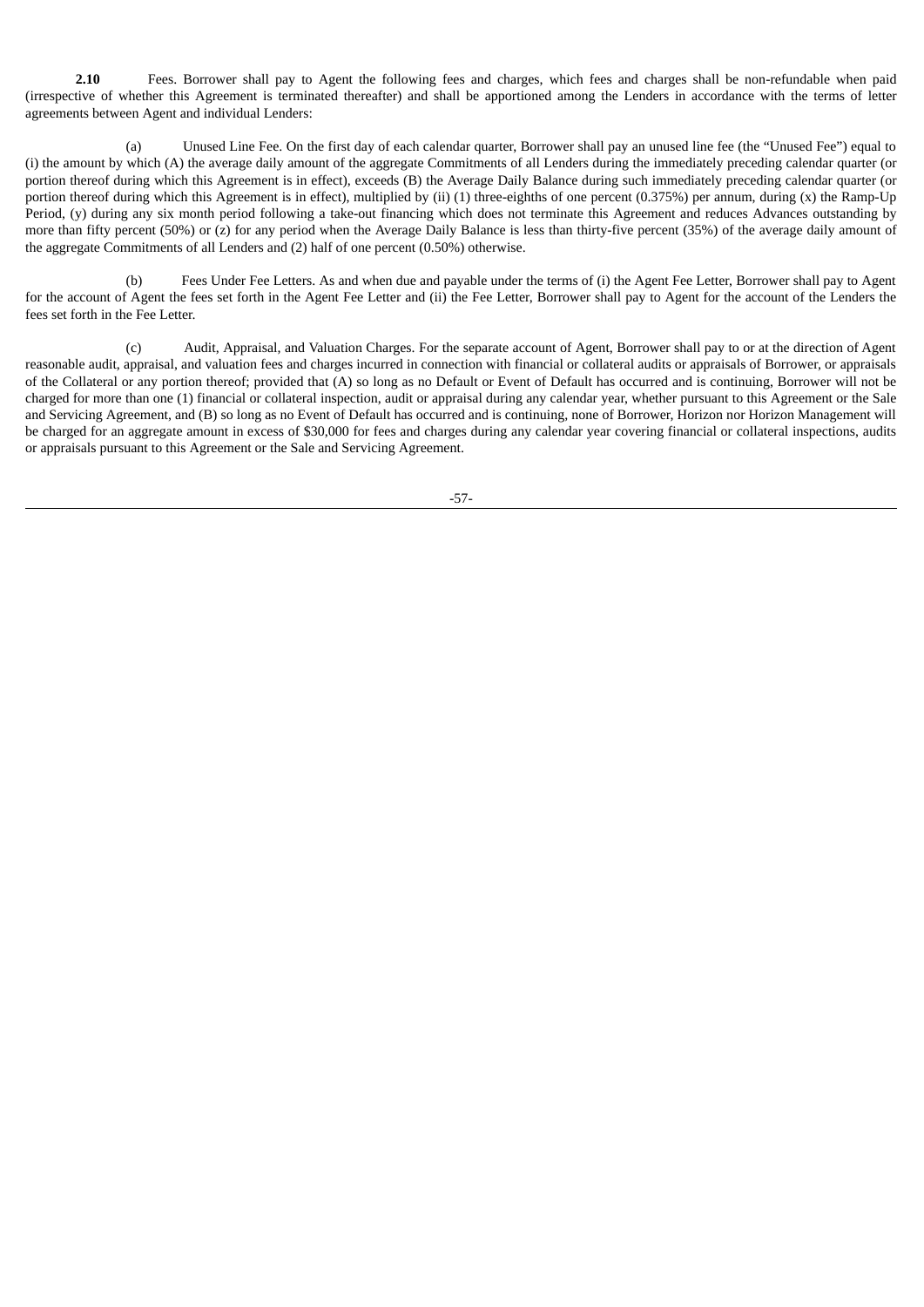**2.10** Fees. Borrower shall pay to Agent the following fees and charges, which fees and charges shall be non-refundable when paid (irrespective of whether this Agreement is terminated thereafter) and shall be apportioned among the Lenders in accordance with the terms of letter agreements between Agent and individual Lenders:

(a) Unused Line Fee. On the first day of each calendar quarter, Borrower shall pay an unused line fee (the "Unused Fee") equal to (i) the amount by which (A) the average daily amount of the aggregate Commitments of all Lenders during the immediately preceding calendar quarter (or portion thereof during which this Agreement is in effect), exceeds (B) the Average Daily Balance during such immediately preceding calendar quarter (or portion thereof during which this Agreement is in effect), multiplied by (ii) (1) three-eighths of one percent (0.375%) per annum, during (x) the Ramp-Up Period, (y) during any six month period following a take-out financing which does not terminate this Agreement and reduces Advances outstanding by more than fifty percent (50%) or (z) for any period when the Average Daily Balance is less than thirty-five percent (35%) of the average daily amount of the aggregate Commitments of all Lenders and (2) half of one percent (0.50%) otherwise.

(b) Fees Under Fee Letters. As and when due and payable under the terms of (i) the Agent Fee Letter, Borrower shall pay to Agent for the account of Agent the fees set forth in the Agent Fee Letter and (ii) the Fee Letter, Borrower shall pay to Agent for the account of the Lenders the fees set forth in the Fee Letter.

(c) Audit, Appraisal, and Valuation Charges. For the separate account of Agent, Borrower shall pay to or at the direction of Agent reasonable audit, appraisal, and valuation fees and charges incurred in connection with financial or collateral audits or appraisals of Borrower, or appraisals of the Collateral or any portion thereof; provided that (A) so long as no Default or Event of Default has occurred and is continuing, Borrower will not be charged for more than one (1) financial or collateral inspection, audit or appraisal during any calendar year, whether pursuant to this Agreement or the Sale and Servicing Agreement, and (B) so long as no Event of Default has occurred and is continuing, none of Borrower, Horizon nor Horizon Management will be charged for an aggregate amount in excess of $30,000 for fees and charges during any calendar year covering financial or collateral inspections, audits or appraisals pursuant to this Agreement or the Sale and Servicing Agreement.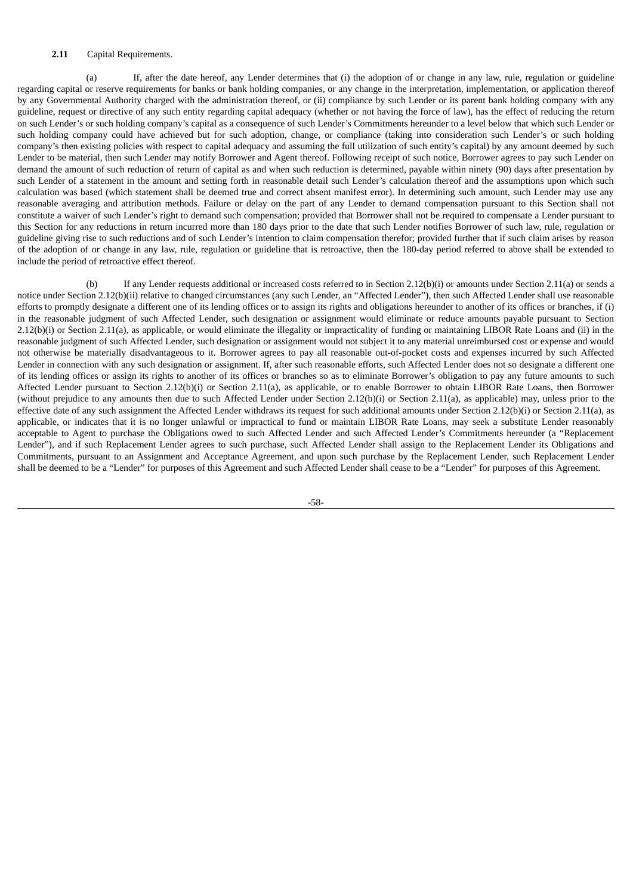**2.11** Capital Requirements.

(a) If, after the date hereof, any Lender determines that (i) the adoption of or change in any law, rule, regulation or guideline regarding capital or reserve requirements for banks or bank holding companies, or any change in the interpretation, implementation, or application thereof by any Governmental Authority charged with the administration thereof, or (ii) compliance by such Lender or its parent bank holding company with any guideline, request or directive of any such entity regarding capital adequacy (whether or not having the force of law), has the effect of reducing the return on such Lender's or such holding company's capital as a consequence of such Lender's Commitments hereunder to a level below that which such Lender or such holding company could have achieved but for such adoption, change, or compliance (taking into consideration such Lender's or such holding company's then existing policies with respect to capital adequacy and assuming the full utilization of such entity's capital) by any amount deemed by such Lender to be material, then such Lender may notify Borrower and Agent thereof. Following receipt of such notice, Borrower agrees to pay such Lender on demand the amount of such reduction of return of capital as and when such reduction is determined, payable within ninety (90) days after presentation by such Lender of a statement in the amount and setting forth in reasonable detail such Lender's calculation thereof and the assumptions upon which such calculation was based (which statement shall be deemed true and correct absent manifest error). In determining such amount, such Lender may use any reasonable averaging and attribution methods. Failure or delay on the part of any Lender to demand compensation pursuant to this Section shall not constitute a waiver of such Lender's right to demand such compensation; provided that Borrower shall not be required to compensate a Lender pursuant to this Section for any reductions in return incurred more than 180 days prior to the date that such Lender notifies Borrower of such law, rule, regulation or guideline giving rise to such reductions and of such Lender's intention to claim compensation therefor; provided further that if such claim arises by reason of the adoption of or change in any law, rule, regulation or guideline that is retroactive, then the 180-day period referred to above shall be extended to include the period of retroactive effect thereof.

(b) If any Lender requests additional or increased costs referred to in Section 2.12(b)(i) or amounts under Section 2.11(a) or sends a notice under Section 2.12(b)(ii) relative to changed circumstances (any such Lender, an "Affected Lender"), then such Affected Lender shall use reasonable efforts to promptly designate a different one of its lending offices or to assign its rights and obligations hereunder to another of its offices or branches, if (i) in the reasonable judgment of such Affected Lender, such designation or assignment would eliminate or reduce amounts payable pursuant to Section 2.12(b)(i) or Section 2.11(a), as applicable, or would eliminate the illegality or impracticality of funding or maintaining LIBOR Rate Loans and (ii) in the reasonable judgment of such Affected Lender, such designation or assignment would not subject it to any material unreimbursed cost or expense and would not otherwise be materially disadvantageous to it. Borrower agrees to pay all reasonable out-of-pocket costs and expenses incurred by such Affected Lender in connection with any such designation or assignment. If, after such reasonable efforts, such Affected Lender does not so designate a different one of its lending offices or assign its rights to another of its offices or branches so as to eliminate Borrower's obligation to pay any future amounts to such Affected Lender pursuant to Section 2.12(b)(i) or Section 2.11(a), as applicable, or to enable Borrower to obtain LIBOR Rate Loans, then Borrower (without prejudice to any amounts then due to such Affected Lender under Section 2.12(b)(i) or Section 2.11(a), as applicable) may, unless prior to the effective date of any such assignment the Affected Lender withdraws its request for such additional amounts under Section 2.12(b)(i) or Section 2.11(a), as applicable, or indicates that it is no longer unlawful or impractical to fund or maintain LIBOR Rate Loans, may seek a substitute Lender reasonably acceptable to Agent to purchase the Obligations owed to such Affected Lender and such Affected Lender's Commitments hereunder (a "Replacement Lender"), and if such Replacement Lender agrees to such purchase, such Affected Lender shall assign to the Replacement Lender its Obligations and Commitments, pursuant to an Assignment and Acceptance Agreement, and upon such purchase by the Replacement Lender, such Replacement Lender shall be deemed to be a "Lender" for purposes of this Agreement and such Affected Lender shall cease to be a "Lender" for purposes of this Agreement.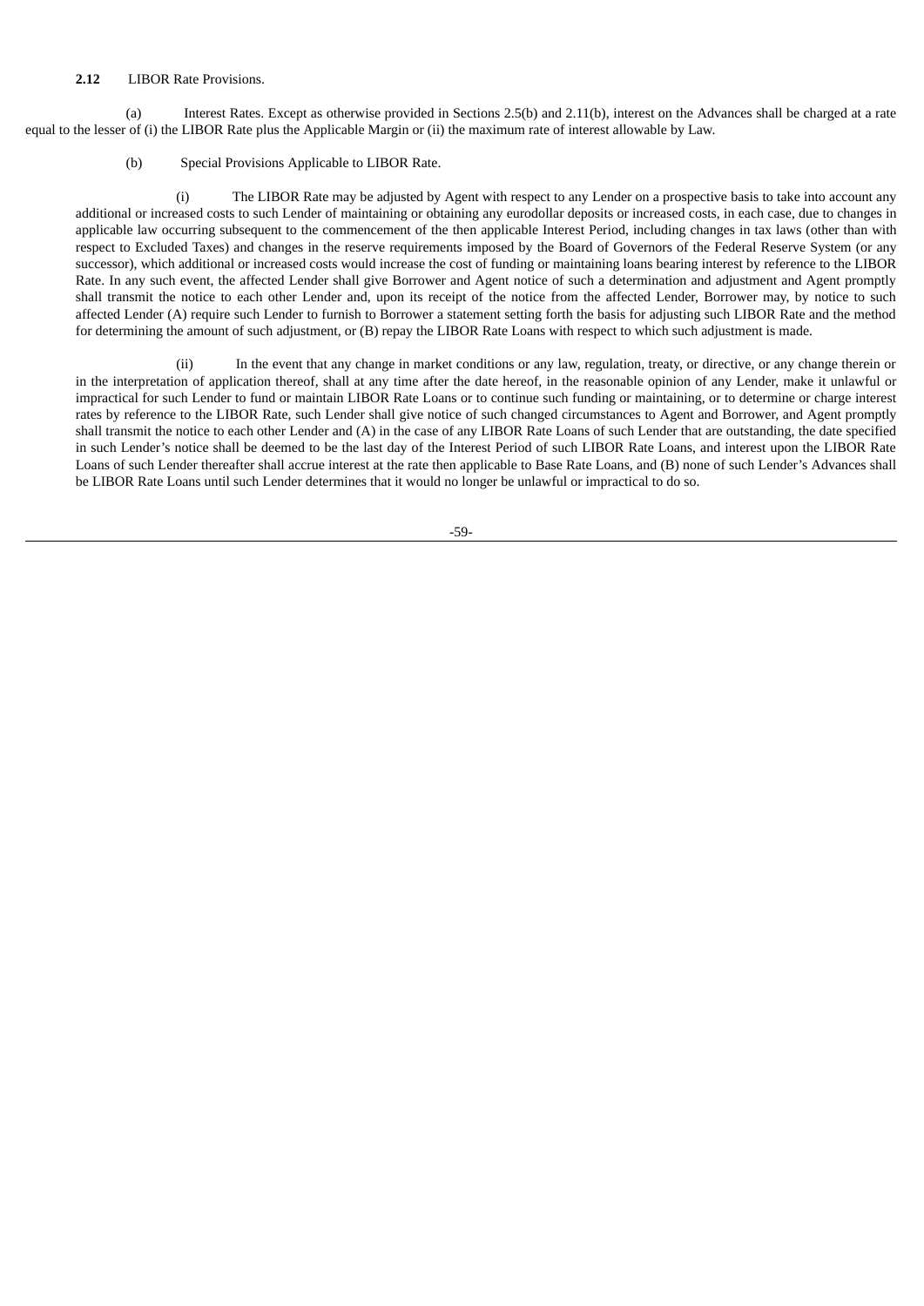**2.12** LIBOR Rate Provisions.

(a) Interest Rates. Except as otherwise provided in Sections 2.5(b) and 2.11(b), interest on the Advances shall be charged at a rate equal to the lesser of (i) the LIBOR Rate plus the Applicable Margin or (ii) the maximum rate of interest allowable by Law.

(b) Special Provisions Applicable to LIBOR Rate.

(i) The LIBOR Rate may be adjusted by Agent with respect to any Lender on a prospective basis to take into account any additional or increased costs to such Lender of maintaining or obtaining any eurodollar deposits or increased costs, in each case, due to changes in applicable law occurring subsequent to the commencement of the then applicable Interest Period, including changes in tax laws (other than with respect to Excluded Taxes) and changes in the reserve requirements imposed by the Board of Governors of the Federal Reserve System (or any successor), which additional or increased costs would increase the cost of funding or maintaining loans bearing interest by reference to the LIBOR Rate. In any such event, the affected Lender shall give Borrower and Agent notice of such a determination and adjustment and Agent promptly shall transmit the notice to each other Lender and, upon its receipt of the notice from the affected Lender, Borrower may, by notice to such affected Lender (A) require such Lender to furnish to Borrower a statement setting forth the basis for adjusting such LIBOR Rate and the method for determining the amount of such adjustment, or (B) repay the LIBOR Rate Loans with respect to which such adjustment is made.

(ii) In the event that any change in market conditions or any law, regulation, treaty, or directive, or any change therein or in the interpretation of application thereof, shall at any time after the date hereof, in the reasonable opinion of any Lender, make it unlawful or impractical for such Lender to fund or maintain LIBOR Rate Loans or to continue such funding or maintaining, or to determine or charge interest rates by reference to the LIBOR Rate, such Lender shall give notice of such changed circumstances to Agent and Borrower, and Agent promptly shall transmit the notice to each other Lender and (A) in the case of any LIBOR Rate Loans of such Lender that are outstanding, the date specified in such Lender's notice shall be deemed to be the last day of the Interest Period of such LIBOR Rate Loans, and interest upon the LIBOR Rate Loans of such Lender thereafter shall accrue interest at the rate then applicable to Base Rate Loans, and (B) none of such Lender's Advances shall be LIBOR Rate Loans until such Lender determines that it would no longer be unlawful or impractical to do so.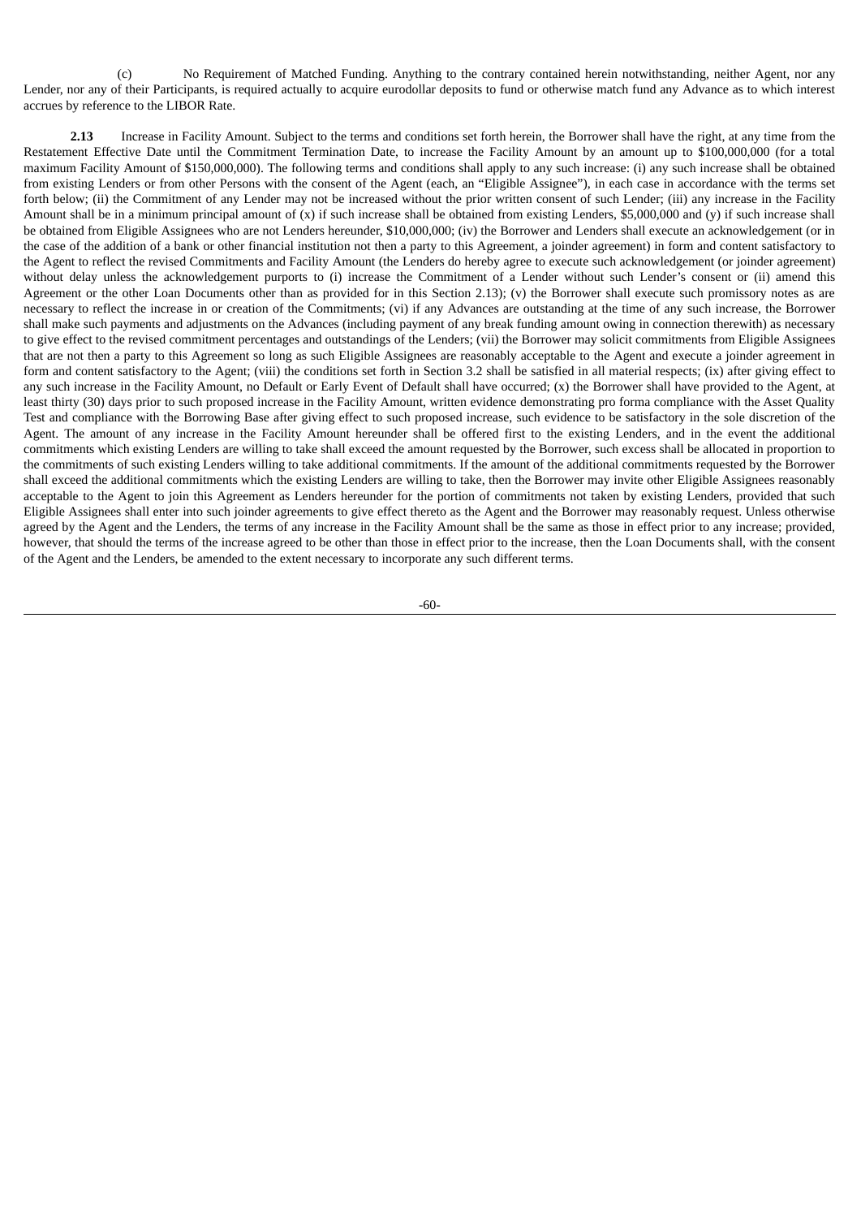(c) No Requirement of Matched Funding. Anything to the contrary contained herein notwithstanding, neither Agent, nor any Lender, nor any of their Participants, is required actually to acquire eurodollar deposits to fund or otherwise match fund any Advance as to which interest accrues by reference to the LIBOR Rate.

**2.13** Increase in Facility Amount. Subject to the terms and conditions set forth herein, the Borrower shall have the right, at any time from the Restatement Effective Date until the Commitment Termination Date, to increase the Facility Amount by an amount up to $100,000,000 (for a total maximum Facility Amount of $150,000,000). The following terms and conditions shall apply to any such increase: (i) any such increase shall be obtained from existing Lenders or from other Persons with the consent of the Agent (each, an "Eligible Assignee"), in each case in accordance with the terms set forth below; (ii) the Commitment of any Lender may not be increased without the prior written consent of such Lender; (iii) any increase in the Facility Amount shall be in a minimum principal amount of (x) if such increase shall be obtained from existing Lenders, $5,000,000 and (y) if such increase shall be obtained from Eligible Assignees who are not Lenders hereunder, $10,000,000; (iv) the Borrower and Lenders shall execute an acknowledgement (or in the case of the addition of a bank or other financial institution not then a party to this Agreement, a joinder agreement) in form and content satisfactory to the Agent to reflect the revised Commitments and Facility Amount (the Lenders do hereby agree to execute such acknowledgement (or joinder agreement) without delay unless the acknowledgement purports to (i) increase the Commitment of a Lender without such Lender's consent or (ii) amend this Agreement or the other Loan Documents other than as provided for in this Section 2.13); (v) the Borrower shall execute such promissory notes as are necessary to reflect the increase in or creation of the Commitments; (vi) if any Advances are outstanding at the time of any such increase, the Borrower shall make such payments and adjustments on the Advances (including payment of any break funding amount owing in connection therewith) as necessary to give effect to the revised commitment percentages and outstandings of the Lenders; (vii) the Borrower may solicit commitments from Eligible Assignees that are not then a party to this Agreement so long as such Eligible Assignees are reasonably acceptable to the Agent and execute a joinder agreement in form and content satisfactory to the Agent; (viii) the conditions set forth in Section 3.2 shall be satisfied in all material respects; (ix) after giving effect to any such increase in the Facility Amount, no Default or Early Event of Default shall have occurred; (x) the Borrower shall have provided to the Agent, at least thirty (30) days prior to such proposed increase in the Facility Amount, written evidence demonstrating pro forma compliance with the Asset Quality Test and compliance with the Borrowing Base after giving effect to such proposed increase, such evidence to be satisfactory in the sole discretion of the Agent. The amount of any increase in the Facility Amount hereunder shall be offered first to the existing Lenders, and in the event the additional commitments which existing Lenders are willing to take shall exceed the amount requested by the Borrower, such excess shall be allocated in proportion to the commitments of such existing Lenders willing to take additional commitments. If the amount of the additional commitments requested by the Borrower shall exceed the additional commitments which the existing Lenders are willing to take, then the Borrower may invite other Eligible Assignees reasonably acceptable to the Agent to join this Agreement as Lenders hereunder for the portion of commitments not taken by existing Lenders, provided that such Eligible Assignees shall enter into such joinder agreements to give effect thereto as the Agent and the Borrower may reasonably request. Unless otherwise agreed by the Agent and the Lenders, the terms of any increase in the Facility Amount shall be the same as those in effect prior to any increase; provided, however, that should the terms of the increase agreed to be other than those in effect prior to the increase, then the Loan Documents shall, with the consent of the Agent and the Lenders, be amended to the extent necessary to incorporate any such different terms.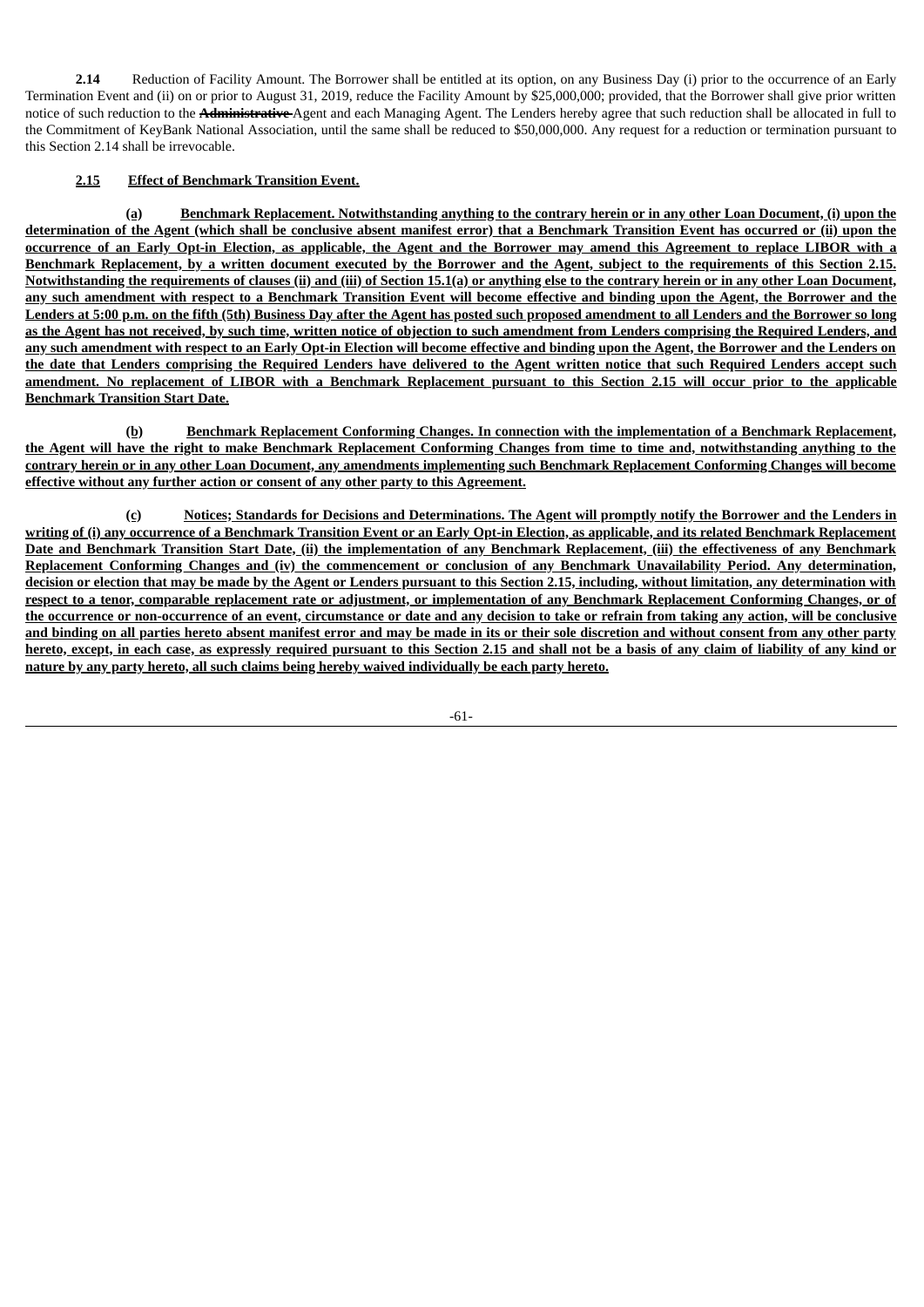**2.14** Reduction of Facility Amount. The Borrower shall be entitled at its option, on any Business Day (i) prior to the occurrence of an Early Termination Event and (ii) on or prior to August 31, 2019, reduce the Facility Amount by $25,000,000; provided, that the Borrower shall give prior written notice of such reduction to the ~~Administrative~~ Agent and each Managing Agent. The Lenders hereby agree that such reduction shall be allocated in full to the Commitment of KeyBank National Association, until the same shall be reduced to $50,000,000. Any request for a reduction or termination pursuant to this Section 2.14 shall be irrevocable.

**2.15 Effect of Benchmark Transition Event.**

**(a) Benchmark Replacement. Notwithstanding anything to the contrary herein or in any other Loan Document, (i) upon the determination of the Agent (which shall be conclusive absent manifest error) that a Benchmark Transition Event has occurred or (ii) upon the occurrence of an Early Opt-in Election, as applicable, the Agent and the Borrower may amend this Agreement to replace LIBOR with a Benchmark Replacement, by a written document executed by the Borrower and the Agent, subject to the requirements of this Section 2.15. Notwithstanding the requirements of clauses (ii) and (iii) of Section 15.1(a) or anything else to the contrary herein or in any other Loan Document, any such amendment with respect to a Benchmark Transition Event will become effective and binding upon the Agent, the Borrower and the Lenders at 5:00 p.m. on the fifth (5th) Business Day after the Agent has posted such proposed amendment to all Lenders and the Borrower so long as the Agent has not received, by such time, written notice of objection to such amendment from Lenders comprising the Required Lenders, and any such amendment with respect to an Early Opt-in Election will become effective and binding upon the Agent, the Borrower and the Lenders on the date that Lenders comprising the Required Lenders have delivered to the Agent written notice that such Required Lenders accept such amendment. No replacement of LIBOR with a Benchmark Replacement pursuant to this Section 2.15 will occur prior to the applicable Benchmark Transition Start Date.**

**(b) Benchmark Replacement Conforming Changes. In connection with the implementation of a Benchmark Replacement, the Agent will have the right to make Benchmark Replacement Conforming Changes from time to time and, notwithstanding anything to the contrary herein or in any other Loan Document, any amendments implementing such Benchmark Replacement Conforming Changes will become effective without any further action or consent of any other party to this Agreement.**

**(c) Notices; Standards for Decisions and Determinations. The Agent will promptly notify the Borrower and the Lenders in writing of (i) any occurrence of a Benchmark Transition Event or an Early Opt-in Election, as applicable, and its related Benchmark Replacement Date and Benchmark Transition Start Date, (ii) the implementation of any Benchmark Replacement, (iii) the effectiveness of any Benchmark Replacement Conforming Changes and (iv) the commencement or conclusion of any Benchmark Unavailability Period. Any determination, decision or election that may be made by the Agent or Lenders pursuant to this Section 2.15, including, without limitation, any determination with respect to a tenor, comparable replacement rate or adjustment, or implementation of any Benchmark Replacement Conforming Changes, or of the occurrence or non-occurrence of an event, circumstance or date and any decision to take or refrain from taking any action, will be conclusive and binding on all parties hereto absent manifest error and may be made in its or their sole discretion and without consent from any other party hereto, except, in each case, as expressly required pursuant to this Section 2.15 and shall not be a basis of any claim of liability of any kind or nature by any party hereto, all such claims being hereby waived individually be each party hereto.**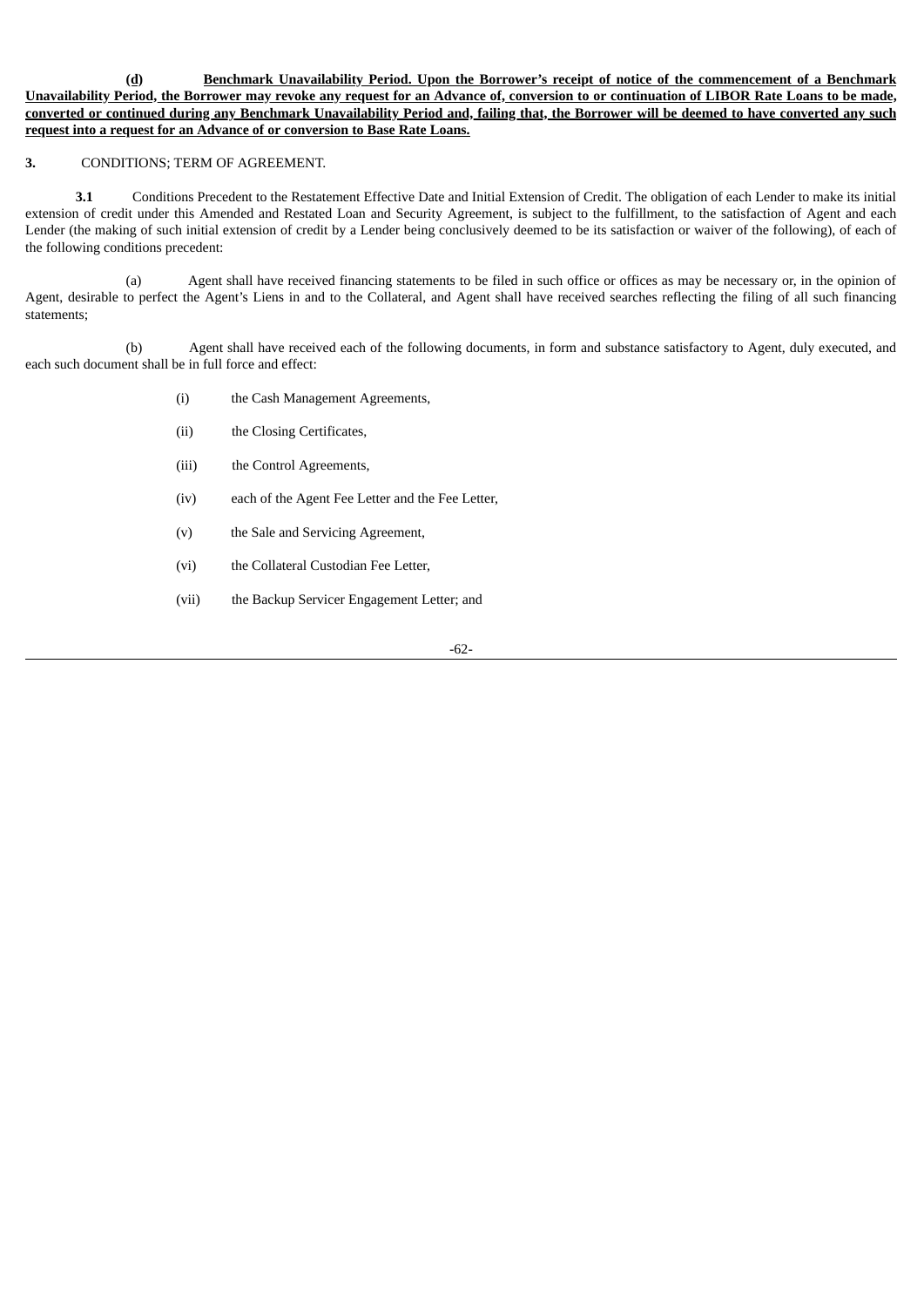**(d) Benchmark Unavailability Period. Upon the Borrower's receipt of notice of the commencement of a Benchmark Unavailability Period, the Borrower may revoke any request for an Advance of, conversion to or continuation of LIBOR Rate Loans to be made, converted or continued during any Benchmark Unavailability Period and, failing that, the Borrower will be deemed to have converted any such request into a request for an Advance of or conversion to Base Rate Loans.**

**3.** CONDITIONS; TERM OF AGREEMENT.

**3.1** Conditions Precedent to the Restatement Effective Date and Initial Extension of Credit. The obligation of each Lender to make its initial extension of credit under this Amended and Restated Loan and Security Agreement, is subject to the fulfillment, to the satisfaction of Agent and each Lender (the making of such initial extension of credit by a Lender being conclusively deemed to be its satisfaction or waiver of the following), of each of the following conditions precedent:

(a) Agent shall have received financing statements to be filed in such office or offices as may be necessary or, in the opinion of Agent, desirable to perfect the Agent's Liens in and to the Collateral, and Agent shall have received searches reflecting the filing of all such financing statements;

(b) Agent shall have received each of the following documents, in form and substance satisfactory to Agent, duly executed, and each such document shall be in full force and effect:

(i) the Cash Management Agreements,

(ii) the Closing Certificates,

(iii) the Control Agreements,

(iv) each of the Agent Fee Letter and the Fee Letter,

(v) the Sale and Servicing Agreement,

(vi) the Collateral Custodian Fee Letter,

(vii) the Backup Servicer Engagement Letter; and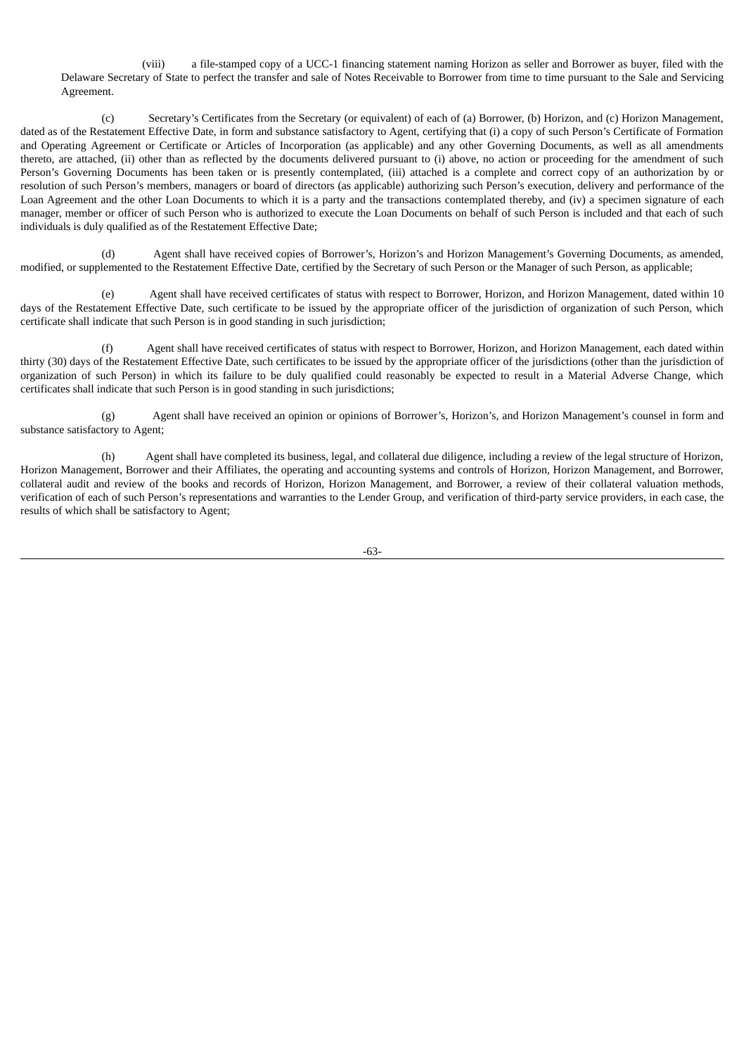(viii) a file-stamped copy of a UCC-1 financing statement naming Horizon as seller and Borrower as buyer, filed with the Delaware Secretary of State to perfect the transfer and sale of Notes Receivable to Borrower from time to time pursuant to the Sale and Servicing Agreement.

(c) Secretary's Certificates from the Secretary (or equivalent) of each of (a) Borrower, (b) Horizon, and (c) Horizon Management, dated as of the Restatement Effective Date, in form and substance satisfactory to Agent, certifying that (i) a copy of such Person's Certificate of Formation and Operating Agreement or Certificate or Articles of Incorporation (as applicable) and any other Governing Documents, as well as all amendments thereto, are attached, (ii) other than as reflected by the documents delivered pursuant to (i) above, no action or proceeding for the amendment of such Person's Governing Documents has been taken or is presently contemplated, (iii) attached is a complete and correct copy of an authorization by or resolution of such Person's members, managers or board of directors (as applicable) authorizing such Person's execution, delivery and performance of the Loan Agreement and the other Loan Documents to which it is a party and the transactions contemplated thereby, and (iv) a specimen signature of each manager, member or officer of such Person who is authorized to execute the Loan Documents on behalf of such Person is included and that each of such individuals is duly qualified as of the Restatement Effective Date;

(d) Agent shall have received copies of Borrower's, Horizon's and Horizon Management's Governing Documents, as amended, modified, or supplemented to the Restatement Effective Date, certified by the Secretary of such Person or the Manager of such Person, as applicable;

(e) Agent shall have received certificates of status with respect to Borrower, Horizon, and Horizon Management, dated within 10 days of the Restatement Effective Date, such certificate to be issued by the appropriate officer of the jurisdiction of organization of such Person, which certificate shall indicate that such Person is in good standing in such jurisdiction;

(f) Agent shall have received certificates of status with respect to Borrower, Horizon, and Horizon Management, each dated within thirty (30) days of the Restatement Effective Date, such certificates to be issued by the appropriate officer of the jurisdictions (other than the jurisdiction of organization of such Person) in which its failure to be duly qualified could reasonably be expected to result in a Material Adverse Change, which certificates shall indicate that such Person is in good standing in such jurisdictions;

(g) Agent shall have received an opinion or opinions of Borrower's, Horizon's, and Horizon Management's counsel in form and substance satisfactory to Agent;

(h) Agent shall have completed its business, legal, and collateral due diligence, including a review of the legal structure of Horizon, Horizon Management, Borrower and their Affiliates, the operating and accounting systems and controls of Horizon, Horizon Management, and Borrower, collateral audit and review of the books and records of Horizon, Horizon Management, and Borrower, a review of their collateral valuation methods, verification of each of such Person's representations and warranties to the Lender Group, and verification of third-party service providers, in each case, the results of which shall be satisfactory to Agent;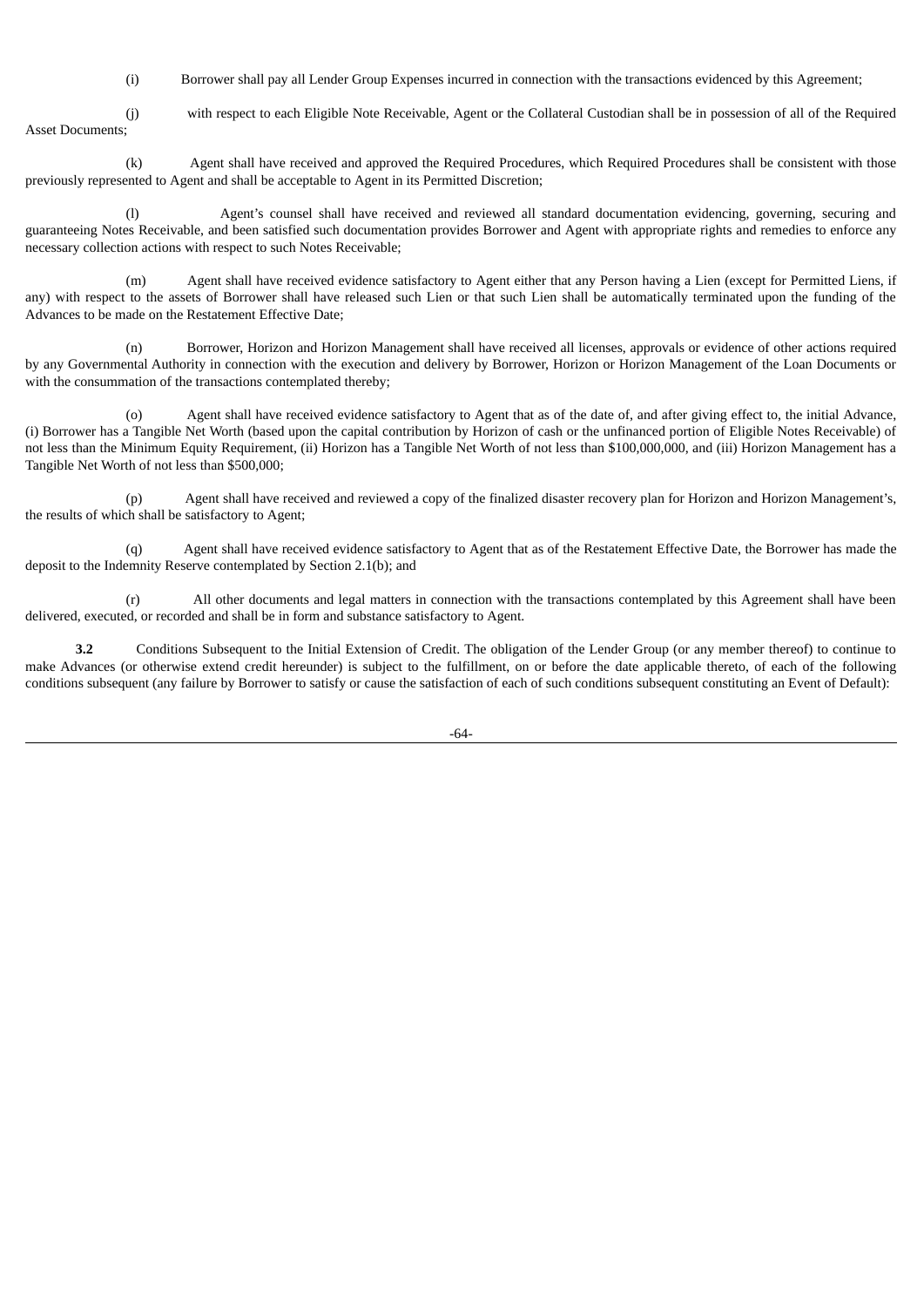(i) Borrower shall pay all Lender Group Expenses incurred in connection with the transactions evidenced by this Agreement;

(j) with respect to each Eligible Note Receivable, Agent or the Collateral Custodian shall be in possession of all of the Required Asset Documents;

(k) Agent shall have received and approved the Required Procedures, which Required Procedures shall be consistent with those previously represented to Agent and shall be acceptable to Agent in its Permitted Discretion;

(l) Agent's counsel shall have received and reviewed all standard documentation evidencing, governing, securing and guaranteeing Notes Receivable, and been satisfied such documentation provides Borrower and Agent with appropriate rights and remedies to enforce any necessary collection actions with respect to such Notes Receivable;

(m) Agent shall have received evidence satisfactory to Agent either that any Person having a Lien (except for Permitted Liens, if any) with respect to the assets of Borrower shall have released such Lien or that such Lien shall be automatically terminated upon the funding of the Advances to be made on the Restatement Effective Date;

(n) Borrower, Horizon and Horizon Management shall have received all licenses, approvals or evidence of other actions required by any Governmental Authority in connection with the execution and delivery by Borrower, Horizon or Horizon Management of the Loan Documents or with the consummation of the transactions contemplated thereby;

(o) Agent shall have received evidence satisfactory to Agent that as of the date of, and after giving effect to, the initial Advance, (i) Borrower has a Tangible Net Worth (based upon the capital contribution by Horizon of cash or the unfinanced portion of Eligible Notes Receivable) of not less than the Minimum Equity Requirement, (ii) Horizon has a Tangible Net Worth of not less than $100,000,000, and (iii) Horizon Management has a Tangible Net Worth of not less than $500,000;

(p) Agent shall have received and reviewed a copy of the finalized disaster recovery plan for Horizon and Horizon Management's, the results of which shall be satisfactory to Agent;

(q) Agent shall have received evidence satisfactory to Agent that as of the Restatement Effective Date, the Borrower has made the deposit to the Indemnity Reserve contemplated by Section 2.1(b); and

(r) All other documents and legal matters in connection with the transactions contemplated by this Agreement shall have been delivered, executed, or recorded and shall be in form and substance satisfactory to Agent.

**3.2** Conditions Subsequent to the Initial Extension of Credit. The obligation of the Lender Group (or any member thereof) to continue to make Advances (or otherwise extend credit hereunder) is subject to the fulfillment, on or before the date applicable thereto, of each of the following conditions subsequent (any failure by Borrower to satisfy or cause the satisfaction of each of such conditions subsequent constituting an Event of Default):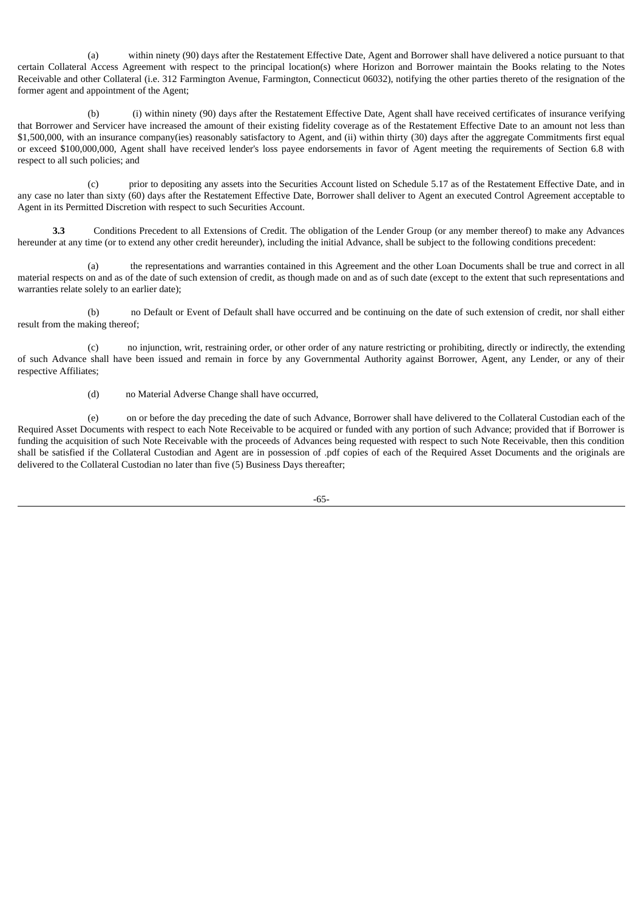(a) within ninety (90) days after the Restatement Effective Date, Agent and Borrower shall have delivered a notice pursuant to that certain Collateral Access Agreement with respect to the principal location(s) where Horizon and Borrower maintain the Books relating to the Notes Receivable and other Collateral (i.e. 312 Farmington Avenue, Farmington, Connecticut 06032), notifying the other parties thereto of the resignation of the former agent and appointment of the Agent;

(b) (i) within ninety (90) days after the Restatement Effective Date, Agent shall have received certificates of insurance verifying that Borrower and Servicer have increased the amount of their existing fidelity coverage as of the Restatement Effective Date to an amount not less than $1,500,000, with an insurance company(ies) reasonably satisfactory to Agent, and (ii) within thirty (30) days after the aggregate Commitments first equal or exceed $100,000,000, Agent shall have received lender's loss payee endorsements in favor of Agent meeting the requirements of Section 6.8 with respect to all such policies; and

(c) prior to depositing any assets into the Securities Account listed on Schedule 5.17 as of the Restatement Effective Date, and in any case no later than sixty (60) days after the Restatement Effective Date, Borrower shall deliver to Agent an executed Control Agreement acceptable to Agent in its Permitted Discretion with respect to such Securities Account.

**3.3** Conditions Precedent to all Extensions of Credit. The obligation of the Lender Group (or any member thereof) to make any Advances hereunder at any time (or to extend any other credit hereunder), including the initial Advance, shall be subject to the following conditions precedent:

(a) the representations and warranties contained in this Agreement and the other Loan Documents shall be true and correct in all material respects on and as of the date of such extension of credit, as though made on and as of such date (except to the extent that such representations and warranties relate solely to an earlier date);

(b) no Default or Event of Default shall have occurred and be continuing on the date of such extension of credit, nor shall either result from the making thereof;

(c) no injunction, writ, restraining order, or other order of any nature restricting or prohibiting, directly or indirectly, the extending of such Advance shall have been issued and remain in force by any Governmental Authority against Borrower, Agent, any Lender, or any of their respective Affiliates;

(d) no Material Adverse Change shall have occurred,

(e) on or before the day preceding the date of such Advance, Borrower shall have delivered to the Collateral Custodian each of the Required Asset Documents with respect to each Note Receivable to be acquired or funded with any portion of such Advance; provided that if Borrower is funding the acquisition of such Note Receivable with the proceeds of Advances being requested with respect to such Note Receivable, then this condition shall be satisfied if the Collateral Custodian and Agent are in possession of .pdf copies of each of the Required Asset Documents and the originals are delivered to the Collateral Custodian no later than five (5) Business Days thereafter;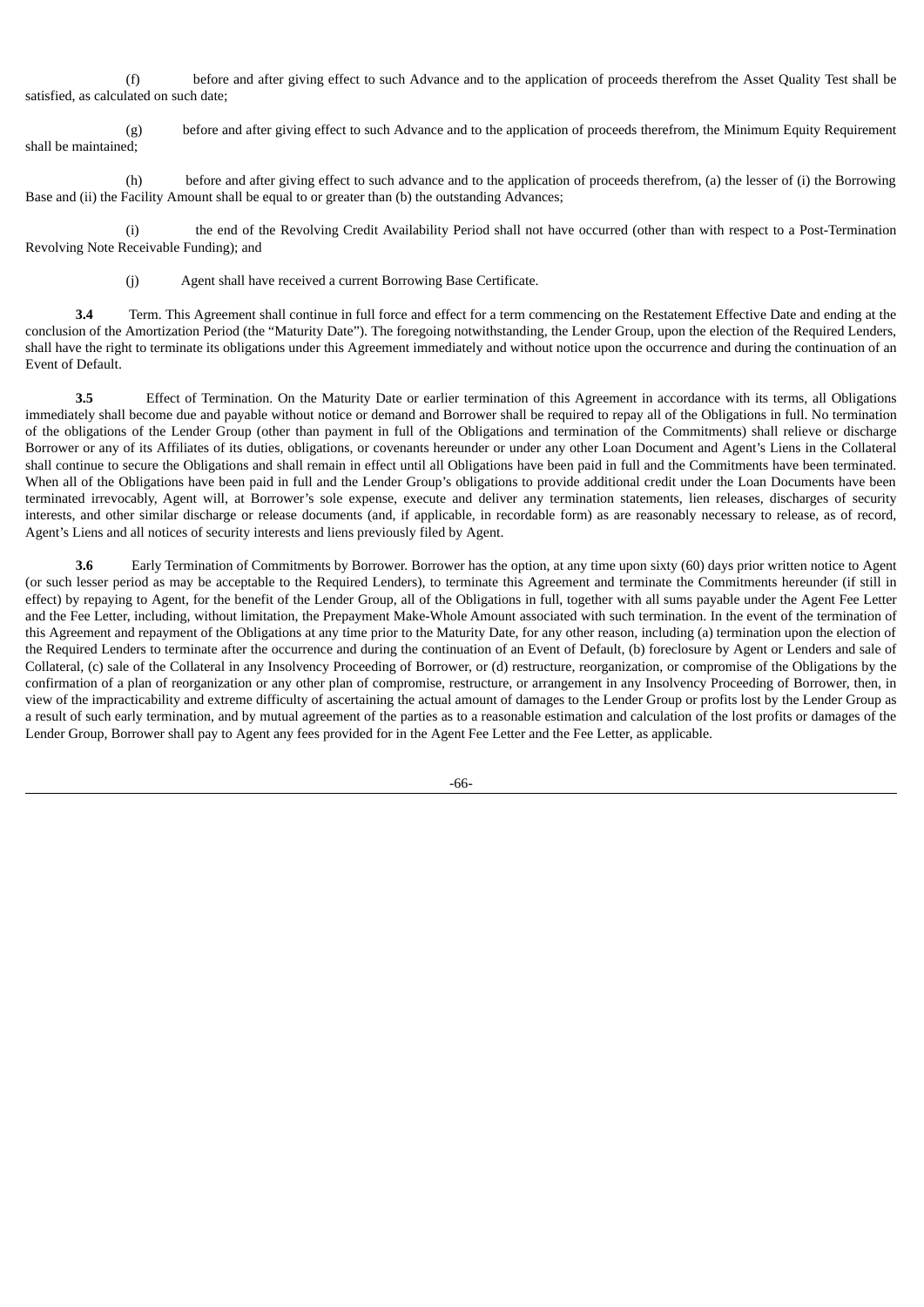(f) before and after giving effect to such Advance and to the application of proceeds therefrom the Asset Quality Test shall be satisfied, as calculated on such date;

(g) before and after giving effect to such Advance and to the application of proceeds therefrom, the Minimum Equity Requirement shall be maintained;

(h) before and after giving effect to such advance and to the application of proceeds therefrom, (a) the lesser of (i) the Borrowing Base and (ii) the Facility Amount shall be equal to or greater than (b) the outstanding Advances;

(i) the end of the Revolving Credit Availability Period shall not have occurred (other than with respect to a Post-Termination Revolving Note Receivable Funding); and

(j) Agent shall have received a current Borrowing Base Certificate.

**3.4** Term. This Agreement shall continue in full force and effect for a term commencing on the Restatement Effective Date and ending at the conclusion of the Amortization Period (the "Maturity Date"). The foregoing notwithstanding, the Lender Group, upon the election of the Required Lenders, shall have the right to terminate its obligations under this Agreement immediately and without notice upon the occurrence and during the continuation of an Event of Default.

**3.5** Effect of Termination. On the Maturity Date or earlier termination of this Agreement in accordance with its terms, all Obligations immediately shall become due and payable without notice or demand and Borrower shall be required to repay all of the Obligations in full. No termination of the obligations of the Lender Group (other than payment in full of the Obligations and termination of the Commitments) shall relieve or discharge Borrower or any of its Affiliates of its duties, obligations, or covenants hereunder or under any other Loan Document and Agent's Liens in the Collateral shall continue to secure the Obligations and shall remain in effect until all Obligations have been paid in full and the Commitments have been terminated. When all of the Obligations have been paid in full and the Lender Group's obligations to provide additional credit under the Loan Documents have been terminated irrevocably, Agent will, at Borrower's sole expense, execute and deliver any termination statements, lien releases, discharges of security interests, and other similar discharge or release documents (and, if applicable, in recordable form) as are reasonably necessary to release, as of record, Agent's Liens and all notices of security interests and liens previously filed by Agent.

**3.6** Early Termination of Commitments by Borrower. Borrower has the option, at any time upon sixty (60) days prior written notice to Agent (or such lesser period as may be acceptable to the Required Lenders), to terminate this Agreement and terminate the Commitments hereunder (if still in effect) by repaying to Agent, for the benefit of the Lender Group, all of the Obligations in full, together with all sums payable under the Agent Fee Letter and the Fee Letter, including, without limitation, the Prepayment Make-Whole Amount associated with such termination. In the event of the termination of this Agreement and repayment of the Obligations at any time prior to the Maturity Date, for any other reason, including (a) termination upon the election of the Required Lenders to terminate after the occurrence and during the continuation of an Event of Default, (b) foreclosure by Agent or Lenders and sale of Collateral, (c) sale of the Collateral in any Insolvency Proceeding of Borrower, or (d) restructure, reorganization, or compromise of the Obligations by the confirmation of a plan of reorganization or any other plan of compromise, restructure, or arrangement in any Insolvency Proceeding of Borrower, then, in view of the impracticability and extreme difficulty of ascertaining the actual amount of damages to the Lender Group or profits lost by the Lender Group as a result of such early termination, and by mutual agreement of the parties as to a reasonable estimation and calculation of the lost profits or damages of the Lender Group, Borrower shall pay to Agent any fees provided for in the Agent Fee Letter and the Fee Letter, as applicable.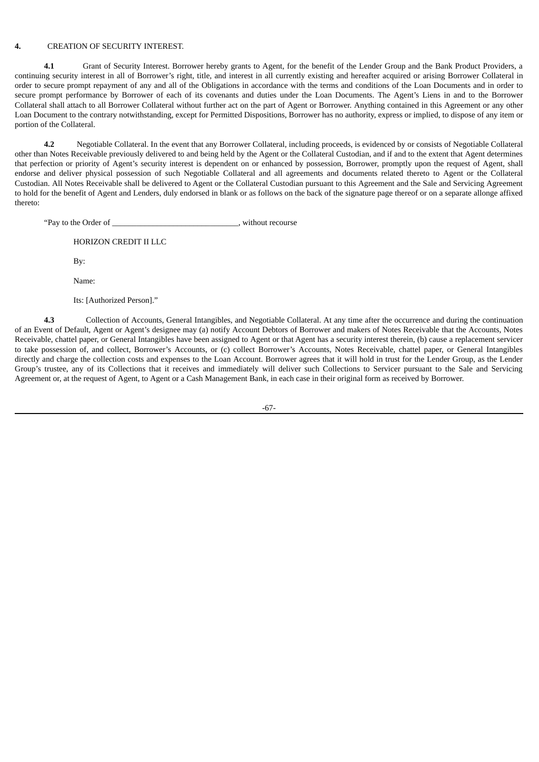**4.** CREATION OF SECURITY INTEREST.

**4.1** Grant of Security Interest. Borrower hereby grants to Agent, for the benefit of the Lender Group and the Bank Product Providers, a continuing security interest in all of Borrower's right, title, and interest in all currently existing and hereafter acquired or arising Borrower Collateral in order to secure prompt repayment of any and all of the Obligations in accordance with the terms and conditions of the Loan Documents and in order to secure prompt performance by Borrower of each of its covenants and duties under the Loan Documents. The Agent's Liens in and to the Borrower Collateral shall attach to all Borrower Collateral without further act on the part of Agent or Borrower. Anything contained in this Agreement or any other Loan Document to the contrary notwithstanding, except for Permitted Dispositions, Borrower has no authority, express or implied, to dispose of any item or portion of the Collateral.

**4.2** Negotiable Collateral. In the event that any Borrower Collateral, including proceeds, is evidenced by or consists of Negotiable Collateral other than Notes Receivable previously delivered to and being held by the Agent or the Collateral Custodian, and if and to the extent that Agent determines that perfection or priority of Agent's security interest is dependent on or enhanced by possession, Borrower, promptly upon the request of Agent, shall endorse and deliver physical possession of such Negotiable Collateral and all agreements and documents related thereto to Agent or the Collateral Custodian. All Notes Receivable shall be delivered to Agent or the Collateral Custodian pursuant to this Agreement and the Sale and Servicing Agreement to hold for the benefit of Agent and Lenders, duly endorsed in blank or as follows on the back of the signature page thereof or on a separate allonge affixed thereto:

"Pay to the Order of ______________________________, without recourse

HORIZON CREDIT II LLC

By:

Name:

Its: [Authorized Person]."

**4.3** Collection of Accounts, General Intangibles, and Negotiable Collateral. At any time after the occurrence and during the continuation of an Event of Default, Agent or Agent's designee may (a) notify Account Debtors of Borrower and makers of Notes Receivable that the Accounts, Notes Receivable, chattel paper, or General Intangibles have been assigned to Agent or that Agent has a security interest therein, (b) cause a replacement servicer to take possession of, and collect, Borrower's Accounts, or (c) collect Borrower's Accounts, Notes Receivable, chattel paper, or General Intangibles directly and charge the collection costs and expenses to the Loan Account. Borrower agrees that it will hold in trust for the Lender Group, as the Lender Group's trustee, any of its Collections that it receives and immediately will deliver such Collections to Servicer pursuant to the Sale and Servicing Agreement or, at the request of Agent, to Agent or a Cash Management Bank, in each case in their original form as received by Borrower.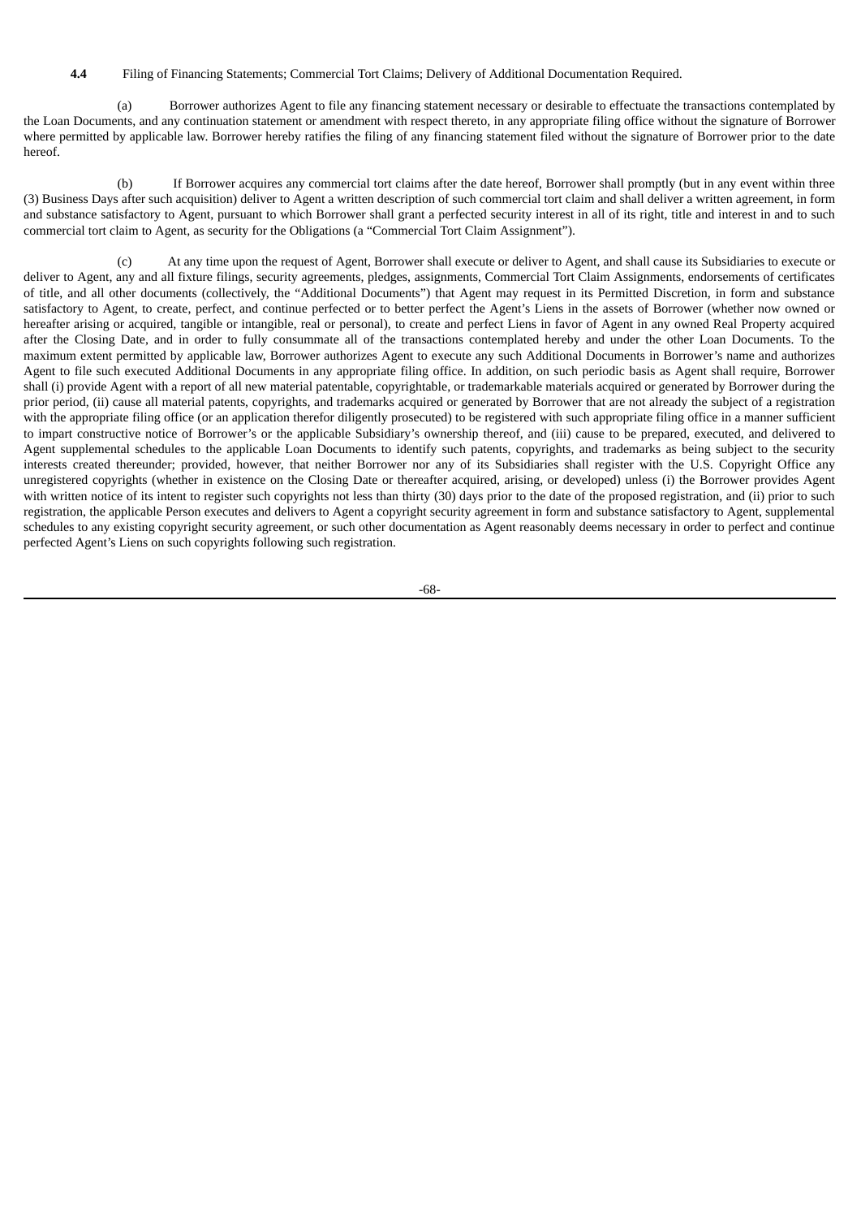**4.4** Filing of Financing Statements; Commercial Tort Claims; Delivery of Additional Documentation Required.

(a) Borrower authorizes Agent to file any financing statement necessary or desirable to effectuate the transactions contemplated by the Loan Documents, and any continuation statement or amendment with respect thereto, in any appropriate filing office without the signature of Borrower where permitted by applicable law. Borrower hereby ratifies the filing of any financing statement filed without the signature of Borrower prior to the date hereof.

(b) If Borrower acquires any commercial tort claims after the date hereof, Borrower shall promptly (but in any event within three (3) Business Days after such acquisition) deliver to Agent a written description of such commercial tort claim and shall deliver a written agreement, in form and substance satisfactory to Agent, pursuant to which Borrower shall grant a perfected security interest in all of its right, title and interest in and to such commercial tort claim to Agent, as security for the Obligations (a "Commercial Tort Claim Assignment").

(c) At any time upon the request of Agent, Borrower shall execute or deliver to Agent, and shall cause its Subsidiaries to execute or deliver to Agent, any and all fixture filings, security agreements, pledges, assignments, Commercial Tort Claim Assignments, endorsements of certificates of title, and all other documents (collectively, the "Additional Documents") that Agent may request in its Permitted Discretion, in form and substance satisfactory to Agent, to create, perfect, and continue perfected or to better perfect the Agent's Liens in the assets of Borrower (whether now owned or hereafter arising or acquired, tangible or intangible, real or personal), to create and perfect Liens in favor of Agent in any owned Real Property acquired after the Closing Date, and in order to fully consummate all of the transactions contemplated hereby and under the other Loan Documents. To the maximum extent permitted by applicable law, Borrower authorizes Agent to execute any such Additional Documents in Borrower's name and authorizes Agent to file such executed Additional Documents in any appropriate filing office. In addition, on such periodic basis as Agent shall require, Borrower shall (i) provide Agent with a report of all new material patentable, copyrightable, or trademarkable materials acquired or generated by Borrower during the prior period, (ii) cause all material patents, copyrights, and trademarks acquired or generated by Borrower that are not already the subject of a registration with the appropriate filing office (or an application therefor diligently prosecuted) to be registered with such appropriate filing office in a manner sufficient to impart constructive notice of Borrower's or the applicable Subsidiary's ownership thereof, and (iii) cause to be prepared, executed, and delivered to Agent supplemental schedules to the applicable Loan Documents to identify such patents, copyrights, and trademarks as being subject to the security interests created thereunder; provided, however, that neither Borrower nor any of its Subsidiaries shall register with the U.S. Copyright Office any unregistered copyrights (whether in existence on the Closing Date or thereafter acquired, arising, or developed) unless (i) the Borrower provides Agent with written notice of its intent to register such copyrights not less than thirty (30) days prior to the date of the proposed registration, and (ii) prior to such registration, the applicable Person executes and delivers to Agent a copyright security agreement in form and substance satisfactory to Agent, supplemental schedules to any existing copyright security agreement, or such other documentation as Agent reasonably deems necessary in order to perfect and continue perfected Agent's Liens on such copyrights following such registration.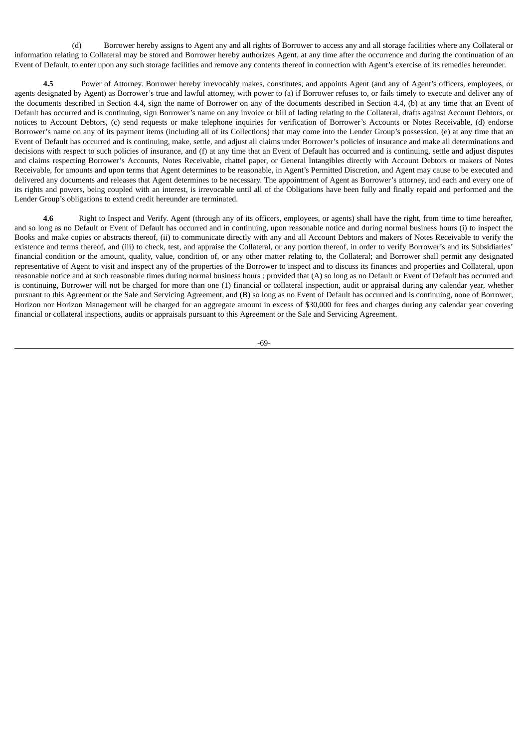(d) Borrower hereby assigns to Agent any and all rights of Borrower to access any and all storage facilities where any Collateral or information relating to Collateral may be stored and Borrower hereby authorizes Agent, at any time after the occurrence and during the continuation of an Event of Default, to enter upon any such storage facilities and remove any contents thereof in connection with Agent's exercise of its remedies hereunder.

**4.5** Power of Attorney. Borrower hereby irrevocably makes, constitutes, and appoints Agent (and any of Agent's officers, employees, or agents designated by Agent) as Borrower's true and lawful attorney, with power to (a) if Borrower refuses to, or fails timely to execute and deliver any of the documents described in Section 4.4, sign the name of Borrower on any of the documents described in Section 4.4, (b) at any time that an Event of Default has occurred and is continuing, sign Borrower's name on any invoice or bill of lading relating to the Collateral, drafts against Account Debtors, or notices to Account Debtors, (c) send requests or make telephone inquiries for verification of Borrower's Accounts or Notes Receivable, (d) endorse Borrower's name on any of its payment items (including all of its Collections) that may come into the Lender Group's possession, (e) at any time that an Event of Default has occurred and is continuing, make, settle, and adjust all claims under Borrower's policies of insurance and make all determinations and decisions with respect to such policies of insurance, and (f) at any time that an Event of Default has occurred and is continuing, settle and adjust disputes and claims respecting Borrower's Accounts, Notes Receivable, chattel paper, or General Intangibles directly with Account Debtors or makers of Notes Receivable, for amounts and upon terms that Agent determines to be reasonable, in Agent's Permitted Discretion, and Agent may cause to be executed and delivered any documents and releases that Agent determines to be necessary. The appointment of Agent as Borrower's attorney, and each and every one of its rights and powers, being coupled with an interest, is irrevocable until all of the Obligations have been fully and finally repaid and performed and the Lender Group's obligations to extend credit hereunder are terminated.

**4.6** Right to Inspect and Verify. Agent (through any of its officers, employees, or agents) shall have the right, from time to time hereafter, and so long as no Default or Event of Default has occurred and in continuing, upon reasonable notice and during normal business hours (i) to inspect the Books and make copies or abstracts thereof, (ii) to communicate directly with any and all Account Debtors and makers of Notes Receivable to verify the existence and terms thereof, and (iii) to check, test, and appraise the Collateral, or any portion thereof, in order to verify Borrower's and its Subsidiaries' financial condition or the amount, quality, value, condition of, or any other matter relating to, the Collateral; and Borrower shall permit any designated representative of Agent to visit and inspect any of the properties of the Borrower to inspect and to discuss its finances and properties and Collateral, upon reasonable notice and at such reasonable times during normal business hours ; provided that (A) so long as no Default or Event of Default has occurred and is continuing, Borrower will not be charged for more than one (1) financial or collateral inspection, audit or appraisal during any calendar year, whether pursuant to this Agreement or the Sale and Servicing Agreement, and (B) so long as no Event of Default has occurred and is continuing, none of Borrower, Horizon nor Horizon Management will be charged for an aggregate amount in excess of $30,000 for fees and charges during any calendar year covering financial or collateral inspections, audits or appraisals pursuant to this Agreement or the Sale and Servicing Agreement.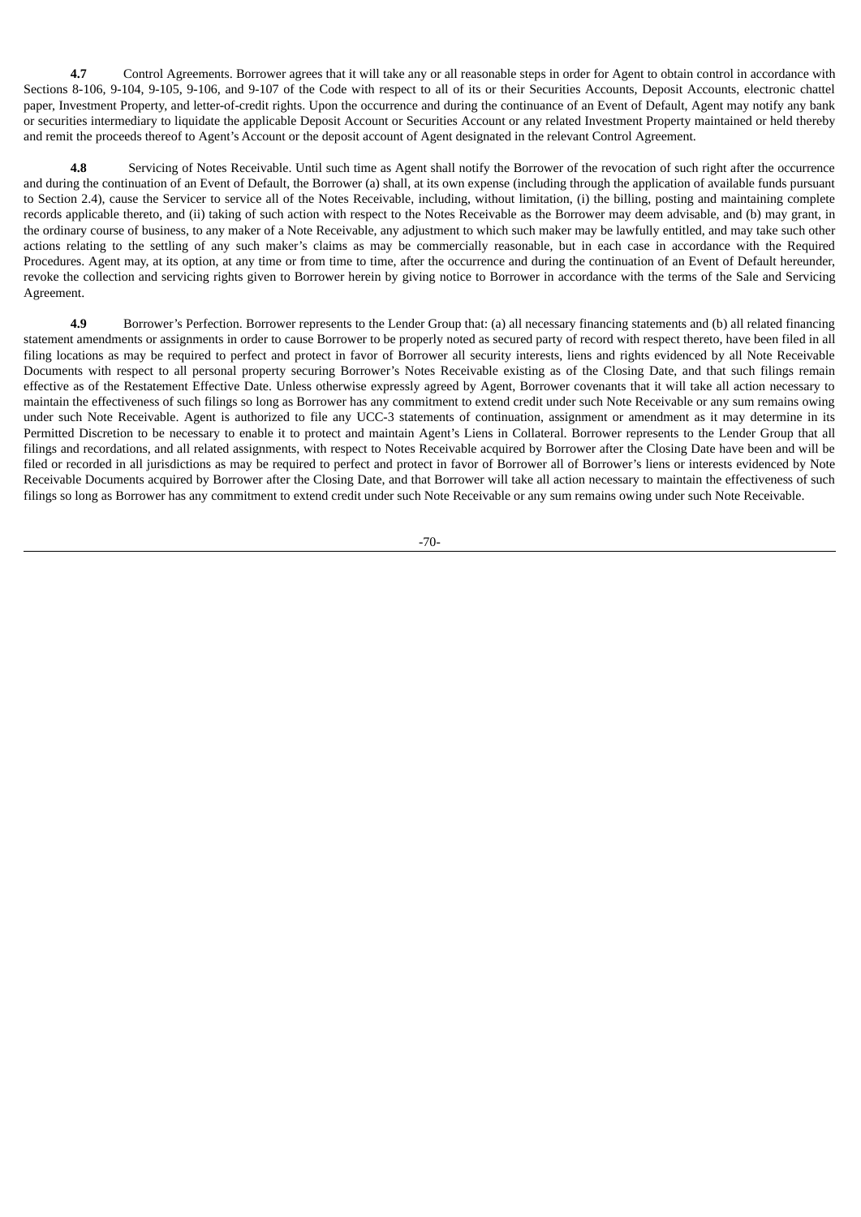**4.7** Control Agreements. Borrower agrees that it will take any or all reasonable steps in order for Agent to obtain control in accordance with Sections 8-106, 9-104, 9-105, 9-106, and 9-107 of the Code with respect to all of its or their Securities Accounts, Deposit Accounts, electronic chattel paper, Investment Property, and letter-of-credit rights. Upon the occurrence and during the continuance of an Event of Default, Agent may notify any bank or securities intermediary to liquidate the applicable Deposit Account or Securities Account or any related Investment Property maintained or held thereby and remit the proceeds thereof to Agent's Account or the deposit account of Agent designated in the relevant Control Agreement.

**4.8** Servicing of Notes Receivable. Until such time as Agent shall notify the Borrower of the revocation of such right after the occurrence and during the continuation of an Event of Default, the Borrower (a) shall, at its own expense (including through the application of available funds pursuant to Section 2.4), cause the Servicer to service all of the Notes Receivable, including, without limitation, (i) the billing, posting and maintaining complete records applicable thereto, and (ii) taking of such action with respect to the Notes Receivable as the Borrower may deem advisable, and (b) may grant, in the ordinary course of business, to any maker of a Note Receivable, any adjustment to which such maker may be lawfully entitled, and may take such other actions relating to the settling of any such maker's claims as may be commercially reasonable, but in each case in accordance with the Required Procedures. Agent may, at its option, at any time or from time to time, after the occurrence and during the continuation of an Event of Default hereunder, revoke the collection and servicing rights given to Borrower herein by giving notice to Borrower in accordance with the terms of the Sale and Servicing Agreement.

**4.9** Borrower's Perfection. Borrower represents to the Lender Group that: (a) all necessary financing statements and (b) all related financing statement amendments or assignments in order to cause Borrower to be properly noted as secured party of record with respect thereto, have been filed in all filing locations as may be required to perfect and protect in favor of Borrower all security interests, liens and rights evidenced by all Note Receivable Documents with respect to all personal property securing Borrower's Notes Receivable existing as of the Closing Date, and that such filings remain effective as of the Restatement Effective Date. Unless otherwise expressly agreed by Agent, Borrower covenants that it will take all action necessary to maintain the effectiveness of such filings so long as Borrower has any commitment to extend credit under such Note Receivable or any sum remains owing under such Note Receivable. Agent is authorized to file any UCC-3 statements of continuation, assignment or amendment as it may determine in its Permitted Discretion to be necessary to enable it to protect and maintain Agent's Liens in Collateral. Borrower represents to the Lender Group that all filings and recordations, and all related assignments, with respect to Notes Receivable acquired by Borrower after the Closing Date have been and will be filed or recorded in all jurisdictions as may be required to perfect and protect in favor of Borrower all of Borrower's liens or interests evidenced by Note Receivable Documents acquired by Borrower after the Closing Date, and that Borrower will take all action necessary to maintain the effectiveness of such filings so long as Borrower has any commitment to extend credit under such Note Receivable or any sum remains owing under such Note Receivable.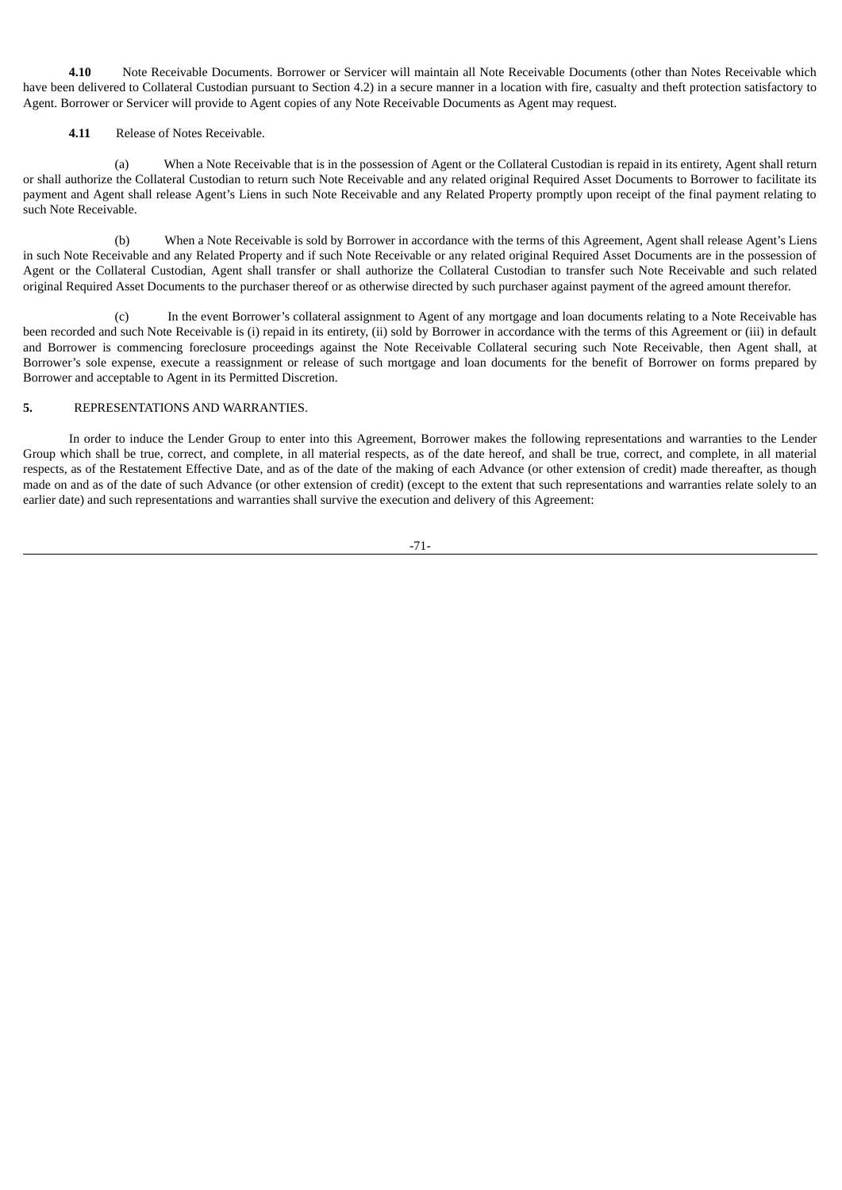**4.10** Note Receivable Documents. Borrower or Servicer will maintain all Note Receivable Documents (other than Notes Receivable which have been delivered to Collateral Custodian pursuant to Section 4.2) in a secure manner in a location with fire, casualty and theft protection satisfactory to Agent. Borrower or Servicer will provide to Agent copies of any Note Receivable Documents as Agent may request.

**4.11** Release of Notes Receivable.

(a) When a Note Receivable that is in the possession of Agent or the Collateral Custodian is repaid in its entirety, Agent shall return or shall authorize the Collateral Custodian to return such Note Receivable and any related original Required Asset Documents to Borrower to facilitate its payment and Agent shall release Agent's Liens in such Note Receivable and any Related Property promptly upon receipt of the final payment relating to such Note Receivable.

(b) When a Note Receivable is sold by Borrower in accordance with the terms of this Agreement, Agent shall release Agent's Liens in such Note Receivable and any Related Property and if such Note Receivable or any related original Required Asset Documents are in the possession of Agent or the Collateral Custodian, Agent shall transfer or shall authorize the Collateral Custodian to transfer such Note Receivable and such related original Required Asset Documents to the purchaser thereof or as otherwise directed by such purchaser against payment of the agreed amount therefor.

(c) In the event Borrower's collateral assignment to Agent of any mortgage and loan documents relating to a Note Receivable has been recorded and such Note Receivable is (i) repaid in its entirety, (ii) sold by Borrower in accordance with the terms of this Agreement or (iii) in default and Borrower is commencing foreclosure proceedings against the Note Receivable Collateral securing such Note Receivable, then Agent shall, at Borrower's sole expense, execute a reassignment or release of such mortgage and loan documents for the benefit of Borrower on forms prepared by Borrower and acceptable to Agent in its Permitted Discretion.

**5.** REPRESENTATIONS AND WARRANTIES.

In order to induce the Lender Group to enter into this Agreement, Borrower makes the following representations and warranties to the Lender Group which shall be true, correct, and complete, in all material respects, as of the date hereof, and shall be true, correct, and complete, in all material respects, as of the Restatement Effective Date, and as of the date of the making of each Advance (or other extension of credit) made thereafter, as though made on and as of the date of such Advance (or other extension of credit) (except to the extent that such representations and warranties relate solely to an earlier date) and such representations and warranties shall survive the execution and delivery of this Agreement: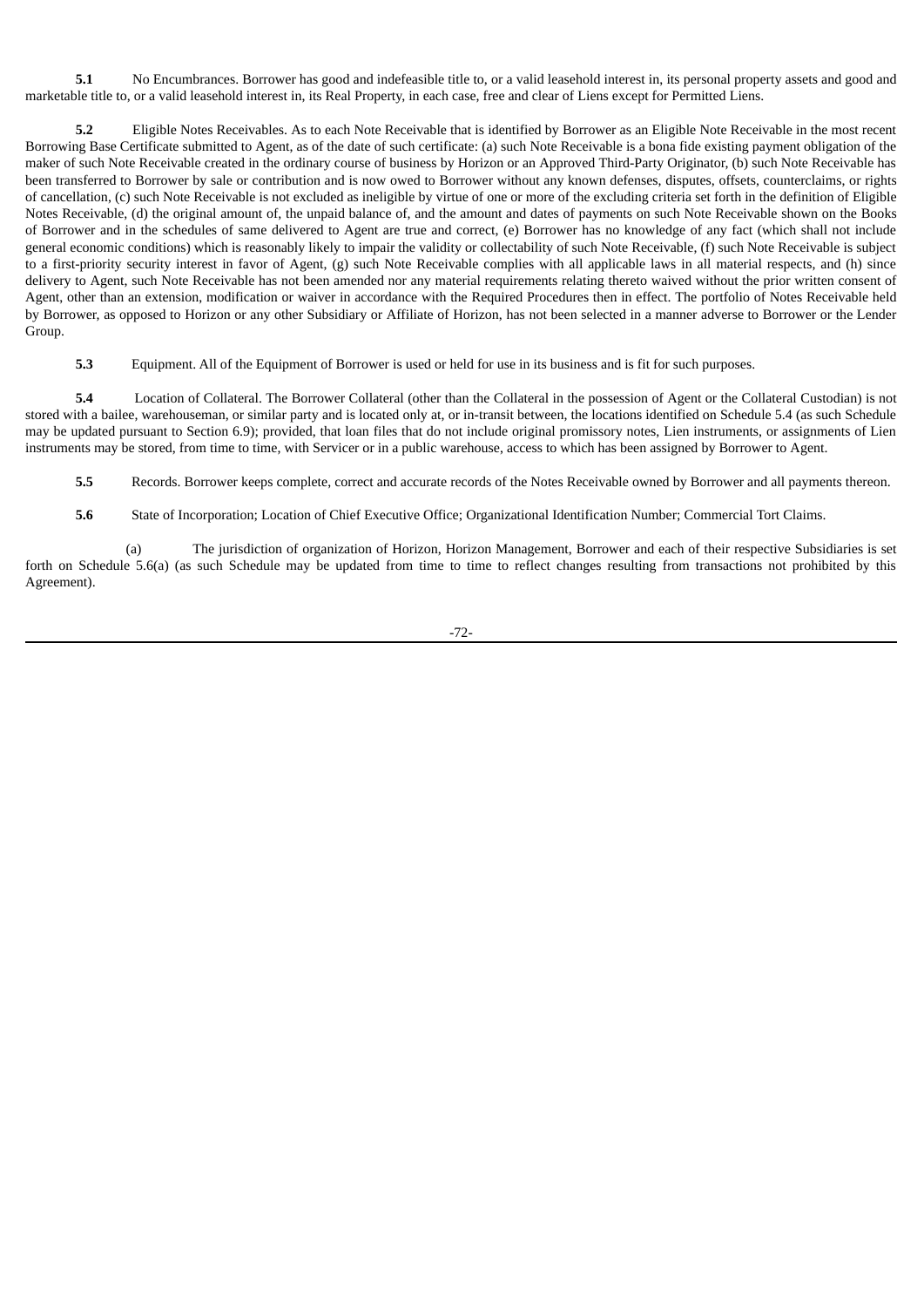**5.1** No Encumbrances. Borrower has good and indefeasible title to, or a valid leasehold interest in, its personal property assets and good and marketable title to, or a valid leasehold interest in, its Real Property, in each case, free and clear of Liens except for Permitted Liens.

**5.2** Eligible Notes Receivables. As to each Note Receivable that is identified by Borrower as an Eligible Note Receivable in the most recent Borrowing Base Certificate submitted to Agent, as of the date of such certificate: (a) such Note Receivable is a bona fide existing payment obligation of the maker of such Note Receivable created in the ordinary course of business by Horizon or an Approved Third-Party Originator, (b) such Note Receivable has been transferred to Borrower by sale or contribution and is now owed to Borrower without any known defenses, disputes, offsets, counterclaims, or rights of cancellation, (c) such Note Receivable is not excluded as ineligible by virtue of one or more of the excluding criteria set forth in the definition of Eligible Notes Receivable, (d) the original amount of, the unpaid balance of, and the amount and dates of payments on such Note Receivable shown on the Books of Borrower and in the schedules of same delivered to Agent are true and correct, (e) Borrower has no knowledge of any fact (which shall not include general economic conditions) which is reasonably likely to impair the validity or collectability of such Note Receivable, (f) such Note Receivable is subject to a first-priority security interest in favor of Agent, (g) such Note Receivable complies with all applicable laws in all material respects, and (h) since delivery to Agent, such Note Receivable has not been amended nor any material requirements relating thereto waived without the prior written consent of Agent, other than an extension, modification or waiver in accordance with the Required Procedures then in effect. The portfolio of Notes Receivable held by Borrower, as opposed to Horizon or any other Subsidiary or Affiliate of Horizon, has not been selected in a manner adverse to Borrower or the Lender Group.

**5.3** Equipment. All of the Equipment of Borrower is used or held for use in its business and is fit for such purposes.

**5.4** Location of Collateral. The Borrower Collateral (other than the Collateral in the possession of Agent or the Collateral Custodian) is not stored with a bailee, warehouseman, or similar party and is located only at, or in-transit between, the locations identified on Schedule 5.4 (as such Schedule may be updated pursuant to Section 6.9); provided, that loan files that do not include original promissory notes, Lien instruments, or assignments of Lien instruments may be stored, from time to time, with Servicer or in a public warehouse, access to which has been assigned by Borrower to Agent.

**5.5** Records. Borrower keeps complete, correct and accurate records of the Notes Receivable owned by Borrower and all payments thereon.

**5.6** State of Incorporation; Location of Chief Executive Office; Organizational Identification Number; Commercial Tort Claims.

(a) The jurisdiction of organization of Horizon, Horizon Management, Borrower and each of their respective Subsidiaries is set forth on Schedule 5.6(a) (as such Schedule may be updated from time to time to reflect changes resulting from transactions not prohibited by this Agreement).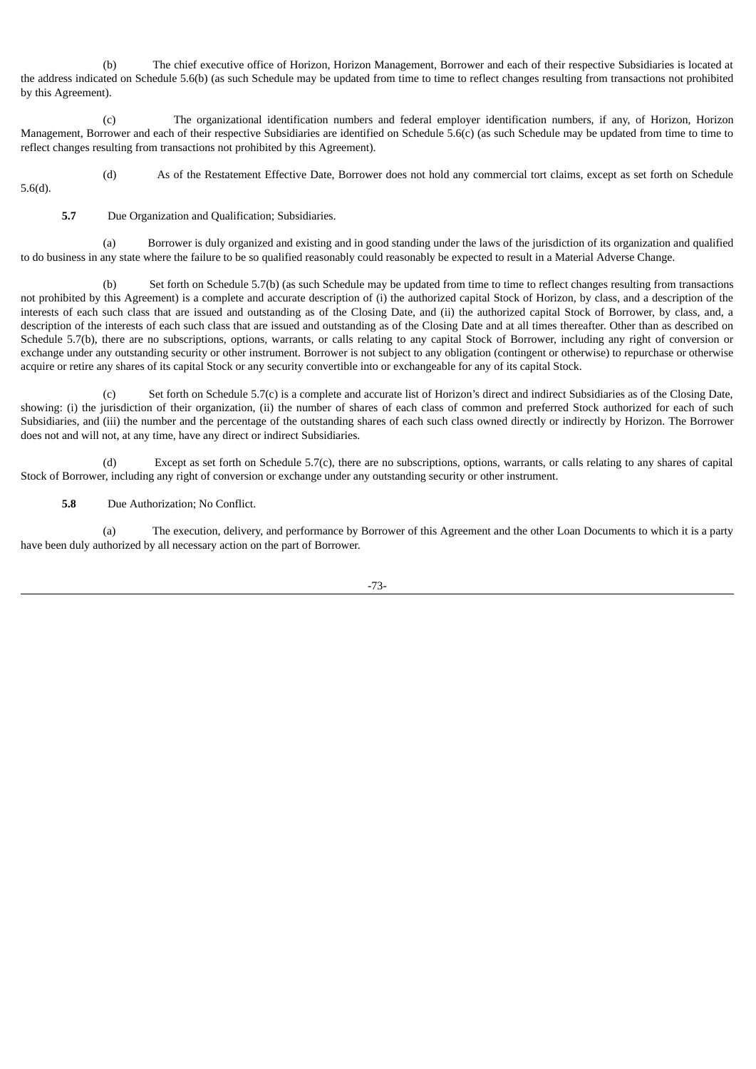(b) The chief executive office of Horizon, Horizon Management, Borrower and each of their respective Subsidiaries is located at the address indicated on Schedule 5.6(b) (as such Schedule may be updated from time to time to reflect changes resulting from transactions not prohibited by this Agreement).

(c) The organizational identification numbers and federal employer identification numbers, if any, of Horizon, Horizon Management, Borrower and each of their respective Subsidiaries are identified on Schedule 5.6(c) (as such Schedule may be updated from time to time to reflect changes resulting from transactions not prohibited by this Agreement).

(d) As of the Restatement Effective Date, Borrower does not hold any commercial tort claims, except as set forth on Schedule 5.6(d).

**5.7** Due Organization and Qualification; Subsidiaries.

(a) Borrower is duly organized and existing and in good standing under the laws of the jurisdiction of its organization and qualified to do business in any state where the failure to be so qualified reasonably could reasonably be expected to result in a Material Adverse Change.

(b) Set forth on Schedule 5.7(b) (as such Schedule may be updated from time to time to reflect changes resulting from transactions not prohibited by this Agreement) is a complete and accurate description of (i) the authorized capital Stock of Horizon, by class, and a description of the interests of each such class that are issued and outstanding as of the Closing Date, and (ii) the authorized capital Stock of Borrower, by class, and, a description of the interests of each such class that are issued and outstanding as of the Closing Date and at all times thereafter. Other than as described on Schedule 5.7(b), there are no subscriptions, options, warrants, or calls relating to any capital Stock of Borrower, including any right of conversion or exchange under any outstanding security or other instrument. Borrower is not subject to any obligation (contingent or otherwise) to repurchase or otherwise acquire or retire any shares of its capital Stock or any security convertible into or exchangeable for any of its capital Stock.

(c) Set forth on Schedule 5.7(c) is a complete and accurate list of Horizon's direct and indirect Subsidiaries as of the Closing Date, showing: (i) the jurisdiction of their organization, (ii) the number of shares of each class of common and preferred Stock authorized for each of such Subsidiaries, and (iii) the number and the percentage of the outstanding shares of each such class owned directly or indirectly by Horizon. The Borrower does not and will not, at any time, have any direct or indirect Subsidiaries.

(d) Except as set forth on Schedule 5.7(c), there are no subscriptions, options, warrants, or calls relating to any shares of capital Stock of Borrower, including any right of conversion or exchange under any outstanding security or other instrument.

**5.8** Due Authorization; No Conflict.

(a) The execution, delivery, and performance by Borrower of this Agreement and the other Loan Documents to which it is a party have been duly authorized by all necessary action on the part of Borrower.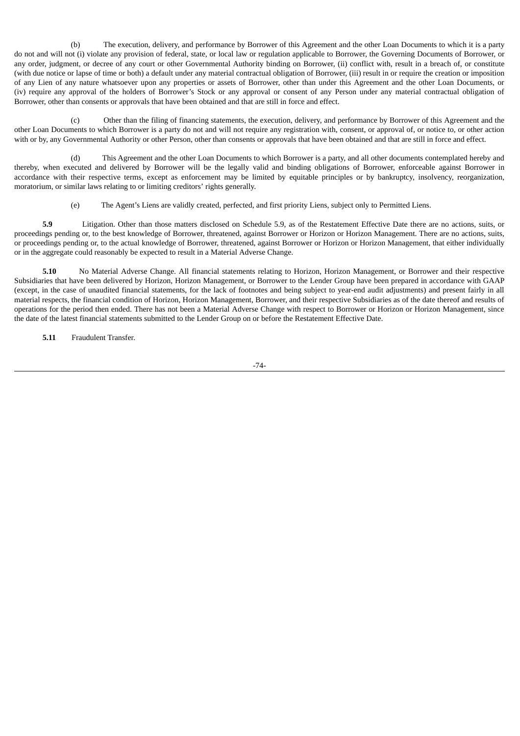(b) The execution, delivery, and performance by Borrower of this Agreement and the other Loan Documents to which it is a party do not and will not (i) violate any provision of federal, state, or local law or regulation applicable to Borrower, the Governing Documents of Borrower, or any order, judgment, or decree of any court or other Governmental Authority binding on Borrower, (ii) conflict with, result in a breach of, or constitute (with due notice or lapse of time or both) a default under any material contractual obligation of Borrower, (iii) result in or require the creation or imposition of any Lien of any nature whatsoever upon any properties or assets of Borrower, other than under this Agreement and the other Loan Documents, or (iv) require any approval of the holders of Borrower's Stock or any approval or consent of any Person under any material contractual obligation of Borrower, other than consents or approvals that have been obtained and that are still in force and effect.

(c) Other than the filing of financing statements, the execution, delivery, and performance by Borrower of this Agreement and the other Loan Documents to which Borrower is a party do not and will not require any registration with, consent, or approval of, or notice to, or other action with or by, any Governmental Authority or other Person, other than consents or approvals that have been obtained and that are still in force and effect.

(d) This Agreement and the other Loan Documents to which Borrower is a party, and all other documents contemplated hereby and thereby, when executed and delivered by Borrower will be the legally valid and binding obligations of Borrower, enforceable against Borrower in accordance with their respective terms, except as enforcement may be limited by equitable principles or by bankruptcy, insolvency, reorganization, moratorium, or similar laws relating to or limiting creditors' rights generally.

(e) The Agent's Liens are validly created, perfected, and first priority Liens, subject only to Permitted Liens.

**5.9** Litigation. Other than those matters disclosed on Schedule 5.9, as of the Restatement Effective Date there are no actions, suits, or proceedings pending or, to the best knowledge of Borrower, threatened, against Borrower or Horizon or Horizon Management. There are no actions, suits, or proceedings pending or, to the actual knowledge of Borrower, threatened, against Borrower or Horizon or Horizon Management, that either individually or in the aggregate could reasonably be expected to result in a Material Adverse Change.

**5.10** No Material Adverse Change. All financial statements relating to Horizon, Horizon Management, or Borrower and their respective Subsidiaries that have been delivered by Horizon, Horizon Management, or Borrower to the Lender Group have been prepared in accordance with GAAP (except, in the case of unaudited financial statements, for the lack of footnotes and being subject to year-end audit adjustments) and present fairly in all material respects, the financial condition of Horizon, Horizon Management, Borrower, and their respective Subsidiaries as of the date thereof and results of operations for the period then ended. There has not been a Material Adverse Change with respect to Borrower or Horizon or Horizon Management, since the date of the latest financial statements submitted to the Lender Group on or before the Restatement Effective Date.

**5.11** Fraudulent Transfer.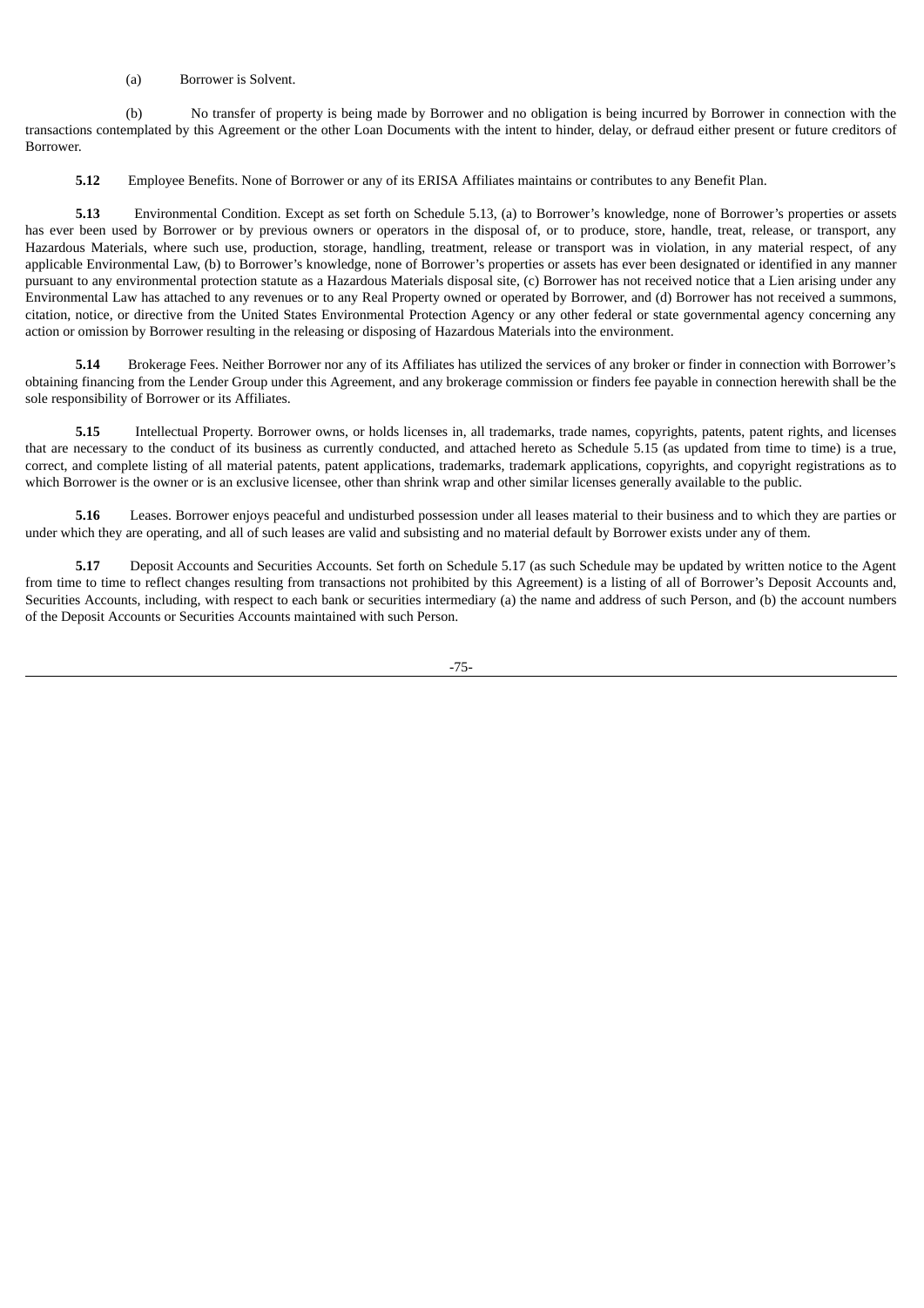(a) Borrower is Solvent.

(b) No transfer of property is being made by Borrower and no obligation is being incurred by Borrower in connection with the transactions contemplated by this Agreement or the other Loan Documents with the intent to hinder, delay, or defraud either present or future creditors of Borrower.

**5.12** Employee Benefits. None of Borrower or any of its ERISA Affiliates maintains or contributes to any Benefit Plan.

**5.13** Environmental Condition. Except as set forth on Schedule 5.13, (a) to Borrower's knowledge, none of Borrower's properties or assets has ever been used by Borrower or by previous owners or operators in the disposal of, or to produce, store, handle, treat, release, or transport, any Hazardous Materials, where such use, production, storage, handling, treatment, release or transport was in violation, in any material respect, of any applicable Environmental Law, (b) to Borrower's knowledge, none of Borrower's properties or assets has ever been designated or identified in any manner pursuant to any environmental protection statute as a Hazardous Materials disposal site, (c) Borrower has not received notice that a Lien arising under any Environmental Law has attached to any revenues or to any Real Property owned or operated by Borrower, and (d) Borrower has not received a summons, citation, notice, or directive from the United States Environmental Protection Agency or any other federal or state governmental agency concerning any action or omission by Borrower resulting in the releasing or disposing of Hazardous Materials into the environment.

**5.14** Brokerage Fees. Neither Borrower nor any of its Affiliates has utilized the services of any broker or finder in connection with Borrower's obtaining financing from the Lender Group under this Agreement, and any brokerage commission or finders fee payable in connection herewith shall be the sole responsibility of Borrower or its Affiliates.

**5.15** Intellectual Property. Borrower owns, or holds licenses in, all trademarks, trade names, copyrights, patents, patent rights, and licenses that are necessary to the conduct of its business as currently conducted, and attached hereto as Schedule 5.15 (as updated from time to time) is a true, correct, and complete listing of all material patents, patent applications, trademarks, trademark applications, copyrights, and copyright registrations as to which Borrower is the owner or is an exclusive licensee, other than shrink wrap and other similar licenses generally available to the public.

**5.16** Leases. Borrower enjoys peaceful and undisturbed possession under all leases material to their business and to which they are parties or under which they are operating, and all of such leases are valid and subsisting and no material default by Borrower exists under any of them.

**5.17** Deposit Accounts and Securities Accounts. Set forth on Schedule 5.17 (as such Schedule may be updated by written notice to the Agent from time to time to reflect changes resulting from transactions not prohibited by this Agreement) is a listing of all of Borrower's Deposit Accounts and, Securities Accounts, including, with respect to each bank or securities intermediary (a) the name and address of such Person, and (b) the account numbers of the Deposit Accounts or Securities Accounts maintained with such Person.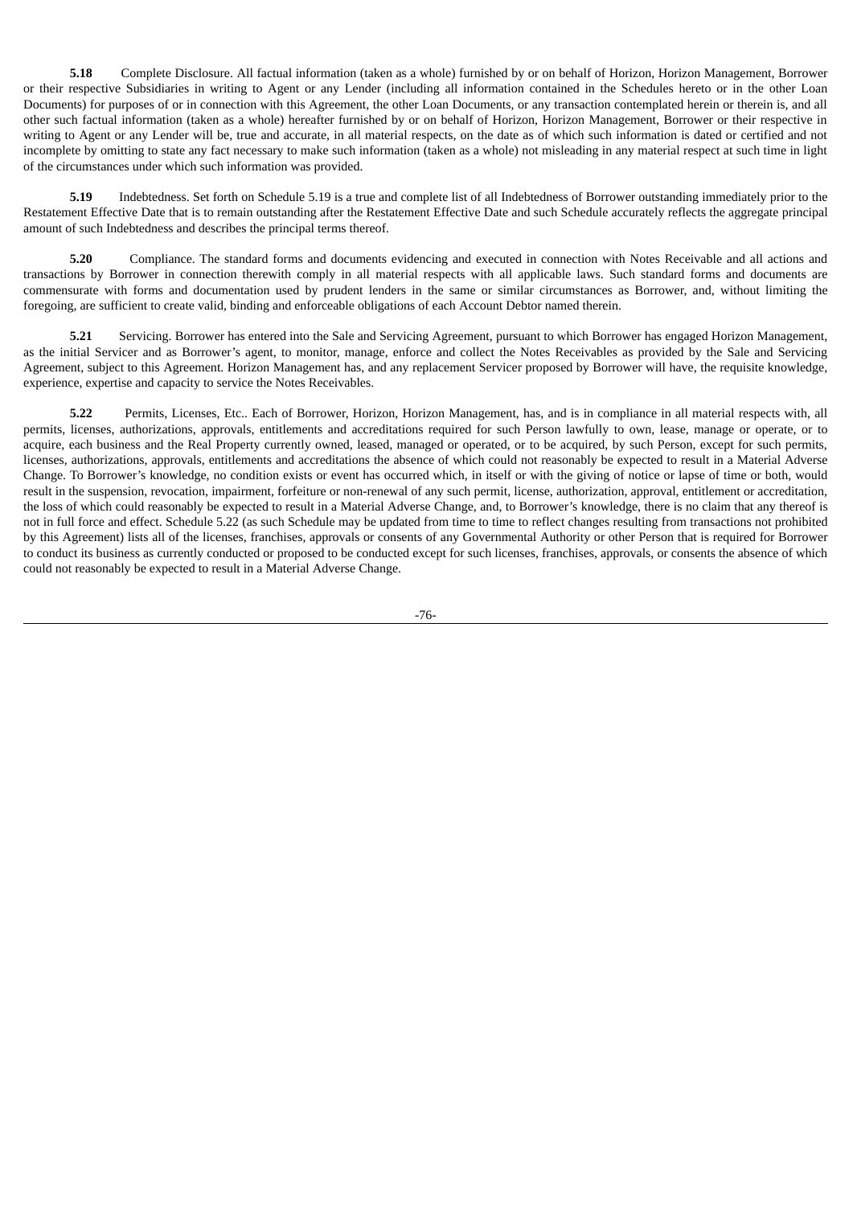**5.18** Complete Disclosure. All factual information (taken as a whole) furnished by or on behalf of Horizon, Horizon Management, Borrower or their respective Subsidiaries in writing to Agent or any Lender (including all information contained in the Schedules hereto or in the other Loan Documents) for purposes of or in connection with this Agreement, the other Loan Documents, or any transaction contemplated herein or therein is, and all other such factual information (taken as a whole) hereafter furnished by or on behalf of Horizon, Horizon Management, Borrower or their respective in writing to Agent or any Lender will be, true and accurate, in all material respects, on the date as of which such information is dated or certified and not incomplete by omitting to state any fact necessary to make such information (taken as a whole) not misleading in any material respect at such time in light of the circumstances under which such information was provided.

**5.19** Indebtedness. Set forth on Schedule 5.19 is a true and complete list of all Indebtedness of Borrower outstanding immediately prior to the Restatement Effective Date that is to remain outstanding after the Restatement Effective Date and such Schedule accurately reflects the aggregate principal amount of such Indebtedness and describes the principal terms thereof.

**5.20** Compliance. The standard forms and documents evidencing and executed in connection with Notes Receivable and all actions and transactions by Borrower in connection therewith comply in all material respects with all applicable laws. Such standard forms and documents are commensurate with forms and documentation used by prudent lenders in the same or similar circumstances as Borrower, and, without limiting the foregoing, are sufficient to create valid, binding and enforceable obligations of each Account Debtor named therein.

**5.21** Servicing. Borrower has entered into the Sale and Servicing Agreement, pursuant to which Borrower has engaged Horizon Management, as the initial Servicer and as Borrower's agent, to monitor, manage, enforce and collect the Notes Receivables as provided by the Sale and Servicing Agreement, subject to this Agreement. Horizon Management has, and any replacement Servicer proposed by Borrower will have, the requisite knowledge, experience, expertise and capacity to service the Notes Receivables.

**5.22** Permits, Licenses, Etc.. Each of Borrower, Horizon, Horizon Management, has, and is in compliance in all material respects with, all permits, licenses, authorizations, approvals, entitlements and accreditations required for such Person lawfully to own, lease, manage or operate, or to acquire, each business and the Real Property currently owned, leased, managed or operated, or to be acquired, by such Person, except for such permits, licenses, authorizations, approvals, entitlements and accreditations the absence of which could not reasonably be expected to result in a Material Adverse Change. To Borrower's knowledge, no condition exists or event has occurred which, in itself or with the giving of notice or lapse of time or both, would result in the suspension, revocation, impairment, forfeiture or non-renewal of any such permit, license, authorization, approval, entitlement or accreditation, the loss of which could reasonably be expected to result in a Material Adverse Change, and, to Borrower's knowledge, there is no claim that any thereof is not in full force and effect. Schedule 5.22 (as such Schedule may be updated from time to time to reflect changes resulting from transactions not prohibited by this Agreement) lists all of the licenses, franchises, approvals or consents of any Governmental Authority or other Person that is required for Borrower to conduct its business as currently conducted or proposed to be conducted except for such licenses, franchises, approvals, or consents the absence of which could not reasonably be expected to result in a Material Adverse Change.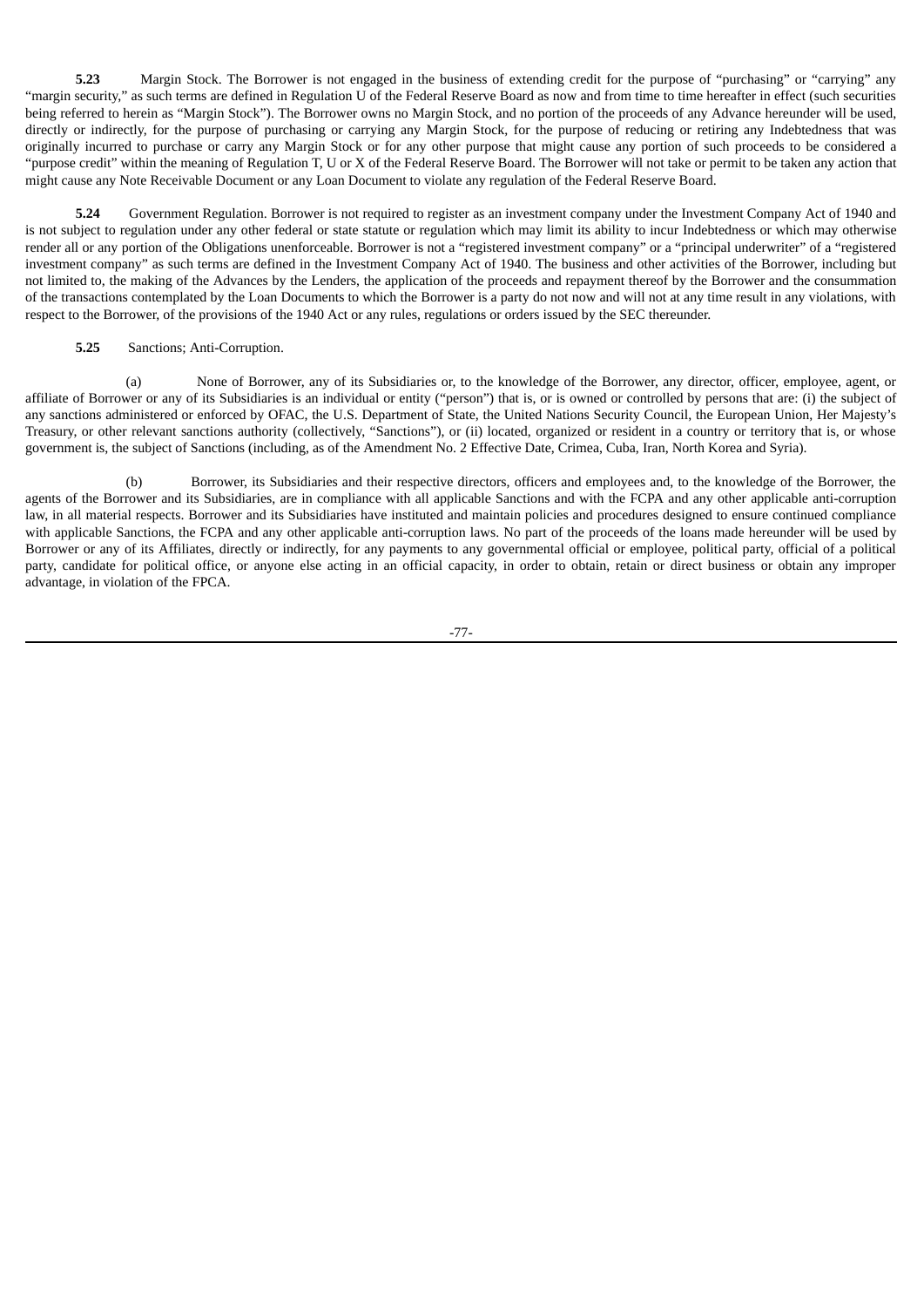**5.23** Margin Stock. The Borrower is not engaged in the business of extending credit for the purpose of "purchasing" or "carrying" any "margin security," as such terms are defined in Regulation U of the Federal Reserve Board as now and from time to time hereafter in effect (such securities being referred to herein as "Margin Stock"). The Borrower owns no Margin Stock, and no portion of the proceeds of any Advance hereunder will be used, directly or indirectly, for the purpose of purchasing or carrying any Margin Stock, for the purpose of reducing or retiring any Indebtedness that was originally incurred to purchase or carry any Margin Stock or for any other purpose that might cause any portion of such proceeds to be considered a "purpose credit" within the meaning of Regulation T, U or X of the Federal Reserve Board. The Borrower will not take or permit to be taken any action that might cause any Note Receivable Document or any Loan Document to violate any regulation of the Federal Reserve Board.

**5.24** Government Regulation. Borrower is not required to register as an investment company under the Investment Company Act of 1940 and is not subject to regulation under any other federal or state statute or regulation which may limit its ability to incur Indebtedness or which may otherwise render all or any portion of the Obligations unenforceable. Borrower is not a "registered investment company" or a "principal underwriter" of a "registered investment company" as such terms are defined in the Investment Company Act of 1940. The business and other activities of the Borrower, including but not limited to, the making of the Advances by the Lenders, the application of the proceeds and repayment thereof by the Borrower and the consummation of the transactions contemplated by the Loan Documents to which the Borrower is a party do not now and will not at any time result in any violations, with respect to the Borrower, of the provisions of the 1940 Act or any rules, regulations or orders issued by the SEC thereunder.

**5.25** Sanctions; Anti-Corruption.

(a) None of Borrower, any of its Subsidiaries or, to the knowledge of the Borrower, any director, officer, employee, agent, or affiliate of Borrower or any of its Subsidiaries is an individual or entity ("person") that is, or is owned or controlled by persons that are: (i) the subject of any sanctions administered or enforced by OFAC, the U.S. Department of State, the United Nations Security Council, the European Union, Her Majesty's Treasury, or other relevant sanctions authority (collectively, "Sanctions"), or (ii) located, organized or resident in a country or territory that is, or whose government is, the subject of Sanctions (including, as of the Amendment No. 2 Effective Date, Crimea, Cuba, Iran, North Korea and Syria).

(b) Borrower, its Subsidiaries and their respective directors, officers and employees and, to the knowledge of the Borrower, the agents of the Borrower and its Subsidiaries, are in compliance with all applicable Sanctions and with the FCPA and any other applicable anti-corruption law, in all material respects. Borrower and its Subsidiaries have instituted and maintain policies and procedures designed to ensure continued compliance with applicable Sanctions, the FCPA and any other applicable anti-corruption laws. No part of the proceeds of the loans made hereunder will be used by Borrower or any of its Affiliates, directly or indirectly, for any payments to any governmental official or employee, political party, official of a political party, candidate for political office, or anyone else acting in an official capacity, in order to obtain, retain or direct business or obtain any improper advantage, in violation of the FPCA.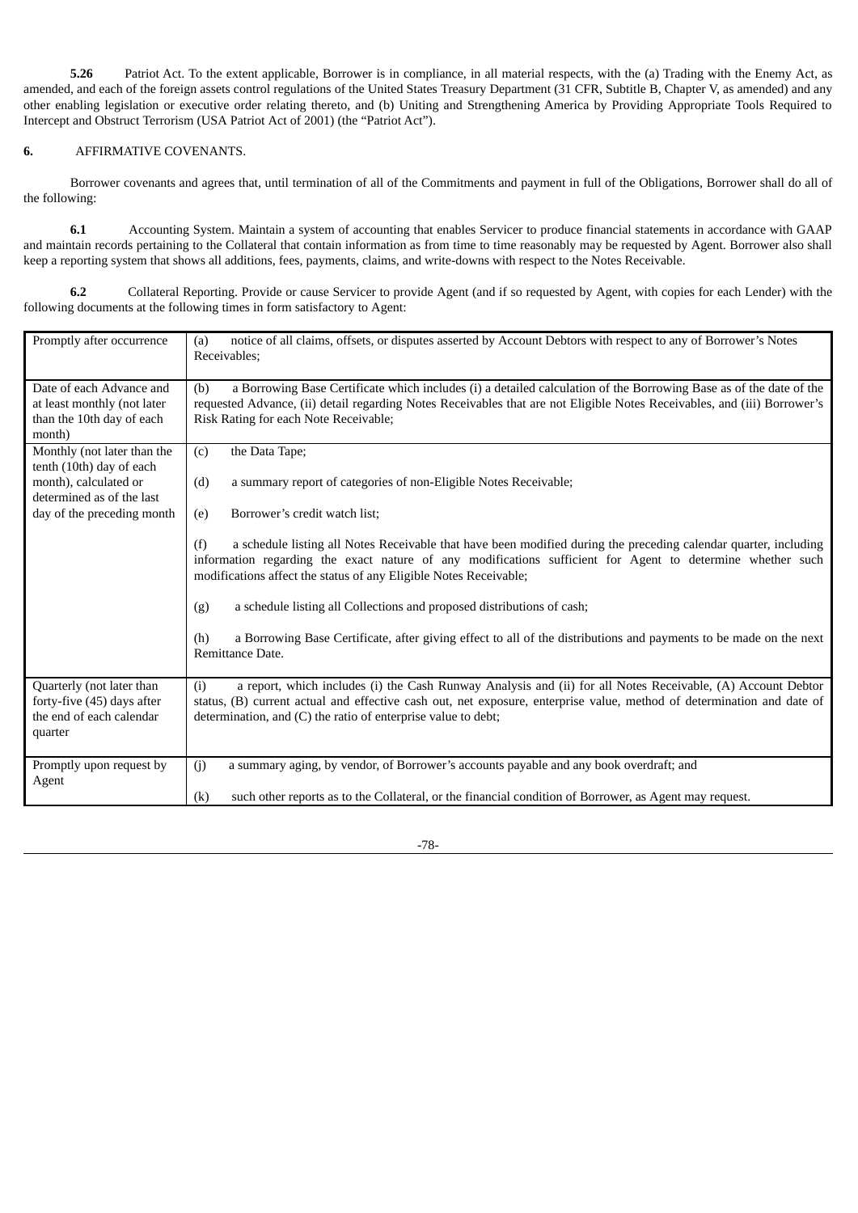**5.26** Patriot Act. To the extent applicable, Borrower is in compliance, in all material respects, with the (a) Trading with the Enemy Act, as amended, and each of the foreign assets control regulations of the United States Treasury Department (31 CFR, Subtitle B, Chapter V, as amended) and any other enabling legislation or executive order relating thereto, and (b) Uniting and Strengthening America by Providing Appropriate Tools Required to Intercept and Obstruct Terrorism (USA Patriot Act of 2001) (the "Patriot Act").

**6.** AFFIRMATIVE COVENANTS.

Borrower covenants and agrees that, until termination of all of the Commitments and payment in full of the Obligations, Borrower shall do all of the following:

**6.1** Accounting System. Maintain a system of accounting that enables Servicer to produce financial statements in accordance with GAAP and maintain records pertaining to the Collateral that contain information as from time to time reasonably may be requested by Agent. Borrower also shall keep a reporting system that shows all additions, fees, payments, claims, and write-downs with respect to the Notes Receivable.

**6.2** Collateral Reporting. Provide or cause Servicer to provide Agent (and if so requested by Agent, with copies for each Lender) with the following documents at the following times in form satisfactory to Agent:

| | |
|---|---|
| Promptly after occurrence | (a) notice of all claims, offsets, or disputes asserted by Account Debtors with respect to any of Borrower's Notes Receivables; |
| Date of each Advance and at least monthly (not later than the 10th day of each month) | (b) a Borrowing Base Certificate which includes (i) a detailed calculation of the Borrowing Base as of the date of the requested Advance, (ii) detail regarding Notes Receivables that are not Eligible Notes Receivables, and (iii) Borrower's Risk Rating for each Note Receivable; |
| Monthly (not later than the tenth (10th) day of each month), calculated or determined as of the last day of the preceding month | (c) the Data Tape;<br><br>(d) a summary report of categories of non-Eligible Notes Receivable;<br><br>(e) Borrower's credit watch list;<br><br>(f) a schedule listing all Notes Receivable that have been modified during the preceding calendar quarter, including information regarding the exact nature of any modifications sufficient for Agent to determine whether such modifications affect the status of any Eligible Notes Receivable;<br><br>(g) a schedule listing all Collections and proposed distributions of cash;<br><br>(h) a Borrowing Base Certificate, after giving effect to all of the distributions and payments to be made on the next Remittance Date. |
| Quarterly (not later than forty-five (45) days after the end of each calendar quarter | (i) a report, which includes (i) the Cash Runway Analysis and (ii) for all Notes Receivable, (A) Account Debtor status, (B) current actual and effective cash out, net exposure, enterprise value, method of determination and date of determination, and (C) the ratio of enterprise value to debt; |
| Promptly upon request by Agent | (j) a summary aging, by vendor, of Borrower's accounts payable and any book overdraft; and<br><br>(k) such other reports as to the Collateral, or the financial condition of Borrower, as Agent may request. |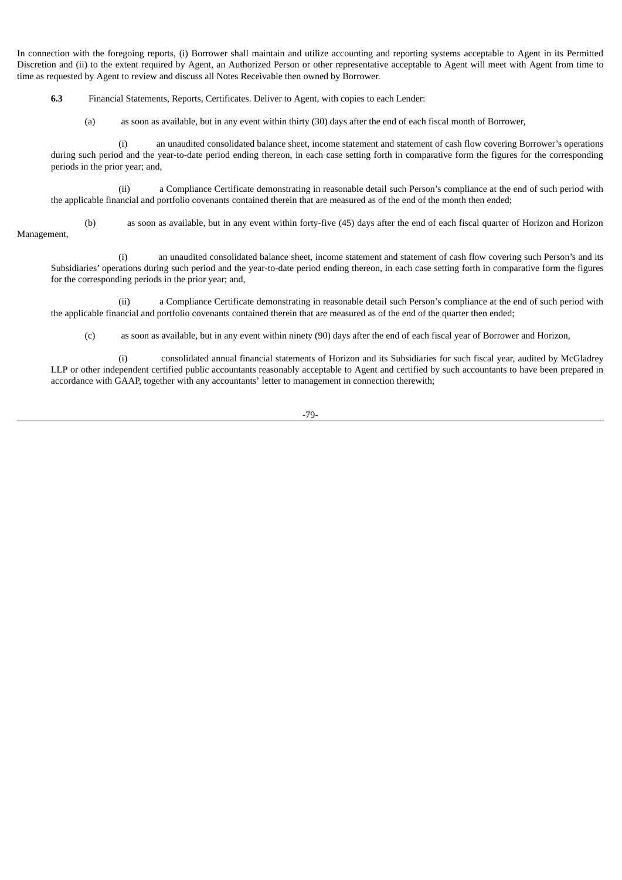In connection with the foregoing reports, (i) Borrower shall maintain and utilize accounting and reporting systems acceptable to Agent in its Permitted Discretion and (ii) to the extent required by Agent, an Authorized Person or other representative acceptable to Agent will meet with Agent from time to time as requested by Agent to review and discuss all Notes Receivable then owned by Borrower.

**6.3** Financial Statements, Reports, Certificates. Deliver to Agent, with copies to each Lender:

(a) as soon as available, but in any event within thirty (30) days after the end of each fiscal month of Borrower,

(i) an unaudited consolidated balance sheet, income statement and statement of cash flow covering Borrower's operations during such period and the year-to-date period ending thereon, in each case setting forth in comparative form the figures for the corresponding periods in the prior year; and,

(ii) a Compliance Certificate demonstrating in reasonable detail such Person's compliance at the end of such period with the applicable financial and portfolio covenants contained therein that are measured as of the end of the month then ended;

(b) as soon as available, but in any event within forty-five (45) days after the end of each fiscal quarter of Horizon and Horizon Management,

(i) an unaudited consolidated balance sheet, income statement and statement of cash flow covering such Person's and its Subsidiaries' operations during such period and the year-to-date period ending thereon, in each case setting forth in comparative form the figures for the corresponding periods in the prior year; and,

(ii) a Compliance Certificate demonstrating in reasonable detail such Person's compliance at the end of such period with the applicable financial and portfolio covenants contained therein that are measured as of the end of the quarter then ended;

(c) as soon as available, but in any event within ninety (90) days after the end of each fiscal year of Borrower and Horizon,

(i) consolidated annual financial statements of Horizon and its Subsidiaries for such fiscal year, audited by McGladrey LLP or other independent certified public accountants reasonably acceptable to Agent and certified by such accountants to have been prepared in accordance with GAAP, together with any accountants' letter to management in connection therewith;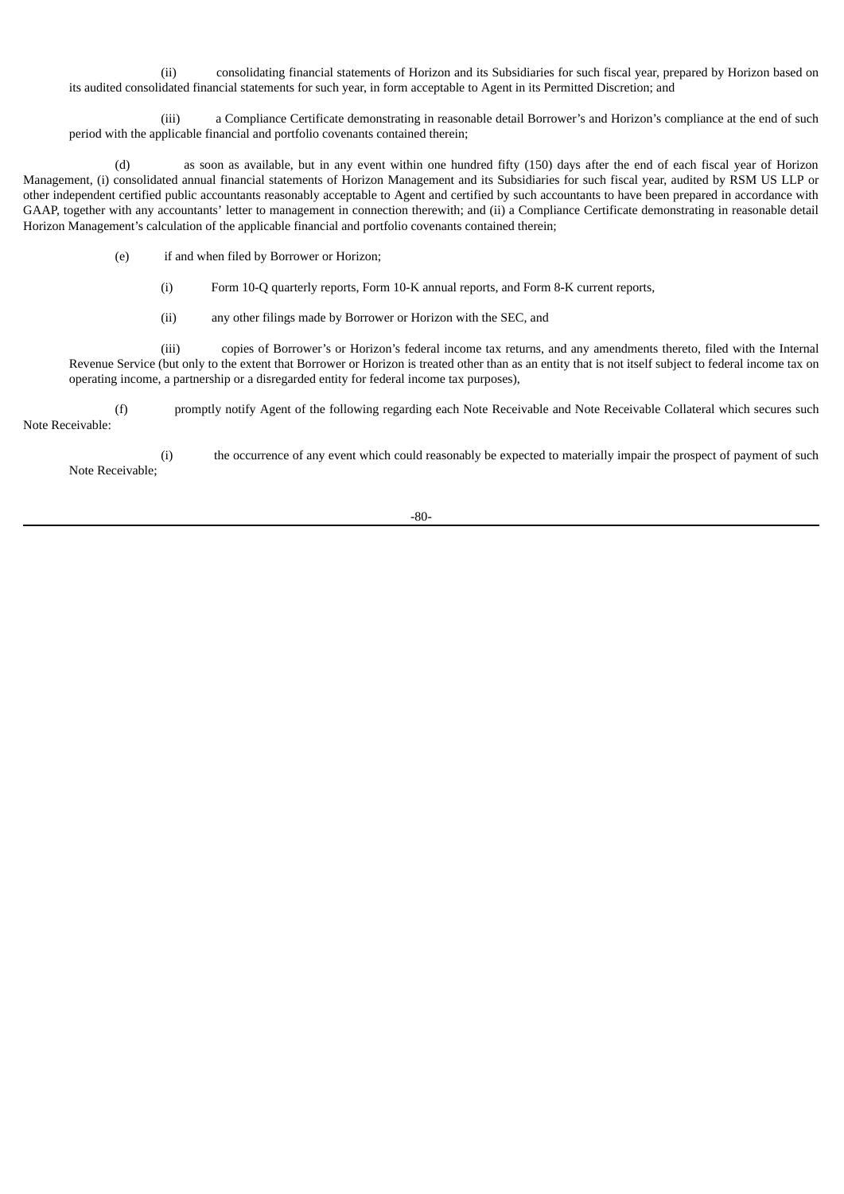(ii) consolidating financial statements of Horizon and its Subsidiaries for such fiscal year, prepared by Horizon based on its audited consolidated financial statements for such year, in form acceptable to Agent in its Permitted Discretion; and

(iii) a Compliance Certificate demonstrating in reasonable detail Borrower's and Horizon's compliance at the end of such period with the applicable financial and portfolio covenants contained therein;

(d) as soon as available, but in any event within one hundred fifty (150) days after the end of each fiscal year of Horizon Management, (i) consolidated annual financial statements of Horizon Management and its Subsidiaries for such fiscal year, audited by RSM US LLP or other independent certified public accountants reasonably acceptable to Agent and certified by such accountants to have been prepared in accordance with GAAP, together with any accountants' letter to management in connection therewith; and (ii) a Compliance Certificate demonstrating in reasonable detail Horizon Management's calculation of the applicable financial and portfolio covenants contained therein;

(e) if and when filed by Borrower or Horizon;

(i) Form 10-Q quarterly reports, Form 10-K annual reports, and Form 8-K current reports,

(ii) any other filings made by Borrower or Horizon with the SEC, and

(iii) copies of Borrower's or Horizon's federal income tax returns, and any amendments thereto, filed with the Internal Revenue Service (but only to the extent that Borrower or Horizon is treated other than as an entity that is not itself subject to federal income tax on operating income, a partnership or a disregarded entity for federal income tax purposes),

(f) promptly notify Agent of the following regarding each Note Receivable and Note Receivable Collateral which secures such Note Receivable:

(i) the occurrence of any event which could reasonably be expected to materially impair the prospect of payment of such Note Receivable;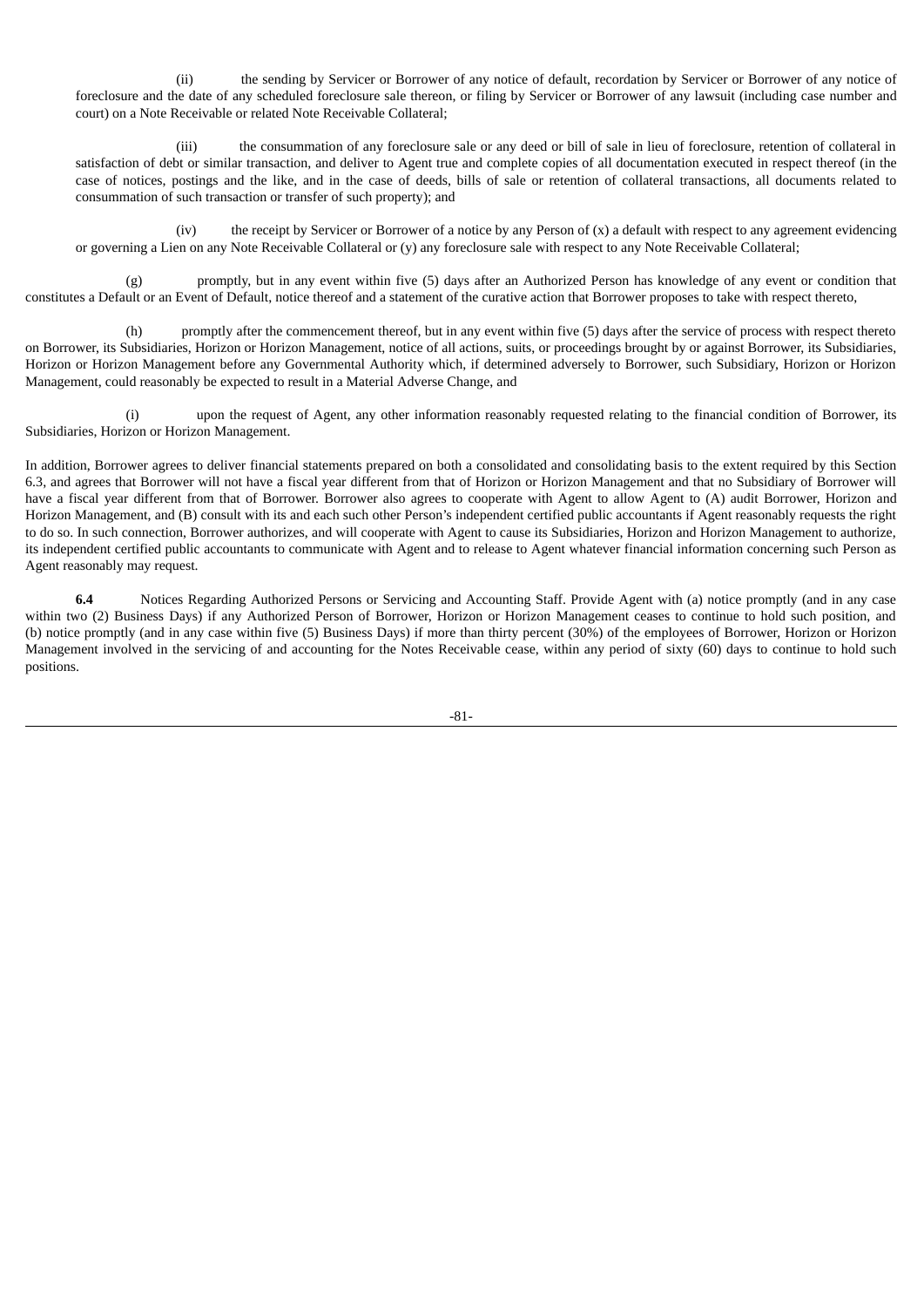(ii) the sending by Servicer or Borrower of any notice of default, recordation by Servicer or Borrower of any notice of foreclosure and the date of any scheduled foreclosure sale thereon, or filing by Servicer or Borrower of any lawsuit (including case number and court) on a Note Receivable or related Note Receivable Collateral;

(iii) the consummation of any foreclosure sale or any deed or bill of sale in lieu of foreclosure, retention of collateral in satisfaction of debt or similar transaction, and deliver to Agent true and complete copies of all documentation executed in respect thereof (in the case of notices, postings and the like, and in the case of deeds, bills of sale or retention of collateral transactions, all documents related to consummation of such transaction or transfer of such property); and

(iv) the receipt by Servicer or Borrower of a notice by any Person of (x) a default with respect to any agreement evidencing or governing a Lien on any Note Receivable Collateral or (y) any foreclosure sale with respect to any Note Receivable Collateral;

(g) promptly, but in any event within five (5) days after an Authorized Person has knowledge of any event or condition that constitutes a Default or an Event of Default, notice thereof and a statement of the curative action that Borrower proposes to take with respect thereto,

(h) promptly after the commencement thereof, but in any event within five (5) days after the service of process with respect thereto on Borrower, its Subsidiaries, Horizon or Horizon Management, notice of all actions, suits, or proceedings brought by or against Borrower, its Subsidiaries, Horizon or Horizon Management before any Governmental Authority which, if determined adversely to Borrower, such Subsidiary, Horizon or Horizon Management, could reasonably be expected to result in a Material Adverse Change, and

(i) upon the request of Agent, any other information reasonably requested relating to the financial condition of Borrower, its Subsidiaries, Horizon or Horizon Management.

In addition, Borrower agrees to deliver financial statements prepared on both a consolidated and consolidating basis to the extent required by this Section 6.3, and agrees that Borrower will not have a fiscal year different from that of Horizon or Horizon Management and that no Subsidiary of Borrower will have a fiscal year different from that of Borrower. Borrower also agrees to cooperate with Agent to allow Agent to (A) audit Borrower, Horizon and Horizon Management, and (B) consult with its and each such other Person's independent certified public accountants if Agent reasonably requests the right to do so. In such connection, Borrower authorizes, and will cooperate with Agent to cause its Subsidiaries, Horizon and Horizon Management to authorize, its independent certified public accountants to communicate with Agent and to release to Agent whatever financial information concerning such Person as Agent reasonably may request.

**6.4** Notices Regarding Authorized Persons or Servicing and Accounting Staff. Provide Agent with (a) notice promptly (and in any case within two (2) Business Days) if any Authorized Person of Borrower, Horizon or Horizon Management ceases to continue to hold such position, and (b) notice promptly (and in any case within five (5) Business Days) if more than thirty percent (30%) of the employees of Borrower, Horizon or Horizon Management involved in the servicing of and accounting for the Notes Receivable cease, within any period of sixty (60) days to continue to hold such positions.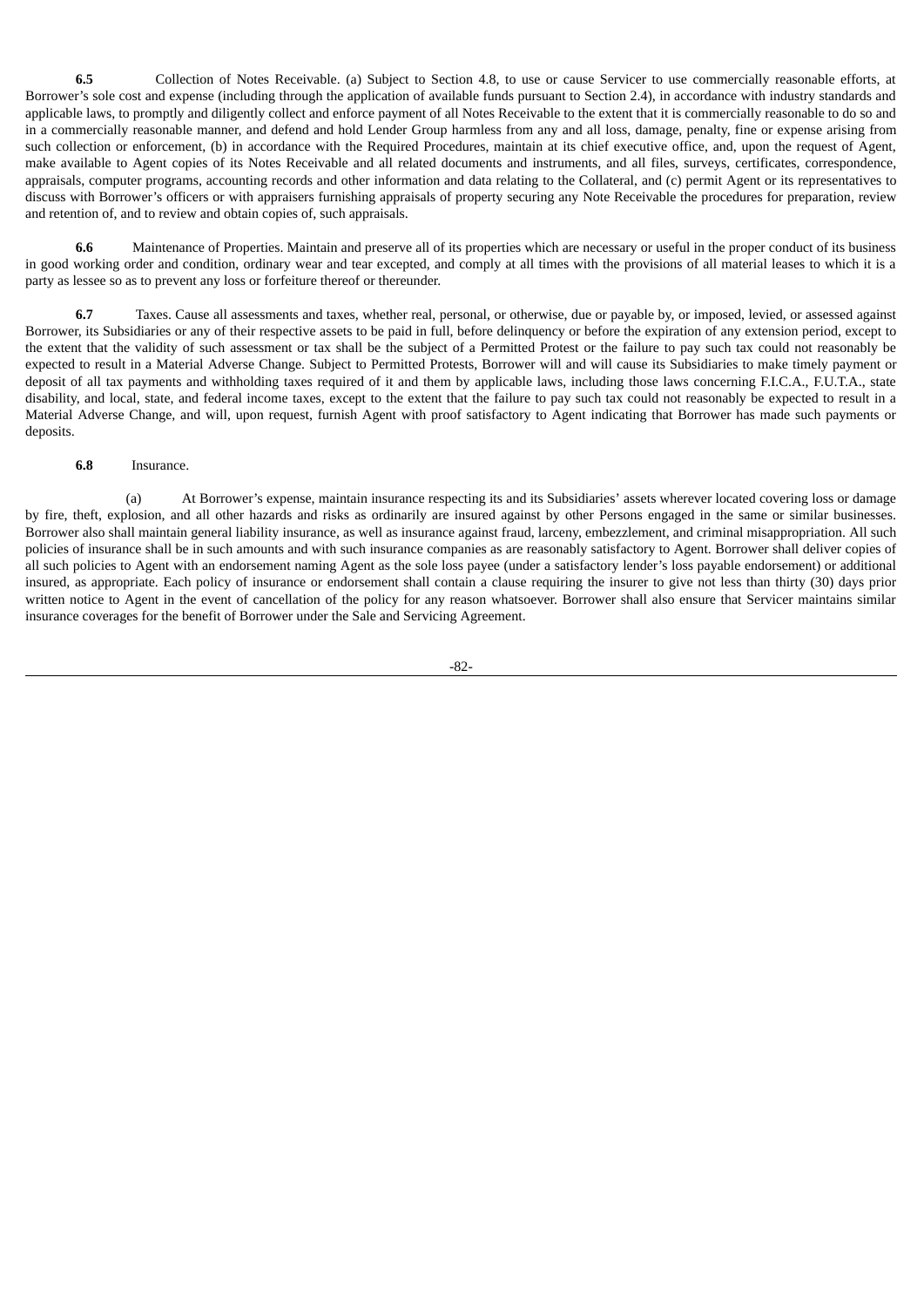**6.5** Collection of Notes Receivable. (a) Subject to Section 4.8, to use or cause Servicer to use commercially reasonable efforts, at Borrower's sole cost and expense (including through the application of available funds pursuant to Section 2.4), in accordance with industry standards and applicable laws, to promptly and diligently collect and enforce payment of all Notes Receivable to the extent that it is commercially reasonable to do so and in a commercially reasonable manner, and defend and hold Lender Group harmless from any and all loss, damage, penalty, fine or expense arising from such collection or enforcement, (b) in accordance with the Required Procedures, maintain at its chief executive office, and, upon the request of Agent, make available to Agent copies of its Notes Receivable and all related documents and instruments, and all files, surveys, certificates, correspondence, appraisals, computer programs, accounting records and other information and data relating to the Collateral, and (c) permit Agent or its representatives to discuss with Borrower's officers or with appraisers furnishing appraisals of property securing any Note Receivable the procedures for preparation, review and retention of, and to review and obtain copies of, such appraisals.

**6.6** Maintenance of Properties. Maintain and preserve all of its properties which are necessary or useful in the proper conduct of its business in good working order and condition, ordinary wear and tear excepted, and comply at all times with the provisions of all material leases to which it is a party as lessee so as to prevent any loss or forfeiture thereof or thereunder.

**6.7** Taxes. Cause all assessments and taxes, whether real, personal, or otherwise, due or payable by, or imposed, levied, or assessed against Borrower, its Subsidiaries or any of their respective assets to be paid in full, before delinquency or before the expiration of any extension period, except to the extent that the validity of such assessment or tax shall be the subject of a Permitted Protest or the failure to pay such tax could not reasonably be expected to result in a Material Adverse Change. Subject to Permitted Protests, Borrower will and will cause its Subsidiaries to make timely payment or deposit of all tax payments and withholding taxes required of it and them by applicable laws, including those laws concerning F.I.C.A., F.U.T.A., state disability, and local, state, and federal income taxes, except to the extent that the failure to pay such tax could not reasonably be expected to result in a Material Adverse Change, and will, upon request, furnish Agent with proof satisfactory to Agent indicating that Borrower has made such payments or deposits.

**6.8** Insurance.

(a) At Borrower's expense, maintain insurance respecting its and its Subsidiaries' assets wherever located covering loss or damage by fire, theft, explosion, and all other hazards and risks as ordinarily are insured against by other Persons engaged in the same or similar businesses. Borrower also shall maintain general liability insurance, as well as insurance against fraud, larceny, embezzlement, and criminal misappropriation. All such policies of insurance shall be in such amounts and with such insurance companies as are reasonably satisfactory to Agent. Borrower shall deliver copies of all such policies to Agent with an endorsement naming Agent as the sole loss payee (under a satisfactory lender's loss payable endorsement) or additional insured, as appropriate. Each policy of insurance or endorsement shall contain a clause requiring the insurer to give not less than thirty (30) days prior written notice to Agent in the event of cancellation of the policy for any reason whatsoever. Borrower shall also ensure that Servicer maintains similar insurance coverages for the benefit of Borrower under the Sale and Servicing Agreement.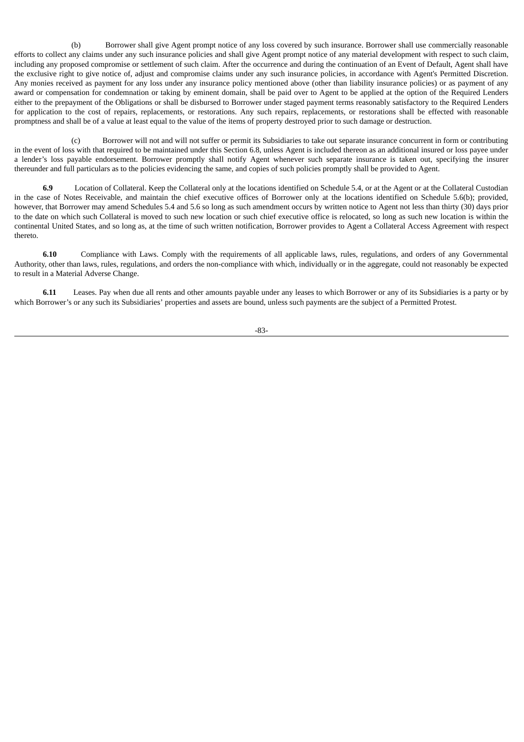(b) Borrower shall give Agent prompt notice of any loss covered by such insurance. Borrower shall use commercially reasonable efforts to collect any claims under any such insurance policies and shall give Agent prompt notice of any material development with respect to such claim, including any proposed compromise or settlement of such claim. After the occurrence and during the continuation of an Event of Default, Agent shall have the exclusive right to give notice of, adjust and compromise claims under any such insurance policies, in accordance with Agent's Permitted Discretion. Any monies received as payment for any loss under any insurance policy mentioned above (other than liability insurance policies) or as payment of any award or compensation for condemnation or taking by eminent domain, shall be paid over to Agent to be applied at the option of the Required Lenders either to the prepayment of the Obligations or shall be disbursed to Borrower under staged payment terms reasonably satisfactory to the Required Lenders for application to the cost of repairs, replacements, or restorations. Any such repairs, replacements, or restorations shall be effected with reasonable promptness and shall be of a value at least equal to the value of the items of property destroyed prior to such damage or destruction.

(c) Borrower will not and will not suffer or permit its Subsidiaries to take out separate insurance concurrent in form or contributing in the event of loss with that required to be maintained under this Section 6.8, unless Agent is included thereon as an additional insured or loss payee under a lender's loss payable endorsement. Borrower promptly shall notify Agent whenever such separate insurance is taken out, specifying the insurer thereunder and full particulars as to the policies evidencing the same, and copies of such policies promptly shall be provided to Agent.

**6.9** Location of Collateral. Keep the Collateral only at the locations identified on Schedule 5.4, or at the Agent or at the Collateral Custodian in the case of Notes Receivable, and maintain the chief executive offices of Borrower only at the locations identified on Schedule 5.6(b); provided, however, that Borrower may amend Schedules 5.4 and 5.6 so long as such amendment occurs by written notice to Agent not less than thirty (30) days prior to the date on which such Collateral is moved to such new location or such chief executive office is relocated, so long as such new location is within the continental United States, and so long as, at the time of such written notification, Borrower provides to Agent a Collateral Access Agreement with respect thereto.

**6.10** Compliance with Laws. Comply with the requirements of all applicable laws, rules, regulations, and orders of any Governmental Authority, other than laws, rules, regulations, and orders the non-compliance with which, individually or in the aggregate, could not reasonably be expected to result in a Material Adverse Change.

**6.11** Leases. Pay when due all rents and other amounts payable under any leases to which Borrower or any of its Subsidiaries is a party or by which Borrower's or any such its Subsidiaries' properties and assets are bound, unless such payments are the subject of a Permitted Protest.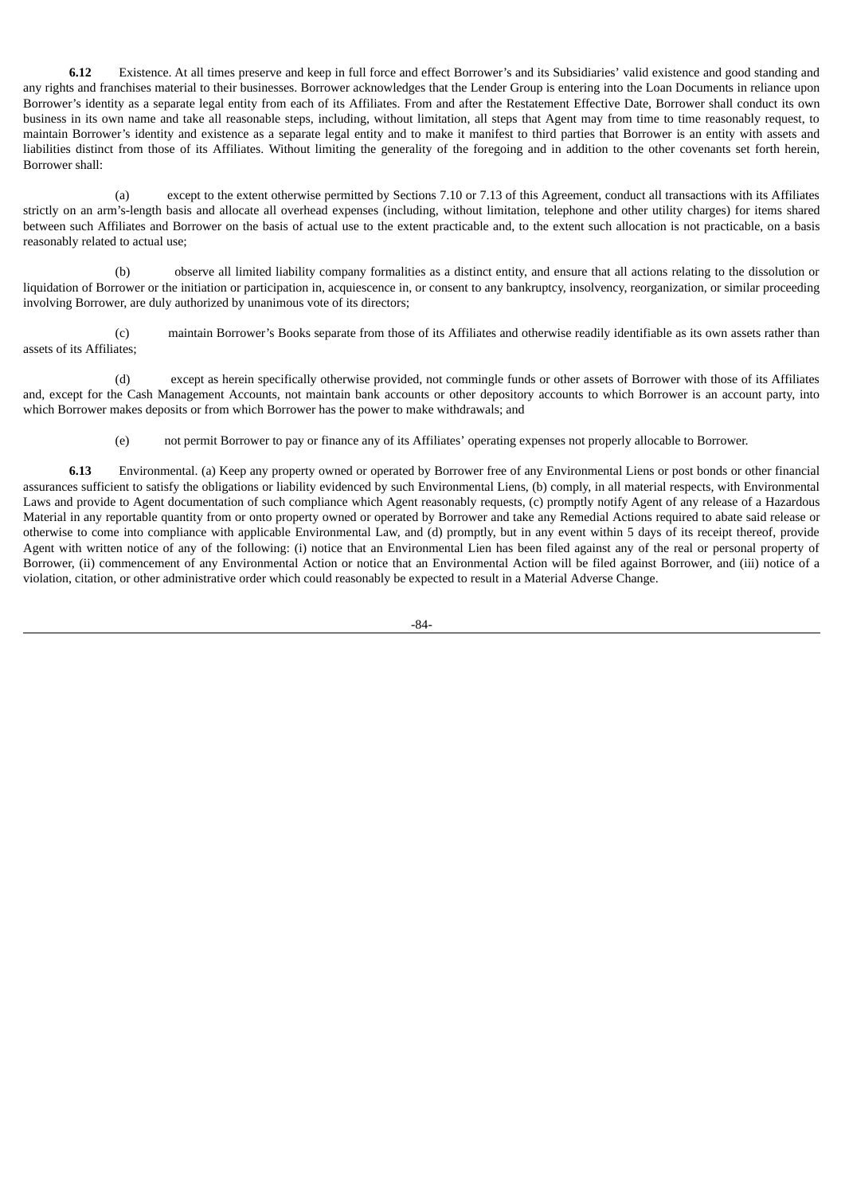**6.12** Existence. At all times preserve and keep in full force and effect Borrower's and its Subsidiaries' valid existence and good standing and any rights and franchises material to their businesses. Borrower acknowledges that the Lender Group is entering into the Loan Documents in reliance upon Borrower's identity as a separate legal entity from each of its Affiliates. From and after the Restatement Effective Date, Borrower shall conduct its own business in its own name and take all reasonable steps, including, without limitation, all steps that Agent may from time to time reasonably request, to maintain Borrower's identity and existence as a separate legal entity and to make it manifest to third parties that Borrower is an entity with assets and liabilities distinct from those of its Affiliates. Without limiting the generality of the foregoing and in addition to the other covenants set forth herein, Borrower shall:

(a) except to the extent otherwise permitted by Sections 7.10 or 7.13 of this Agreement, conduct all transactions with its Affiliates strictly on an arm's-length basis and allocate all overhead expenses (including, without limitation, telephone and other utility charges) for items shared between such Affiliates and Borrower on the basis of actual use to the extent practicable and, to the extent such allocation is not practicable, on a basis reasonably related to actual use;

(b) observe all limited liability company formalities as a distinct entity, and ensure that all actions relating to the dissolution or liquidation of Borrower or the initiation or participation in, acquiescence in, or consent to any bankruptcy, insolvency, reorganization, or similar proceeding involving Borrower, are duly authorized by unanimous vote of its directors;

(c) maintain Borrower's Books separate from those of its Affiliates and otherwise readily identifiable as its own assets rather than assets of its Affiliates;

(d) except as herein specifically otherwise provided, not commingle funds or other assets of Borrower with those of its Affiliates and, except for the Cash Management Accounts, not maintain bank accounts or other depository accounts to which Borrower is an account party, into which Borrower makes deposits or from which Borrower has the power to make withdrawals; and

(e) not permit Borrower to pay or finance any of its Affiliates' operating expenses not properly allocable to Borrower.

**6.13** Environmental. (a) Keep any property owned or operated by Borrower free of any Environmental Liens or post bonds or other financial assurances sufficient to satisfy the obligations or liability evidenced by such Environmental Liens, (b) comply, in all material respects, with Environmental Laws and provide to Agent documentation of such compliance which Agent reasonably requests, (c) promptly notify Agent of any release of a Hazardous Material in any reportable quantity from or onto property owned or operated by Borrower and take any Remedial Actions required to abate said release or otherwise to come into compliance with applicable Environmental Law, and (d) promptly, but in any event within 5 days of its receipt thereof, provide Agent with written notice of any of the following: (i) notice that an Environmental Lien has been filed against any of the real or personal property of Borrower, (ii) commencement of any Environmental Action or notice that an Environmental Action will be filed against Borrower, and (iii) notice of a violation, citation, or other administrative order which could reasonably be expected to result in a Material Adverse Change.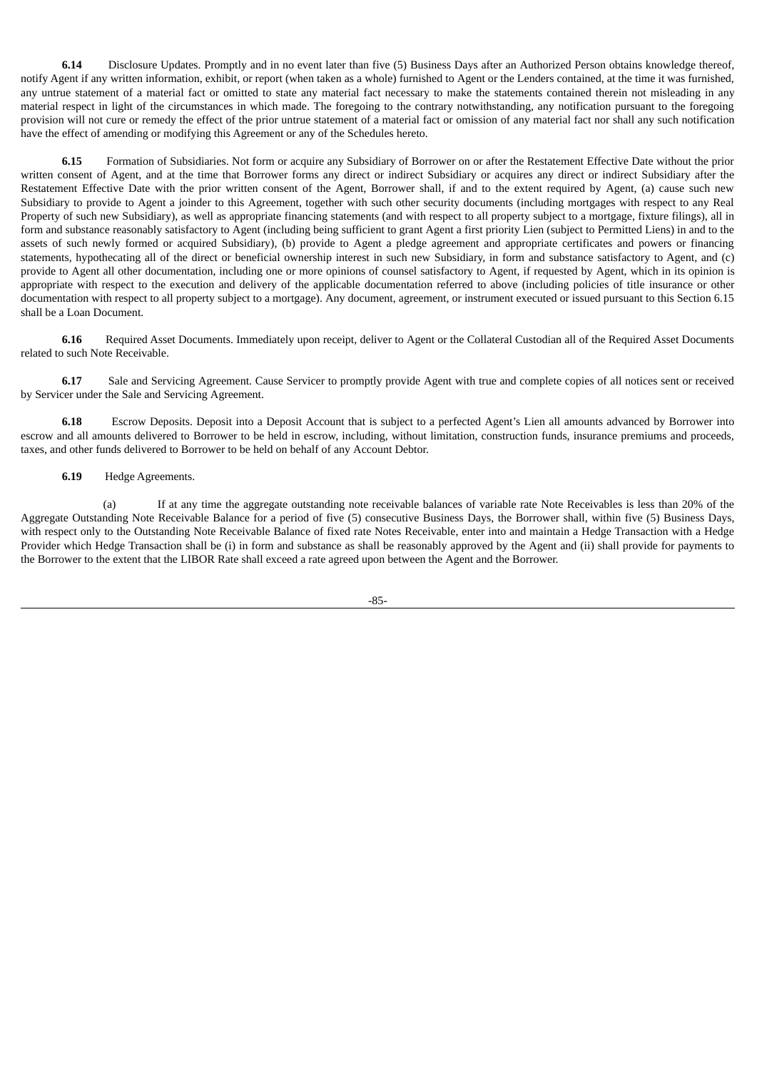**6.14** Disclosure Updates. Promptly and in no event later than five (5) Business Days after an Authorized Person obtains knowledge thereof, notify Agent if any written information, exhibit, or report (when taken as a whole) furnished to Agent or the Lenders contained, at the time it was furnished, any untrue statement of a material fact or omitted to state any material fact necessary to make the statements contained therein not misleading in any material respect in light of the circumstances in which made. The foregoing to the contrary notwithstanding, any notification pursuant to the foregoing provision will not cure or remedy the effect of the prior untrue statement of a material fact or omission of any material fact nor shall any such notification have the effect of amending or modifying this Agreement or any of the Schedules hereto.

**6.15** Formation of Subsidiaries. Not form or acquire any Subsidiary of Borrower on or after the Restatement Effective Date without the prior written consent of Agent, and at the time that Borrower forms any direct or indirect Subsidiary or acquires any direct or indirect Subsidiary after the Restatement Effective Date with the prior written consent of the Agent, Borrower shall, if and to the extent required by Agent, (a) cause such new Subsidiary to provide to Agent a joinder to this Agreement, together with such other security documents (including mortgages with respect to any Real Property of such new Subsidiary), as well as appropriate financing statements (and with respect to all property subject to a mortgage, fixture filings), all in form and substance reasonably satisfactory to Agent (including being sufficient to grant Agent a first priority Lien (subject to Permitted Liens) in and to the assets of such newly formed or acquired Subsidiary), (b) provide to Agent a pledge agreement and appropriate certificates and powers or financing statements, hypothecating all of the direct or beneficial ownership interest in such new Subsidiary, in form and substance satisfactory to Agent, and (c) provide to Agent all other documentation, including one or more opinions of counsel satisfactory to Agent, if requested by Agent, which in its opinion is appropriate with respect to the execution and delivery of the applicable documentation referred to above (including policies of title insurance or other documentation with respect to all property subject to a mortgage). Any document, agreement, or instrument executed or issued pursuant to this Section 6.15 shall be a Loan Document.

**6.16** Required Asset Documents. Immediately upon receipt, deliver to Agent or the Collateral Custodian all of the Required Asset Documents related to such Note Receivable.

**6.17** Sale and Servicing Agreement. Cause Servicer to promptly provide Agent with true and complete copies of all notices sent or received by Servicer under the Sale and Servicing Agreement.

**6.18** Escrow Deposits. Deposit into a Deposit Account that is subject to a perfected Agent's Lien all amounts advanced by Borrower into escrow and all amounts delivered to Borrower to be held in escrow, including, without limitation, construction funds, insurance premiums and proceeds, taxes, and other funds delivered to Borrower to be held on behalf of any Account Debtor.

**6.19** Hedge Agreements.

(a) If at any time the aggregate outstanding note receivable balances of variable rate Note Receivables is less than 20% of the Aggregate Outstanding Note Receivable Balance for a period of five (5) consecutive Business Days, the Borrower shall, within five (5) Business Days, with respect only to the Outstanding Note Receivable Balance of fixed rate Notes Receivable, enter into and maintain a Hedge Transaction with a Hedge Provider which Hedge Transaction shall be (i) in form and substance as shall be reasonably approved by the Agent and (ii) shall provide for payments to the Borrower to the extent that the LIBOR Rate shall exceed a rate agreed upon between the Agent and the Borrower.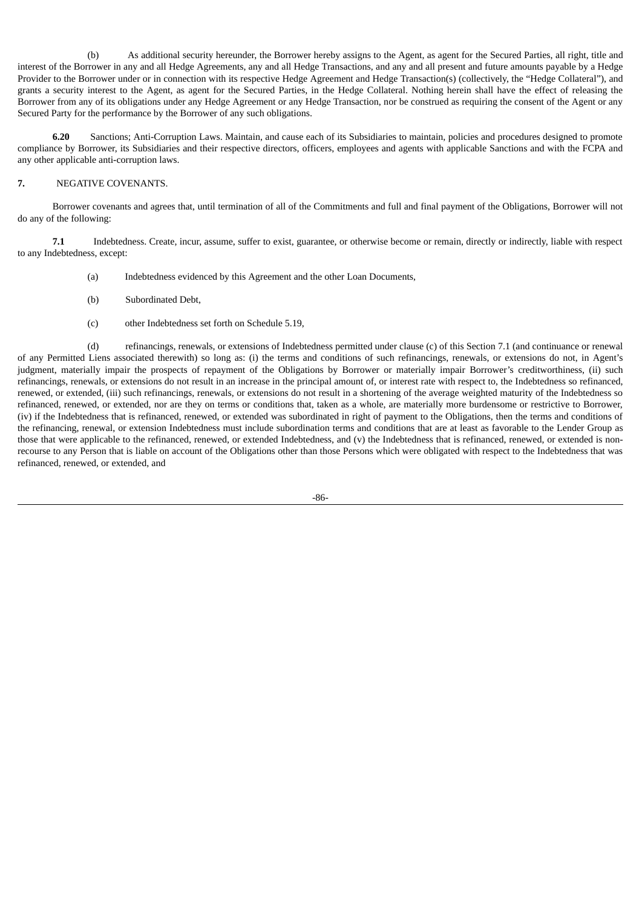(b) As additional security hereunder, the Borrower hereby assigns to the Agent, as agent for the Secured Parties, all right, title and interest of the Borrower in any and all Hedge Agreements, any and all Hedge Transactions, and any and all present and future amounts payable by a Hedge Provider to the Borrower under or in connection with its respective Hedge Agreement and Hedge Transaction(s) (collectively, the "Hedge Collateral"), and grants a security interest to the Agent, as agent for the Secured Parties, in the Hedge Collateral. Nothing herein shall have the effect of releasing the Borrower from any of its obligations under any Hedge Agreement or any Hedge Transaction, nor be construed as requiring the consent of the Agent or any Secured Party for the performance by the Borrower of any such obligations.

**6.20** Sanctions; Anti-Corruption Laws. Maintain, and cause each of its Subsidiaries to maintain, policies and procedures designed to promote compliance by Borrower, its Subsidiaries and their respective directors, officers, employees and agents with applicable Sanctions and with the FCPA and any other applicable anti-corruption laws.

**7.** NEGATIVE COVENANTS.

Borrower covenants and agrees that, until termination of all of the Commitments and full and final payment of the Obligations, Borrower will not do any of the following:

**7.1** Indebtedness. Create, incur, assume, suffer to exist, guarantee, or otherwise become or remain, directly or indirectly, liable with respect to any Indebtedness, except:

(a) Indebtedness evidenced by this Agreement and the other Loan Documents,

(b) Subordinated Debt,

(c) other Indebtedness set forth on Schedule 5.19,

(d) refinancings, renewals, or extensions of Indebtedness permitted under clause (c) of this Section 7.1 (and continuance or renewal of any Permitted Liens associated therewith) so long as: (i) the terms and conditions of such refinancings, renewals, or extensions do not, in Agent's judgment, materially impair the prospects of repayment of the Obligations by Borrower or materially impair Borrower's creditworthiness, (ii) such refinancings, renewals, or extensions do not result in an increase in the principal amount of, or interest rate with respect to, the Indebtedness so refinanced, renewed, or extended, (iii) such refinancings, renewals, or extensions do not result in a shortening of the average weighted maturity of the Indebtedness so refinanced, renewed, or extended, nor are they on terms or conditions that, taken as a whole, are materially more burdensome or restrictive to Borrower, (iv) if the Indebtedness that is refinanced, renewed, or extended was subordinated in right of payment to the Obligations, then the terms and conditions of the refinancing, renewal, or extension Indebtedness must include subordination terms and conditions that are at least as favorable to the Lender Group as those that were applicable to the refinanced, renewed, or extended Indebtedness, and (v) the Indebtedness that is refinanced, renewed, or extended is non-recourse to any Person that is liable on account of the Obligations other than those Persons which were obligated with respect to the Indebtedness that was refinanced, renewed, or extended, and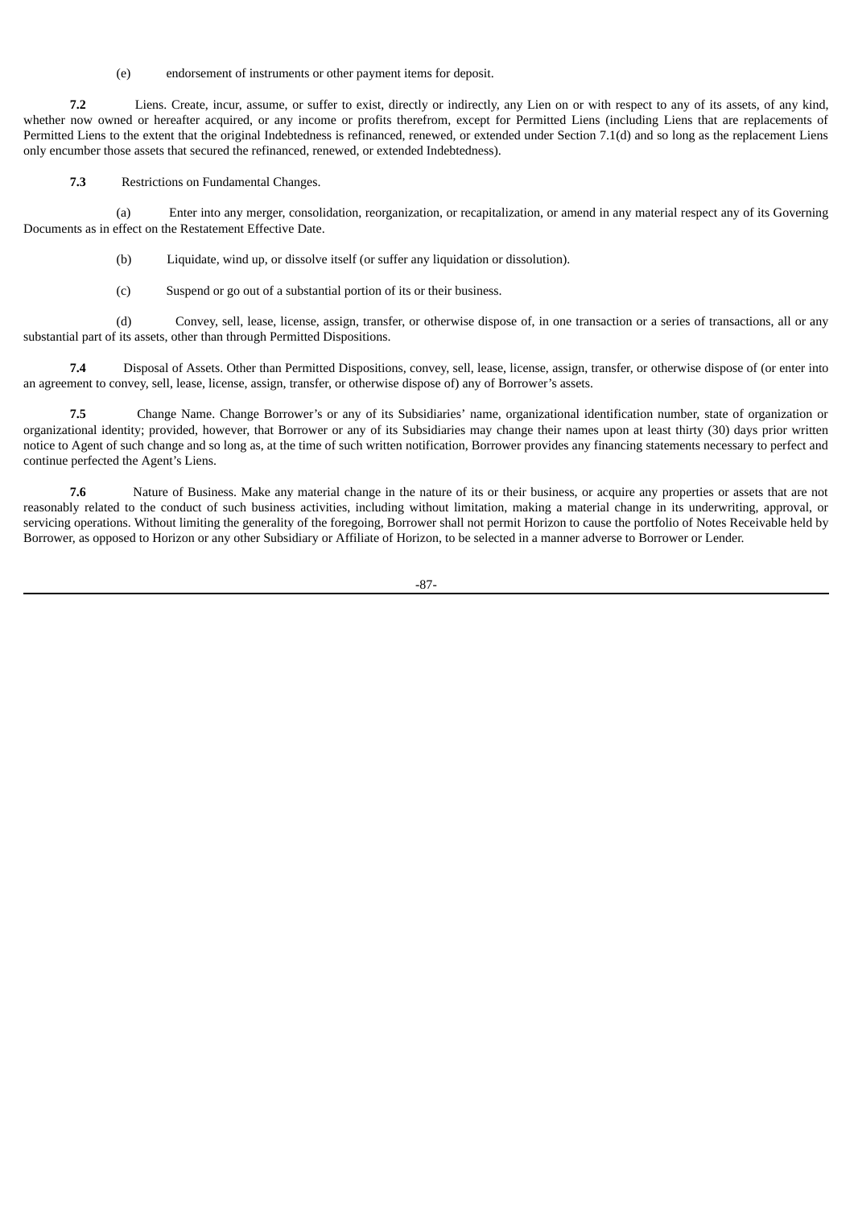(e) endorsement of instruments or other payment items for deposit.

**7.2** Liens. Create, incur, assume, or suffer to exist, directly or indirectly, any Lien on or with respect to any of its assets, of any kind, whether now owned or hereafter acquired, or any income or profits therefrom, except for Permitted Liens (including Liens that are replacements of Permitted Liens to the extent that the original Indebtedness is refinanced, renewed, or extended under Section 7.1(d) and so long as the replacement Liens only encumber those assets that secured the refinanced, renewed, or extended Indebtedness).

**7.3** Restrictions on Fundamental Changes.

(a) Enter into any merger, consolidation, reorganization, or recapitalization, or amend in any material respect any of its Governing Documents as in effect on the Restatement Effective Date.

(b) Liquidate, wind up, or dissolve itself (or suffer any liquidation or dissolution).

(c) Suspend or go out of a substantial portion of its or their business.

(d) Convey, sell, lease, license, assign, transfer, or otherwise dispose of, in one transaction or a series of transactions, all or any substantial part of its assets, other than through Permitted Dispositions.

**7.4** Disposal of Assets. Other than Permitted Dispositions, convey, sell, lease, license, assign, transfer, or otherwise dispose of (or enter into an agreement to convey, sell, lease, license, assign, transfer, or otherwise dispose of) any of Borrower's assets.

**7.5** Change Name. Change Borrower's or any of its Subsidiaries' name, organizational identification number, state of organization or organizational identity; provided, however, that Borrower or any of its Subsidiaries may change their names upon at least thirty (30) days prior written notice to Agent of such change and so long as, at the time of such written notification, Borrower provides any financing statements necessary to perfect and continue perfected the Agent's Liens.

**7.6** Nature of Business. Make any material change in the nature of its or their business, or acquire any properties or assets that are not reasonably related to the conduct of such business activities, including without limitation, making a material change in its underwriting, approval, or servicing operations. Without limiting the generality of the foregoing, Borrower shall not permit Horizon to cause the portfolio of Notes Receivable held by Borrower, as opposed to Horizon or any other Subsidiary or Affiliate of Horizon, to be selected in a manner adverse to Borrower or Lender.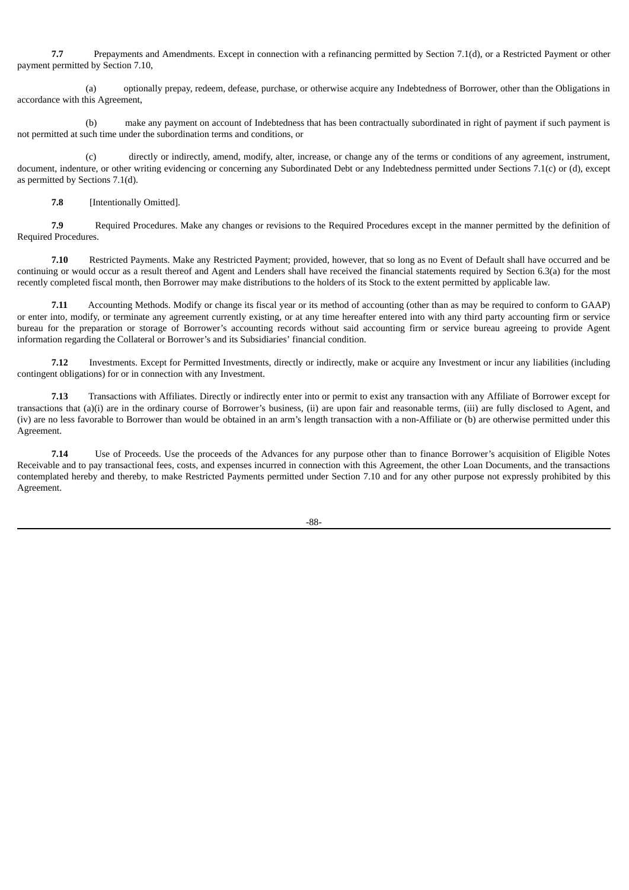**7.7** Prepayments and Amendments. Except in connection with a refinancing permitted by Section 7.1(d), or a Restricted Payment or other payment permitted by Section 7.10,

(a) optionally prepay, redeem, defease, purchase, or otherwise acquire any Indebtedness of Borrower, other than the Obligations in accordance with this Agreement,

(b) make any payment on account of Indebtedness that has been contractually subordinated in right of payment if such payment is not permitted at such time under the subordination terms and conditions, or

(c) directly or indirectly, amend, modify, alter, increase, or change any of the terms or conditions of any agreement, instrument, document, indenture, or other writing evidencing or concerning any Subordinated Debt or any Indebtedness permitted under Sections 7.1(c) or (d), except as permitted by Sections 7.1(d).

**7.8** [Intentionally Omitted].

**7.9** Required Procedures. Make any changes or revisions to the Required Procedures except in the manner permitted by the definition of Required Procedures.

**7.10** Restricted Payments. Make any Restricted Payment; provided, however, that so long as no Event of Default shall have occurred and be continuing or would occur as a result thereof and Agent and Lenders shall have received the financial statements required by Section 6.3(a) for the most recently completed fiscal month, then Borrower may make distributions to the holders of its Stock to the extent permitted by applicable law.

**7.11** Accounting Methods. Modify or change its fiscal year or its method of accounting (other than as may be required to conform to GAAP) or enter into, modify, or terminate any agreement currently existing, or at any time hereafter entered into with any third party accounting firm or service bureau for the preparation or storage of Borrower's accounting records without said accounting firm or service bureau agreeing to provide Agent information regarding the Collateral or Borrower's and its Subsidiaries' financial condition.

**7.12** Investments. Except for Permitted Investments, directly or indirectly, make or acquire any Investment or incur any liabilities (including contingent obligations) for or in connection with any Investment.

**7.13** Transactions with Affiliates. Directly or indirectly enter into or permit to exist any transaction with any Affiliate of Borrower except for transactions that (a)(i) are in the ordinary course of Borrower's business, (ii) are upon fair and reasonable terms, (iii) are fully disclosed to Agent, and (iv) are no less favorable to Borrower than would be obtained in an arm's length transaction with a non-Affiliate or (b) are otherwise permitted under this Agreement.

**7.14** Use of Proceeds. Use the proceeds of the Advances for any purpose other than to finance Borrower's acquisition of Eligible Notes Receivable and to pay transactional fees, costs, and expenses incurred in connection with this Agreement, the other Loan Documents, and the transactions contemplated hereby and thereby, to make Restricted Payments permitted under Section 7.10 and for any other purpose not expressly prohibited by this Agreement.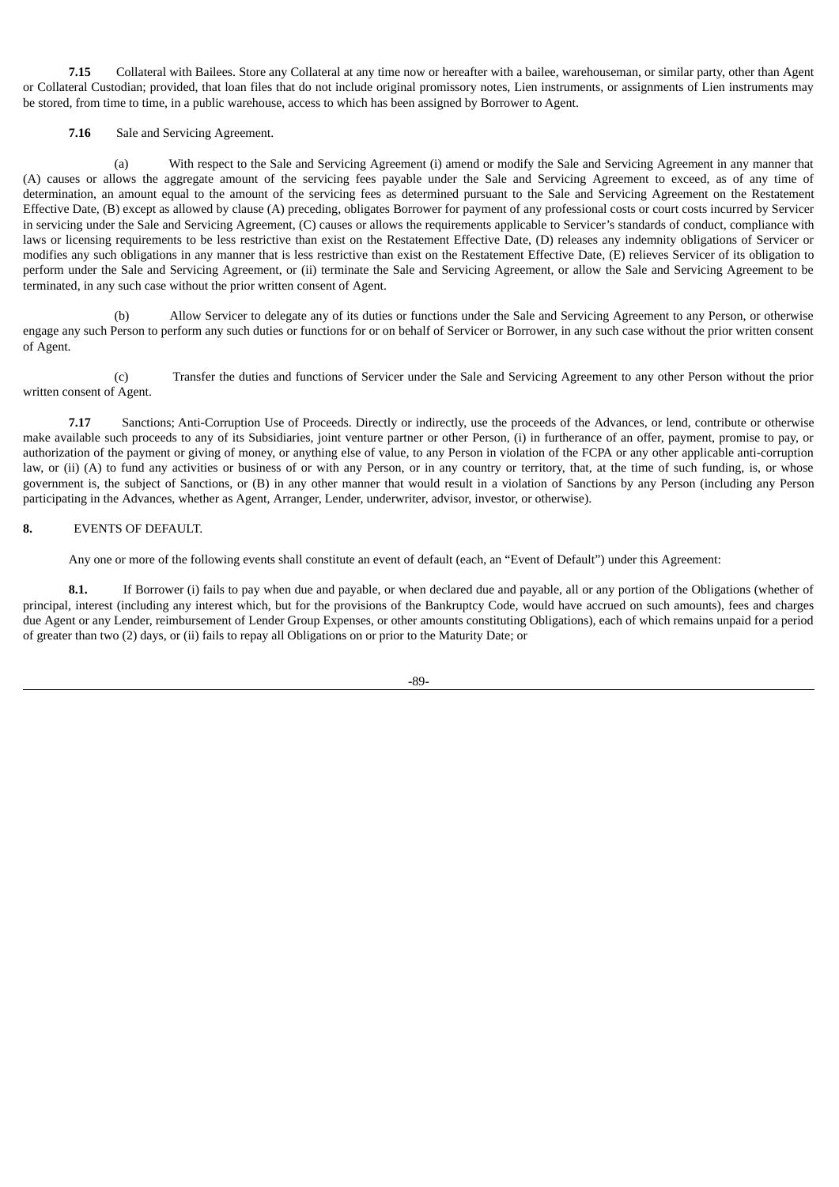**7.15** Collateral with Bailees. Store any Collateral at any time now or hereafter with a bailee, warehouseman, or similar party, other than Agent or Collateral Custodian; provided, that loan files that do not include original promissory notes, Lien instruments, or assignments of Lien instruments may be stored, from time to time, in a public warehouse, access to which has been assigned by Borrower to Agent.

**7.16** Sale and Servicing Agreement.

(a) With respect to the Sale and Servicing Agreement (i) amend or modify the Sale and Servicing Agreement in any manner that (A) causes or allows the aggregate amount of the servicing fees payable under the Sale and Servicing Agreement to exceed, as of any time of determination, an amount equal to the amount of the servicing fees as determined pursuant to the Sale and Servicing Agreement on the Restatement Effective Date, (B) except as allowed by clause (A) preceding, obligates Borrower for payment of any professional costs or court costs incurred by Servicer in servicing under the Sale and Servicing Agreement, (C) causes or allows the requirements applicable to Servicer's standards of conduct, compliance with laws or licensing requirements to be less restrictive than exist on the Restatement Effective Date, (D) releases any indemnity obligations of Servicer or modifies any such obligations in any manner that is less restrictive than exist on the Restatement Effective Date, (E) relieves Servicer of its obligation to perform under the Sale and Servicing Agreement, or (ii) terminate the Sale and Servicing Agreement, or allow the Sale and Servicing Agreement to be terminated, in any such case without the prior written consent of Agent.

(b) Allow Servicer to delegate any of its duties or functions under the Sale and Servicing Agreement to any Person, or otherwise engage any such Person to perform any such duties or functions for or on behalf of Servicer or Borrower, in any such case without the prior written consent of Agent.

(c) Transfer the duties and functions of Servicer under the Sale and Servicing Agreement to any other Person without the prior written consent of Agent.

**7.17** Sanctions; Anti-Corruption Use of Proceeds. Directly or indirectly, use the proceeds of the Advances, or lend, contribute or otherwise make available such proceeds to any of its Subsidiaries, joint venture partner or other Person, (i) in furtherance of an offer, payment, promise to pay, or authorization of the payment or giving of money, or anything else of value, to any Person in violation of the FCPA or any other applicable anti-corruption law, or (ii) (A) to fund any activities or business of or with any Person, or in any country or territory, that, at the time of such funding, is, or whose government is, the subject of Sanctions, or (B) in any other manner that would result in a violation of Sanctions by any Person (including any Person participating in the Advances, whether as Agent, Arranger, Lender, underwriter, advisor, investor, or otherwise).

**8.** EVENTS OF DEFAULT.

Any one or more of the following events shall constitute an event of default (each, an "Event of Default") under this Agreement:

**8.1.** If Borrower (i) fails to pay when due and payable, or when declared due and payable, all or any portion of the Obligations (whether of principal, interest (including any interest which, but for the provisions of the Bankruptcy Code, would have accrued on such amounts), fees and charges due Agent or any Lender, reimbursement of Lender Group Expenses, or other amounts constituting Obligations), each of which remains unpaid for a period of greater than two (2) days, or (ii) fails to repay all Obligations on or prior to the Maturity Date; or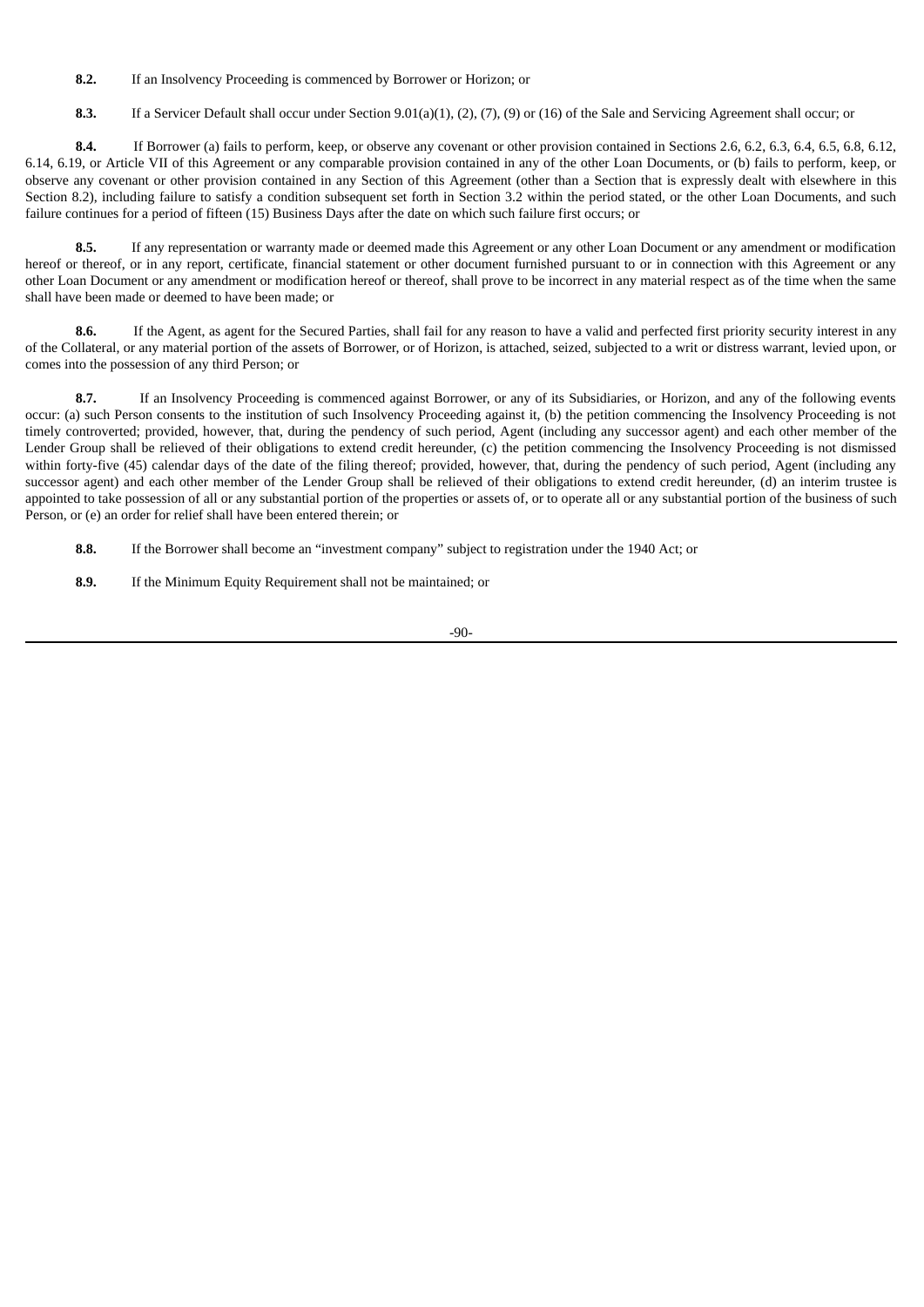**8.2.** If an Insolvency Proceeding is commenced by Borrower or Horizon; or

**8.3.** If a Servicer Default shall occur under Section 9.01(a)(1), (2), (7), (9) or (16) of the Sale and Servicing Agreement shall occur; or

**8.4.** If Borrower (a) fails to perform, keep, or observe any covenant or other provision contained in Sections 2.6, 6.2, 6.3, 6.4, 6.5, 6.8, 6.12, 6.14, 6.19, or Article VII of this Agreement or any comparable provision contained in any of the other Loan Documents, or (b) fails to perform, keep, or observe any covenant or other provision contained in any Section of this Agreement (other than a Section that is expressly dealt with elsewhere in this Section 8.2), including failure to satisfy a condition subsequent set forth in Section 3.2 within the period stated, or the other Loan Documents, and such failure continues for a period of fifteen (15) Business Days after the date on which such failure first occurs; or

**8.5.** If any representation or warranty made or deemed made this Agreement or any other Loan Document or any amendment or modification hereof or thereof, or in any report, certificate, financial statement or other document furnished pursuant to or in connection with this Agreement or any other Loan Document or any amendment or modification hereof or thereof, shall prove to be incorrect in any material respect as of the time when the same shall have been made or deemed to have been made; or

**8.6.** If the Agent, as agent for the Secured Parties, shall fail for any reason to have a valid and perfected first priority security interest in any of the Collateral, or any material portion of the assets of Borrower, or of Horizon, is attached, seized, subjected to a writ or distress warrant, levied upon, or comes into the possession of any third Person; or

**8.7.** If an Insolvency Proceeding is commenced against Borrower, or any of its Subsidiaries, or Horizon, and any of the following events occur: (a) such Person consents to the institution of such Insolvency Proceeding against it, (b) the petition commencing the Insolvency Proceeding is not timely controverted; provided, however, that, during the pendency of such period, Agent (including any successor agent) and each other member of the Lender Group shall be relieved of their obligations to extend credit hereunder, (c) the petition commencing the Insolvency Proceeding is not dismissed within forty-five (45) calendar days of the date of the filing thereof; provided, however, that, during the pendency of such period, Agent (including any successor agent) and each other member of the Lender Group shall be relieved of their obligations to extend credit hereunder, (d) an interim trustee is appointed to take possession of all or any substantial portion of the properties or assets of, or to operate all or any substantial portion of the business of such Person, or (e) an order for relief shall have been entered therein; or

**8.8.** If the Borrower shall become an "investment company" subject to registration under the 1940 Act; or

**8.9.** If the Minimum Equity Requirement shall not be maintained; or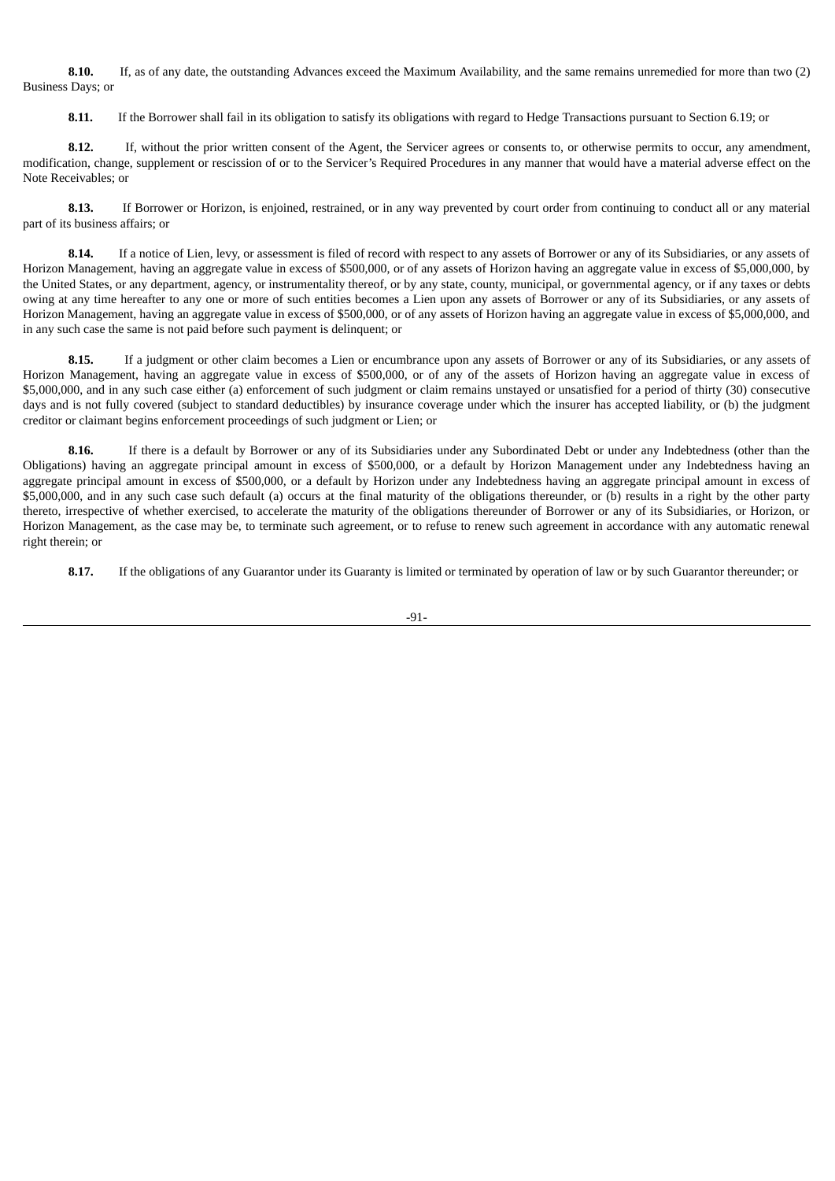**8.10.** If, as of any date, the outstanding Advances exceed the Maximum Availability, and the same remains unremedied for more than two (2) Business Days; or

**8.11.** If the Borrower shall fail in its obligation to satisfy its obligations with regard to Hedge Transactions pursuant to Section 6.19; or

**8.12.** If, without the prior written consent of the Agent, the Servicer agrees or consents to, or otherwise permits to occur, any amendment, modification, change, supplement or rescission of or to the Servicer's Required Procedures in any manner that would have a material adverse effect on the Note Receivables; or

**8.13.** If Borrower or Horizon, is enjoined, restrained, or in any way prevented by court order from continuing to conduct all or any material part of its business affairs; or

**8.14.** If a notice of Lien, levy, or assessment is filed of record with respect to any assets of Borrower or any of its Subsidiaries, or any assets of Horizon Management, having an aggregate value in excess of $500,000, or of any assets of Horizon having an aggregate value in excess of $5,000,000, by the United States, or any department, agency, or instrumentality thereof, or by any state, county, municipal, or governmental agency, or if any taxes or debts owing at any time hereafter to any one or more of such entities becomes a Lien upon any assets of Borrower or any of its Subsidiaries, or any assets of Horizon Management, having an aggregate value in excess of $500,000, or of any assets of Horizon having an aggregate value in excess of $5,000,000, and in any such case the same is not paid before such payment is delinquent; or

**8.15.** If a judgment or other claim becomes a Lien or encumbrance upon any assets of Borrower or any of its Subsidiaries, or any assets of Horizon Management, having an aggregate value in excess of $500,000, or of any of the assets of Horizon having an aggregate value in excess of $5,000,000, and in any such case either (a) enforcement of such judgment or claim remains unstayed or unsatisfied for a period of thirty (30) consecutive days and is not fully covered (subject to standard deductibles) by insurance coverage under which the insurer has accepted liability, or (b) the judgment creditor or claimant begins enforcement proceedings of such judgment or Lien; or

**8.16.** If there is a default by Borrower or any of its Subsidiaries under any Subordinated Debt or under any Indebtedness (other than the Obligations) having an aggregate principal amount in excess of $500,000, or a default by Horizon Management under any Indebtedness having an aggregate principal amount in excess of $500,000, or a default by Horizon under any Indebtedness having an aggregate principal amount in excess of $5,000,000, and in any such case such default (a) occurs at the final maturity of the obligations thereunder, or (b) results in a right by the other party thereto, irrespective of whether exercised, to accelerate the maturity of the obligations thereunder of Borrower or any of its Subsidiaries, or Horizon, or Horizon Management, as the case may be, to terminate such agreement, or to refuse to renew such agreement in accordance with any automatic renewal right therein; or

**8.17.** If the obligations of any Guarantor under its Guaranty is limited or terminated by operation of law or by such Guarantor thereunder; or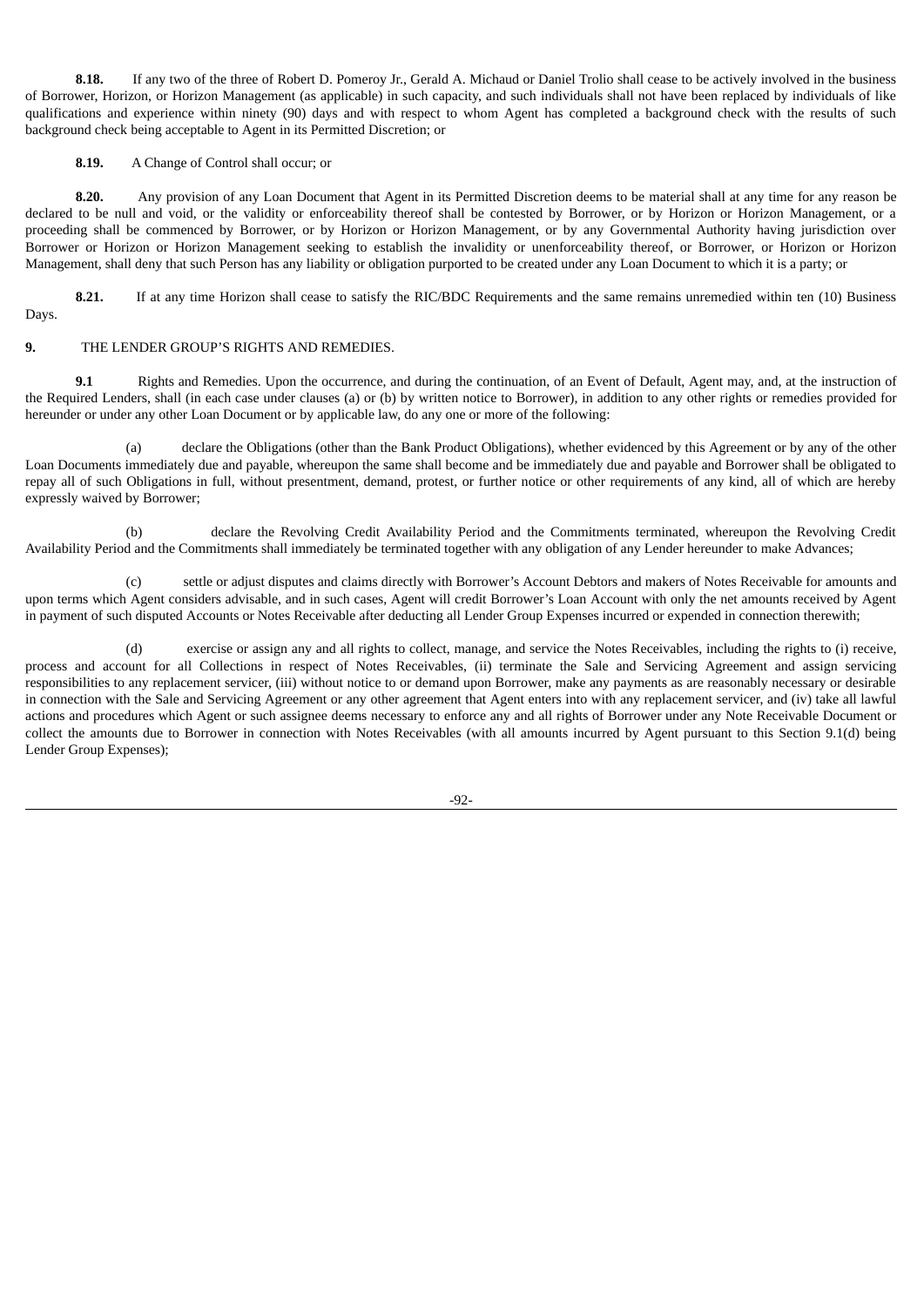**8.18.** If any two of the three of Robert D. Pomeroy Jr., Gerald A. Michaud or Daniel Trolio shall cease to be actively involved in the business of Borrower, Horizon, or Horizon Management (as applicable) in such capacity, and such individuals shall not have been replaced by individuals of like qualifications and experience within ninety (90) days and with respect to whom Agent has completed a background check with the results of such background check being acceptable to Agent in its Permitted Discretion; or

**8.19.** A Change of Control shall occur; or

**8.20.** Any provision of any Loan Document that Agent in its Permitted Discretion deems to be material shall at any time for any reason be declared to be null and void, or the validity or enforceability thereof shall be contested by Borrower, or by Horizon or Horizon Management, or a proceeding shall be commenced by Borrower, or by Horizon or Horizon Management, or by any Governmental Authority having jurisdiction over Borrower or Horizon or Horizon Management seeking to establish the invalidity or unenforceability thereof, or Borrower, or Horizon or Horizon Management, shall deny that such Person has any liability or obligation purported to be created under any Loan Document to which it is a party; or

**8.21.** If at any time Horizon shall cease to satisfy the RIC/BDC Requirements and the same remains unremedied within ten (10) Business Days.

**9.** THE LENDER GROUP'S RIGHTS AND REMEDIES.

**9.1** Rights and Remedies. Upon the occurrence, and during the continuation, of an Event of Default, Agent may, and, at the instruction of the Required Lenders, shall (in each case under clauses (a) or (b) by written notice to Borrower), in addition to any other rights or remedies provided for hereunder or under any other Loan Document or by applicable law, do any one or more of the following:

(a) declare the Obligations (other than the Bank Product Obligations), whether evidenced by this Agreement or by any of the other Loan Documents immediately due and payable, whereupon the same shall become and be immediately due and payable and Borrower shall be obligated to repay all of such Obligations in full, without presentment, demand, protest, or further notice or other requirements of any kind, all of which are hereby expressly waived by Borrower;

(b) declare the Revolving Credit Availability Period and the Commitments terminated, whereupon the Revolving Credit Availability Period and the Commitments shall immediately be terminated together with any obligation of any Lender hereunder to make Advances;

(c) settle or adjust disputes and claims directly with Borrower's Account Debtors and makers of Notes Receivable for amounts and upon terms which Agent considers advisable, and in such cases, Agent will credit Borrower's Loan Account with only the net amounts received by Agent in payment of such disputed Accounts or Notes Receivable after deducting all Lender Group Expenses incurred or expended in connection therewith;

(d) exercise or assign any and all rights to collect, manage, and service the Notes Receivables, including the rights to (i) receive, process and account for all Collections in respect of Notes Receivables, (ii) terminate the Sale and Servicing Agreement and assign servicing responsibilities to any replacement servicer, (iii) without notice to or demand upon Borrower, make any payments as are reasonably necessary or desirable in connection with the Sale and Servicing Agreement or any other agreement that Agent enters into with any replacement servicer, and (iv) take all lawful actions and procedures which Agent or such assignee deems necessary to enforce any and all rights of Borrower under any Note Receivable Document or collect the amounts due to Borrower in connection with Notes Receivables (with all amounts incurred by Agent pursuant to this Section 9.1(d) being Lender Group Expenses);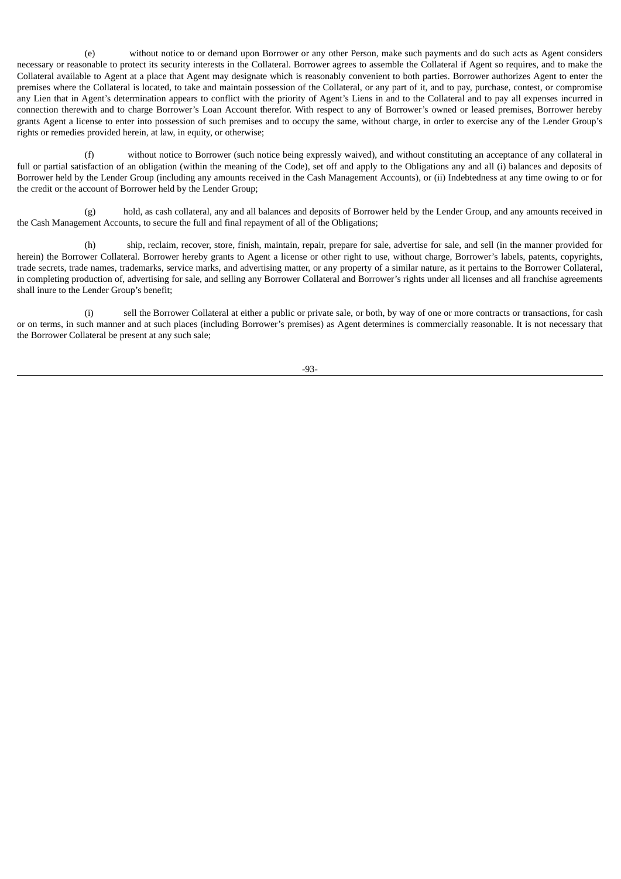(e) without notice to or demand upon Borrower or any other Person, make such payments and do such acts as Agent considers necessary or reasonable to protect its security interests in the Collateral. Borrower agrees to assemble the Collateral if Agent so requires, and to make the Collateral available to Agent at a place that Agent may designate which is reasonably convenient to both parties. Borrower authorizes Agent to enter the premises where the Collateral is located, to take and maintain possession of the Collateral, or any part of it, and to pay, purchase, contest, or compromise any Lien that in Agent's determination appears to conflict with the priority of Agent's Liens in and to the Collateral and to pay all expenses incurred in connection therewith and to charge Borrower's Loan Account therefor. With respect to any of Borrower's owned or leased premises, Borrower hereby grants Agent a license to enter into possession of such premises and to occupy the same, without charge, in order to exercise any of the Lender Group's rights or remedies provided herein, at law, in equity, or otherwise;

(f) without notice to Borrower (such notice being expressly waived), and without constituting an acceptance of any collateral in full or partial satisfaction of an obligation (within the meaning of the Code), set off and apply to the Obligations any and all (i) balances and deposits of Borrower held by the Lender Group (including any amounts received in the Cash Management Accounts), or (ii) Indebtedness at any time owing to or for the credit or the account of Borrower held by the Lender Group;

(g) hold, as cash collateral, any and all balances and deposits of Borrower held by the Lender Group, and any amounts received in the Cash Management Accounts, to secure the full and final repayment of all of the Obligations;

(h) ship, reclaim, recover, store, finish, maintain, repair, prepare for sale, advertise for sale, and sell (in the manner provided for herein) the Borrower Collateral. Borrower hereby grants to Agent a license or other right to use, without charge, Borrower's labels, patents, copyrights, trade secrets, trade names, trademarks, service marks, and advertising matter, or any property of a similar nature, as it pertains to the Borrower Collateral, in completing production of, advertising for sale, and selling any Borrower Collateral and Borrower's rights under all licenses and all franchise agreements shall inure to the Lender Group's benefit;

(i) sell the Borrower Collateral at either a public or private sale, or both, by way of one or more contracts or transactions, for cash or on terms, in such manner and at such places (including Borrower's premises) as Agent determines is commercially reasonable. It is not necessary that the Borrower Collateral be present at any such sale;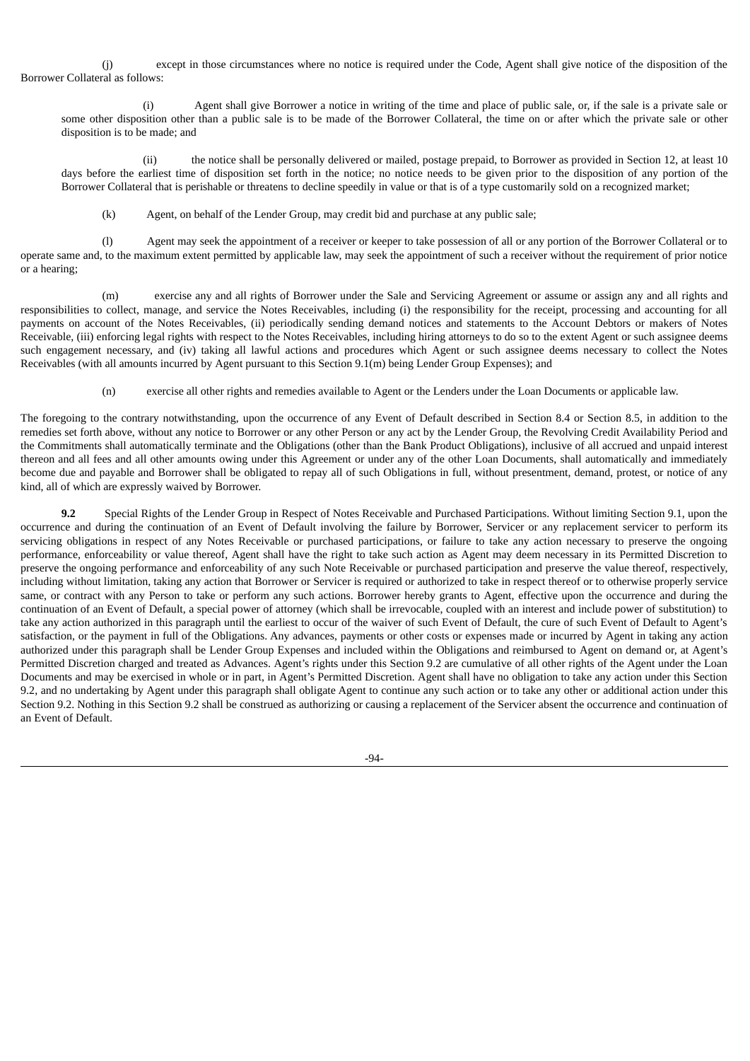(j) except in those circumstances where no notice is required under the Code, Agent shall give notice of the disposition of the Borrower Collateral as follows:

(i) Agent shall give Borrower a notice in writing of the time and place of public sale, or, if the sale is a private sale or some other disposition other than a public sale is to be made of the Borrower Collateral, the time on or after which the private sale or other disposition is to be made; and

(ii) the notice shall be personally delivered or mailed, postage prepaid, to Borrower as provided in Section 12, at least 10 days before the earliest time of disposition set forth in the notice; no notice needs to be given prior to the disposition of any portion of the Borrower Collateral that is perishable or threatens to decline speedily in value or that is of a type customarily sold on a recognized market;

(k) Agent, on behalf of the Lender Group, may credit bid and purchase at any public sale;

(l) Agent may seek the appointment of a receiver or keeper to take possession of all or any portion of the Borrower Collateral or to operate same and, to the maximum extent permitted by applicable law, may seek the appointment of such a receiver without the requirement of prior notice or a hearing;

(m) exercise any and all rights of Borrower under the Sale and Servicing Agreement or assume or assign any and all rights and responsibilities to collect, manage, and service the Notes Receivables, including (i) the responsibility for the receipt, processing and accounting for all payments on account of the Notes Receivables, (ii) periodically sending demand notices and statements to the Account Debtors or makers of Notes Receivable, (iii) enforcing legal rights with respect to the Notes Receivables, including hiring attorneys to do so to the extent Agent or such assignee deems such engagement necessary, and (iv) taking all lawful actions and procedures which Agent or such assignee deems necessary to collect the Notes Receivables (with all amounts incurred by Agent pursuant to this Section 9.1(m) being Lender Group Expenses); and

(n) exercise all other rights and remedies available to Agent or the Lenders under the Loan Documents or applicable law.

The foregoing to the contrary notwithstanding, upon the occurrence of any Event of Default described in Section 8.4 or Section 8.5, in addition to the remedies set forth above, without any notice to Borrower or any other Person or any act by the Lender Group, the Revolving Credit Availability Period and the Commitments shall automatically terminate and the Obligations (other than the Bank Product Obligations), inclusive of all accrued and unpaid interest thereon and all fees and all other amounts owing under this Agreement or under any of the other Loan Documents, shall automatically and immediately become due and payable and Borrower shall be obligated to repay all of such Obligations in full, without presentment, demand, protest, or notice of any kind, all of which are expressly waived by Borrower.

**9.2** Special Rights of the Lender Group in Respect of Notes Receivable and Purchased Participations. Without limiting Section 9.1, upon the occurrence and during the continuation of an Event of Default involving the failure by Borrower, Servicer or any replacement servicer to perform its servicing obligations in respect of any Notes Receivable or purchased participations, or failure to take any action necessary to preserve the ongoing performance, enforceability or value thereof, Agent shall have the right to take such action as Agent may deem necessary in its Permitted Discretion to preserve the ongoing performance and enforceability of any such Note Receivable or purchased participation and preserve the value thereof, respectively, including without limitation, taking any action that Borrower or Servicer is required or authorized to take in respect thereof or to otherwise properly service same, or contract with any Person to take or perform any such actions. Borrower hereby grants to Agent, effective upon the occurrence and during the continuation of an Event of Default, a special power of attorney (which shall be irrevocable, coupled with an interest and include power of substitution) to take any action authorized in this paragraph until the earliest to occur of the waiver of such Event of Default, the cure of such Event of Default to Agent's satisfaction, or the payment in full of the Obligations. Any advances, payments or other costs or expenses made or incurred by Agent in taking any action authorized under this paragraph shall be Lender Group Expenses and included within the Obligations and reimbursed to Agent on demand or, at Agent's Permitted Discretion charged and treated as Advances. Agent's rights under this Section 9.2 are cumulative of all other rights of the Agent under the Loan Documents and may be exercised in whole or in part, in Agent's Permitted Discretion. Agent shall have no obligation to take any action under this Section 9.2, and no undertaking by Agent under this paragraph shall obligate Agent to continue any such action or to take any other or additional action under this Section 9.2. Nothing in this Section 9.2 shall be construed as authorizing or causing a replacement of the Servicer absent the occurrence and continuation of an Event of Default.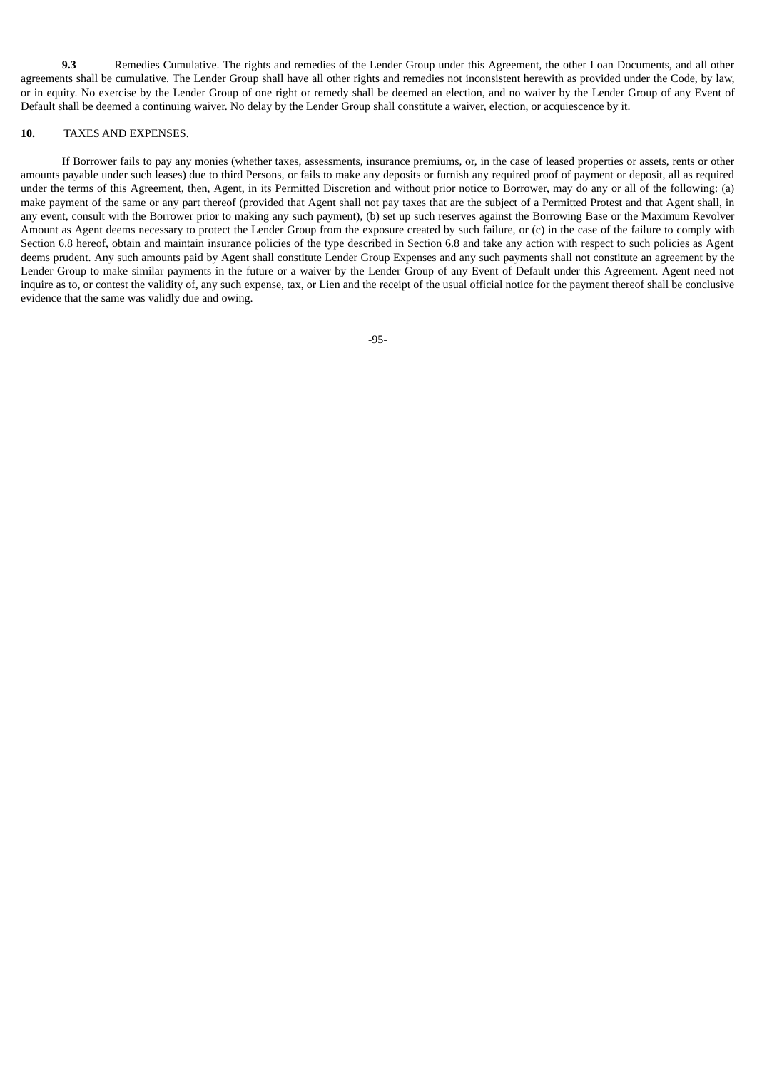**9.3** Remedies Cumulative. The rights and remedies of the Lender Group under this Agreement, the other Loan Documents, and all other agreements shall be cumulative. The Lender Group shall have all other rights and remedies not inconsistent herewith as provided under the Code, by law, or in equity. No exercise by the Lender Group of one right or remedy shall be deemed an election, and no waiver by the Lender Group of any Event of Default shall be deemed a continuing waiver. No delay by the Lender Group shall constitute a waiver, election, or acquiescence by it.

**10.** TAXES AND EXPENSES.

If Borrower fails to pay any monies (whether taxes, assessments, insurance premiums, or, in the case of leased properties or assets, rents or other amounts payable under such leases) due to third Persons, or fails to make any deposits or furnish any required proof of payment or deposit, all as required under the terms of this Agreement, then, Agent, in its Permitted Discretion and without prior notice to Borrower, may do any or all of the following: (a) make payment of the same or any part thereof (provided that Agent shall not pay taxes that are the subject of a Permitted Protest and that Agent shall, in any event, consult with the Borrower prior to making any such payment), (b) set up such reserves against the Borrowing Base or the Maximum Revolver Amount as Agent deems necessary to protect the Lender Group from the exposure created by such failure, or (c) in the case of the failure to comply with Section 6.8 hereof, obtain and maintain insurance policies of the type described in Section 6.8 and take any action with respect to such policies as Agent deems prudent. Any such amounts paid by Agent shall constitute Lender Group Expenses and any such payments shall not constitute an agreement by the Lender Group to make similar payments in the future or a waiver by the Lender Group of any Event of Default under this Agreement. Agent need not inquire as to, or contest the validity of, any such expense, tax, or Lien and the receipt of the usual official notice for the payment thereof shall be conclusive evidence that the same was validly due and owing.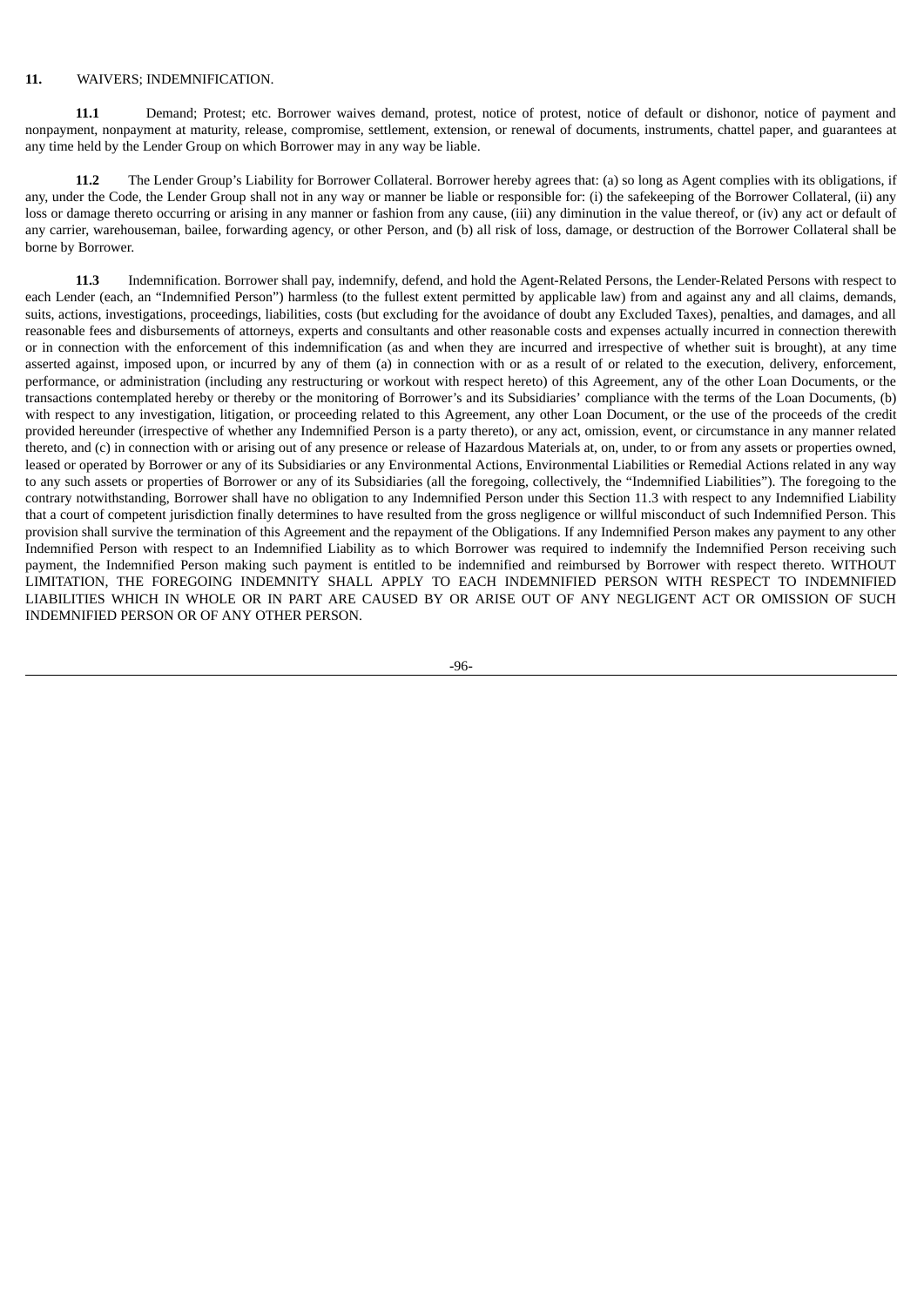**11.** WAIVERS; INDEMNIFICATION.

**11.1** Demand; Protest; etc. Borrower waives demand, protest, notice of protest, notice of default or dishonor, notice of payment and nonpayment, nonpayment at maturity, release, compromise, settlement, extension, or renewal of documents, instruments, chattel paper, and guarantees at any time held by the Lender Group on which Borrower may in any way be liable.

**11.2** The Lender Group's Liability for Borrower Collateral. Borrower hereby agrees that: (a) so long as Agent complies with its obligations, if any, under the Code, the Lender Group shall not in any way or manner be liable or responsible for: (i) the safekeeping of the Borrower Collateral, (ii) any loss or damage thereto occurring or arising in any manner or fashion from any cause, (iii) any diminution in the value thereof, or (iv) any act or default of any carrier, warehouseman, bailee, forwarding agency, or other Person, and (b) all risk of loss, damage, or destruction of the Borrower Collateral shall be borne by Borrower.

**11.3** Indemnification. Borrower shall pay, indemnify, defend, and hold the Agent-Related Persons, the Lender-Related Persons with respect to each Lender (each, an "Indemnified Person") harmless (to the fullest extent permitted by applicable law) from and against any and all claims, demands, suits, actions, investigations, proceedings, liabilities, costs (but excluding for the avoidance of doubt any Excluded Taxes), penalties, and damages, and all reasonable fees and disbursements of attorneys, experts and consultants and other reasonable costs and expenses actually incurred in connection therewith or in connection with the enforcement of this indemnification (as and when they are incurred and irrespective of whether suit is brought), at any time asserted against, imposed upon, or incurred by any of them (a) in connection with or as a result of or related to the execution, delivery, enforcement, performance, or administration (including any restructuring or workout with respect hereto) of this Agreement, any of the other Loan Documents, or the transactions contemplated hereby or thereby or the monitoring of Borrower's and its Subsidiaries' compliance with the terms of the Loan Documents, (b) with respect to any investigation, litigation, or proceeding related to this Agreement, any other Loan Document, or the use of the proceeds of the credit provided hereunder (irrespective of whether any Indemnified Person is a party thereto), or any act, omission, event, or circumstance in any manner related thereto, and (c) in connection with or arising out of any presence or release of Hazardous Materials at, on, under, to or from any assets or properties owned, leased or operated by Borrower or any of its Subsidiaries or any Environmental Actions, Environmental Liabilities or Remedial Actions related in any way to any such assets or properties of Borrower or any of its Subsidiaries (all the foregoing, collectively, the "Indemnified Liabilities"). The foregoing to the contrary notwithstanding, Borrower shall have no obligation to any Indemnified Person under this Section 11.3 with respect to any Indemnified Liability that a court of competent jurisdiction finally determines to have resulted from the gross negligence or willful misconduct of such Indemnified Person. This provision shall survive the termination of this Agreement and the repayment of the Obligations. If any Indemnified Person makes any payment to any other Indemnified Person with respect to an Indemnified Liability as to which Borrower was required to indemnify the Indemnified Person receiving such payment, the Indemnified Person making such payment is entitled to be indemnified and reimbursed by Borrower with respect thereto. WITHOUT LIMITATION, THE FOREGOING INDEMNITY SHALL APPLY TO EACH INDEMNIFIED PERSON WITH RESPECT TO INDEMNIFIED LIABILITIES WHICH IN WHOLE OR IN PART ARE CAUSED BY OR ARISE OUT OF ANY NEGLIGENT ACT OR OMISSION OF SUCH INDEMNIFIED PERSON OR OF ANY OTHER PERSON.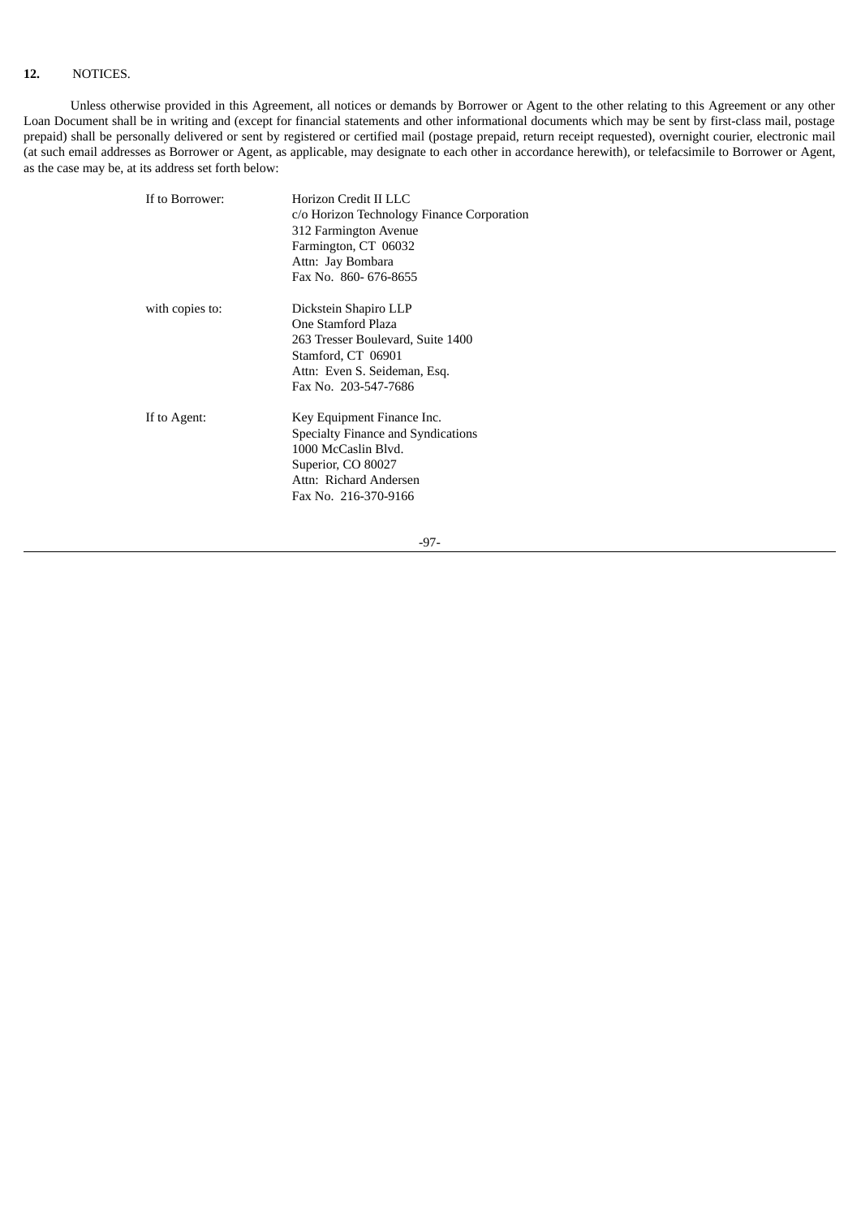## 12. NOTICES.

Unless otherwise provided in this Agreement, all notices or demands by Borrower or Agent to the other relating to this Agreement or any other Loan Document shall be in writing and (except for financial statements and other informational documents which may be sent by first-class mail, postage prepaid) shall be personally delivered or sent by registered or certified mail (postage prepaid, return receipt requested), overnight courier, electronic mail (at such email addresses as Borrower or Agent, as applicable, may designate to each other in accordance herewith), or telefacsimile to Borrower or Agent, as the case may be, at its address set forth below:

| | |
|---|---|
| If to Borrower: | Horizon Credit II LLC<br>c/o Horizon Technology Finance Corporation<br>312 Farmington Avenue<br>Farmington, CT 06032<br>Attn: Jay Bombara<br>Fax No. 860- 676-8655 |
| with copies to: | Dickstein Shapiro LLP<br>One Stamford Plaza<br>263 Tresser Boulevard, Suite 1400<br>Stamford, CT 06901<br>Attn: Even S. Seideman, Esq.<br>Fax No. 203-547-7686 |
| If to Agent: | Key Equipment Finance Inc.<br>Specialty Finance and Syndications<br>1000 McCaslin Blvd.<br>Superior, CO 80027<br>Attn: Richard Andersen<br>Fax No. 216-370-9166 |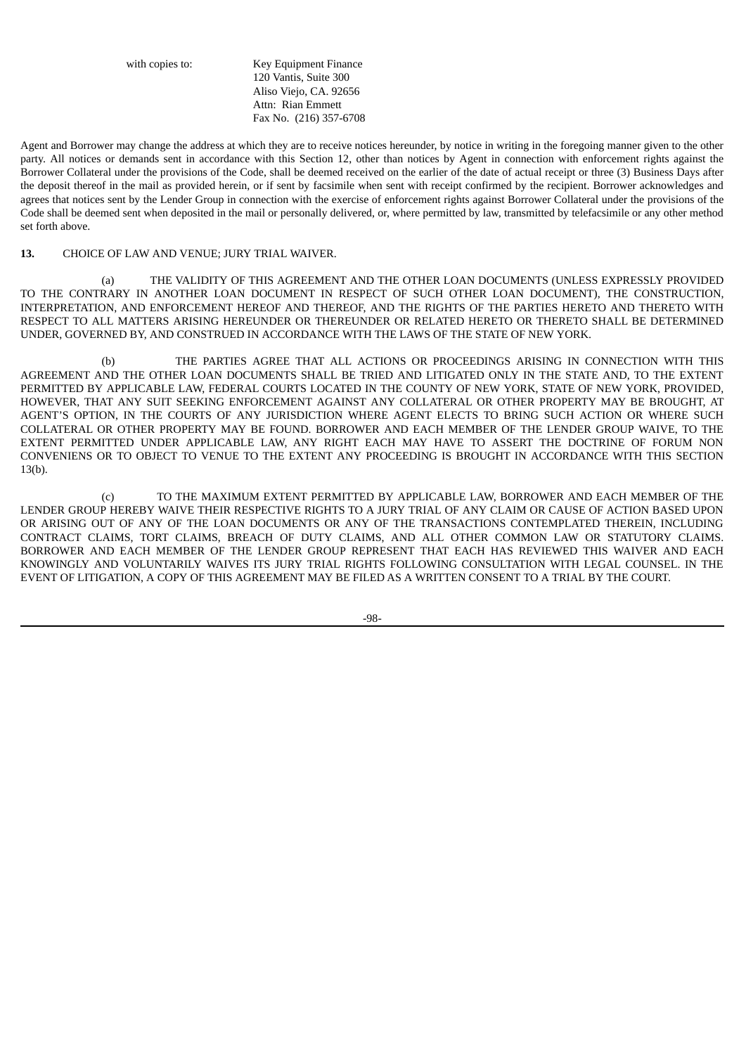with copies to: Key Equipment Finance
120 Vantis, Suite 300
Aliso Viejo, CA. 92656
Attn: Rian Emmett
Fax No. (216) 357-6708

Agent and Borrower may change the address at which they are to receive notices hereunder, by notice in writing in the foregoing manner given to the other party. All notices or demands sent in accordance with this Section 12, other than notices by Agent in connection with enforcement rights against the Borrower Collateral under the provisions of the Code, shall be deemed received on the earlier of the date of actual receipt or three (3) Business Days after the deposit thereof in the mail as provided herein, or if sent by facsimile when sent with receipt confirmed by the recipient. Borrower acknowledges and agrees that notices sent by the Lender Group in connection with the exercise of enforcement rights against Borrower Collateral under the provisions of the Code shall be deemed sent when deposited in the mail or personally delivered, or, where permitted by law, transmitted by telefacsimile or any other method set forth above.

**13.** CHOICE OF LAW AND VENUE; JURY TRIAL WAIVER.

(a) THE VALIDITY OF THIS AGREEMENT AND THE OTHER LOAN DOCUMENTS (UNLESS EXPRESSLY PROVIDED TO THE CONTRARY IN ANOTHER LOAN DOCUMENT IN RESPECT OF SUCH OTHER LOAN DOCUMENT), THE CONSTRUCTION, INTERPRETATION, AND ENFORCEMENT HEREOF AND THEREOF, AND THE RIGHTS OF THE PARTIES HERETO AND THERETO WITH RESPECT TO ALL MATTERS ARISING HEREUNDER OR THEREUNDER OR RELATED HERETO OR THERETO SHALL BE DETERMINED UNDER, GOVERNED BY, AND CONSTRUED IN ACCORDANCE WITH THE LAWS OF THE STATE OF NEW YORK.

(b) THE PARTIES AGREE THAT ALL ACTIONS OR PROCEEDINGS ARISING IN CONNECTION WITH THIS AGREEMENT AND THE OTHER LOAN DOCUMENTS SHALL BE TRIED AND LITIGATED ONLY IN THE STATE AND, TO THE EXTENT PERMITTED BY APPLICABLE LAW, FEDERAL COURTS LOCATED IN THE COUNTY OF NEW YORK, STATE OF NEW YORK, PROVIDED, HOWEVER, THAT ANY SUIT SEEKING ENFORCEMENT AGAINST ANY COLLATERAL OR OTHER PROPERTY MAY BE BROUGHT, AT AGENT'S OPTION, IN THE COURTS OF ANY JURISDICTION WHERE AGENT ELECTS TO BRING SUCH ACTION OR WHERE SUCH COLLATERAL OR OTHER PROPERTY MAY BE FOUND. BORROWER AND EACH MEMBER OF THE LENDER GROUP WAIVE, TO THE EXTENT PERMITTED UNDER APPLICABLE LAW, ANY RIGHT EACH MAY HAVE TO ASSERT THE DOCTRINE OF FORUM NON CONVENIENS OR TO OBJECT TO VENUE TO THE EXTENT ANY PROCEEDING IS BROUGHT IN ACCORDANCE WITH THIS SECTION 13(b).

(c) TO THE MAXIMUM EXTENT PERMITTED BY APPLICABLE LAW, BORROWER AND EACH MEMBER OF THE LENDER GROUP HEREBY WAIVE THEIR RESPECTIVE RIGHTS TO A JURY TRIAL OF ANY CLAIM OR CAUSE OF ACTION BASED UPON OR ARISING OUT OF ANY OF THE LOAN DOCUMENTS OR ANY OF THE TRANSACTIONS CONTEMPLATED THEREIN, INCLUDING CONTRACT CLAIMS, TORT CLAIMS, BREACH OF DUTY CLAIMS, AND ALL OTHER COMMON LAW OR STATUTORY CLAIMS. BORROWER AND EACH MEMBER OF THE LENDER GROUP REPRESENT THAT EACH HAS REVIEWED THIS WAIVER AND EACH KNOWINGLY AND VOLUNTARILY WAIVES ITS JURY TRIAL RIGHTS FOLLOWING CONSULTATION WITH LEGAL COUNSEL. IN THE EVENT OF LITIGATION, A COPY OF THIS AGREEMENT MAY BE FILED AS A WRITTEN CONSENT TO A TRIAL BY THE COURT.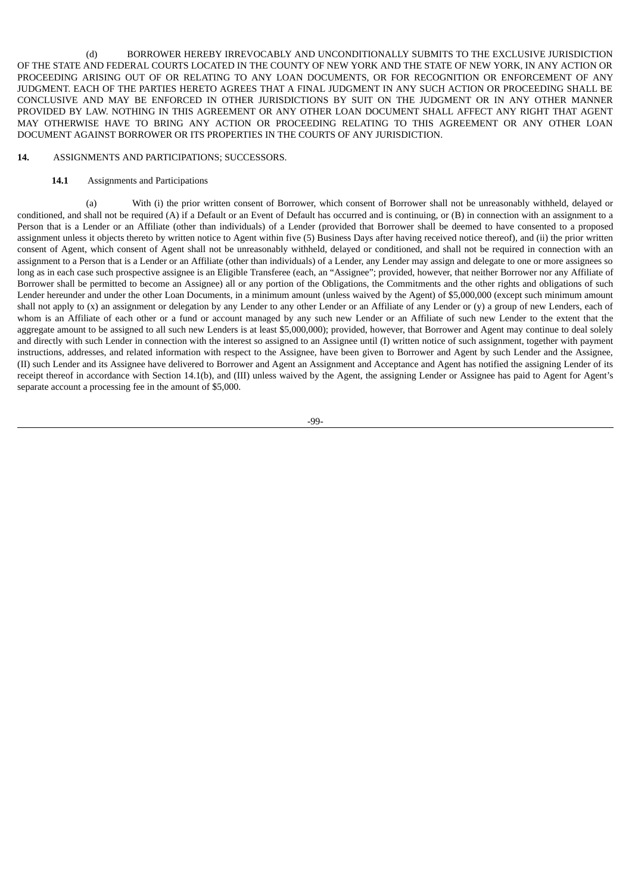(d) BORROWER HEREBY IRREVOCABLY AND UNCONDITIONALLY SUBMITS TO THE EXCLUSIVE JURISDICTION OF THE STATE AND FEDERAL COURTS LOCATED IN THE COUNTY OF NEW YORK AND THE STATE OF NEW YORK, IN ANY ACTION OR PROCEEDING ARISING OUT OF OR RELATING TO ANY LOAN DOCUMENTS, OR FOR RECOGNITION OR ENFORCEMENT OF ANY JUDGMENT. EACH OF THE PARTIES HERETO AGREES THAT A FINAL JUDGMENT IN ANY SUCH ACTION OR PROCEEDING SHALL BE CONCLUSIVE AND MAY BE ENFORCED IN OTHER JURISDICTIONS BY SUIT ON THE JUDGMENT OR IN ANY OTHER MANNER PROVIDED BY LAW. NOTHING IN THIS AGREEMENT OR ANY OTHER LOAN DOCUMENT SHALL AFFECT ANY RIGHT THAT AGENT MAY OTHERWISE HAVE TO BRING ANY ACTION OR PROCEEDING RELATING TO THIS AGREEMENT OR ANY OTHER LOAN DOCUMENT AGAINST BORROWER OR ITS PROPERTIES IN THE COURTS OF ANY JURISDICTION.

**14.** ASSIGNMENTS AND PARTICIPATIONS; SUCCESSORS.

**14.1** Assignments and Participations

(a) With (i) the prior written consent of Borrower, which consent of Borrower shall not be unreasonably withheld, delayed or conditioned, and shall not be required (A) if a Default or an Event of Default has occurred and is continuing, or (B) in connection with an assignment to a Person that is a Lender or an Affiliate (other than individuals) of a Lender (provided that Borrower shall be deemed to have consented to a proposed assignment unless it objects thereto by written notice to Agent within five (5) Business Days after having received notice thereof), and (ii) the prior written consent of Agent, which consent of Agent shall not be unreasonably withheld, delayed or conditioned, and shall not be required in connection with an assignment to a Person that is a Lender or an Affiliate (other than individuals) of a Lender, any Lender may assign and delegate to one or more assignees so long as in each case such prospective assignee is an Eligible Transferee (each, an "Assignee"; provided, however, that neither Borrower nor any Affiliate of Borrower shall be permitted to become an Assignee) all or any portion of the Obligations, the Commitments and the other rights and obligations of such Lender hereunder and under the other Loan Documents, in a minimum amount (unless waived by the Agent) of $5,000,000 (except such minimum amount shall not apply to (x) an assignment or delegation by any Lender to any other Lender or an Affiliate of any Lender or (y) a group of new Lenders, each of whom is an Affiliate of each other or a fund or account managed by any such new Lender or an Affiliate of such new Lender to the extent that the aggregate amount to be assigned to all such new Lenders is at least $5,000,000); provided, however, that Borrower and Agent may continue to deal solely and directly with such Lender in connection with the interest so assigned to an Assignee until (I) written notice of such assignment, together with payment instructions, addresses, and related information with respect to the Assignee, have been given to Borrower and Agent by such Lender and the Assignee, (II) such Lender and its Assignee have delivered to Borrower and Agent an Assignment and Acceptance and Agent has notified the assigning Lender of its receipt thereof in accordance with Section 14.1(b), and (III) unless waived by the Agent, the assigning Lender or Assignee has paid to Agent for Agent's separate account a processing fee in the amount of $5,000.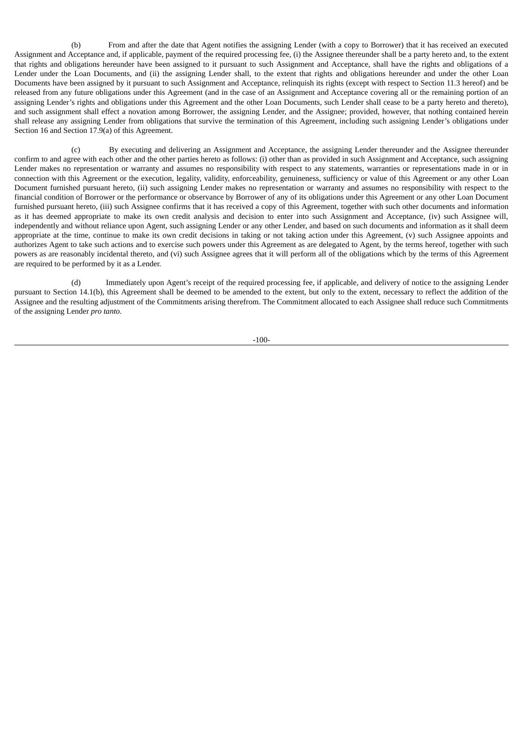(b) From and after the date that Agent notifies the assigning Lender (with a copy to Borrower) that it has received an executed Assignment and Acceptance and, if applicable, payment of the required processing fee, (i) the Assignee thereunder shall be a party hereto and, to the extent that rights and obligations hereunder have been assigned to it pursuant to such Assignment and Acceptance, shall have the rights and obligations of a Lender under the Loan Documents, and (ii) the assigning Lender shall, to the extent that rights and obligations hereunder and under the other Loan Documents have been assigned by it pursuant to such Assignment and Acceptance, relinquish its rights (except with respect to Section 11.3 hereof) and be released from any future obligations under this Agreement (and in the case of an Assignment and Acceptance covering all or the remaining portion of an assigning Lender's rights and obligations under this Agreement and the other Loan Documents, such Lender shall cease to be a party hereto and thereto), and such assignment shall effect a novation among Borrower, the assigning Lender, and the Assignee; provided, however, that nothing contained herein shall release any assigning Lender from obligations that survive the termination of this Agreement, including such assigning Lender's obligations under Section 16 and Section 17.9(a) of this Agreement.

(c) By executing and delivering an Assignment and Acceptance, the assigning Lender thereunder and the Assignee thereunder confirm to and agree with each other and the other parties hereto as follows: (i) other than as provided in such Assignment and Acceptance, such assigning Lender makes no representation or warranty and assumes no responsibility with respect to any statements, warranties or representations made in or in connection with this Agreement or the execution, legality, validity, enforceability, genuineness, sufficiency or value of this Agreement or any other Loan Document furnished pursuant hereto, (ii) such assigning Lender makes no representation or warranty and assumes no responsibility with respect to the financial condition of Borrower or the performance or observance by Borrower of any of its obligations under this Agreement or any other Loan Document furnished pursuant hereto, (iii) such Assignee confirms that it has received a copy of this Agreement, together with such other documents and information as it has deemed appropriate to make its own credit analysis and decision to enter into such Assignment and Acceptance, (iv) such Assignee will, independently and without reliance upon Agent, such assigning Lender or any other Lender, and based on such documents and information as it shall deem appropriate at the time, continue to make its own credit decisions in taking or not taking action under this Agreement, (v) such Assignee appoints and authorizes Agent to take such actions and to exercise such powers under this Agreement as are delegated to Agent, by the terms hereof, together with such powers as are reasonably incidental thereto, and (vi) such Assignee agrees that it will perform all of the obligations which by the terms of this Agreement are required to be performed by it as a Lender.

(d) Immediately upon Agent's receipt of the required processing fee, if applicable, and delivery of notice to the assigning Lender pursuant to Section 14.1(b), this Agreement shall be deemed to be amended to the extent, but only to the extent, necessary to reflect the addition of the Assignee and the resulting adjustment of the Commitments arising therefrom. The Commitment allocated to each Assignee shall reduce such Commitments of the assigning Lender *pro tanto*.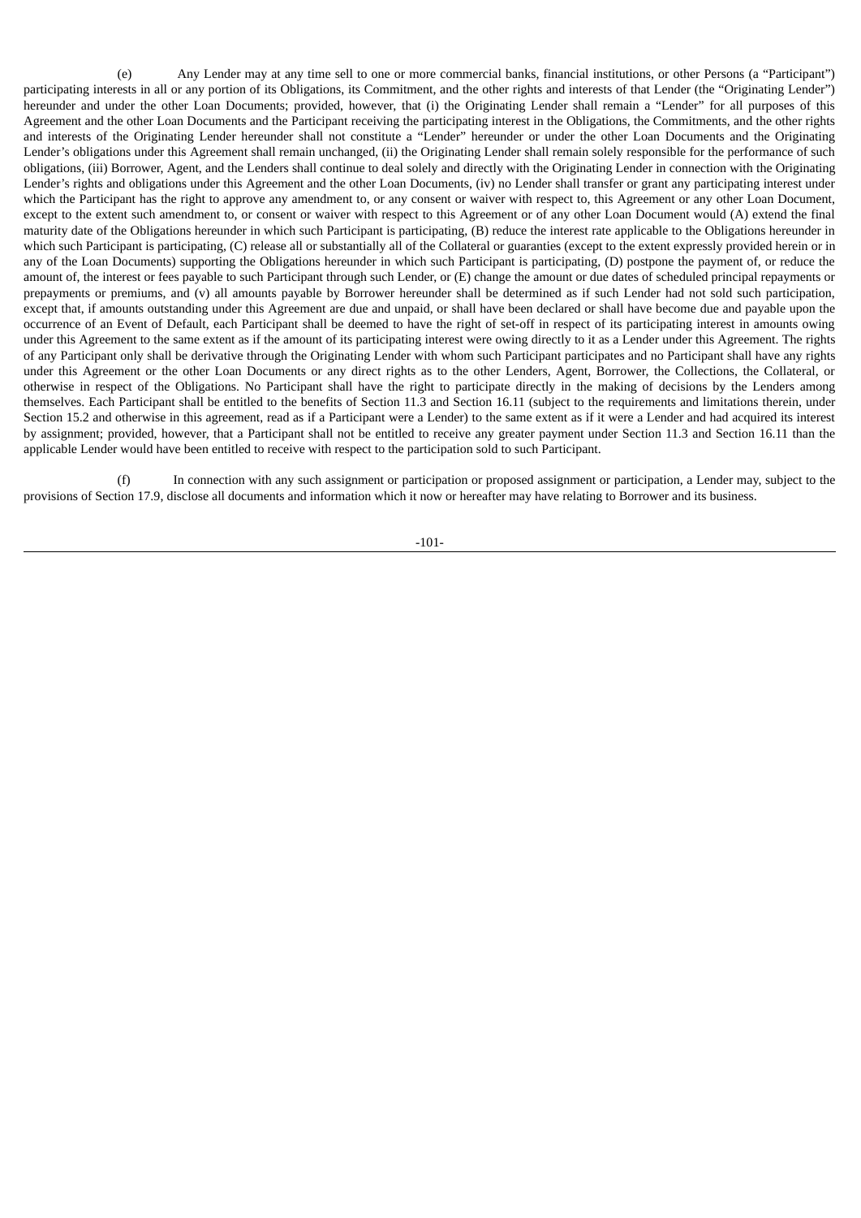(e) Any Lender may at any time sell to one or more commercial banks, financial institutions, or other Persons (a "Participant") participating interests in all or any portion of its Obligations, its Commitment, and the other rights and interests of that Lender (the "Originating Lender") hereunder and under the other Loan Documents; provided, however, that (i) the Originating Lender shall remain a "Lender" for all purposes of this Agreement and the other Loan Documents and the Participant receiving the participating interest in the Obligations, the Commitments, and the other rights and interests of the Originating Lender hereunder shall not constitute a "Lender" hereunder or under the other Loan Documents and the Originating Lender's obligations under this Agreement shall remain unchanged, (ii) the Originating Lender shall remain solely responsible for the performance of such obligations, (iii) Borrower, Agent, and the Lenders shall continue to deal solely and directly with the Originating Lender in connection with the Originating Lender's rights and obligations under this Agreement and the other Loan Documents, (iv) no Lender shall transfer or grant any participating interest under which the Participant has the right to approve any amendment to, or any consent or waiver with respect to, this Agreement or any other Loan Document, except to the extent such amendment to, or consent or waiver with respect to this Agreement or of any other Loan Document would (A) extend the final maturity date of the Obligations hereunder in which such Participant is participating, (B) reduce the interest rate applicable to the Obligations hereunder in which such Participant is participating, (C) release all or substantially all of the Collateral or guaranties (except to the extent expressly provided herein or in any of the Loan Documents) supporting the Obligations hereunder in which such Participant is participating, (D) postpone the payment of, or reduce the amount of, the interest or fees payable to such Participant through such Lender, or (E) change the amount or due dates of scheduled principal repayments or prepayments or premiums, and (v) all amounts payable by Borrower hereunder shall be determined as if such Lender had not sold such participation, except that, if amounts outstanding under this Agreement are due and unpaid, or shall have been declared or shall have become due and payable upon the occurrence of an Event of Default, each Participant shall be deemed to have the right of set-off in respect of its participating interest in amounts owing under this Agreement to the same extent as if the amount of its participating interest were owing directly to it as a Lender under this Agreement. The rights of any Participant only shall be derivative through the Originating Lender with whom such Participant participates and no Participant shall have any rights under this Agreement or the other Loan Documents or any direct rights as to the other Lenders, Agent, Borrower, the Collections, the Collateral, or otherwise in respect of the Obligations. No Participant shall have the right to participate directly in the making of decisions by the Lenders among themselves. Each Participant shall be entitled to the benefits of Section 11.3 and Section 16.11 (subject to the requirements and limitations therein, under Section 15.2 and otherwise in this agreement, read as if a Participant were a Lender) to the same extent as if it were a Lender and had acquired its interest by assignment; provided, however, that a Participant shall not be entitled to receive any greater payment under Section 11.3 and Section 16.11 than the applicable Lender would have been entitled to receive with respect to the participation sold to such Participant.

(f) In connection with any such assignment or participation or proposed assignment or participation, a Lender may, subject to the provisions of Section 17.9, disclose all documents and information which it now or hereafter may have relating to Borrower and its business.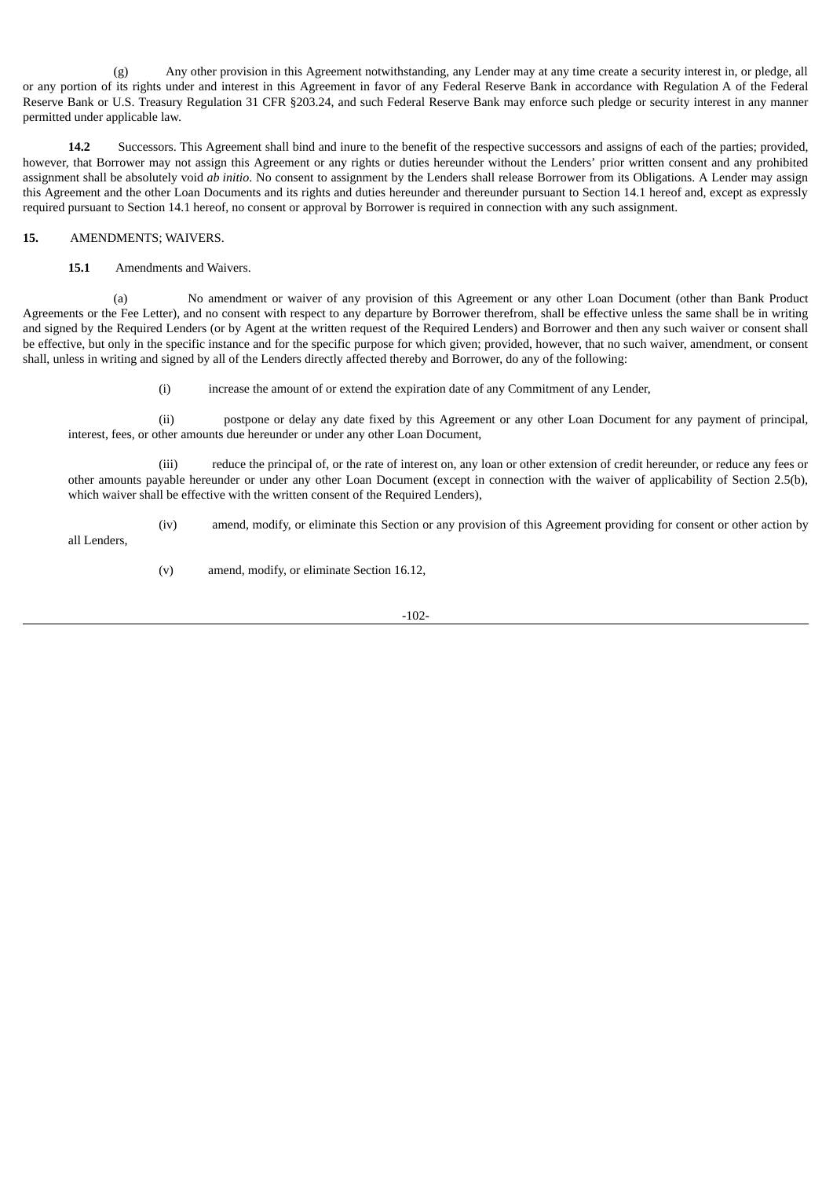(g) Any other provision in this Agreement notwithstanding, any Lender may at any time create a security interest in, or pledge, all or any portion of its rights under and interest in this Agreement in favor of any Federal Reserve Bank in accordance with Regulation A of the Federal Reserve Bank or U.S. Treasury Regulation 31 CFR §203.24, and such Federal Reserve Bank may enforce such pledge or security interest in any manner permitted under applicable law.

**14.2** Successors. This Agreement shall bind and inure to the benefit of the respective successors and assigns of each of the parties; provided, however, that Borrower may not assign this Agreement or any rights or duties hereunder without the Lenders' prior written consent and any prohibited assignment shall be absolutely void *ab initio*. No consent to assignment by the Lenders shall release Borrower from its Obligations. A Lender may assign this Agreement and the other Loan Documents and its rights and duties hereunder and thereunder pursuant to Section 14.1 hereof and, except as expressly required pursuant to Section 14.1 hereof, no consent or approval by Borrower is required in connection with any such assignment.

**15.** AMENDMENTS; WAIVERS.

**15.1** Amendments and Waivers.

(a) No amendment or waiver of any provision of this Agreement or any other Loan Document (other than Bank Product Agreements or the Fee Letter), and no consent with respect to any departure by Borrower therefrom, shall be effective unless the same shall be in writing and signed by the Required Lenders (or by Agent at the written request of the Required Lenders) and Borrower and then any such waiver or consent shall be effective, but only in the specific instance and for the specific purpose for which given; provided, however, that no such waiver, amendment, or consent shall, unless in writing and signed by all of the Lenders directly affected thereby and Borrower, do any of the following:

(i) increase the amount of or extend the expiration date of any Commitment of any Lender,

(ii) postpone or delay any date fixed by this Agreement or any other Loan Document for any payment of principal, interest, fees, or other amounts due hereunder or under any other Loan Document,

(iii) reduce the principal of, or the rate of interest on, any loan or other extension of credit hereunder, or reduce any fees or other amounts payable hereunder or under any other Loan Document (except in connection with the waiver of applicability of Section 2.5(b), which waiver shall be effective with the written consent of the Required Lenders),

(iv) amend, modify, or eliminate this Section or any provision of this Agreement providing for consent or other action by all Lenders,

(v) amend, modify, or eliminate Section 16.12,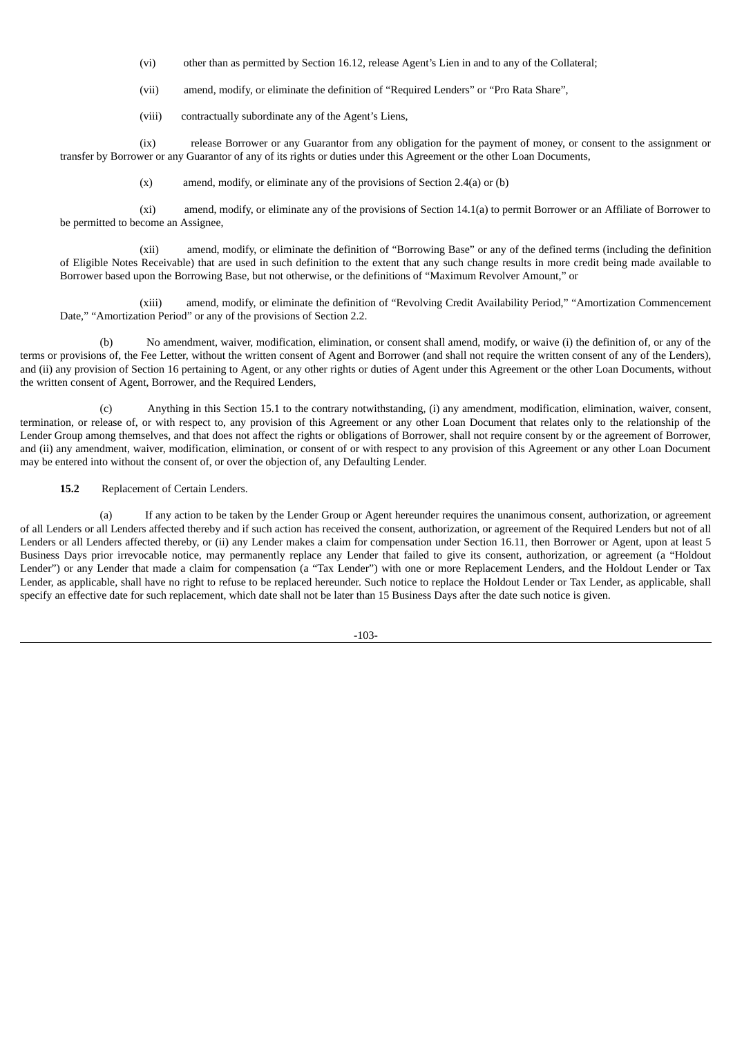(vi) other than as permitted by Section 16.12, release Agent's Lien in and to any of the Collateral;

(vii) amend, modify, or eliminate the definition of "Required Lenders" or "Pro Rata Share",

(viii) contractually subordinate any of the Agent's Liens,

(ix) release Borrower or any Guarantor from any obligation for the payment of money, or consent to the assignment or transfer by Borrower or any Guarantor of any of its rights or duties under this Agreement or the other Loan Documents,

(x) amend, modify, or eliminate any of the provisions of Section 2.4(a) or (b)

(xi) amend, modify, or eliminate any of the provisions of Section 14.1(a) to permit Borrower or an Affiliate of Borrower to be permitted to become an Assignee,

(xii) amend, modify, or eliminate the definition of "Borrowing Base" or any of the defined terms (including the definition of Eligible Notes Receivable) that are used in such definition to the extent that any such change results in more credit being made available to Borrower based upon the Borrowing Base, but not otherwise, or the definitions of "Maximum Revolver Amount," or

(xiii) amend, modify, or eliminate the definition of "Revolving Credit Availability Period," "Amortization Commencement Date," "Amortization Period" or any of the provisions of Section 2.2.

(b) No amendment, waiver, modification, elimination, or consent shall amend, modify, or waive (i) the definition of, or any of the terms or provisions of, the Fee Letter, without the written consent of Agent and Borrower (and shall not require the written consent of any of the Lenders), and (ii) any provision of Section 16 pertaining to Agent, or any other rights or duties of Agent under this Agreement or the other Loan Documents, without the written consent of Agent, Borrower, and the Required Lenders,

(c) Anything in this Section 15.1 to the contrary notwithstanding, (i) any amendment, modification, elimination, waiver, consent, termination, or release of, or with respect to, any provision of this Agreement or any other Loan Document that relates only to the relationship of the Lender Group among themselves, and that does not affect the rights or obligations of Borrower, shall not require consent by or the agreement of Borrower, and (ii) any amendment, waiver, modification, elimination, or consent of or with respect to any provision of this Agreement or any other Loan Document may be entered into without the consent of, or over the objection of, any Defaulting Lender.

**15.2** Replacement of Certain Lenders.

(a) If any action to be taken by the Lender Group or Agent hereunder requires the unanimous consent, authorization, or agreement of all Lenders or all Lenders affected thereby and if such action has received the consent, authorization, or agreement of the Required Lenders but not of all Lenders or all Lenders affected thereby, or (ii) any Lender makes a claim for compensation under Section 16.11, then Borrower or Agent, upon at least 5 Business Days prior irrevocable notice, may permanently replace any Lender that failed to give its consent, authorization, or agreement (a "Holdout Lender") or any Lender that made a claim for compensation (a "Tax Lender") with one or more Replacement Lenders, and the Holdout Lender or Tax Lender, as applicable, shall have no right to refuse to be replaced hereunder. Such notice to replace the Holdout Lender or Tax Lender, as applicable, shall specify an effective date for such replacement, which date shall not be later than 15 Business Days after the date such notice is given.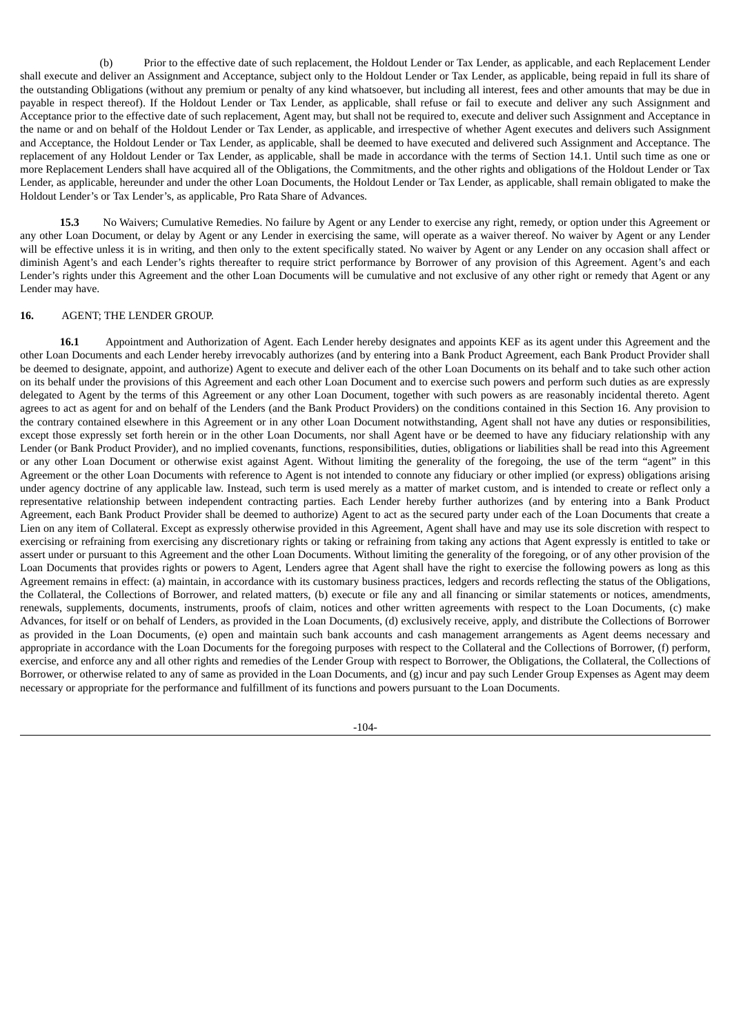(b) Prior to the effective date of such replacement, the Holdout Lender or Tax Lender, as applicable, and each Replacement Lender shall execute and deliver an Assignment and Acceptance, subject only to the Holdout Lender or Tax Lender, as applicable, being repaid in full its share of the outstanding Obligations (without any premium or penalty of any kind whatsoever, but including all interest, fees and other amounts that may be due in payable in respect thereof). If the Holdout Lender or Tax Lender, as applicable, shall refuse or fail to execute and deliver any such Assignment and Acceptance prior to the effective date of such replacement, Agent may, but shall not be required to, execute and deliver such Assignment and Acceptance in the name or and on behalf of the Holdout Lender or Tax Lender, as applicable, and irrespective of whether Agent executes and delivers such Assignment and Acceptance, the Holdout Lender or Tax Lender, as applicable, shall be deemed to have executed and delivered such Assignment and Acceptance. The replacement of any Holdout Lender or Tax Lender, as applicable, shall be made in accordance with the terms of Section 14.1. Until such time as one or more Replacement Lenders shall have acquired all of the Obligations, the Commitments, and the other rights and obligations of the Holdout Lender or Tax Lender, as applicable, hereunder and under the other Loan Documents, the Holdout Lender or Tax Lender, as applicable, shall remain obligated to make the Holdout Lender's or Tax Lender's, as applicable, Pro Rata Share of Advances.

**15.3** No Waivers; Cumulative Remedies. No failure by Agent or any Lender to exercise any right, remedy, or option under this Agreement or any other Loan Document, or delay by Agent or any Lender in exercising the same, will operate as a waiver thereof. No waiver by Agent or any Lender will be effective unless it is in writing, and then only to the extent specifically stated. No waiver by Agent or any Lender on any occasion shall affect or diminish Agent's and each Lender's rights thereafter to require strict performance by Borrower of any provision of this Agreement. Agent's and each Lender's rights under this Agreement and the other Loan Documents will be cumulative and not exclusive of any other right or remedy that Agent or any Lender may have.

**16.** AGENT; THE LENDER GROUP.

**16.1** Appointment and Authorization of Agent. Each Lender hereby designates and appoints KEF as its agent under this Agreement and the other Loan Documents and each Lender hereby irrevocably authorizes (and by entering into a Bank Product Agreement, each Bank Product Provider shall be deemed to designate, appoint, and authorize) Agent to execute and deliver each of the other Loan Documents on its behalf and to take such other action on its behalf under the provisions of this Agreement and each other Loan Document and to exercise such powers and perform such duties as are expressly delegated to Agent by the terms of this Agreement or any other Loan Document, together with such powers as are reasonably incidental thereto. Agent agrees to act as agent for and on behalf of the Lenders (and the Bank Product Providers) on the conditions contained in this Section 16. Any provision to the contrary contained elsewhere in this Agreement or in any other Loan Document notwithstanding, Agent shall not have any duties or responsibilities, except those expressly set forth herein or in the other Loan Documents, nor shall Agent have or be deemed to have any fiduciary relationship with any Lender (or Bank Product Provider), and no implied covenants, functions, responsibilities, duties, obligations or liabilities shall be read into this Agreement or any other Loan Document or otherwise exist against Agent. Without limiting the generality of the foregoing, the use of the term "agent" in this Agreement or the other Loan Documents with reference to Agent is not intended to connote any fiduciary or other implied (or express) obligations arising under agency doctrine of any applicable law. Instead, such term is used merely as a matter of market custom, and is intended to create or reflect only a representative relationship between independent contracting parties. Each Lender hereby further authorizes (and by entering into a Bank Product Agreement, each Bank Product Provider shall be deemed to authorize) Agent to act as the secured party under each of the Loan Documents that create a Lien on any item of Collateral. Except as expressly otherwise provided in this Agreement, Agent shall have and may use its sole discretion with respect to exercising or refraining from exercising any discretionary rights or taking or refraining from taking any actions that Agent expressly is entitled to take or assert under or pursuant to this Agreement and the other Loan Documents. Without limiting the generality of the foregoing, or of any other provision of the Loan Documents that provides rights or powers to Agent, Lenders agree that Agent shall have the right to exercise the following powers as long as this Agreement remains in effect: (a) maintain, in accordance with its customary business practices, ledgers and records reflecting the status of the Obligations, the Collateral, the Collections of Borrower, and related matters, (b) execute or file any and all financing or similar statements or notices, amendments, renewals, supplements, documents, instruments, proofs of claim, notices and other written agreements with respect to the Loan Documents, (c) make Advances, for itself or on behalf of Lenders, as provided in the Loan Documents, (d) exclusively receive, apply, and distribute the Collections of Borrower as provided in the Loan Documents, (e) open and maintain such bank accounts and cash management arrangements as Agent deems necessary and appropriate in accordance with the Loan Documents for the foregoing purposes with respect to the Collateral and the Collections of Borrower, (f) perform, exercise, and enforce any and all other rights and remedies of the Lender Group with respect to Borrower, the Obligations, the Collateral, the Collections of Borrower, or otherwise related to any of same as provided in the Loan Documents, and (g) incur and pay such Lender Group Expenses as Agent may deem necessary or appropriate for the performance and fulfillment of its functions and powers pursuant to the Loan Documents.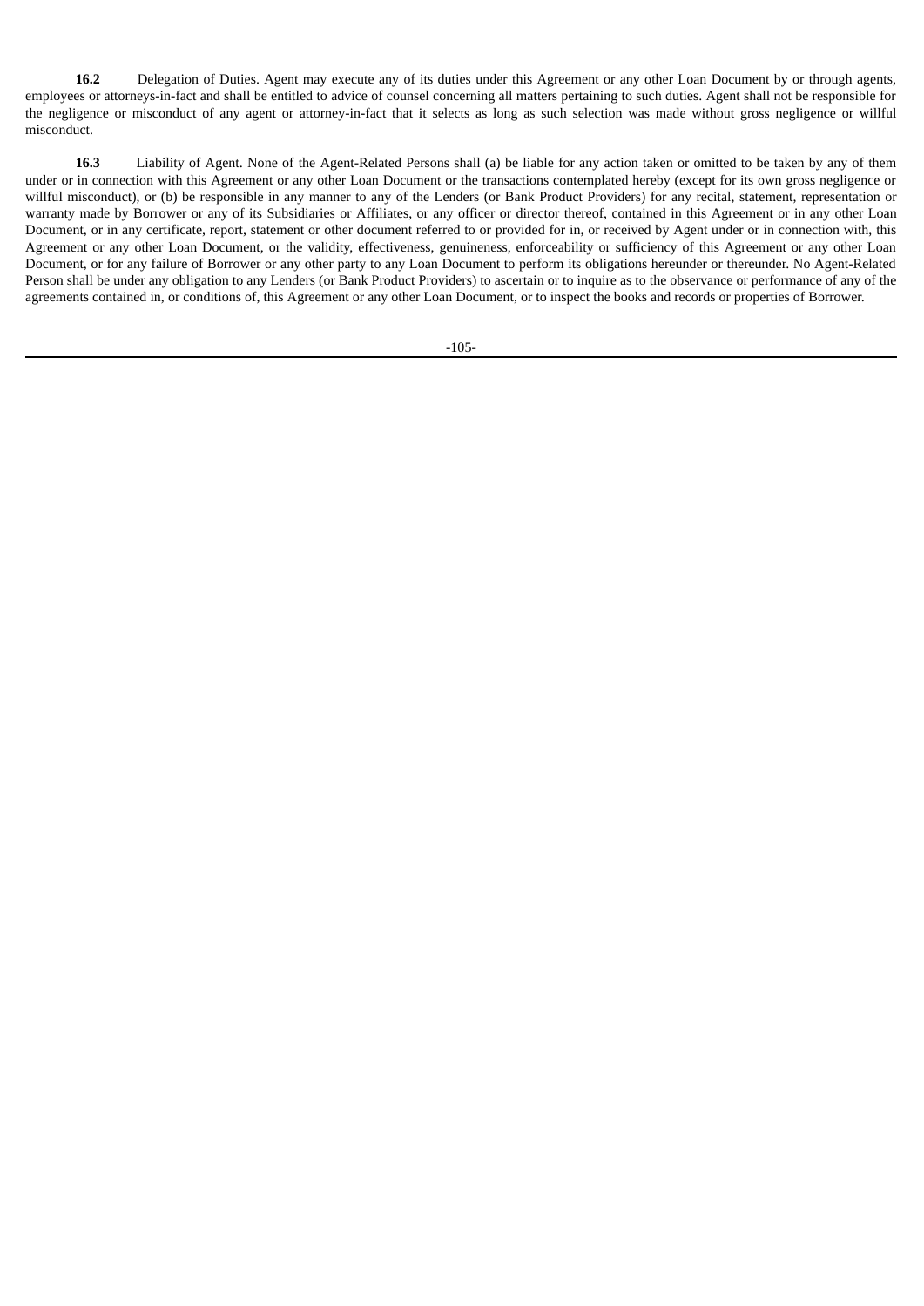**16.2** Delegation of Duties. Agent may execute any of its duties under this Agreement or any other Loan Document by or through agents, employees or attorneys-in-fact and shall be entitled to advice of counsel concerning all matters pertaining to such duties. Agent shall not be responsible for the negligence or misconduct of any agent or attorney-in-fact that it selects as long as such selection was made without gross negligence or willful misconduct.

**16.3** Liability of Agent. None of the Agent-Related Persons shall (a) be liable for any action taken or omitted to be taken by any of them under or in connection with this Agreement or any other Loan Document or the transactions contemplated hereby (except for its own gross negligence or willful misconduct), or (b) be responsible in any manner to any of the Lenders (or Bank Product Providers) for any recital, statement, representation or warranty made by Borrower or any of its Subsidiaries or Affiliates, or any officer or director thereof, contained in this Agreement or in any other Loan Document, or in any certificate, report, statement or other document referred to or provided for in, or received by Agent under or in connection with, this Agreement or any other Loan Document, or the validity, effectiveness, genuineness, enforceability or sufficiency of this Agreement or any other Loan Document, or for any failure of Borrower or any other party to any Loan Document to perform its obligations hereunder or thereunder. No Agent-Related Person shall be under any obligation to any Lenders (or Bank Product Providers) to ascertain or to inquire as to the observance or performance of any of the agreements contained in, or conditions of, this Agreement or any other Loan Document, or to inspect the books and records or properties of Borrower.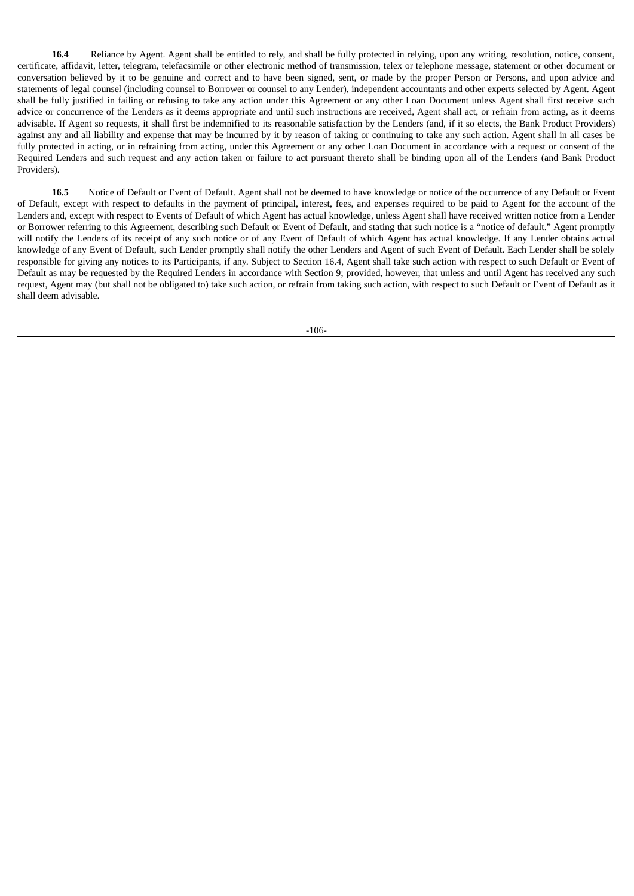**16.4** Reliance by Agent. Agent shall be entitled to rely, and shall be fully protected in relying, upon any writing, resolution, notice, consent, certificate, affidavit, letter, telegram, telefacsimile or other electronic method of transmission, telex or telephone message, statement or other document or conversation believed by it to be genuine and correct and to have been signed, sent, or made by the proper Person or Persons, and upon advice and statements of legal counsel (including counsel to Borrower or counsel to any Lender), independent accountants and other experts selected by Agent. Agent shall be fully justified in failing or refusing to take any action under this Agreement or any other Loan Document unless Agent shall first receive such advice or concurrence of the Lenders as it deems appropriate and until such instructions are received, Agent shall act, or refrain from acting, as it deems advisable. If Agent so requests, it shall first be indemnified to its reasonable satisfaction by the Lenders (and, if it so elects, the Bank Product Providers) against any and all liability and expense that may be incurred by it by reason of taking or continuing to take any such action. Agent shall in all cases be fully protected in acting, or in refraining from acting, under this Agreement or any other Loan Document in accordance with a request or consent of the Required Lenders and such request and any action taken or failure to act pursuant thereto shall be binding upon all of the Lenders (and Bank Product Providers).

**16.5** Notice of Default or Event of Default. Agent shall not be deemed to have knowledge or notice of the occurrence of any Default or Event of Default, except with respect to defaults in the payment of principal, interest, fees, and expenses required to be paid to Agent for the account of the Lenders and, except with respect to Events of Default of which Agent has actual knowledge, unless Agent shall have received written notice from a Lender or Borrower referring to this Agreement, describing such Default or Event of Default, and stating that such notice is a "notice of default." Agent promptly will notify the Lenders of its receipt of any such notice or of any Event of Default of which Agent has actual knowledge. If any Lender obtains actual knowledge of any Event of Default, such Lender promptly shall notify the other Lenders and Agent of such Event of Default. Each Lender shall be solely responsible for giving any notices to its Participants, if any. Subject to Section 16.4, Agent shall take such action with respect to such Default or Event of Default as may be requested by the Required Lenders in accordance with Section 9; provided, however, that unless and until Agent has received any such request, Agent may (but shall not be obligated to) take such action, or refrain from taking such action, with respect to such Default or Event of Default as it shall deem advisable.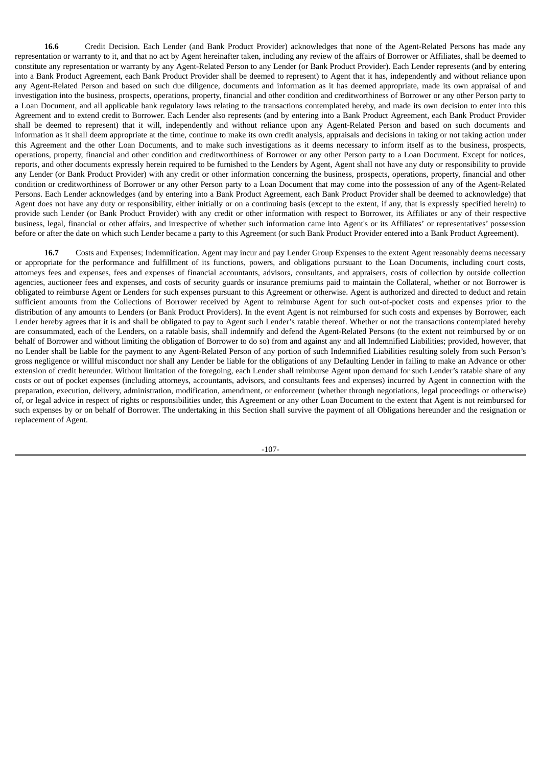**16.6** Credit Decision. Each Lender (and Bank Product Provider) acknowledges that none of the Agent-Related Persons has made any representation or warranty to it, and that no act by Agent hereinafter taken, including any review of the affairs of Borrower or Affiliates, shall be deemed to constitute any representation or warranty by any Agent-Related Person to any Lender (or Bank Product Provider). Each Lender represents (and by entering into a Bank Product Agreement, each Bank Product Provider shall be deemed to represent) to Agent that it has, independently and without reliance upon any Agent-Related Person and based on such due diligence, documents and information as it has deemed appropriate, made its own appraisal of and investigation into the business, prospects, operations, property, financial and other condition and creditworthiness of Borrower or any other Person party to a Loan Document, and all applicable bank regulatory laws relating to the transactions contemplated hereby, and made its own decision to enter into this Agreement and to extend credit to Borrower. Each Lender also represents (and by entering into a Bank Product Agreement, each Bank Product Provider shall be deemed to represent) that it will, independently and without reliance upon any Agent-Related Person and based on such documents and information as it shall deem appropriate at the time, continue to make its own credit analysis, appraisals and decisions in taking or not taking action under this Agreement and the other Loan Documents, and to make such investigations as it deems necessary to inform itself as to the business, prospects, operations, property, financial and other condition and creditworthiness of Borrower or any other Person party to a Loan Document. Except for notices, reports, and other documents expressly herein required to be furnished to the Lenders by Agent, Agent shall not have any duty or responsibility to provide any Lender (or Bank Product Provider) with any credit or other information concerning the business, prospects, operations, property, financial and other condition or creditworthiness of Borrower or any other Person party to a Loan Document that may come into the possession of any of the Agent-Related Persons. Each Lender acknowledges (and by entering into a Bank Product Agreement, each Bank Product Provider shall be deemed to acknowledge) that Agent does not have any duty or responsibility, either initially or on a continuing basis (except to the extent, if any, that is expressly specified herein) to provide such Lender (or Bank Product Provider) with any credit or other information with respect to Borrower, its Affiliates or any of their respective business, legal, financial or other affairs, and irrespective of whether such information came into Agent's or its Affiliates' or representatives' possession before or after the date on which such Lender became a party to this Agreement (or such Bank Product Provider entered into a Bank Product Agreement).

**16.7** Costs and Expenses; Indemnification. Agent may incur and pay Lender Group Expenses to the extent Agent reasonably deems necessary or appropriate for the performance and fulfillment of its functions, powers, and obligations pursuant to the Loan Documents, including court costs, attorneys fees and expenses, fees and expenses of financial accountants, advisors, consultants, and appraisers, costs of collection by outside collection agencies, auctioneer fees and expenses, and costs of security guards or insurance premiums paid to maintain the Collateral, whether or not Borrower is obligated to reimburse Agent or Lenders for such expenses pursuant to this Agreement or otherwise. Agent is authorized and directed to deduct and retain sufficient amounts from the Collections of Borrower received by Agent to reimburse Agent for such out-of-pocket costs and expenses prior to the distribution of any amounts to Lenders (or Bank Product Providers). In the event Agent is not reimbursed for such costs and expenses by Borrower, each Lender hereby agrees that it is and shall be obligated to pay to Agent such Lender's ratable thereof. Whether or not the transactions contemplated hereby are consummated, each of the Lenders, on a ratable basis, shall indemnify and defend the Agent-Related Persons (to the extent not reimbursed by or on behalf of Borrower and without limiting the obligation of Borrower to do so) from and against any and all Indemnified Liabilities; provided, however, that no Lender shall be liable for the payment to any Agent-Related Person of any portion of such Indemnified Liabilities resulting solely from such Person's gross negligence or willful misconduct nor shall any Lender be liable for the obligations of any Defaulting Lender in failing to make an Advance or other extension of credit hereunder. Without limitation of the foregoing, each Lender shall reimburse Agent upon demand for such Lender's ratable share of any costs or out of pocket expenses (including attorneys, accountants, advisors, and consultants fees and expenses) incurred by Agent in connection with the preparation, execution, delivery, administration, modification, amendment, or enforcement (whether through negotiations, legal proceedings or otherwise) of, or legal advice in respect of rights or responsibilities under, this Agreement or any other Loan Document to the extent that Agent is not reimbursed for such expenses by or on behalf of Borrower. The undertaking in this Section shall survive the payment of all Obligations hereunder and the resignation or replacement of Agent.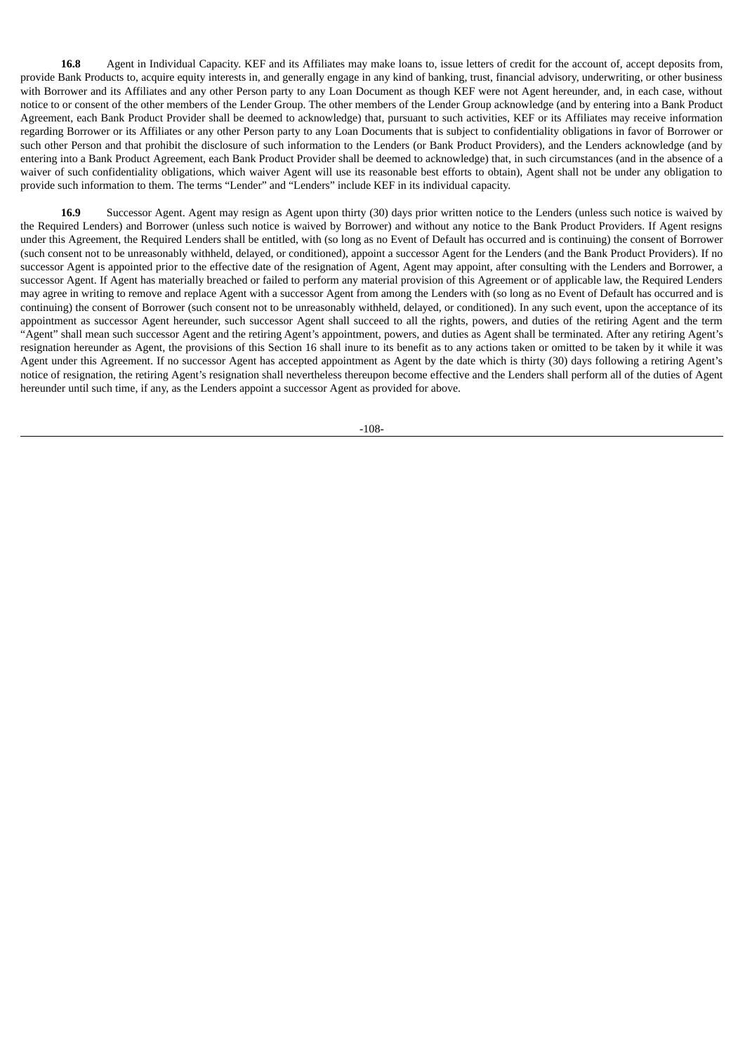**16.8** Agent in Individual Capacity. KEF and its Affiliates may make loans to, issue letters of credit for the account of, accept deposits from, provide Bank Products to, acquire equity interests in, and generally engage in any kind of banking, trust, financial advisory, underwriting, or other business with Borrower and its Affiliates and any other Person party to any Loan Document as though KEF were not Agent hereunder, and, in each case, without notice to or consent of the other members of the Lender Group. The other members of the Lender Group acknowledge (and by entering into a Bank Product Agreement, each Bank Product Provider shall be deemed to acknowledge) that, pursuant to such activities, KEF or its Affiliates may receive information regarding Borrower or its Affiliates or any other Person party to any Loan Documents that is subject to confidentiality obligations in favor of Borrower or such other Person and that prohibit the disclosure of such information to the Lenders (or Bank Product Providers), and the Lenders acknowledge (and by entering into a Bank Product Agreement, each Bank Product Provider shall be deemed to acknowledge) that, in such circumstances (and in the absence of a waiver of such confidentiality obligations, which waiver Agent will use its reasonable best efforts to obtain), Agent shall not be under any obligation to provide such information to them. The terms "Lender" and "Lenders" include KEF in its individual capacity.

**16.9** Successor Agent. Agent may resign as Agent upon thirty (30) days prior written notice to the Lenders (unless such notice is waived by the Required Lenders) and Borrower (unless such notice is waived by Borrower) and without any notice to the Bank Product Providers. If Agent resigns under this Agreement, the Required Lenders shall be entitled, with (so long as no Event of Default has occurred and is continuing) the consent of Borrower (such consent not to be unreasonably withheld, delayed, or conditioned), appoint a successor Agent for the Lenders (and the Bank Product Providers). If no successor Agent is appointed prior to the effective date of the resignation of Agent, Agent may appoint, after consulting with the Lenders and Borrower, a successor Agent. If Agent has materially breached or failed to perform any material provision of this Agreement or of applicable law, the Required Lenders may agree in writing to remove and replace Agent with a successor Agent from among the Lenders with (so long as no Event of Default has occurred and is continuing) the consent of Borrower (such consent not to be unreasonably withheld, delayed, or conditioned). In any such event, upon the acceptance of its appointment as successor Agent hereunder, such successor Agent shall succeed to all the rights, powers, and duties of the retiring Agent and the term "Agent" shall mean such successor Agent and the retiring Agent's appointment, powers, and duties as Agent shall be terminated. After any retiring Agent's resignation hereunder as Agent, the provisions of this Section 16 shall inure to its benefit as to any actions taken or omitted to be taken by it while it was Agent under this Agreement. If no successor Agent has accepted appointment as Agent by the date which is thirty (30) days following a retiring Agent's notice of resignation, the retiring Agent's resignation shall nevertheless thereupon become effective and the Lenders shall perform all of the duties of Agent hereunder until such time, if any, as the Lenders appoint a successor Agent as provided for above.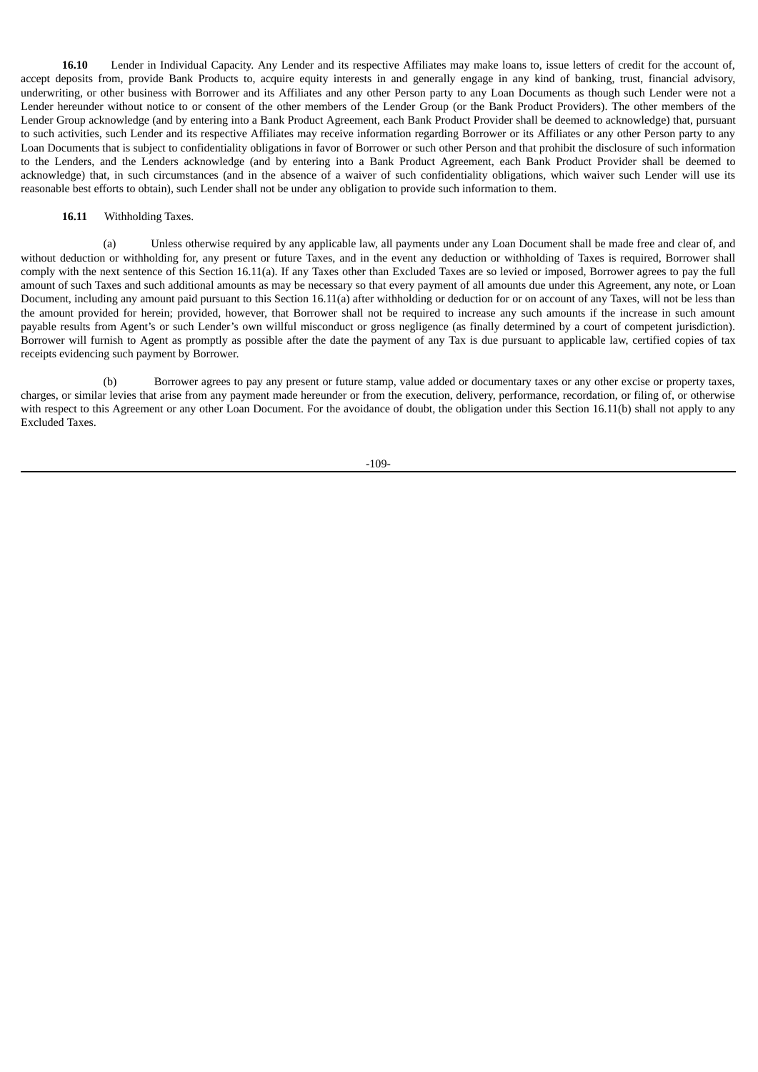**16.10** Lender in Individual Capacity. Any Lender and its respective Affiliates may make loans to, issue letters of credit for the account of, accept deposits from, provide Bank Products to, acquire equity interests in and generally engage in any kind of banking, trust, financial advisory, underwriting, or other business with Borrower and its Affiliates and any other Person party to any Loan Documents as though such Lender were not a Lender hereunder without notice to or consent of the other members of the Lender Group (or the Bank Product Providers). The other members of the Lender Group acknowledge (and by entering into a Bank Product Agreement, each Bank Product Provider shall be deemed to acknowledge) that, pursuant to such activities, such Lender and its respective Affiliates may receive information regarding Borrower or its Affiliates or any other Person party to any Loan Documents that is subject to confidentiality obligations in favor of Borrower or such other Person and that prohibit the disclosure of such information to the Lenders, and the Lenders acknowledge (and by entering into a Bank Product Agreement, each Bank Product Provider shall be deemed to acknowledge) that, in such circumstances (and in the absence of a waiver of such confidentiality obligations, which waiver such Lender will use its reasonable best efforts to obtain), such Lender shall not be under any obligation to provide such information to them.

**16.11** Withholding Taxes.

(a) Unless otherwise required by any applicable law, all payments under any Loan Document shall be made free and clear of, and without deduction or withholding for, any present or future Taxes, and in the event any deduction or withholding of Taxes is required, Borrower shall comply with the next sentence of this Section 16.11(a). If any Taxes other than Excluded Taxes are so levied or imposed, Borrower agrees to pay the full amount of such Taxes and such additional amounts as may be necessary so that every payment of all amounts due under this Agreement, any note, or Loan Document, including any amount paid pursuant to this Section 16.11(a) after withholding or deduction for or on account of any Taxes, will not be less than the amount provided for herein; provided, however, that Borrower shall not be required to increase any such amounts if the increase in such amount payable results from Agent's or such Lender's own willful misconduct or gross negligence (as finally determined by a court of competent jurisdiction). Borrower will furnish to Agent as promptly as possible after the date the payment of any Tax is due pursuant to applicable law, certified copies of tax receipts evidencing such payment by Borrower.

(b) Borrower agrees to pay any present or future stamp, value added or documentary taxes or any other excise or property taxes, charges, or similar levies that arise from any payment made hereunder or from the execution, delivery, performance, recordation, or filing of, or otherwise with respect to this Agreement or any other Loan Document. For the avoidance of doubt, the obligation under this Section 16.11(b) shall not apply to any Excluded Taxes.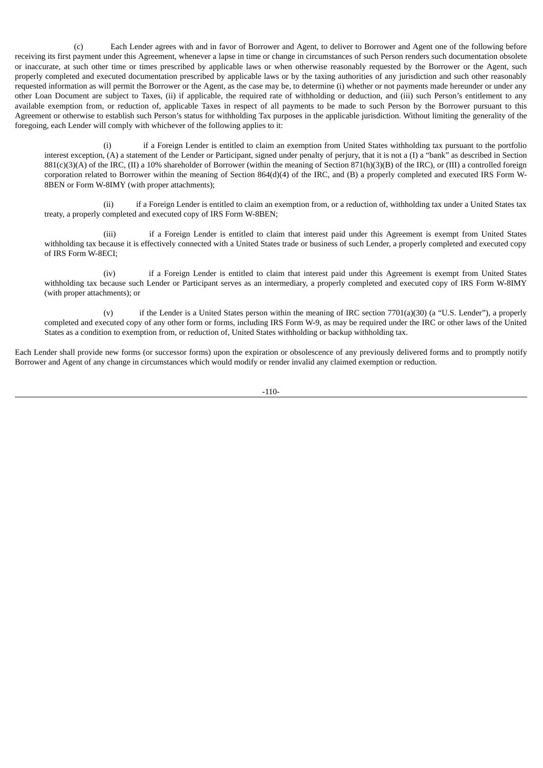(c) Each Lender agrees with and in favor of Borrower and Agent, to deliver to Borrower and Agent one of the following before receiving its first payment under this Agreement, whenever a lapse in time or change in circumstances of such Person renders such documentation obsolete or inaccurate, at such other time or times prescribed by applicable laws or when otherwise reasonably requested by the Borrower or the Agent, such properly completed and executed documentation prescribed by applicable laws or by the taxing authorities of any jurisdiction and such other reasonably requested information as will permit the Borrower or the Agent, as the case may be, to determine (i) whether or not payments made hereunder or under any other Loan Document are subject to Taxes, (ii) if applicable, the required rate of withholding or deduction, and (iii) such Person's entitlement to any available exemption from, or reduction of, applicable Taxes in respect of all payments to be made to such Person by the Borrower pursuant to this Agreement or otherwise to establish such Person's status for withholding Tax purposes in the applicable jurisdiction. Without limiting the generality of the foregoing, each Lender will comply with whichever of the following applies to it:

(i) if a Foreign Lender is entitled to claim an exemption from United States withholding tax pursuant to the portfolio interest exception, (A) a statement of the Lender or Participant, signed under penalty of perjury, that it is not a (I) a "bank" as described in Section 881(c)(3)(A) of the IRC, (II) a 10% shareholder of Borrower (within the meaning of Section 871(h)(3)(B) of the IRC), or (III) a controlled foreign corporation related to Borrower within the meaning of Section 864(d)(4) of the IRC, and (B) a properly completed and executed IRS Form W-8BEN or Form W-8IMY (with proper attachments);

(ii) if a Foreign Lender is entitled to claim an exemption from, or a reduction of, withholding tax under a United States tax treaty, a properly completed and executed copy of IRS Form W-8BEN;

(iii) if a Foreign Lender is entitled to claim that interest paid under this Agreement is exempt from United States withholding tax because it is effectively connected with a United States trade or business of such Lender, a properly completed and executed copy of IRS Form W-8ECI;

(iv) if a Foreign Lender is entitled to claim that interest paid under this Agreement is exempt from United States withholding tax because such Lender or Participant serves as an intermediary, a properly completed and executed copy of IRS Form W-8IMY (with proper attachments); or

(v) if the Lender is a United States person within the meaning of IRC section 7701(a)(30) (a "U.S. Lender"), a properly completed and executed copy of any other form or forms, including IRS Form W-9, as may be required under the IRC or other laws of the United States as a condition to exemption from, or reduction of, United States withholding or backup withholding tax.

Each Lender shall provide new forms (or successor forms) upon the expiration or obsolescence of any previously delivered forms and to promptly notify Borrower and Agent of any change in circumstances which would modify or render invalid any claimed exemption or reduction.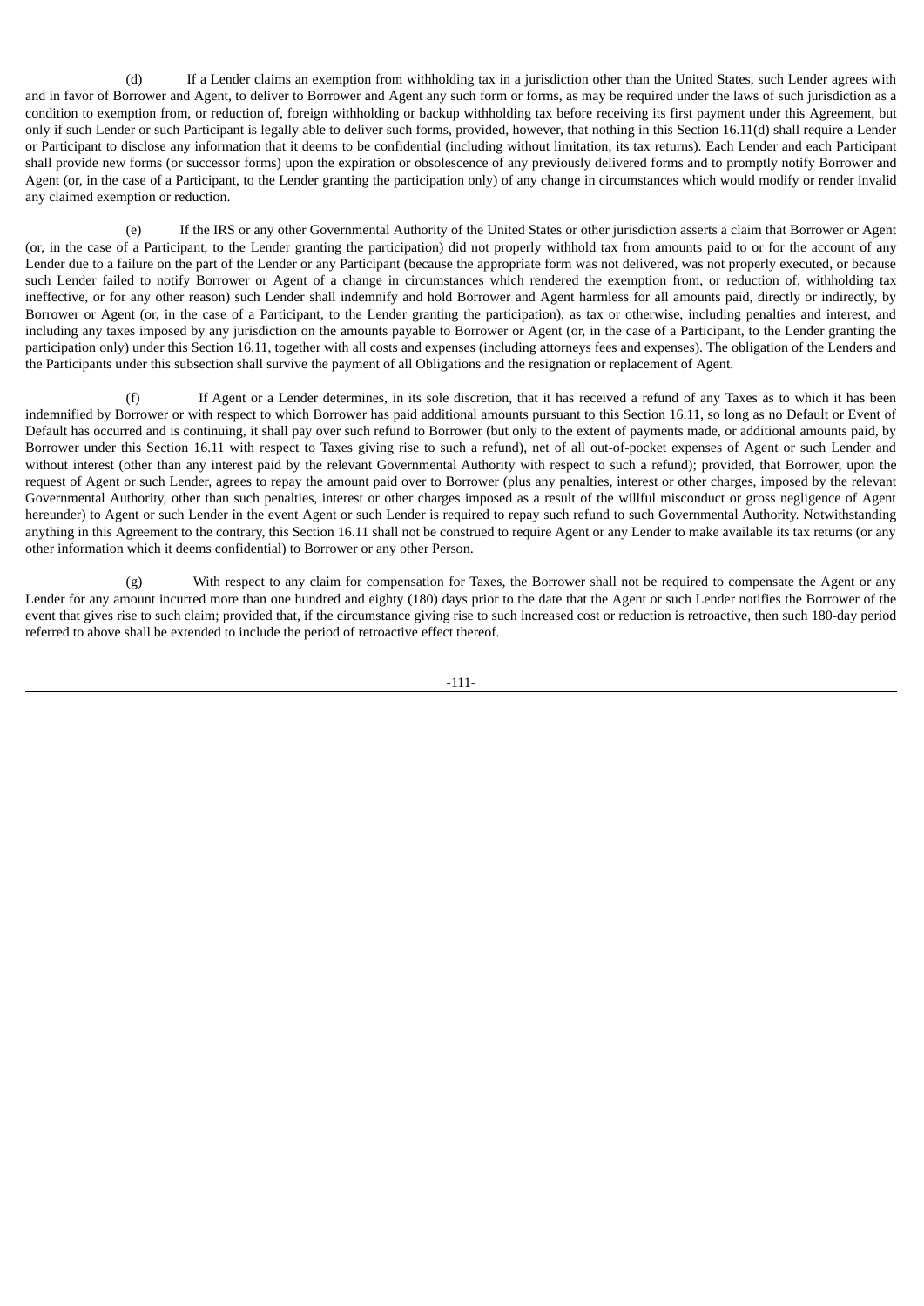(d) If a Lender claims an exemption from withholding tax in a jurisdiction other than the United States, such Lender agrees with and in favor of Borrower and Agent, to deliver to Borrower and Agent any such form or forms, as may be required under the laws of such jurisdiction as a condition to exemption from, or reduction of, foreign withholding or backup withholding tax before receiving its first payment under this Agreement, but only if such Lender or such Participant is legally able to deliver such forms, provided, however, that nothing in this Section 16.11(d) shall require a Lender or Participant to disclose any information that it deems to be confidential (including without limitation, its tax returns). Each Lender and each Participant shall provide new forms (or successor forms) upon the expiration or obsolescence of any previously delivered forms and to promptly notify Borrower and Agent (or, in the case of a Participant, to the Lender granting the participation only) of any change in circumstances which would modify or render invalid any claimed exemption or reduction.

(e) If the IRS or any other Governmental Authority of the United States or other jurisdiction asserts a claim that Borrower or Agent (or, in the case of a Participant, to the Lender granting the participation) did not properly withhold tax from amounts paid to or for the account of any Lender due to a failure on the part of the Lender or any Participant (because the appropriate form was not delivered, was not properly executed, or because such Lender failed to notify Borrower or Agent of a change in circumstances which rendered the exemption from, or reduction of, withholding tax ineffective, or for any other reason) such Lender shall indemnify and hold Borrower and Agent harmless for all amounts paid, directly or indirectly, by Borrower or Agent (or, in the case of a Participant, to the Lender granting the participation), as tax or otherwise, including penalties and interest, and including any taxes imposed by any jurisdiction on the amounts payable to Borrower or Agent (or, in the case of a Participant, to the Lender granting the participation only) under this Section 16.11, together with all costs and expenses (including attorneys fees and expenses). The obligation of the Lenders and the Participants under this subsection shall survive the payment of all Obligations and the resignation or replacement of Agent.

(f) If Agent or a Lender determines, in its sole discretion, that it has received a refund of any Taxes as to which it has been indemnified by Borrower or with respect to which Borrower has paid additional amounts pursuant to this Section 16.11, so long as no Default or Event of Default has occurred and is continuing, it shall pay over such refund to Borrower (but only to the extent of payments made, or additional amounts paid, by Borrower under this Section 16.11 with respect to Taxes giving rise to such a refund), net of all out-of-pocket expenses of Agent or such Lender and without interest (other than any interest paid by the relevant Governmental Authority with respect to such a refund); provided, that Borrower, upon the request of Agent or such Lender, agrees to repay the amount paid over to Borrower (plus any penalties, interest or other charges, imposed by the relevant Governmental Authority, other than such penalties, interest or other charges imposed as a result of the willful misconduct or gross negligence of Agent hereunder) to Agent or such Lender in the event Agent or such Lender is required to repay such refund to such Governmental Authority. Notwithstanding anything in this Agreement to the contrary, this Section 16.11 shall not be construed to require Agent or any Lender to make available its tax returns (or any other information which it deems confidential) to Borrower or any other Person.

(g) With respect to any claim for compensation for Taxes, the Borrower shall not be required to compensate the Agent or any Lender for any amount incurred more than one hundred and eighty (180) days prior to the date that the Agent or such Lender notifies the Borrower of the event that gives rise to such claim; provided that, if the circumstance giving rise to such increased cost or reduction is retroactive, then such 180-day period referred to above shall be extended to include the period of retroactive effect thereof.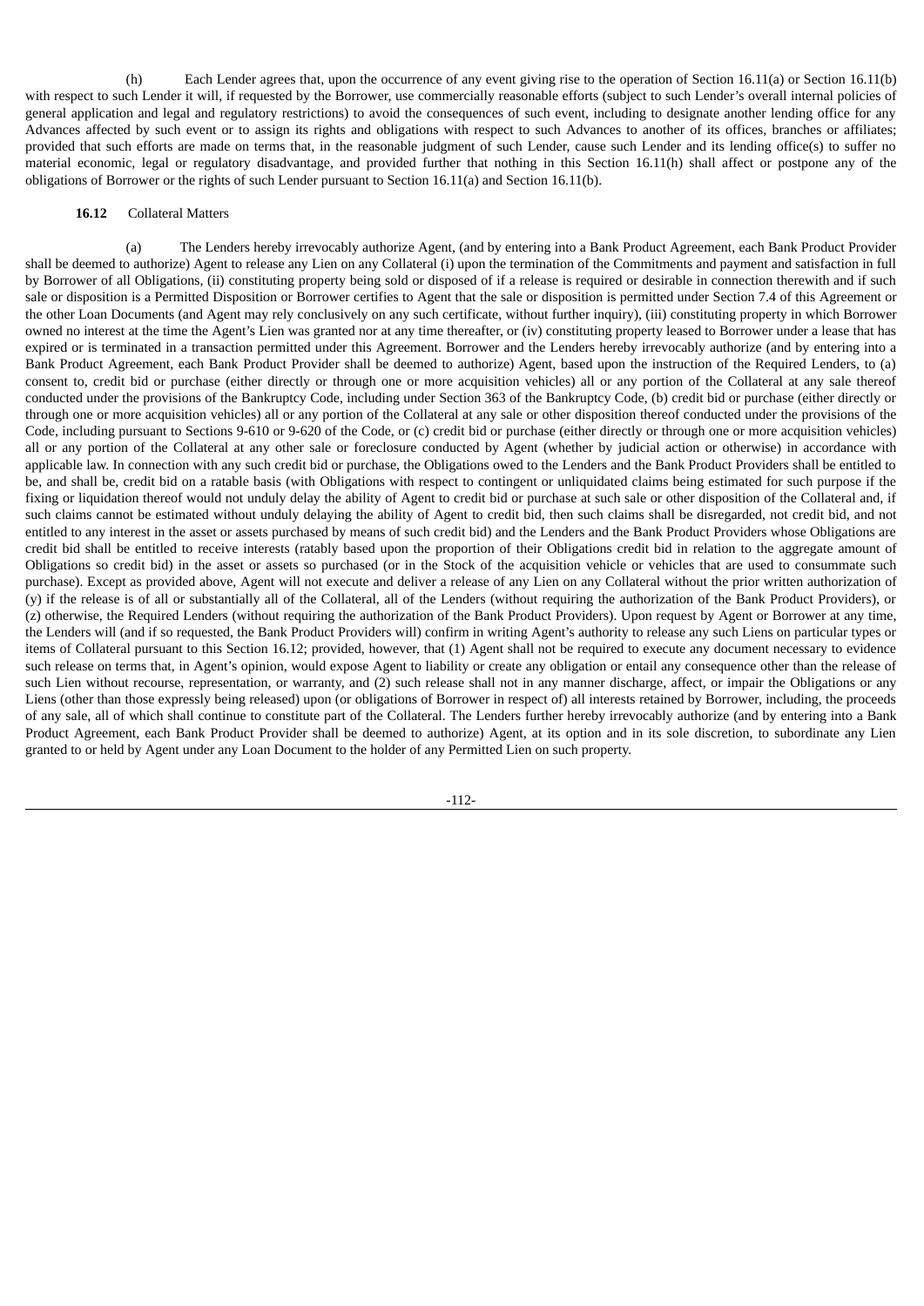(h) Each Lender agrees that, upon the occurrence of any event giving rise to the operation of Section 16.11(a) or Section 16.11(b) with respect to such Lender it will, if requested by the Borrower, use commercially reasonable efforts (subject to such Lender's overall internal policies of general application and legal and regulatory restrictions) to avoid the consequences of such event, including to designate another lending office for any Advances affected by such event or to assign its rights and obligations with respect to such Advances to another of its offices, branches or affiliates; provided that such efforts are made on terms that, in the reasonable judgment of such Lender, cause such Lender and its lending office(s) to suffer no material economic, legal or regulatory disadvantage, and provided further that nothing in this Section 16.11(h) shall affect or postpone any of the obligations of Borrower or the rights of such Lender pursuant to Section 16.11(a) and Section 16.11(b).

**16.12** Collateral Matters

(a) The Lenders hereby irrevocably authorize Agent, (and by entering into a Bank Product Agreement, each Bank Product Provider shall be deemed to authorize) Agent to release any Lien on any Collateral (i) upon the termination of the Commitments and payment and satisfaction in full by Borrower of all Obligations, (ii) constituting property being sold or disposed of if a release is required or desirable in connection therewith and if such sale or disposition is a Permitted Disposition or Borrower certifies to Agent that the sale or disposition is permitted under Section 7.4 of this Agreement or the other Loan Documents (and Agent may rely conclusively on any such certificate, without further inquiry), (iii) constituting property in which Borrower owned no interest at the time the Agent's Lien was granted nor at any time thereafter, or (iv) constituting property leased to Borrower under a lease that has expired or is terminated in a transaction permitted under this Agreement. Borrower and the Lenders hereby irrevocably authorize (and by entering into a Bank Product Agreement, each Bank Product Provider shall be deemed to authorize) Agent, based upon the instruction of the Required Lenders, to (a) consent to, credit bid or purchase (either directly or through one or more acquisition vehicles) all or any portion of the Collateral at any sale thereof conducted under the provisions of the Bankruptcy Code, including under Section 363 of the Bankruptcy Code, (b) credit bid or purchase (either directly or through one or more acquisition vehicles) all or any portion of the Collateral at any sale or other disposition thereof conducted under the provisions of the Code, including pursuant to Sections 9-610 or 9-620 of the Code, or (c) credit bid or purchase (either directly or through one or more acquisition vehicles) all or any portion of the Collateral at any other sale or foreclosure conducted by Agent (whether by judicial action or otherwise) in accordance with applicable law. In connection with any such credit bid or purchase, the Obligations owed to the Lenders and the Bank Product Providers shall be entitled to be, and shall be, credit bid on a ratable basis (with Obligations with respect to contingent or unliquidated claims being estimated for such purpose if the fixing or liquidation thereof would not unduly delay the ability of Agent to credit bid or purchase at such sale or other disposition of the Collateral and, if such claims cannot be estimated without unduly delaying the ability of Agent to credit bid, then such claims shall be disregarded, not credit bid, and not entitled to any interest in the asset or assets purchased by means of such credit bid) and the Lenders and the Bank Product Providers whose Obligations are credit bid shall be entitled to receive interests (ratably based upon the proportion of their Obligations credit bid in relation to the aggregate amount of Obligations so credit bid) in the asset or assets so purchased (or in the Stock of the acquisition vehicle or vehicles that are used to consummate such purchase). Except as provided above, Agent will not execute and deliver a release of any Lien on any Collateral without the prior written authorization of (y) if the release is of all or substantially all of the Collateral, all of the Lenders (without requiring the authorization of the Bank Product Providers), or (z) otherwise, the Required Lenders (without requiring the authorization of the Bank Product Providers). Upon request by Agent or Borrower at any time, the Lenders will (and if so requested, the Bank Product Providers will) confirm in writing Agent's authority to release any such Liens on particular types or items of Collateral pursuant to this Section 16.12; provided, however, that (1) Agent shall not be required to execute any document necessary to evidence such release on terms that, in Agent's opinion, would expose Agent to liability or create any obligation or entail any consequence other than the release of such Lien without recourse, representation, or warranty, and (2) such release shall not in any manner discharge, affect, or impair the Obligations or any Liens (other than those expressly being released) upon (or obligations of Borrower in respect of) all interests retained by Borrower, including, the proceeds of any sale, all of which shall continue to constitute part of the Collateral. The Lenders further hereby irrevocably authorize (and by entering into a Bank Product Agreement, each Bank Product Provider shall be deemed to authorize) Agent, at its option and in its sole discretion, to subordinate any Lien granted to or held by Agent under any Loan Document to the holder of any Permitted Lien on such property.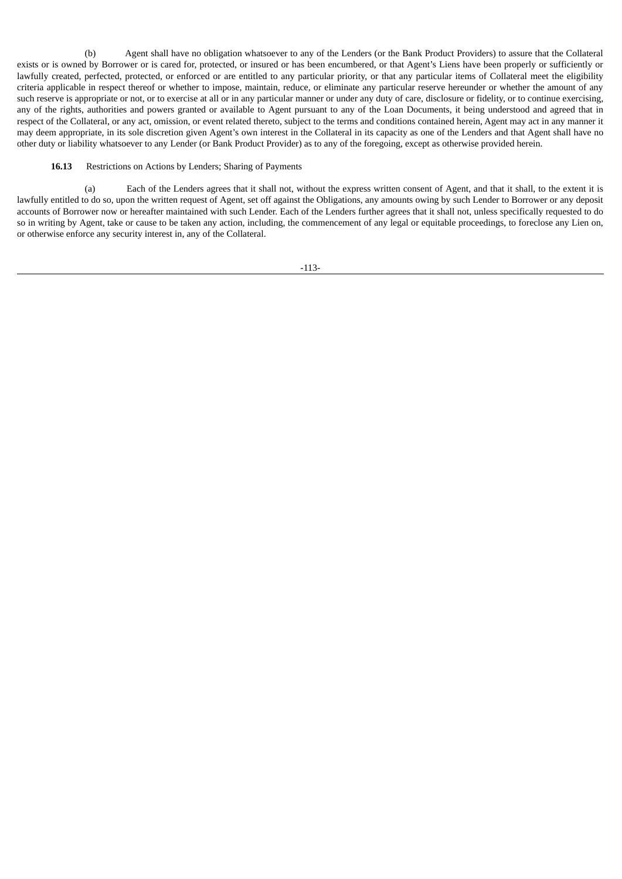(b) Agent shall have no obligation whatsoever to any of the Lenders (or the Bank Product Providers) to assure that the Collateral exists or is owned by Borrower or is cared for, protected, or insured or has been encumbered, or that Agent's Liens have been properly or sufficiently or lawfully created, perfected, protected, or enforced or are entitled to any particular priority, or that any particular items of Collateral meet the eligibility criteria applicable in respect thereof or whether to impose, maintain, reduce, or eliminate any particular reserve hereunder or whether the amount of any such reserve is appropriate or not, or to exercise at all or in any particular manner or under any duty of care, disclosure or fidelity, or to continue exercising, any of the rights, authorities and powers granted or available to Agent pursuant to any of the Loan Documents, it being understood and agreed that in respect of the Collateral, or any act, omission, or event related thereto, subject to the terms and conditions contained herein, Agent may act in any manner it may deem appropriate, in its sole discretion given Agent's own interest in the Collateral in its capacity as one of the Lenders and that Agent shall have no other duty or liability whatsoever to any Lender (or Bank Product Provider) as to any of the foregoing, except as otherwise provided herein.

**16.13** Restrictions on Actions by Lenders; Sharing of Payments

(a) Each of the Lenders agrees that it shall not, without the express written consent of Agent, and that it shall, to the extent it is lawfully entitled to do so, upon the written request of Agent, set off against the Obligations, any amounts owing by such Lender to Borrower or any deposit accounts of Borrower now or hereafter maintained with such Lender. Each of the Lenders further agrees that it shall not, unless specifically requested to do so in writing by Agent, take or cause to be taken any action, including, the commencement of any legal or equitable proceedings, to foreclose any Lien on, or otherwise enforce any security interest in, any of the Collateral.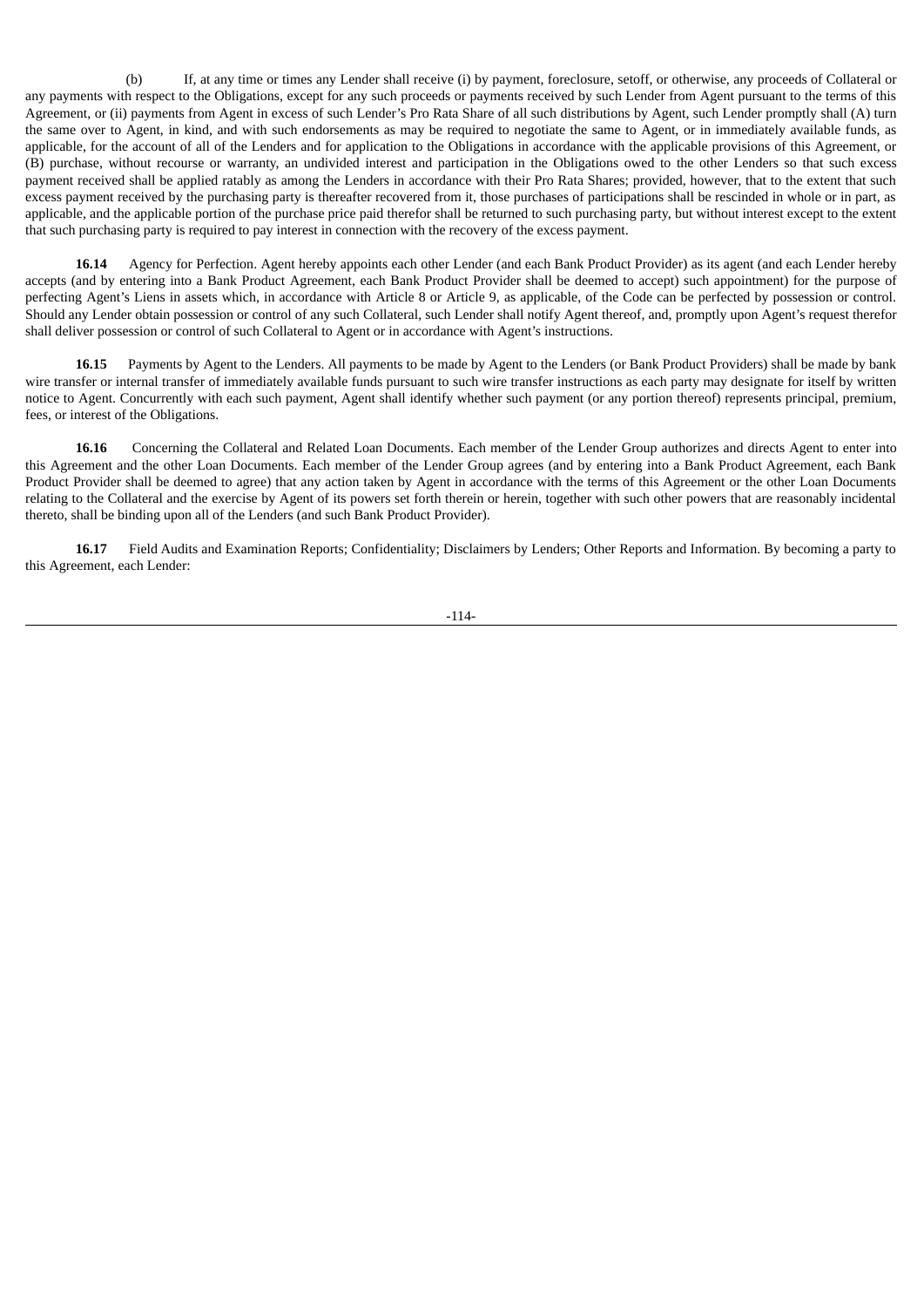(b) If, at any time or times any Lender shall receive (i) by payment, foreclosure, setoff, or otherwise, any proceeds of Collateral or any payments with respect to the Obligations, except for any such proceeds or payments received by such Lender from Agent pursuant to the terms of this Agreement, or (ii) payments from Agent in excess of such Lender's Pro Rata Share of all such distributions by Agent, such Lender promptly shall (A) turn the same over to Agent, in kind, and with such endorsements as may be required to negotiate the same to Agent, or in immediately available funds, as applicable, for the account of all of the Lenders and for application to the Obligations in accordance with the applicable provisions of this Agreement, or (B) purchase, without recourse or warranty, an undivided interest and participation in the Obligations owed to the other Lenders so that such excess payment received shall be applied ratably as among the Lenders in accordance with their Pro Rata Shares; provided, however, that to the extent that such excess payment received by the purchasing party is thereafter recovered from it, those purchases of participations shall be rescinded in whole or in part, as applicable, and the applicable portion of the purchase price paid therefor shall be returned to such purchasing party, but without interest except to the extent that such purchasing party is required to pay interest in connection with the recovery of the excess payment.

**16.14** Agency for Perfection. Agent hereby appoints each other Lender (and each Bank Product Provider) as its agent (and each Lender hereby accepts (and by entering into a Bank Product Agreement, each Bank Product Provider shall be deemed to accept) such appointment) for the purpose of perfecting Agent's Liens in assets which, in accordance with Article 8 or Article 9, as applicable, of the Code can be perfected by possession or control. Should any Lender obtain possession or control of any such Collateral, such Lender shall notify Agent thereof, and, promptly upon Agent's request therefor shall deliver possession or control of such Collateral to Agent or in accordance with Agent's instructions.

**16.15** Payments by Agent to the Lenders. All payments to be made by Agent to the Lenders (or Bank Product Providers) shall be made by bank wire transfer or internal transfer of immediately available funds pursuant to such wire transfer instructions as each party may designate for itself by written notice to Agent. Concurrently with each such payment, Agent shall identify whether such payment (or any portion thereof) represents principal, premium, fees, or interest of the Obligations.

**16.16** Concerning the Collateral and Related Loan Documents. Each member of the Lender Group authorizes and directs Agent to enter into this Agreement and the other Loan Documents. Each member of the Lender Group agrees (and by entering into a Bank Product Agreement, each Bank Product Provider shall be deemed to agree) that any action taken by Agent in accordance with the terms of this Agreement or the other Loan Documents relating to the Collateral and the exercise by Agent of its powers set forth therein or herein, together with such other powers that are reasonably incidental thereto, shall be binding upon all of the Lenders (and such Bank Product Provider).

**16.17** Field Audits and Examination Reports; Confidentiality; Disclaimers by Lenders; Other Reports and Information. By becoming a party to this Agreement, each Lender: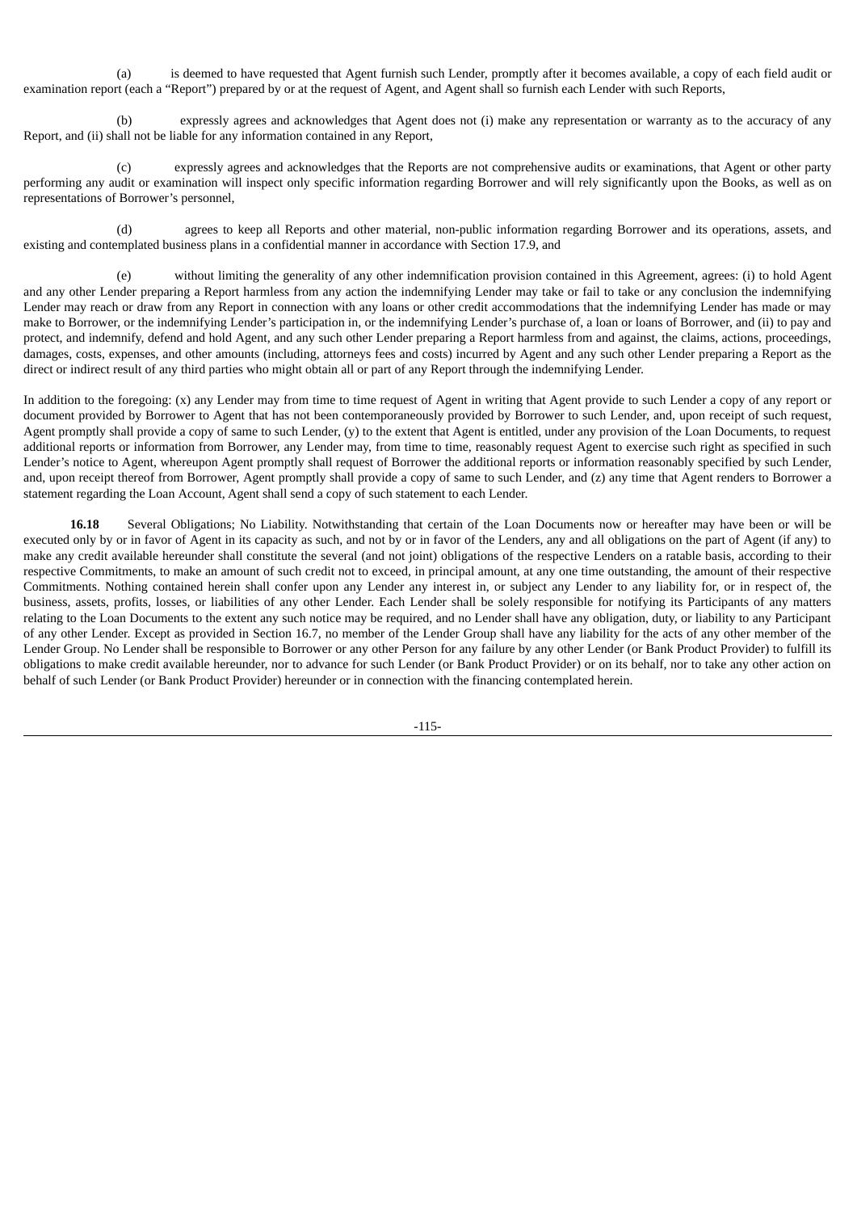(a) is deemed to have requested that Agent furnish such Lender, promptly after it becomes available, a copy of each field audit or examination report (each a "Report") prepared by or at the request of Agent, and Agent shall so furnish each Lender with such Reports,

(b) expressly agrees and acknowledges that Agent does not (i) make any representation or warranty as to the accuracy of any Report, and (ii) shall not be liable for any information contained in any Report,

(c) expressly agrees and acknowledges that the Reports are not comprehensive audits or examinations, that Agent or other party performing any audit or examination will inspect only specific information regarding Borrower and will rely significantly upon the Books, as well as on representations of Borrower's personnel,

(d) agrees to keep all Reports and other material, non-public information regarding Borrower and its operations, assets, and existing and contemplated business plans in a confidential manner in accordance with Section 17.9, and

(e) without limiting the generality of any other indemnification provision contained in this Agreement, agrees: (i) to hold Agent and any other Lender preparing a Report harmless from any action the indemnifying Lender may take or fail to take or any conclusion the indemnifying Lender may reach or draw from any Report in connection with any loans or other credit accommodations that the indemnifying Lender has made or may make to Borrower, or the indemnifying Lender's participation in, or the indemnifying Lender's purchase of, a loan or loans of Borrower, and (ii) to pay and protect, and indemnify, defend and hold Agent, and any such other Lender preparing a Report harmless from and against, the claims, actions, proceedings, damages, costs, expenses, and other amounts (including, attorneys fees and costs) incurred by Agent and any such other Lender preparing a Report as the direct or indirect result of any third parties who might obtain all or part of any Report through the indemnifying Lender.

In addition to the foregoing: (x) any Lender may from time to time request of Agent in writing that Agent provide to such Lender a copy of any report or document provided by Borrower to Agent that has not been contemporaneously provided by Borrower to such Lender, and, upon receipt of such request, Agent promptly shall provide a copy of same to such Lender, (y) to the extent that Agent is entitled, under any provision of the Loan Documents, to request additional reports or information from Borrower, any Lender may, from time to time, reasonably request Agent to exercise such right as specified in such Lender's notice to Agent, whereupon Agent promptly shall request of Borrower the additional reports or information reasonably specified by such Lender, and, upon receipt thereof from Borrower, Agent promptly shall provide a copy of same to such Lender, and (z) any time that Agent renders to Borrower a statement regarding the Loan Account, Agent shall send a copy of such statement to each Lender.

**16.18** Several Obligations; No Liability. Notwithstanding that certain of the Loan Documents now or hereafter may have been or will be executed only by or in favor of Agent in its capacity as such, and not by or in favor of the Lenders, any and all obligations on the part of Agent (if any) to make any credit available hereunder shall constitute the several (and not joint) obligations of the respective Lenders on a ratable basis, according to their respective Commitments, to make an amount of such credit not to exceed, in principal amount, at any one time outstanding, the amount of their respective Commitments. Nothing contained herein shall confer upon any Lender any interest in, or subject any Lender to any liability for, or in respect of, the business, assets, profits, losses, or liabilities of any other Lender. Each Lender shall be solely responsible for notifying its Participants of any matters relating to the Loan Documents to the extent any such notice may be required, and no Lender shall have any obligation, duty, or liability to any Participant of any other Lender. Except as provided in Section 16.7, no member of the Lender Group shall have any liability for the acts of any other member of the Lender Group. No Lender shall be responsible to Borrower or any other Person for any failure by any other Lender (or Bank Product Provider) to fulfill its obligations to make credit available hereunder, nor to advance for such Lender (or Bank Product Provider) or on its behalf, nor to take any other action on behalf of such Lender (or Bank Product Provider) hereunder or in connection with the financing contemplated herein.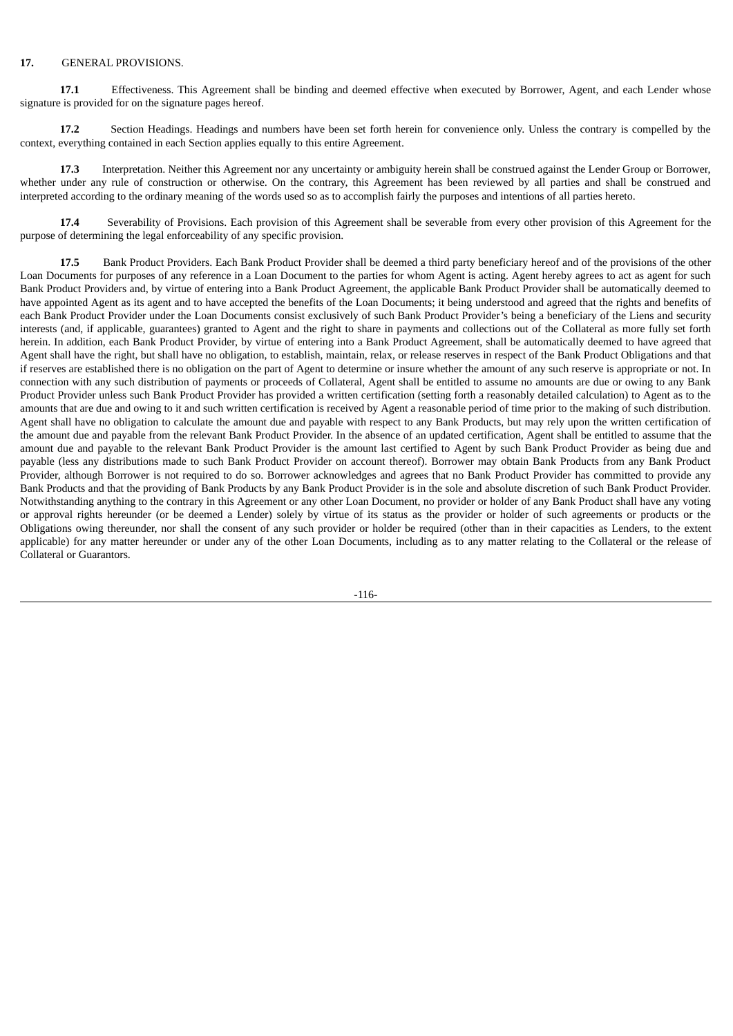**17.** GENERAL PROVISIONS.

**17.1** Effectiveness. This Agreement shall be binding and deemed effective when executed by Borrower, Agent, and each Lender whose signature is provided for on the signature pages hereof.

**17.2** Section Headings. Headings and numbers have been set forth herein for convenience only. Unless the contrary is compelled by the context, everything contained in each Section applies equally to this entire Agreement.

**17.3** Interpretation. Neither this Agreement nor any uncertainty or ambiguity herein shall be construed against the Lender Group or Borrower, whether under any rule of construction or otherwise. On the contrary, this Agreement has been reviewed by all parties and shall be construed and interpreted according to the ordinary meaning of the words used so as to accomplish fairly the purposes and intentions of all parties hereto.

**17.4** Severability of Provisions. Each provision of this Agreement shall be severable from every other provision of this Agreement for the purpose of determining the legal enforceability of any specific provision.

**17.5** Bank Product Providers. Each Bank Product Provider shall be deemed a third party beneficiary hereof and of the provisions of the other Loan Documents for purposes of any reference in a Loan Document to the parties for whom Agent is acting. Agent hereby agrees to act as agent for such Bank Product Providers and, by virtue of entering into a Bank Product Agreement, the applicable Bank Product Provider shall be automatically deemed to have appointed Agent as its agent and to have accepted the benefits of the Loan Documents; it being understood and agreed that the rights and benefits of each Bank Product Provider under the Loan Documents consist exclusively of such Bank Product Provider's being a beneficiary of the Liens and security interests (and, if applicable, guarantees) granted to Agent and the right to share in payments and collections out of the Collateral as more fully set forth herein. In addition, each Bank Product Provider, by virtue of entering into a Bank Product Agreement, shall be automatically deemed to have agreed that Agent shall have the right, but shall have no obligation, to establish, maintain, relax, or release reserves in respect of the Bank Product Obligations and that if reserves are established there is no obligation on the part of Agent to determine or insure whether the amount of any such reserve is appropriate or not. In connection with any such distribution of payments or proceeds of Collateral, Agent shall be entitled to assume no amounts are due or owing to any Bank Product Provider unless such Bank Product Provider has provided a written certification (setting forth a reasonably detailed calculation) to Agent as to the amounts that are due and owing to it and such written certification is received by Agent a reasonable period of time prior to the making of such distribution. Agent shall have no obligation to calculate the amount due and payable with respect to any Bank Products, but may rely upon the written certification of the amount due and payable from the relevant Bank Product Provider. In the absence of an updated certification, Agent shall be entitled to assume that the amount due and payable to the relevant Bank Product Provider is the amount last certified to Agent by such Bank Product Provider as being due and payable (less any distributions made to such Bank Product Provider on account thereof). Borrower may obtain Bank Products from any Bank Product Provider, although Borrower is not required to do so. Borrower acknowledges and agrees that no Bank Product Provider has committed to provide any Bank Products and that the providing of Bank Products by any Bank Product Provider is in the sole and absolute discretion of such Bank Product Provider. Notwithstanding anything to the contrary in this Agreement or any other Loan Document, no provider or holder of any Bank Product shall have any voting or approval rights hereunder (or be deemed a Lender) solely by virtue of its status as the provider or holder of such agreements or products or the Obligations owing thereunder, nor shall the consent of any such provider or holder be required (other than in their capacities as Lenders, to the extent applicable) for any matter hereunder or under any of the other Loan Documents, including as to any matter relating to the Collateral or the release of Collateral or Guarantors.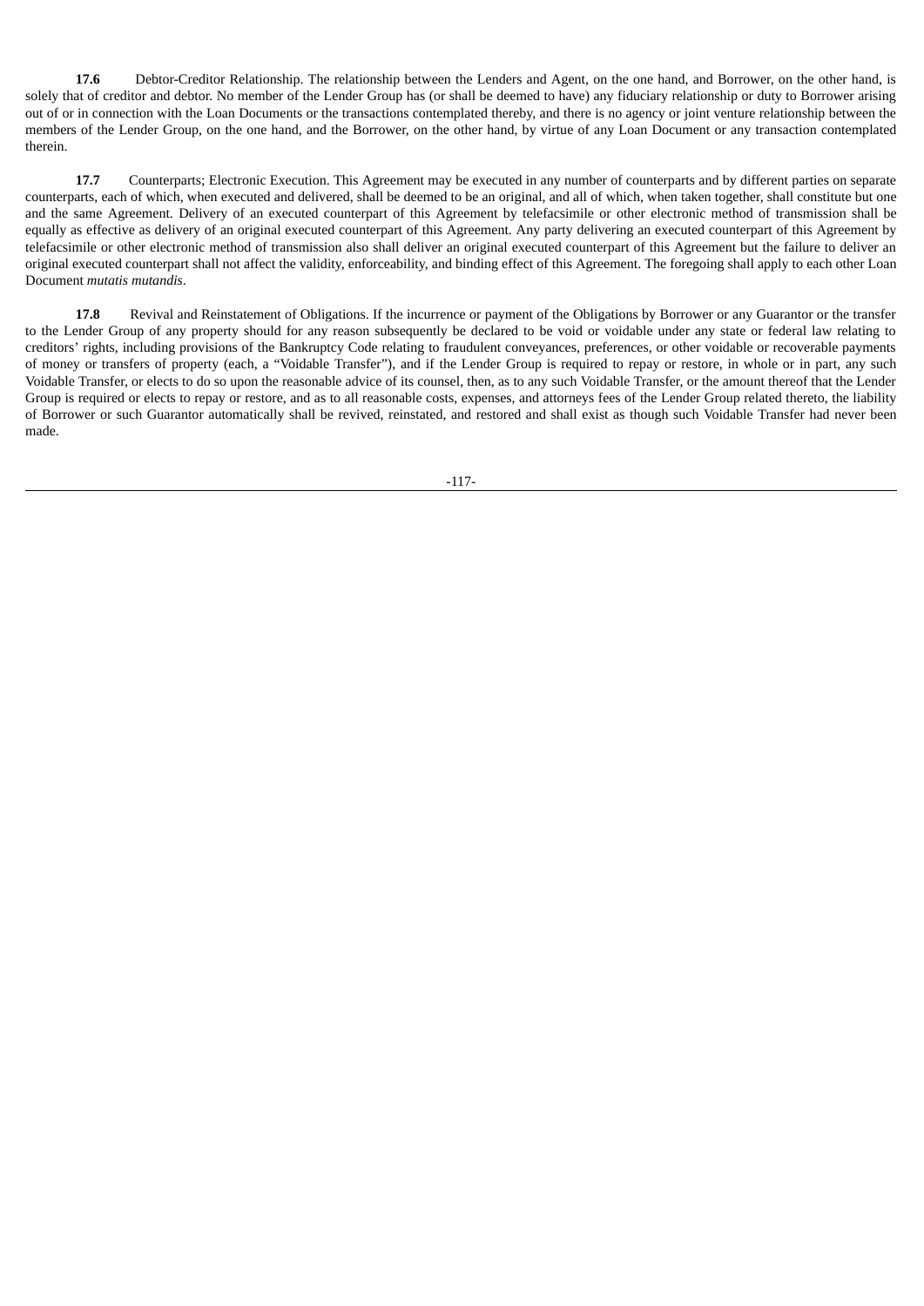**17.6** Debtor-Creditor Relationship. The relationship between the Lenders and Agent, on the one hand, and Borrower, on the other hand, is solely that of creditor and debtor. No member of the Lender Group has (or shall be deemed to have) any fiduciary relationship or duty to Borrower arising out of or in connection with the Loan Documents or the transactions contemplated thereby, and there is no agency or joint venture relationship between the members of the Lender Group, on the one hand, and the Borrower, on the other hand, by virtue of any Loan Document or any transaction contemplated therein.

**17.7** Counterparts; Electronic Execution. This Agreement may be executed in any number of counterparts and by different parties on separate counterparts, each of which, when executed and delivered, shall be deemed to be an original, and all of which, when taken together, shall constitute but one and the same Agreement. Delivery of an executed counterpart of this Agreement by telefacsimile or other electronic method of transmission shall be equally as effective as delivery of an original executed counterpart of this Agreement. Any party delivering an executed counterpart of this Agreement by telefacsimile or other electronic method of transmission also shall deliver an original executed counterpart of this Agreement but the failure to deliver an original executed counterpart shall not affect the validity, enforceability, and binding effect of this Agreement. The foregoing shall apply to each other Loan Document *mutatis mutandis*.

**17.8** Revival and Reinstatement of Obligations. If the incurrence or payment of the Obligations by Borrower or any Guarantor or the transfer to the Lender Group of any property should for any reason subsequently be declared to be void or voidable under any state or federal law relating to creditors' rights, including provisions of the Bankruptcy Code relating to fraudulent conveyances, preferences, or other voidable or recoverable payments of money or transfers of property (each, a "Voidable Transfer"), and if the Lender Group is required to repay or restore, in whole or in part, any such Voidable Transfer, or elects to do so upon the reasonable advice of its counsel, then, as to any such Voidable Transfer, or the amount thereof that the Lender Group is required or elects to repay or restore, and as to all reasonable costs, expenses, and attorneys fees of the Lender Group related thereto, the liability of Borrower or such Guarantor automatically shall be revived, reinstated, and restored and shall exist as though such Voidable Transfer had never been made.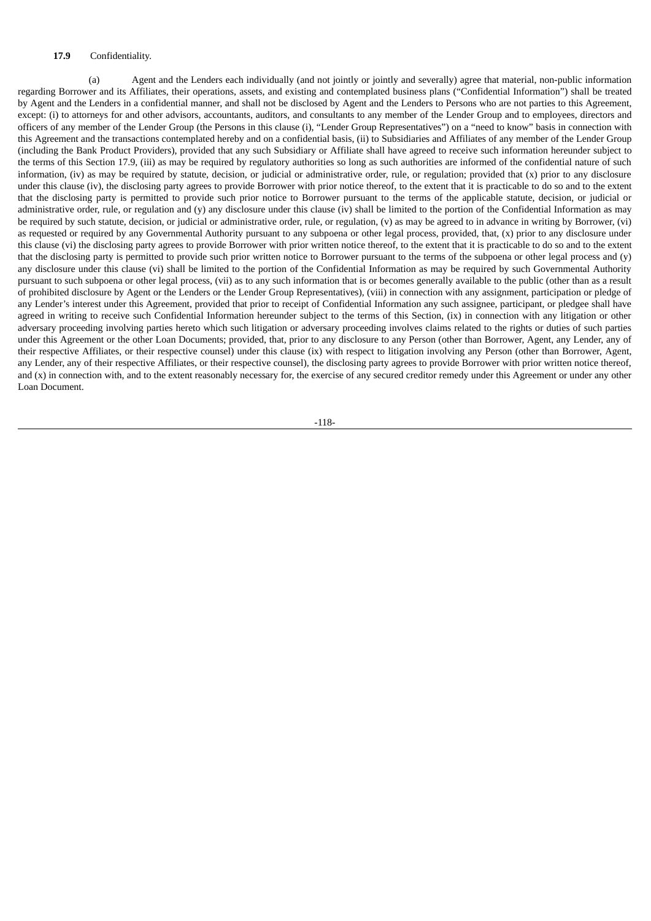**17.9** Confidentiality.

(a) Agent and the Lenders each individually (and not jointly or jointly and severally) agree that material, non-public information regarding Borrower and its Affiliates, their operations, assets, and existing and contemplated business plans ("Confidential Information") shall be treated by Agent and the Lenders in a confidential manner, and shall not be disclosed by Agent and the Lenders to Persons who are not parties to this Agreement, except: (i) to attorneys for and other advisors, accountants, auditors, and consultants to any member of the Lender Group and to employees, directors and officers of any member of the Lender Group (the Persons in this clause (i), "Lender Group Representatives") on a "need to know" basis in connection with this Agreement and the transactions contemplated hereby and on a confidential basis, (ii) to Subsidiaries and Affiliates of any member of the Lender Group (including the Bank Product Providers), provided that any such Subsidiary or Affiliate shall have agreed to receive such information hereunder subject to the terms of this Section 17.9, (iii) as may be required by regulatory authorities so long as such authorities are informed of the confidential nature of such information, (iv) as may be required by statute, decision, or judicial or administrative order, rule, or regulation; provided that (x) prior to any disclosure under this clause (iv), the disclosing party agrees to provide Borrower with prior notice thereof, to the extent that it is practicable to do so and to the extent that the disclosing party is permitted to provide such prior notice to Borrower pursuant to the terms of the applicable statute, decision, or judicial or administrative order, rule, or regulation and (y) any disclosure under this clause (iv) shall be limited to the portion of the Confidential Information as may be required by such statute, decision, or judicial or administrative order, rule, or regulation, (v) as may be agreed to in advance in writing by Borrower, (vi) as requested or required by any Governmental Authority pursuant to any subpoena or other legal process, provided, that, (x) prior to any disclosure under this clause (vi) the disclosing party agrees to provide Borrower with prior written notice thereof, to the extent that it is practicable to do so and to the extent that the disclosing party is permitted to provide such prior written notice to Borrower pursuant to the terms of the subpoena or other legal process and (y) any disclosure under this clause (vi) shall be limited to the portion of the Confidential Information as may be required by such Governmental Authority pursuant to such subpoena or other legal process, (vii) as to any such information that is or becomes generally available to the public (other than as a result of prohibited disclosure by Agent or the Lenders or the Lender Group Representatives), (viii) in connection with any assignment, participation or pledge of any Lender's interest under this Agreement, provided that prior to receipt of Confidential Information any such assignee, participant, or pledgee shall have agreed in writing to receive such Confidential Information hereunder subject to the terms of this Section, (ix) in connection with any litigation or other adversary proceeding involving parties hereto which such litigation or adversary proceeding involves claims related to the rights or duties of such parties under this Agreement or the other Loan Documents; provided, that, prior to any disclosure to any Person (other than Borrower, Agent, any Lender, any of their respective Affiliates, or their respective counsel) under this clause (ix) with respect to litigation involving any Person (other than Borrower, Agent, any Lender, any of their respective Affiliates, or their respective counsel), the disclosing party agrees to provide Borrower with prior written notice thereof, and (x) in connection with, and to the extent reasonably necessary for, the exercise of any secured creditor remedy under this Agreement or under any other Loan Document.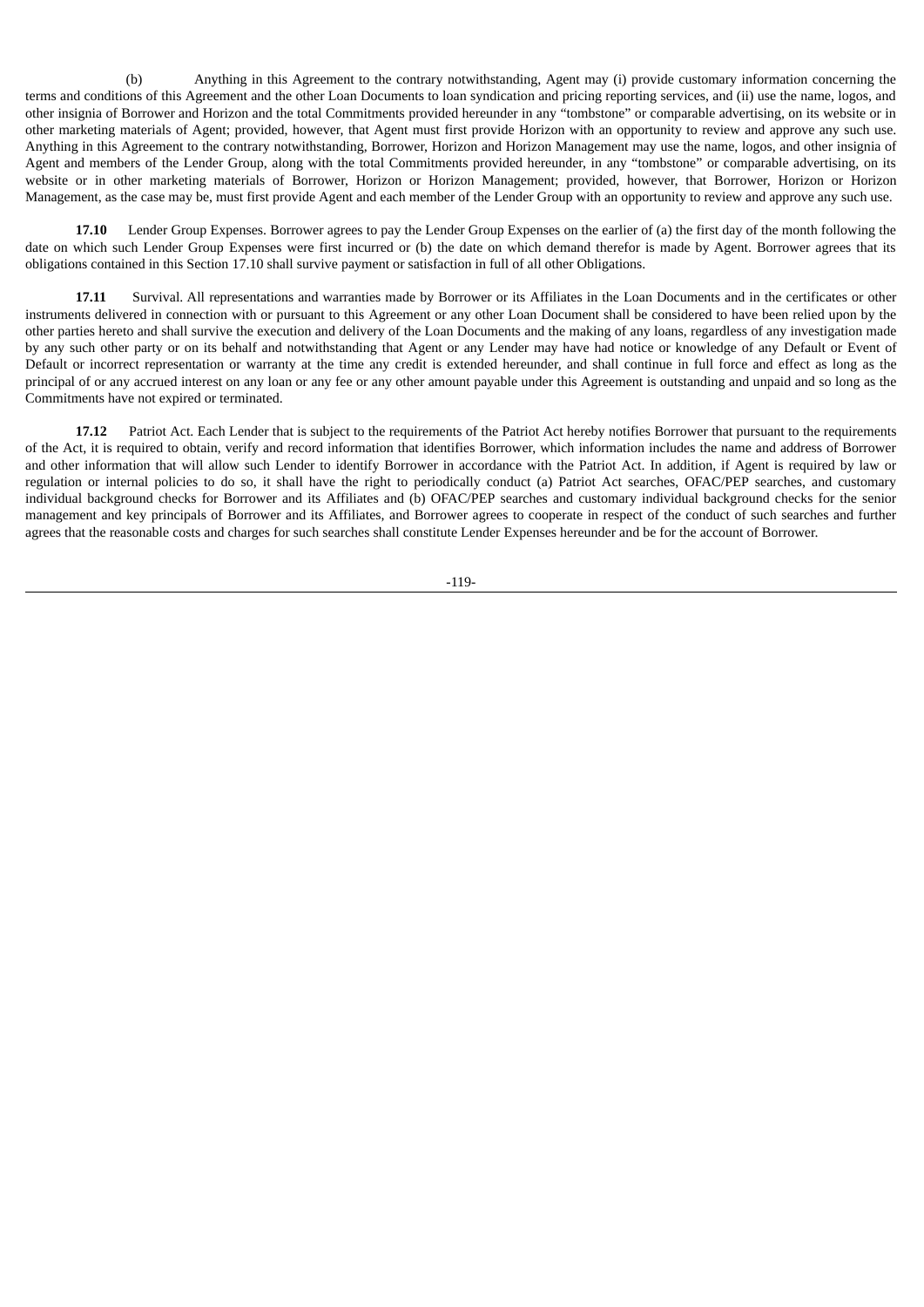(b) Anything in this Agreement to the contrary notwithstanding, Agent may (i) provide customary information concerning the terms and conditions of this Agreement and the other Loan Documents to loan syndication and pricing reporting services, and (ii) use the name, logos, and other insignia of Borrower and Horizon and the total Commitments provided hereunder in any "tombstone" or comparable advertising, on its website or in other marketing materials of Agent; provided, however, that Agent must first provide Horizon with an opportunity to review and approve any such use. Anything in this Agreement to the contrary notwithstanding, Borrower, Horizon and Horizon Management may use the name, logos, and other insignia of Agent and members of the Lender Group, along with the total Commitments provided hereunder, in any "tombstone" or comparable advertising, on its website or in other marketing materials of Borrower, Horizon or Horizon Management; provided, however, that Borrower, Horizon or Horizon Management, as the case may be, must first provide Agent and each member of the Lender Group with an opportunity to review and approve any such use.

**17.10** Lender Group Expenses. Borrower agrees to pay the Lender Group Expenses on the earlier of (a) the first day of the month following the date on which such Lender Group Expenses were first incurred or (b) the date on which demand therefor is made by Agent. Borrower agrees that its obligations contained in this Section 17.10 shall survive payment or satisfaction in full of all other Obligations.

**17.11** Survival. All representations and warranties made by Borrower or its Affiliates in the Loan Documents and in the certificates or other instruments delivered in connection with or pursuant to this Agreement or any other Loan Document shall be considered to have been relied upon by the other parties hereto and shall survive the execution and delivery of the Loan Documents and the making of any loans, regardless of any investigation made by any such other party or on its behalf and notwithstanding that Agent or any Lender may have had notice or knowledge of any Default or Event of Default or incorrect representation or warranty at the time any credit is extended hereunder, and shall continue in full force and effect as long as the principal of or any accrued interest on any loan or any fee or any other amount payable under this Agreement is outstanding and unpaid and so long as the Commitments have not expired or terminated.

**17.12** Patriot Act. Each Lender that is subject to the requirements of the Patriot Act hereby notifies Borrower that pursuant to the requirements of the Act, it is required to obtain, verify and record information that identifies Borrower, which information includes the name and address of Borrower and other information that will allow such Lender to identify Borrower in accordance with the Patriot Act. In addition, if Agent is required by law or regulation or internal policies to do so, it shall have the right to periodically conduct (a) Patriot Act searches, OFAC/PEP searches, and customary individual background checks for Borrower and its Affiliates and (b) OFAC/PEP searches and customary individual background checks for the senior management and key principals of Borrower and its Affiliates, and Borrower agrees to cooperate in respect of the conduct of such searches and further agrees that the reasonable costs and charges for such searches shall constitute Lender Expenses hereunder and be for the account of Borrower.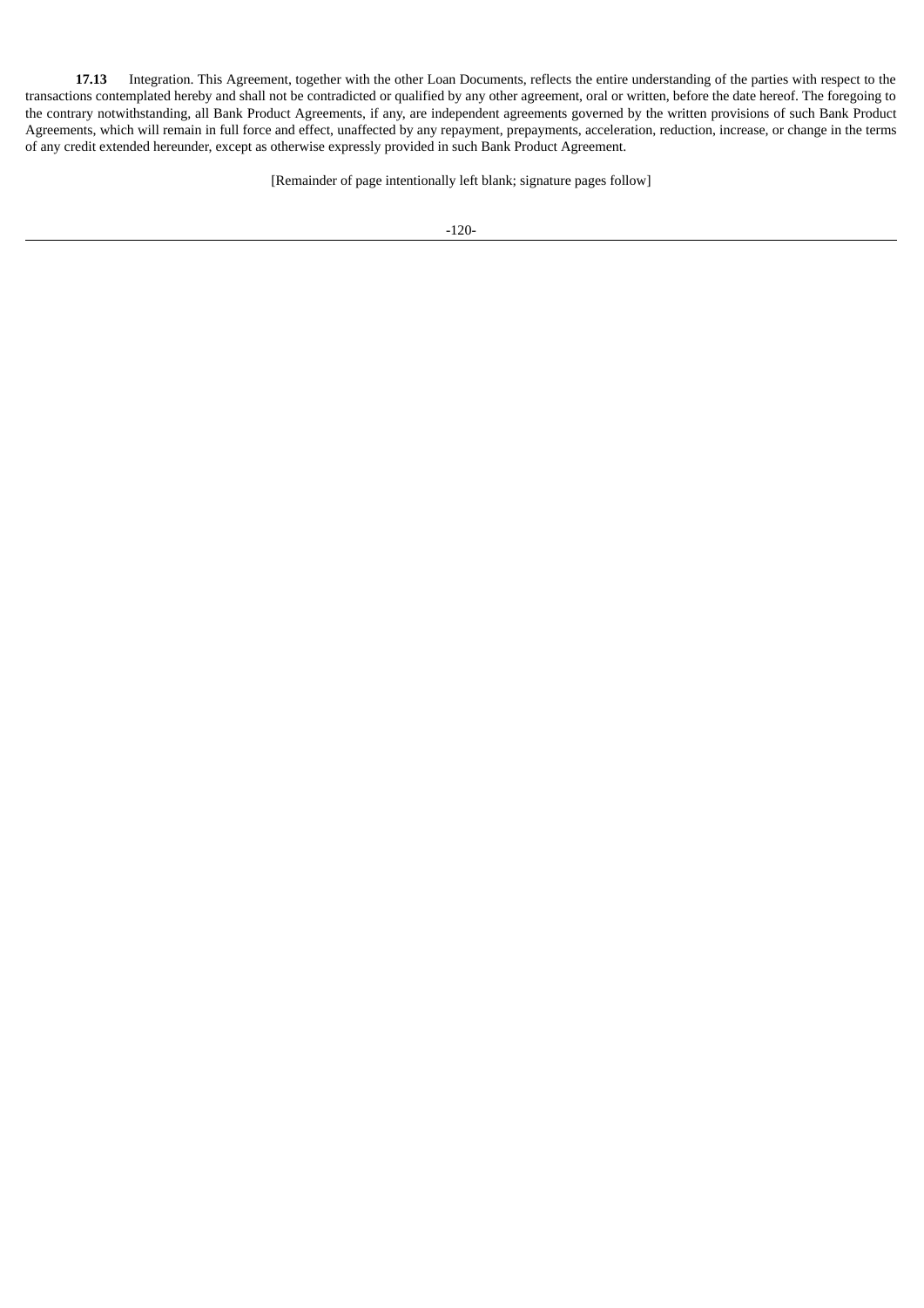**17.13** Integration. This Agreement, together with the other Loan Documents, reflects the entire understanding of the parties with respect to the transactions contemplated hereby and shall not be contradicted or qualified by any other agreement, oral or written, before the date hereof. The foregoing to the contrary notwithstanding, all Bank Product Agreements, if any, are independent agreements governed by the written provisions of such Bank Product Agreements, which will remain in full force and effect, unaffected by any repayment, prepayments, acceleration, reduction, increase, or change in the terms of any credit extended hereunder, except as otherwise expressly provided in such Bank Product Agreement.

[Remainder of page intentionally left blank; signature pages follow]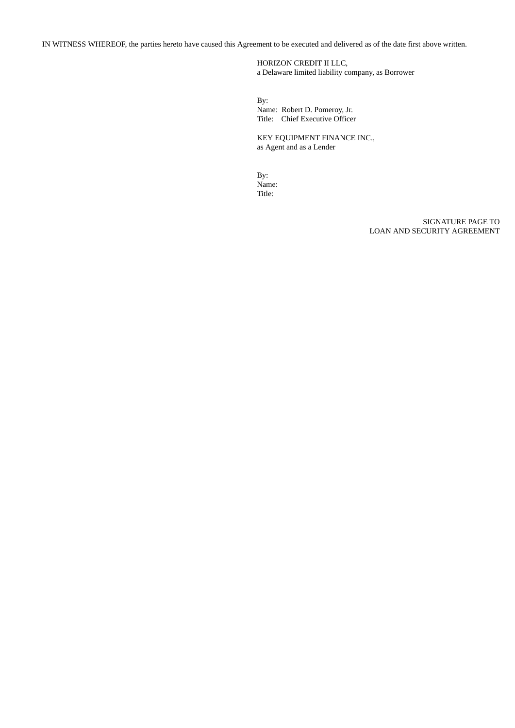IN WITNESS WHEREOF, the parties hereto have caused this Agreement to be executed and delivered as of the date first above written.

HORIZON CREDIT II LLC,
a Delaware limited liability company, as Borrower

By:
Name: Robert D. Pomeroy, Jr.
Title: Chief Executive Officer

KEY EQUIPMENT FINANCE INC.,
as Agent and as a Lender

By:
Name:
Title:

SIGNATURE PAGE TO
LOAN AND SECURITY AGREEMENT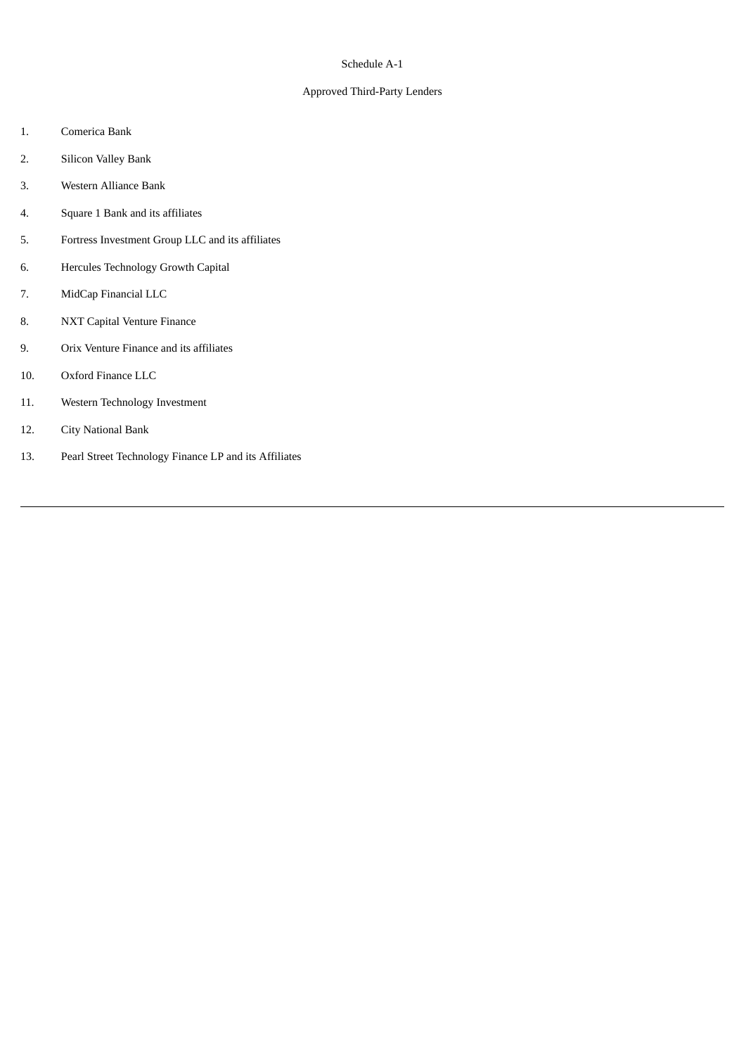Schedule A-1

Approved Third-Party Lenders

1. Comerica Bank
2. Silicon Valley Bank
3. Western Alliance Bank
4. Square 1 Bank and its affiliates
5. Fortress Investment Group LLC and its affiliates
6. Hercules Technology Growth Capital
7. MidCap Financial LLC
8. NXT Capital Venture Finance
9. Orix Venture Finance and its affiliates
10. Oxford Finance LLC
11. Western Technology Investment
12. City National Bank
13. Pearl Street Technology Finance LP and its Affiliates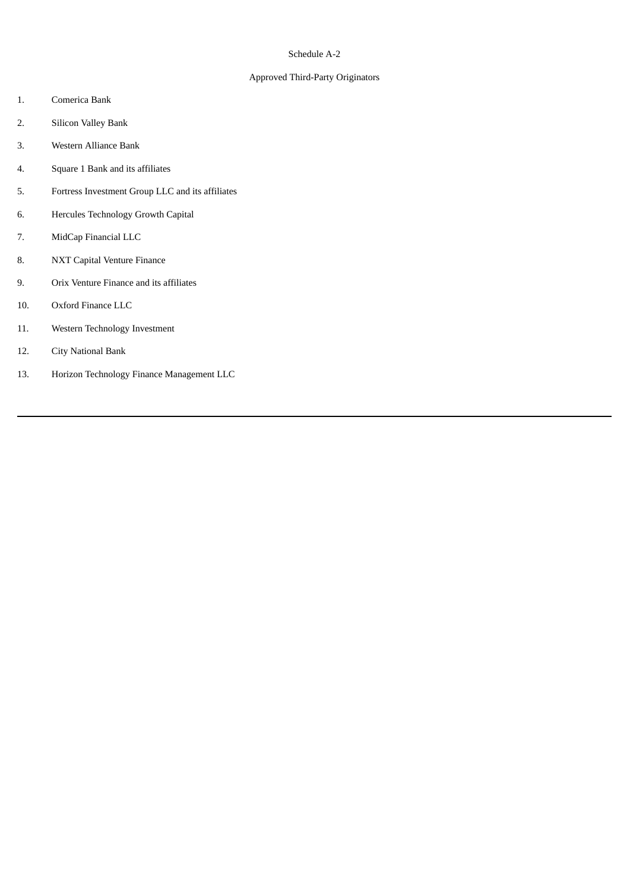Schedule A-2

Approved Third-Party Originators

1. Comerica Bank
2. Silicon Valley Bank
3. Western Alliance Bank
4. Square 1 Bank and its affiliates
5. Fortress Investment Group LLC and its affiliates
6. Hercules Technology Growth Capital
7. MidCap Financial LLC
8. NXT Capital Venture Finance
9. Orix Venture Finance and its affiliates
10. Oxford Finance LLC
11. Western Technology Investment
12. City National Bank
13. Horizon Technology Finance Management LLC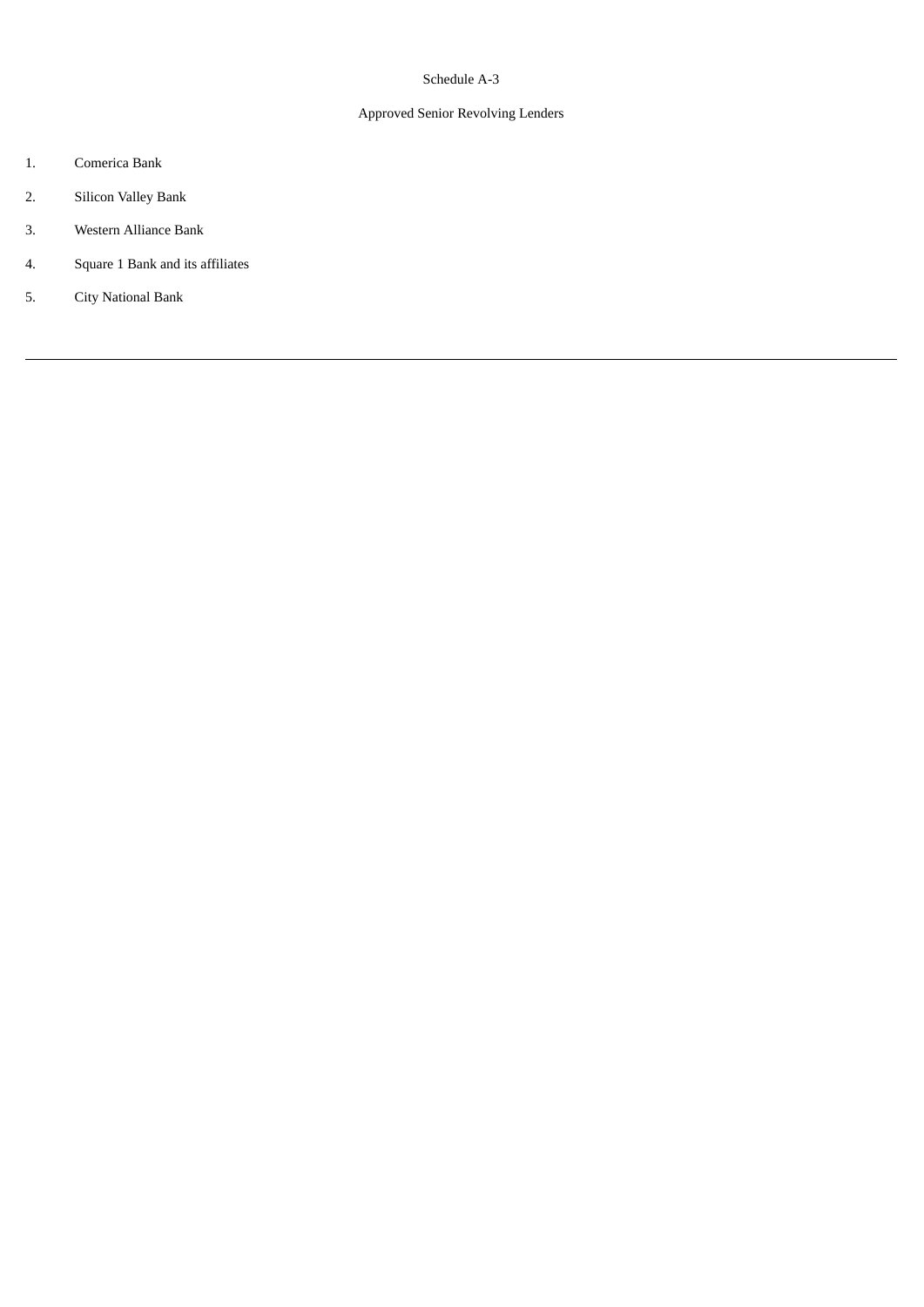Schedule A-3

Approved Senior Revolving Lenders

1. Comerica Bank
2. Silicon Valley Bank
3. Western Alliance Bank
4. Square 1 Bank and its affiliates
5. City National Bank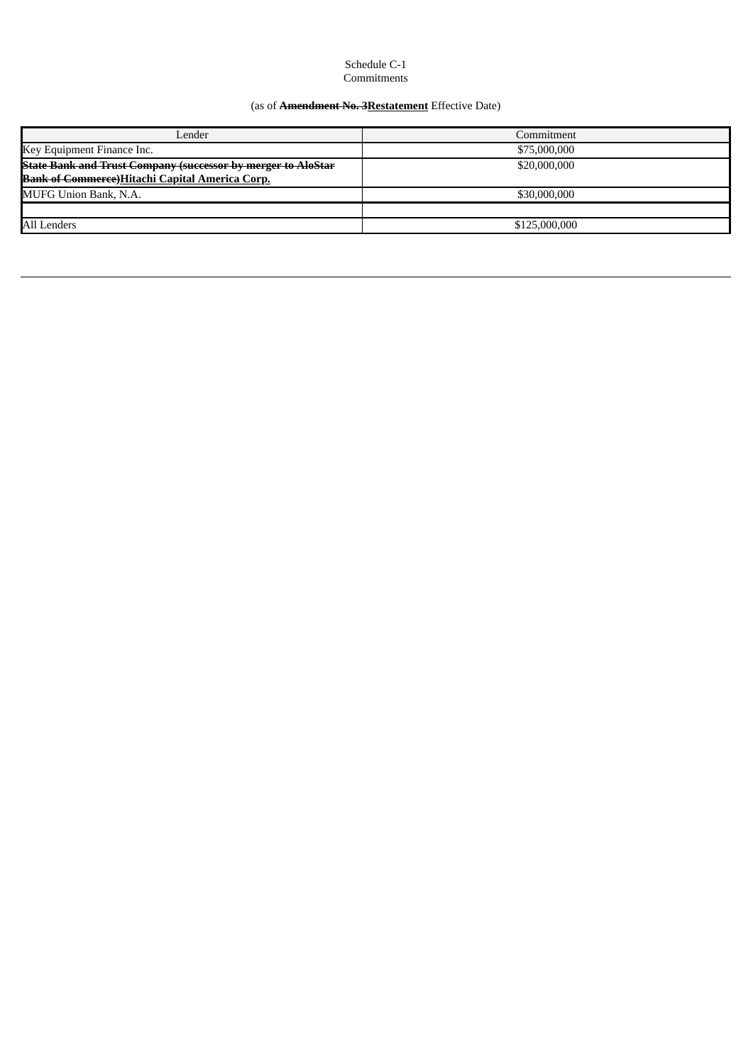Schedule C-1
Commitments

(as of ~~**Amendment No. 3**~~**<u>Restatement</u>** Effective Date)

| Lender | Commitment |
|---|---|
| Key Equipment Finance Inc. | $75,000,000 |
| ~~**State Bank and Trust Company (successor by merger to AloStar Bank of Commerce)**~~**<u>Hitachi Capital America Corp.</u>** | $20,000,000 |
| MUFG Union Bank, N.A. | $30,000,000 |
| | |
| All Lenders | $125,000,000 |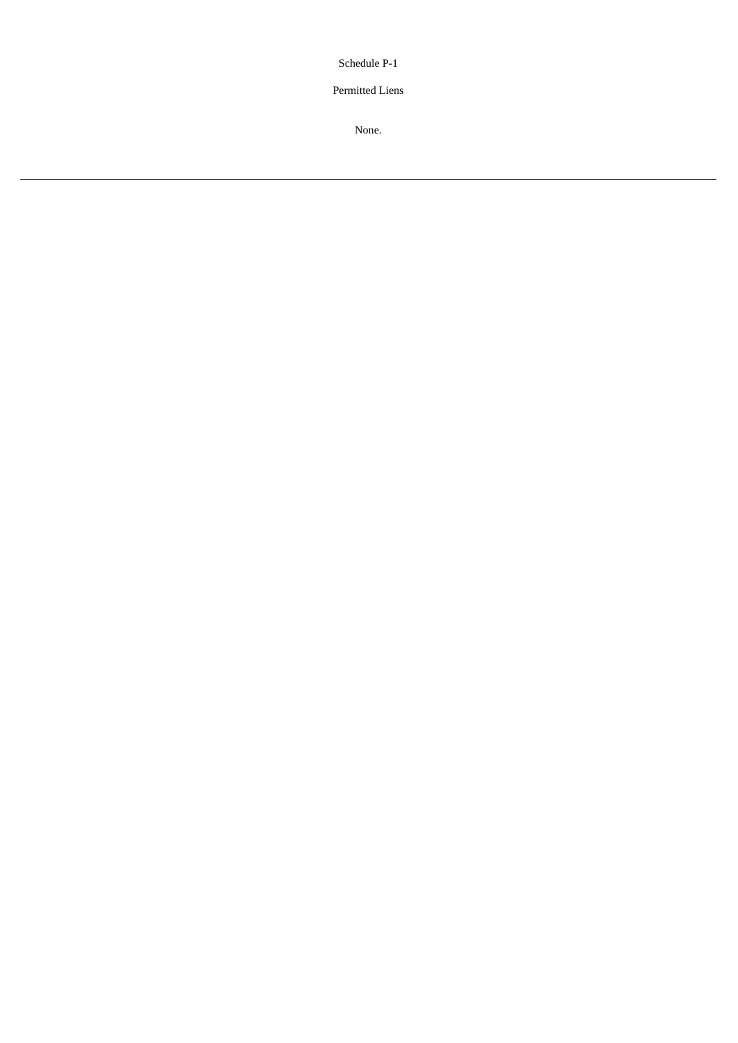Schedule P-1

Permitted Liens

None.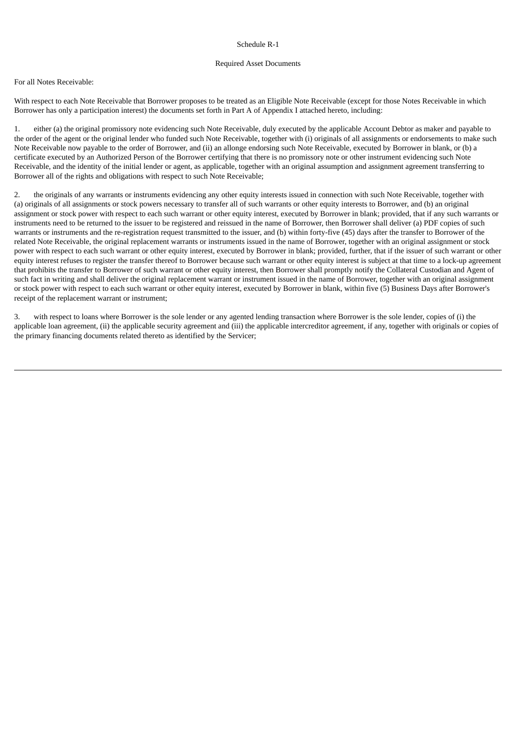Schedule R-1

Required Asset Documents

For all Notes Receivable:

With respect to each Note Receivable that Borrower proposes to be treated as an Eligible Note Receivable (except for those Notes Receivable in which Borrower has only a participation interest) the documents set forth in Part A of Appendix I attached hereto, including:

1. either (a) the original promissory note evidencing such Note Receivable, duly executed by the applicable Account Debtor as maker and payable to the order of the agent or the original lender who funded such Note Receivable, together with (i) originals of all assignments or endorsements to make such Note Receivable now payable to the order of Borrower, and (ii) an allonge endorsing such Note Receivable, executed by Borrower in blank, or (b) a certificate executed by an Authorized Person of the Borrower certifying that there is no promissory note or other instrument evidencing such Note Receivable, and the identity of the initial lender or agent, as applicable, together with an original assumption and assignment agreement transferring to Borrower all of the rights and obligations with respect to such Note Receivable;

2. the originals of any warrants or instruments evidencing any other equity interests issued in connection with such Note Receivable, together with (a) originals of all assignments or stock powers necessary to transfer all of such warrants or other equity interests to Borrower, and (b) an original assignment or stock power with respect to each such warrant or other equity interest, executed by Borrower in blank; provided, that if any such warrants or instruments need to be returned to the issuer to be registered and reissued in the name of Borrower, then Borrower shall deliver (a) PDF copies of such warrants or instruments and the re-registration request transmitted to the issuer, and (b) within forty-five (45) days after the transfer to Borrower of the related Note Receivable, the original replacement warrants or instruments issued in the name of Borrower, together with an original assignment or stock power with respect to each such warrant or other equity interest, executed by Borrower in blank; provided, further, that if the issuer of such warrant or other equity interest refuses to register the transfer thereof to Borrower because such warrant or other equity interest is subject at that time to a lock-up agreement that prohibits the transfer to Borrower of such warrant or other equity interest, then Borrower shall promptly notify the Collateral Custodian and Agent of such fact in writing and shall deliver the original replacement warrant or instrument issued in the name of Borrower, together with an original assignment or stock power with respect to each such warrant or other equity interest, executed by Borrower in blank, within five (5) Business Days after Borrower's receipt of the replacement warrant or instrument;

3. with respect to loans where Borrower is the sole lender or any agented lending transaction where Borrower is the sole lender, copies of (i) the applicable loan agreement, (ii) the applicable security agreement and (iii) the applicable intercreditor agreement, if any, together with originals or copies of the primary financing documents related thereto as identified by the Servicer;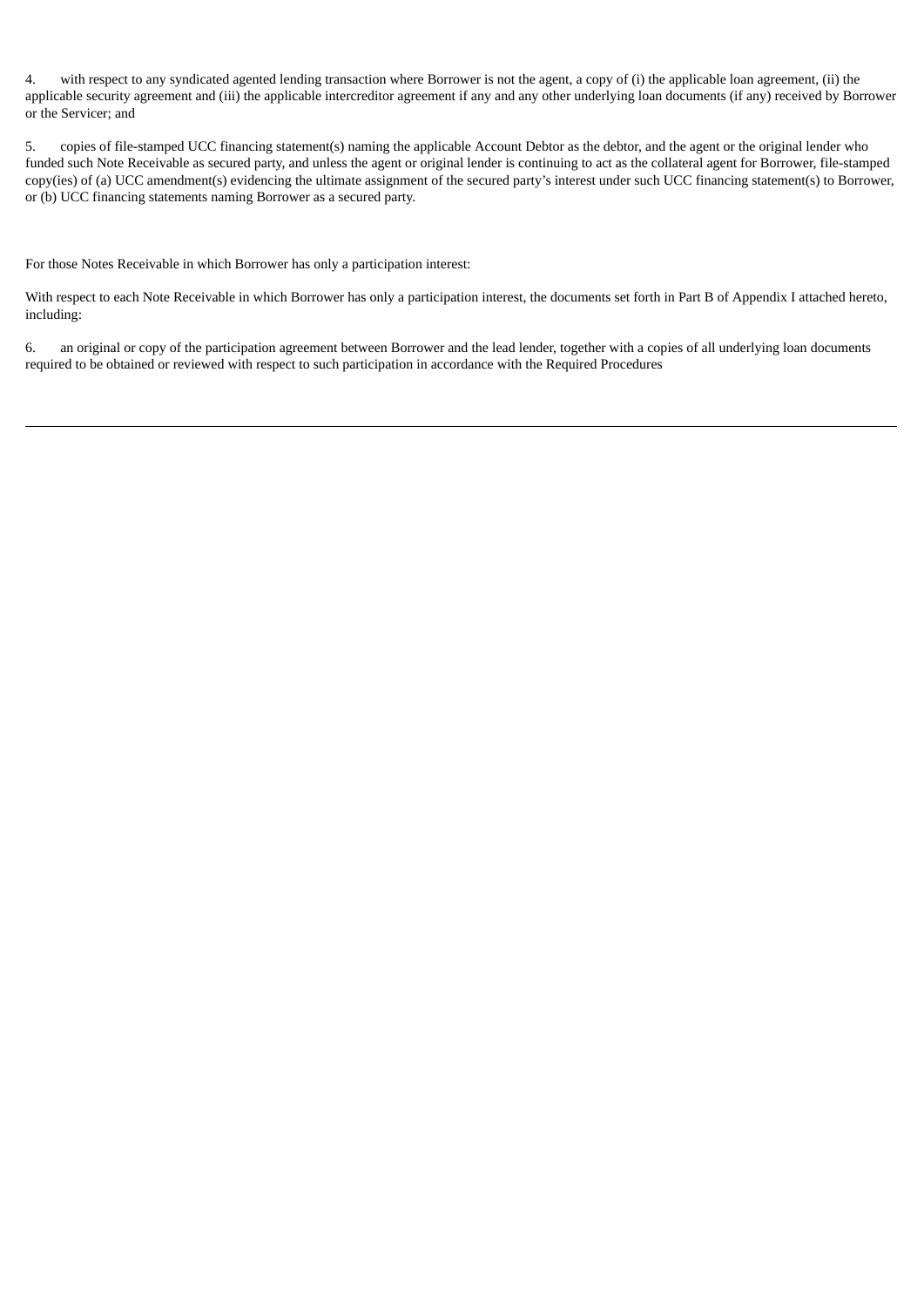4. with respect to any syndicated agented lending transaction where Borrower is not the agent, a copy of (i) the applicable loan agreement, (ii) the applicable security agreement and (iii) the applicable intercreditor agreement if any and any other underlying loan documents (if any) received by Borrower or the Servicer; and

5. copies of file-stamped UCC financing statement(s) naming the applicable Account Debtor as the debtor, and the agent or the original lender who funded such Note Receivable as secured party, and unless the agent or original lender is continuing to act as the collateral agent for Borrower, file-stamped copy(ies) of (a) UCC amendment(s) evidencing the ultimate assignment of the secured party's interest under such UCC financing statement(s) to Borrower, or (b) UCC financing statements naming Borrower as a secured party.

For those Notes Receivable in which Borrower has only a participation interest:

With respect to each Note Receivable in which Borrower has only a participation interest, the documents set forth in Part B of Appendix I attached hereto, including:

6. an original or copy of the participation agreement between Borrower and the lead lender, together with a copies of all underlying loan documents required to be obtained or reviewed with respect to such participation in accordance with the Required Procedures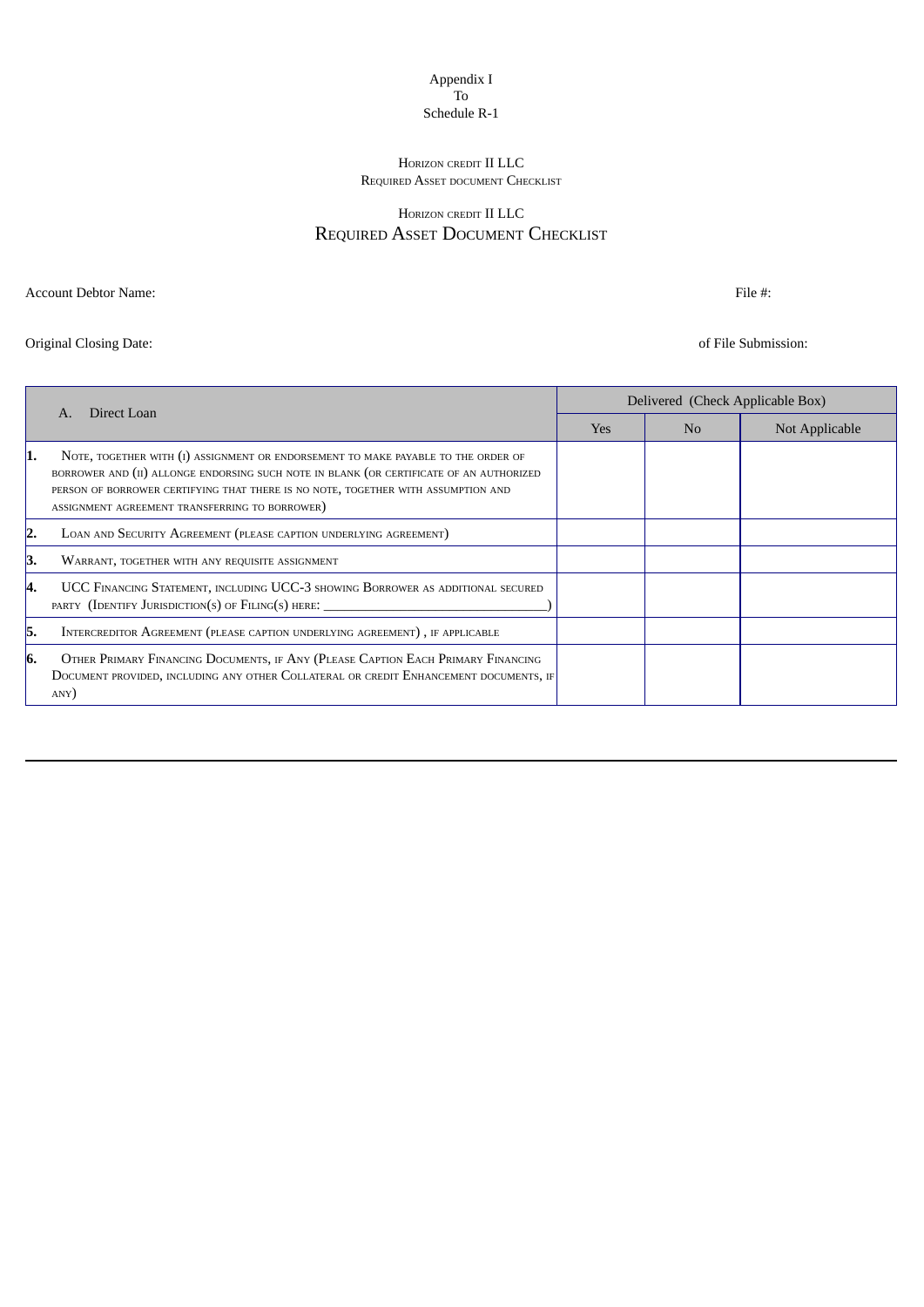Appendix I
To
Schedule R-1

HORIZON CREDIT II LLC
REQUIRED ASSET DOCUMENT CHECKLIST

## HORIZON CREDIT II LLC
## REQUIRED ASSET DOCUMENT CHECKLIST

Account Debtor Name: File #:

Original Closing Date: of File Submission:

| A. Direct Loan | Delivered (Check Applicable Box) | | |
|---|---|---|---|
| | Yes | No | Not Applicable |
| **1.** NOTE, TOGETHER WITH (I) ASSIGNMENT OR ENDORSEMENT TO MAKE PAYABLE TO THE ORDER OF BORROWER AND (II) ALLONGE ENDORSING SUCH NOTE IN BLANK (OR CERTIFICATE OF AN AUTHORIZED PERSON OF BORROWER CERTIFYING THAT THERE IS NO NOTE, TOGETHER WITH ASSUMPTION AND ASSIGNMENT AGREEMENT TRANSFERRING TO BORROWER) | | | |
| **2.** LOAN AND SECURITY AGREEMENT (PLEASE CAPTION UNDERLYING AGREEMENT) | | | |
| **3.** WARRANT, TOGETHER WITH ANY REQUISITE ASSIGNMENT | | | |
| **4.** UCC FINANCING STATEMENT, INCLUDING UCC-3 SHOWING BORROWER AS ADDITIONAL SECURED PARTY (IDENTIFY JURISDICTION(S) OF FILING(S) HERE: ______________________________) | | | |
| **5.** INTERCREDITOR AGREEMENT (PLEASE CAPTION UNDERLYING AGREEMENT) , IF APPLICABLE | | | |
| **6.** OTHER PRIMARY FINANCING DOCUMENTS, IF ANY (PLEASE CAPTION EACH PRIMARY FINANCING DOCUMENT PROVIDED, INCLUDING ANY OTHER COLLATERAL OR CREDIT ENHANCEMENT DOCUMENTS, IF ANY) | | | |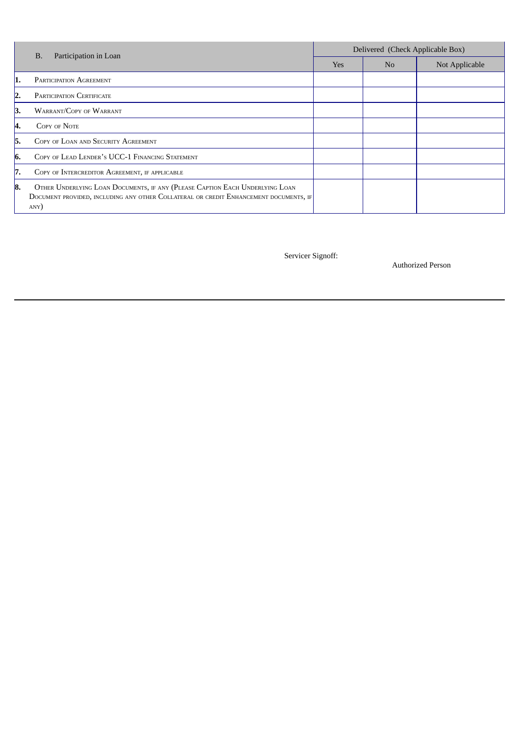| B. Participation in Loan | Delivered (Check Applicable Box) | | |
|---|---|---|---|
| | Yes | No | Not Applicable |
| **1.** Participation Agreement | | | |
| **2.** Participation Certificate | | | |
| **3.** Warrant/Copy of Warrant | | | |
| **4.** Copy of Note | | | |
| **5.** Copy of Loan and Security Agreement | | | |
| **6.** Copy of Lead Lender's UCC-1 Financing Statement | | | |
| **7.** Copy of Intercreditor Agreement, if applicable | | | |
| **8.** Other Underlying Loan Documents, if any (Please Caption Each Underlying Loan Document provided, including any other Collateral or credit Enhancement documents, if any) | | | |

Servicer Signoff:

Authorized Person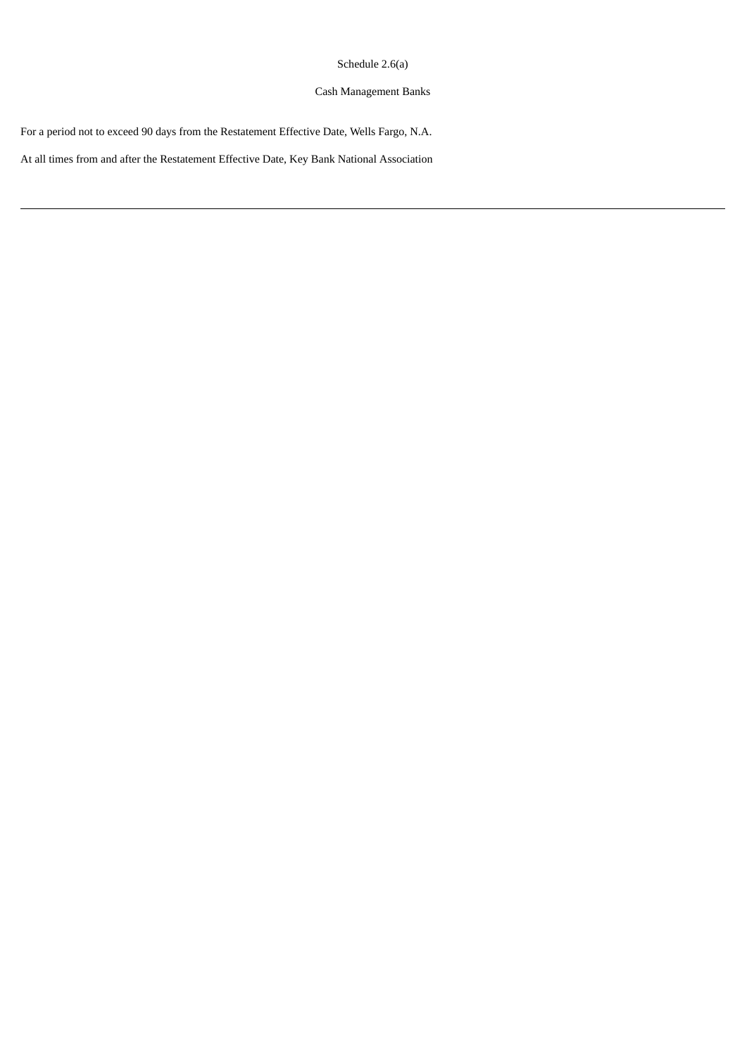Schedule 2.6(a)

Cash Management Banks

For a period not to exceed 90 days from the Restatement Effective Date, Wells Fargo, N.A.

At all times from and after the Restatement Effective Date, Key Bank National Association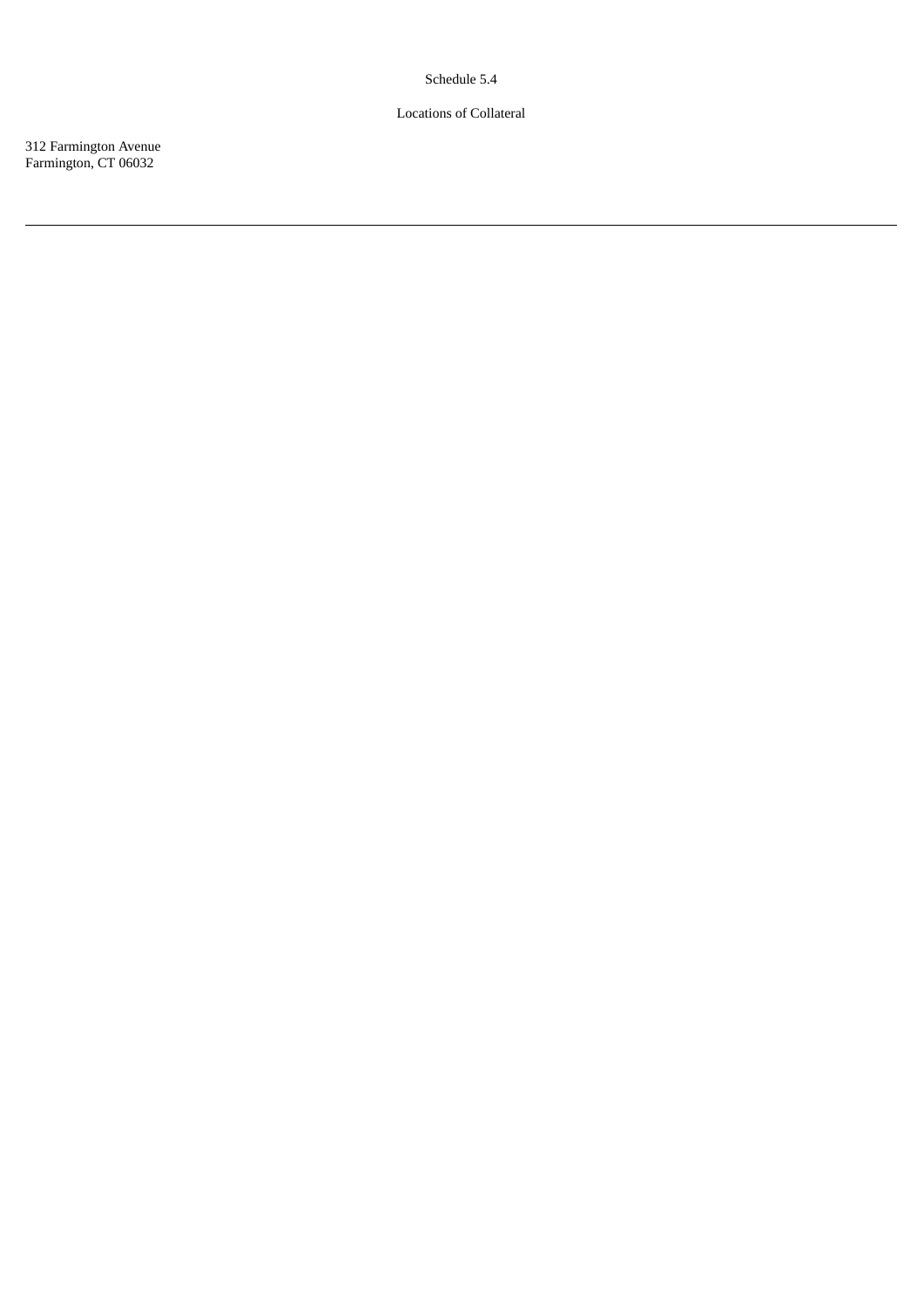Schedule 5.4

Locations of Collateral

312 Farmington Avenue
Farmington, CT 06032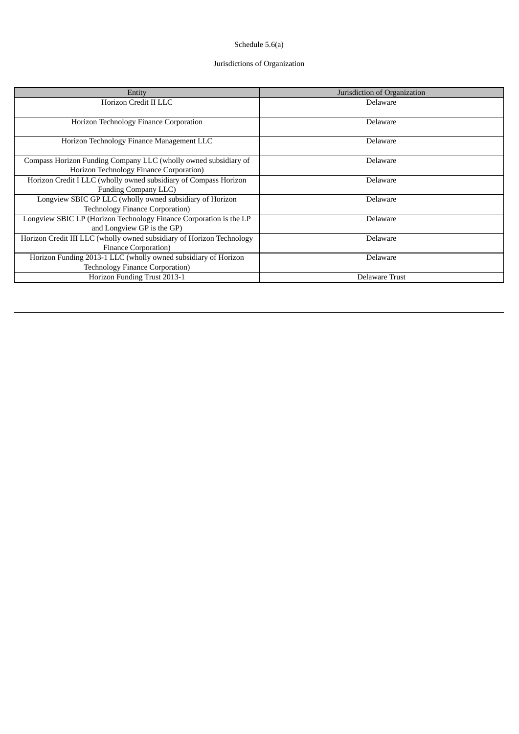Schedule 5.6(a)

Jurisdictions of Organization

| Entity | Jurisdiction of Organization |
|---|---|
| Horizon Credit II LLC | Delaware |
| Horizon Technology Finance Corporation | Delaware |
| Horizon Technology Finance Management LLC | Delaware |
| Compass Horizon Funding Company LLC (wholly owned subsidiary of Horizon Technology Finance Corporation) | Delaware |
| Horizon Credit I LLC (wholly owned subsidiary of Compass Horizon Funding Company LLC) | Delaware |
| Longview SBIC GP LLC (wholly owned subsidiary of Horizon Technology Finance Corporation) | Delaware |
| Longview SBIC LP (Horizon Technology Finance Corporation is the LP and Longview GP is the GP) | Delaware |
| Horizon Credit III LLC (wholly owned subsidiary of Horizon Technology Finance Corporation) | Delaware |
| Horizon Funding 2013-1 LLC (wholly owned subsidiary of Horizon Technology Finance Corporation) | Delaware |
| Horizon Funding Trust 2013-1 | Delaware Trust |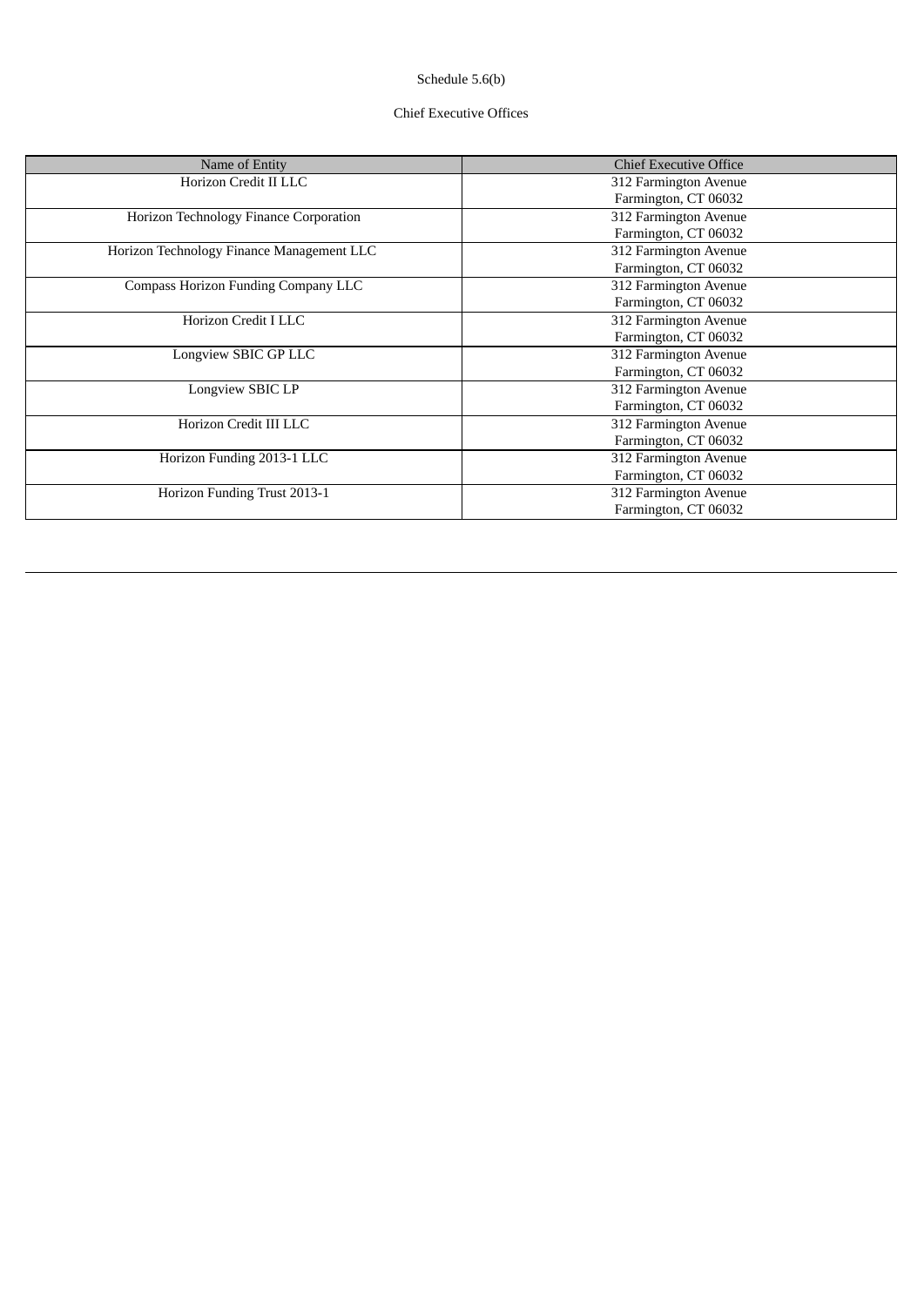Schedule 5.6(b)

Chief Executive Offices

| Name of Entity | Chief Executive Office |
| --- | --- |
| Horizon Credit II LLC | 312 Farmington Avenue<br>Farmington, CT 06032 |
| Horizon Technology Finance Corporation | 312 Farmington Avenue<br>Farmington, CT 06032 |
| Horizon Technology Finance Management LLC | 312 Farmington Avenue<br>Farmington, CT 06032 |
| Compass Horizon Funding Company LLC | 312 Farmington Avenue<br>Farmington, CT 06032 |
| Horizon Credit I LLC | 312 Farmington Avenue<br>Farmington, CT 06032 |
| Longview SBIC GP LLC | 312 Farmington Avenue<br>Farmington, CT 06032 |
| Longview SBIC LP | 312 Farmington Avenue<br>Farmington, CT 06032 |
| Horizon Credit III LLC | 312 Farmington Avenue<br>Farmington, CT 06032 |
| Horizon Funding 2013-1 LLC | 312 Farmington Avenue<br>Farmington, CT 06032 |
| Horizon Funding Trust 2013-1 | 312 Farmington Avenue<br>Farmington, CT 06032 |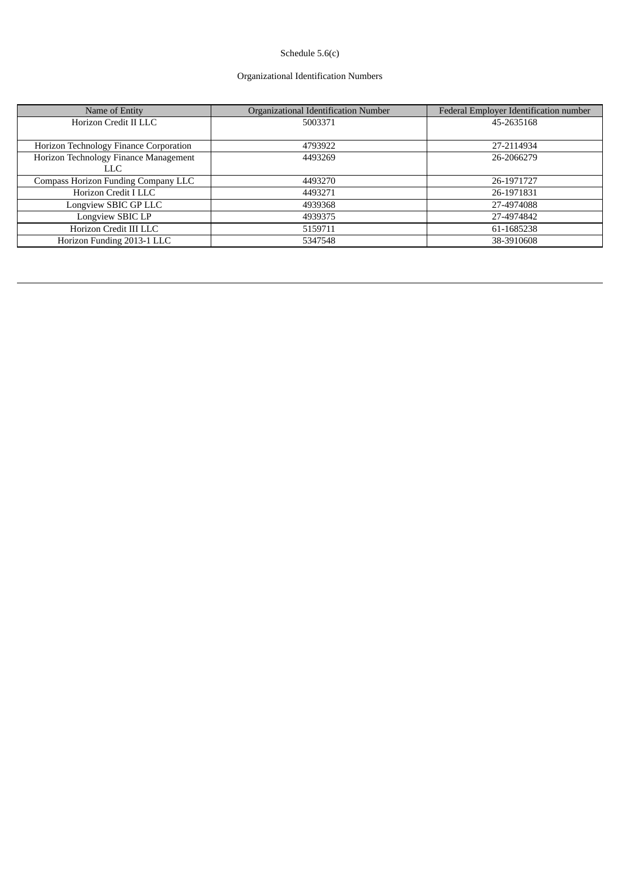Schedule 5.6(c)

Organizational Identification Numbers

| Name of Entity | Organizational Identification Number | Federal Employer Identification number |
| --- | --- | --- |
| Horizon Credit II LLC | 5003371 | 45-2635168 |
| Horizon Technology Finance Corporation | 4793922 | 27-2114934 |
| Horizon Technology Finance Management LLC | 4493269 | 26-2066279 |
| Compass Horizon Funding Company LLC | 4493270 | 26-1971727 |
| Horizon Credit I LLC | 4493271 | 26-1971831 |
| Longview SBIC GP LLC | 4939368 | 27-4974088 |
| Longview SBIC LP | 4939375 | 27-4974842 |
| Horizon Credit III LLC | 5159711 | 61-1685238 |
| Horizon Funding 2013-1 LLC | 5347548 | 38-3910608 |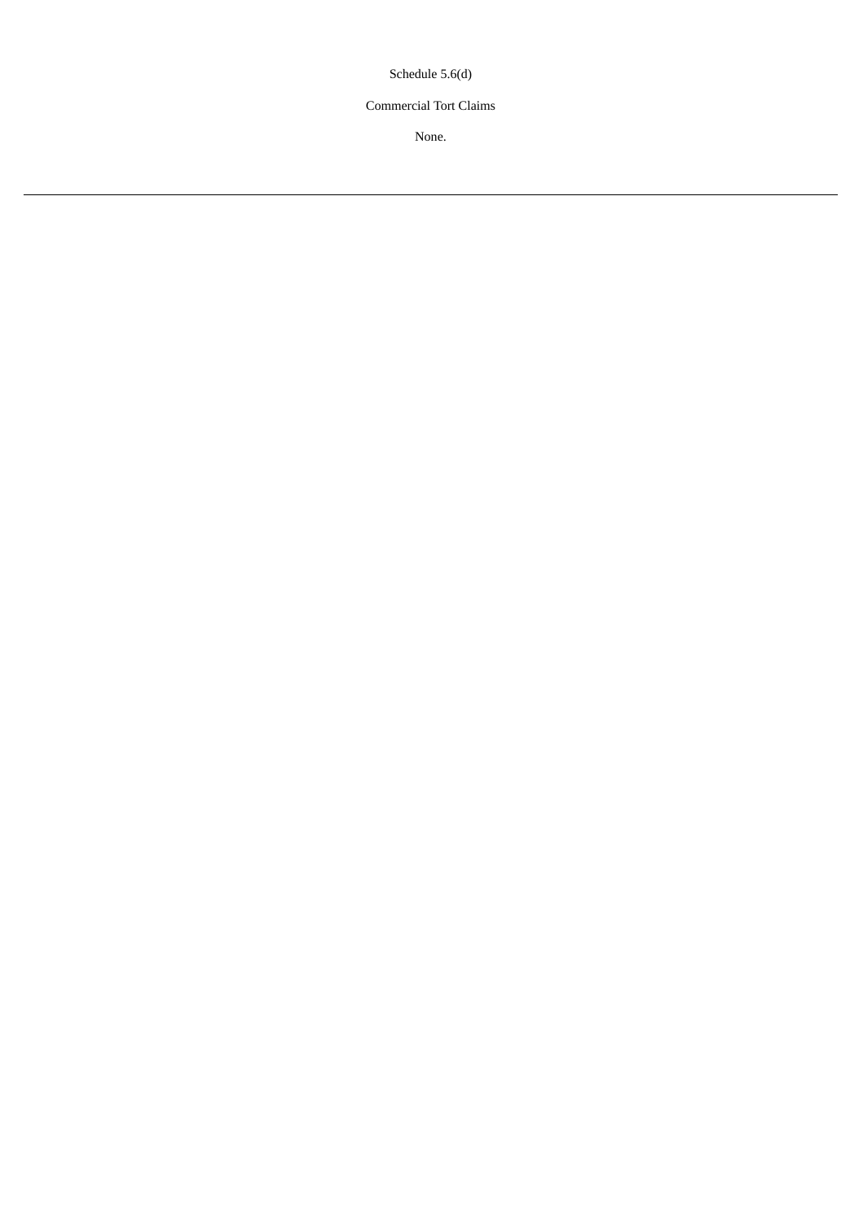Schedule 5.6(d)

Commercial Tort Claims

None.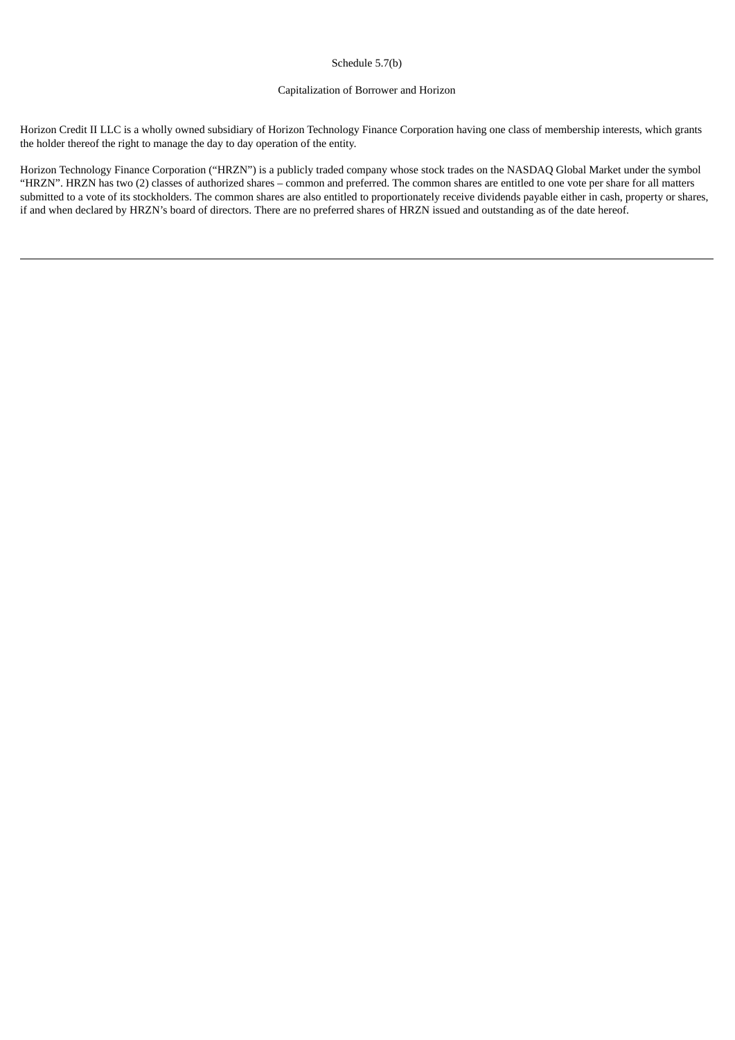Schedule 5.7(b)

Capitalization of Borrower and Horizon

Horizon Credit II LLC is a wholly owned subsidiary of Horizon Technology Finance Corporation having one class of membership interests, which grants the holder thereof the right to manage the day to day operation of the entity.

Horizon Technology Finance Corporation ("HRZN") is a publicly traded company whose stock trades on the NASDAQ Global Market under the symbol "HRZN". HRZN has two (2) classes of authorized shares – common and preferred. The common shares are entitled to one vote per share for all matters submitted to a vote of its stockholders. The common shares are also entitled to proportionately receive dividends payable either in cash, property or shares, if and when declared by HRZN's board of directors. There are no preferred shares of HRZN issued and outstanding as of the date hereof.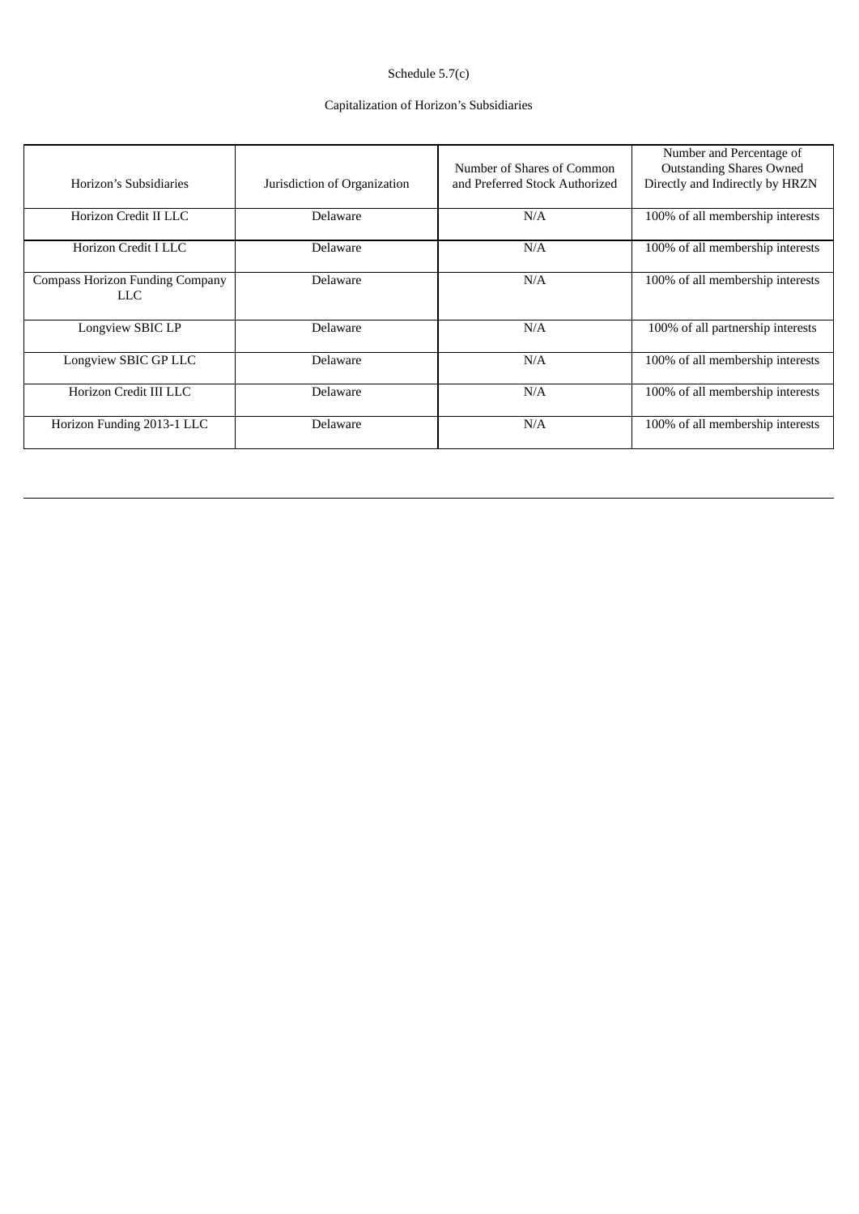Schedule 5.7(c)

Capitalization of Horizon's Subsidiaries

| Horizon's Subsidiaries | Jurisdiction of Organization | Number of Shares of Common and Preferred Stock Authorized | Number and Percentage of Outstanding Shares Owned Directly and Indirectly by HRZN |
|---|---|---|---|
| Horizon Credit II LLC | Delaware | N/A | 100% of all membership interests |
| Horizon Credit I LLC | Delaware | N/A | 100% of all membership interests |
| Compass Horizon Funding Company LLC | Delaware | N/A | 100% of all membership interests |
| Longview SBIC LP | Delaware | N/A | 100% of all partnership interests |
| Longview SBIC GP LLC | Delaware | N/A | 100% of all membership interests |
| Horizon Credit III LLC | Delaware | N/A | 100% of all membership interests |
| Horizon Funding 2013-1 LLC | Delaware | N/A | 100% of all membership interests |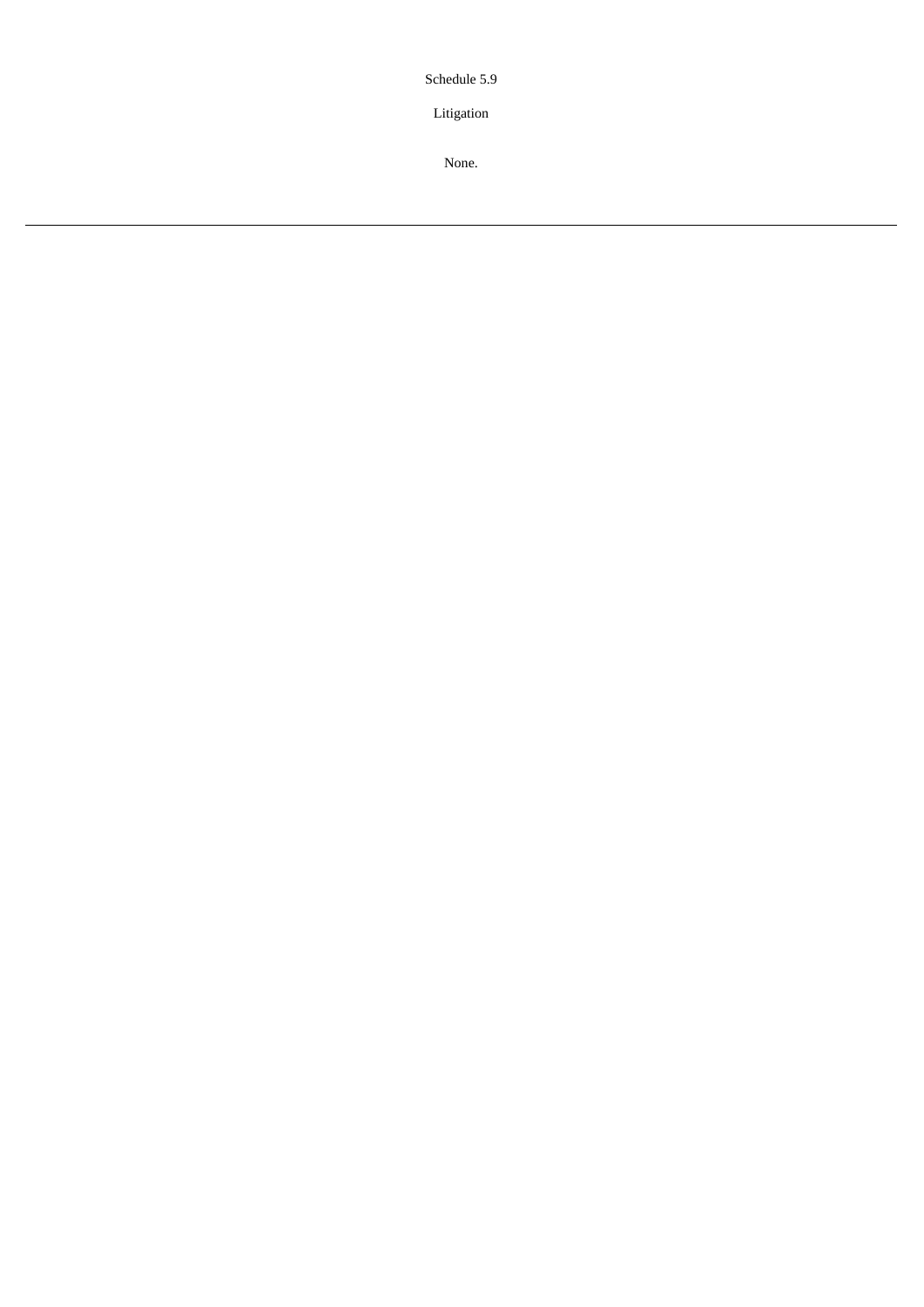Schedule 5.9

Litigation

None.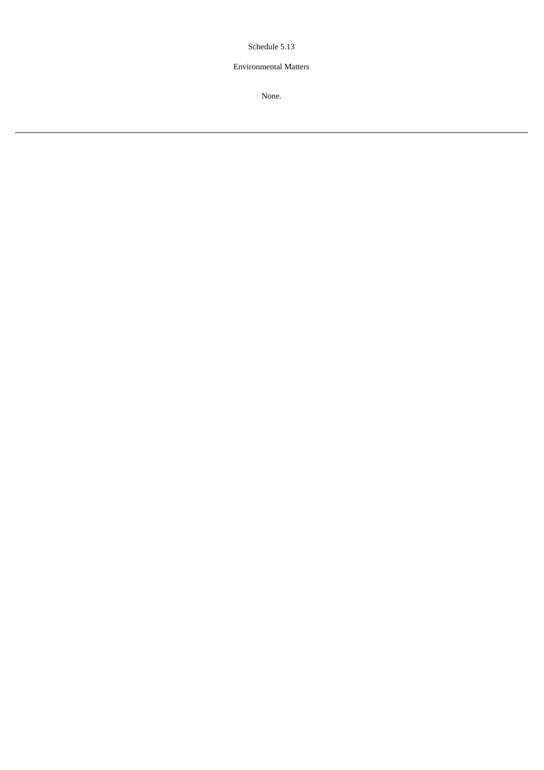Schedule 5.13

Environmental Matters

None.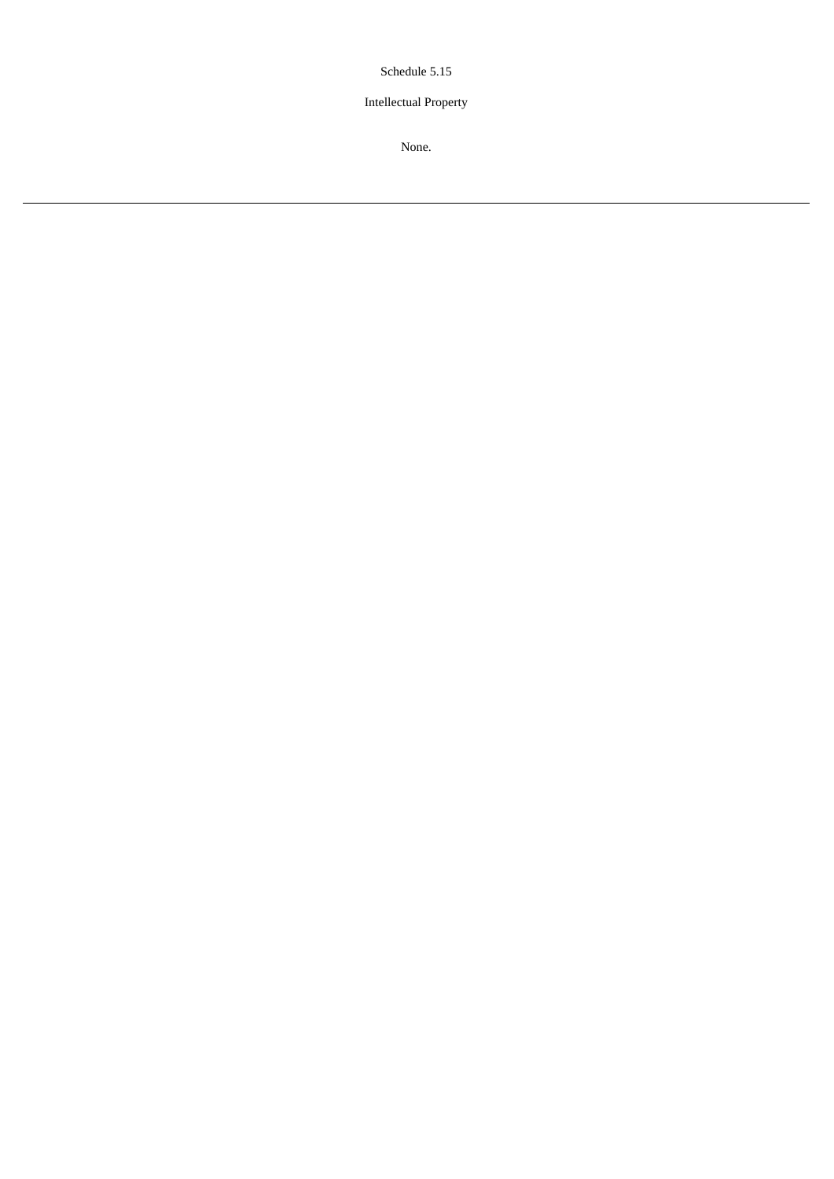Schedule 5.15

Intellectual Property

None.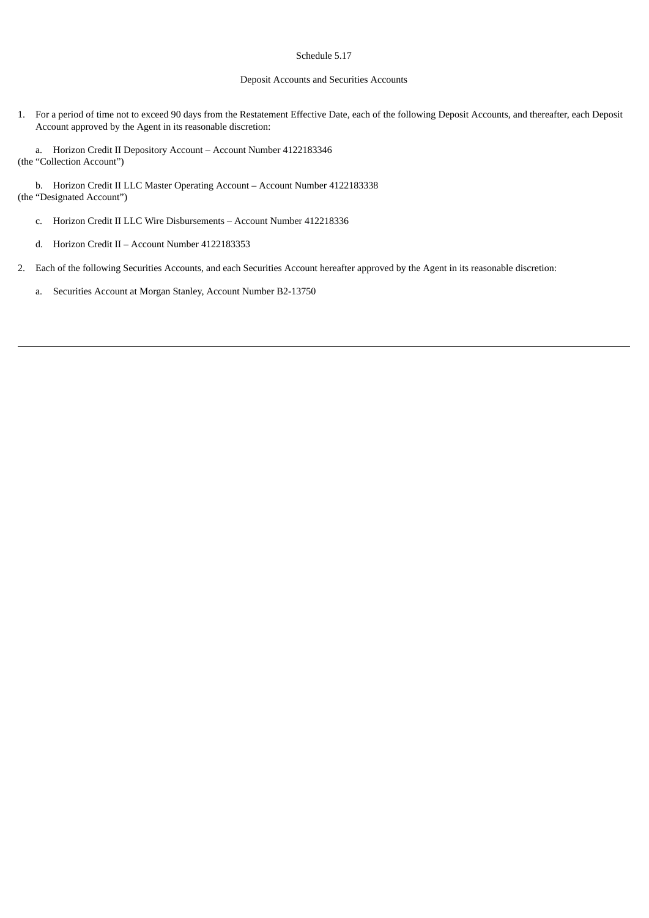Schedule 5.17

Deposit Accounts and Securities Accounts

1. For a period of time not to exceed 90 days from the Restatement Effective Date, each of the following Deposit Accounts, and thereafter, each Deposit Account approved by the Agent in its reasonable discretion:

   a. Horizon Credit II Depository Account – Account Number 4122183346 (the "Collection Account")

   b. Horizon Credit II LLC Master Operating Account – Account Number 4122183338 (the "Designated Account")

   c. Horizon Credit II LLC Wire Disbursements – Account Number 412218336

   d. Horizon Credit II – Account Number 4122183353

2. Each of the following Securities Accounts, and each Securities Account hereafter approved by the Agent in its reasonable discretion:

   a. Securities Account at Morgan Stanley, Account Number B2-13750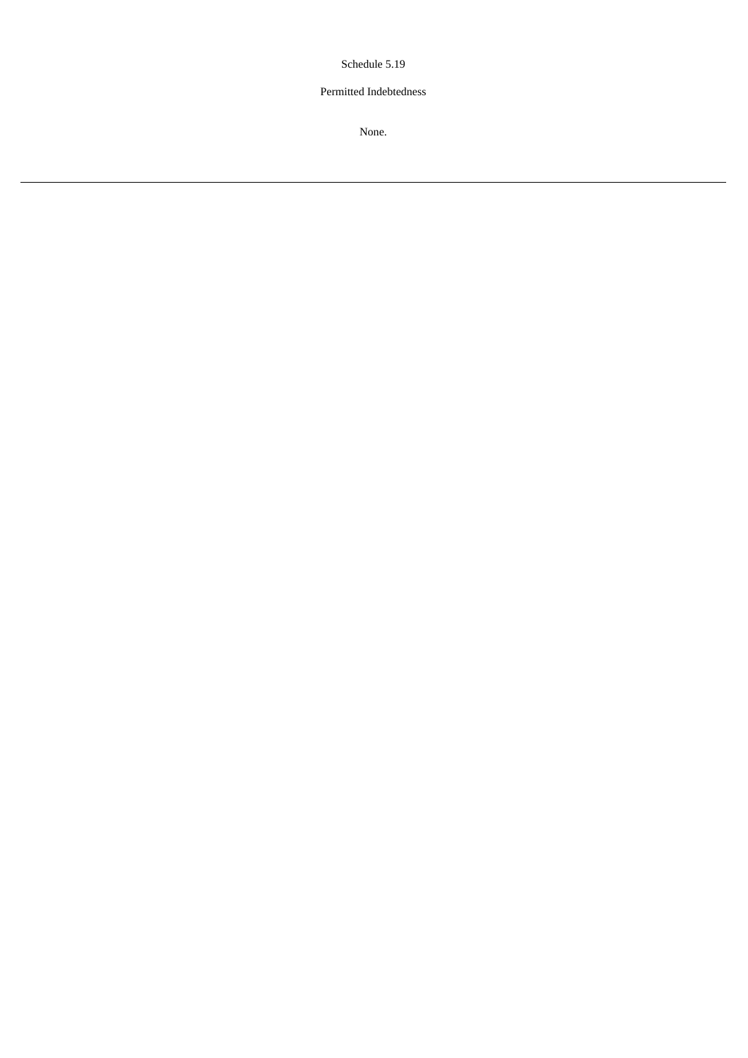Schedule 5.19

Permitted Indebtedness

None.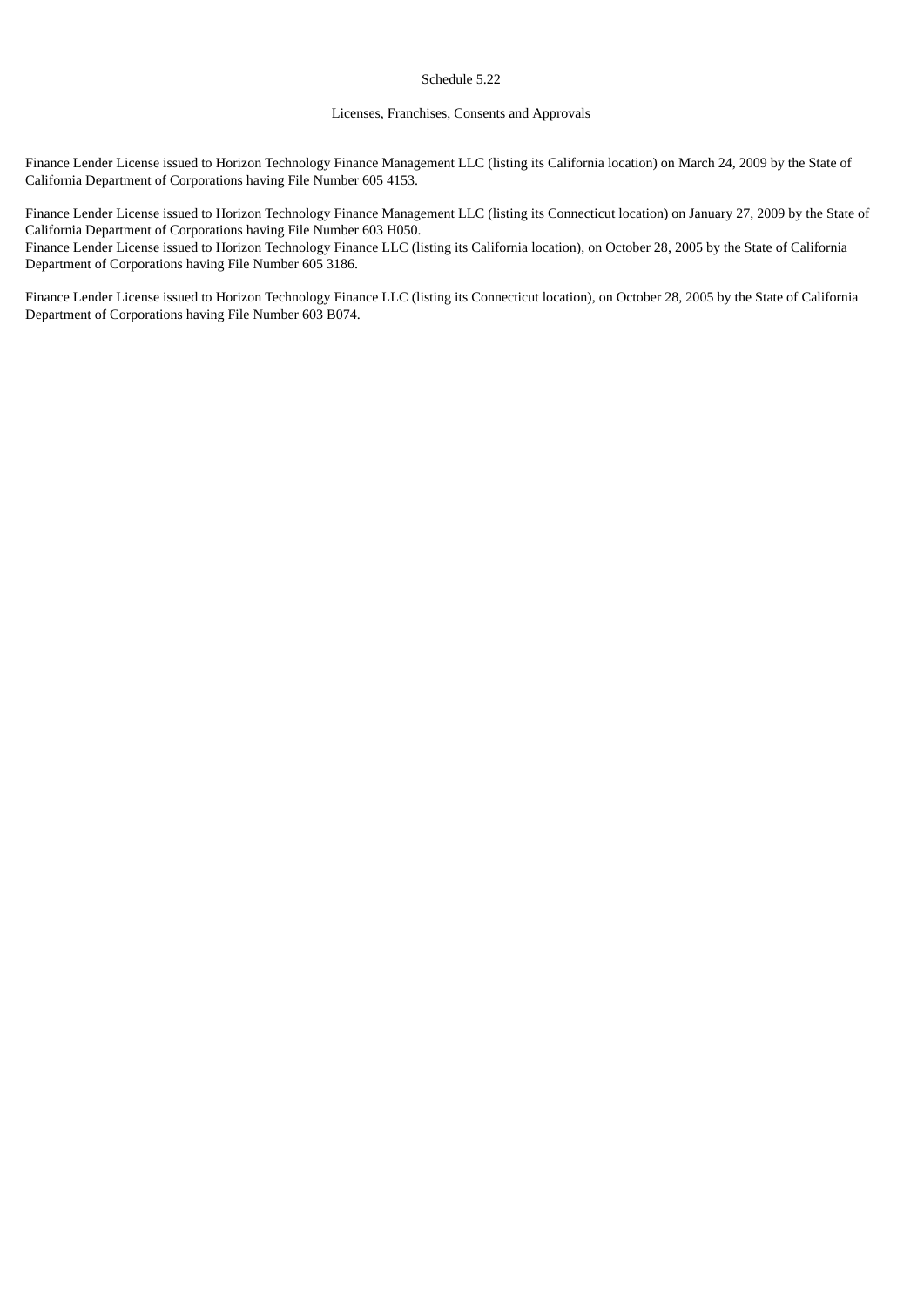Schedule 5.22

Licenses, Franchises, Consents and Approvals

Finance Lender License issued to Horizon Technology Finance Management LLC (listing its California location) on March 24, 2009 by the State of California Department of Corporations having File Number 605 4153.

Finance Lender License issued to Horizon Technology Finance Management LLC (listing its Connecticut location) on January 27, 2009 by the State of California Department of Corporations having File Number 603 H050.

Finance Lender License issued to Horizon Technology Finance LLC (listing its California location), on October 28, 2005 by the State of California Department of Corporations having File Number 605 3186.

Finance Lender License issued to Horizon Technology Finance LLC (listing its Connecticut location), on October 28, 2005 by the State of California Department of Corporations having File Number 603 B074.